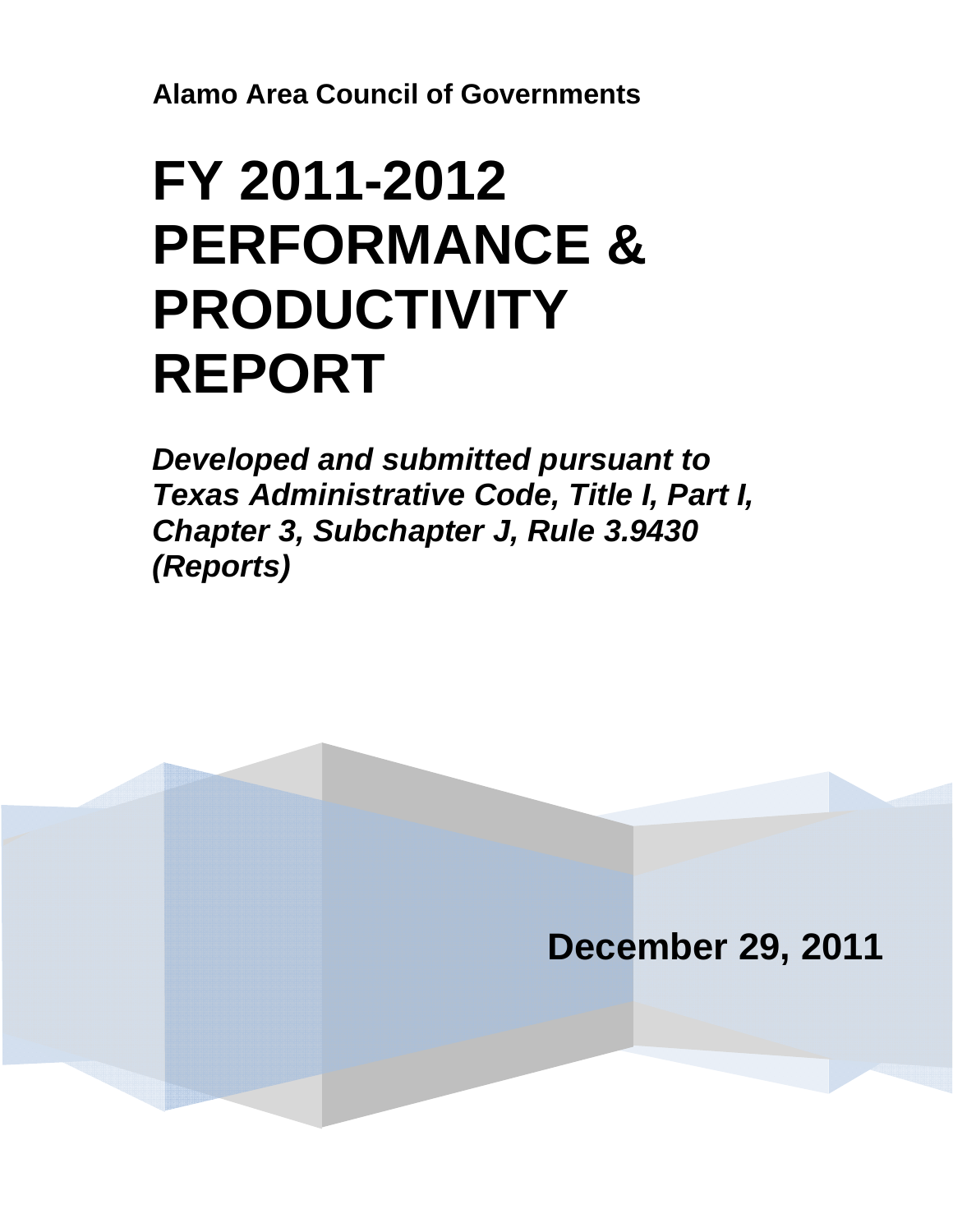**Alamo Area Council of Governments**

# FY 2011-2012 PERFORMANCE & PRODUCTIVITY REPORT

***Developed and submitted pursuant to Texas Administrative Code, Title I, Part I, Chapter 3, Subchapter J, Rule 3.9430 (Reports)***

**December 29, 2011**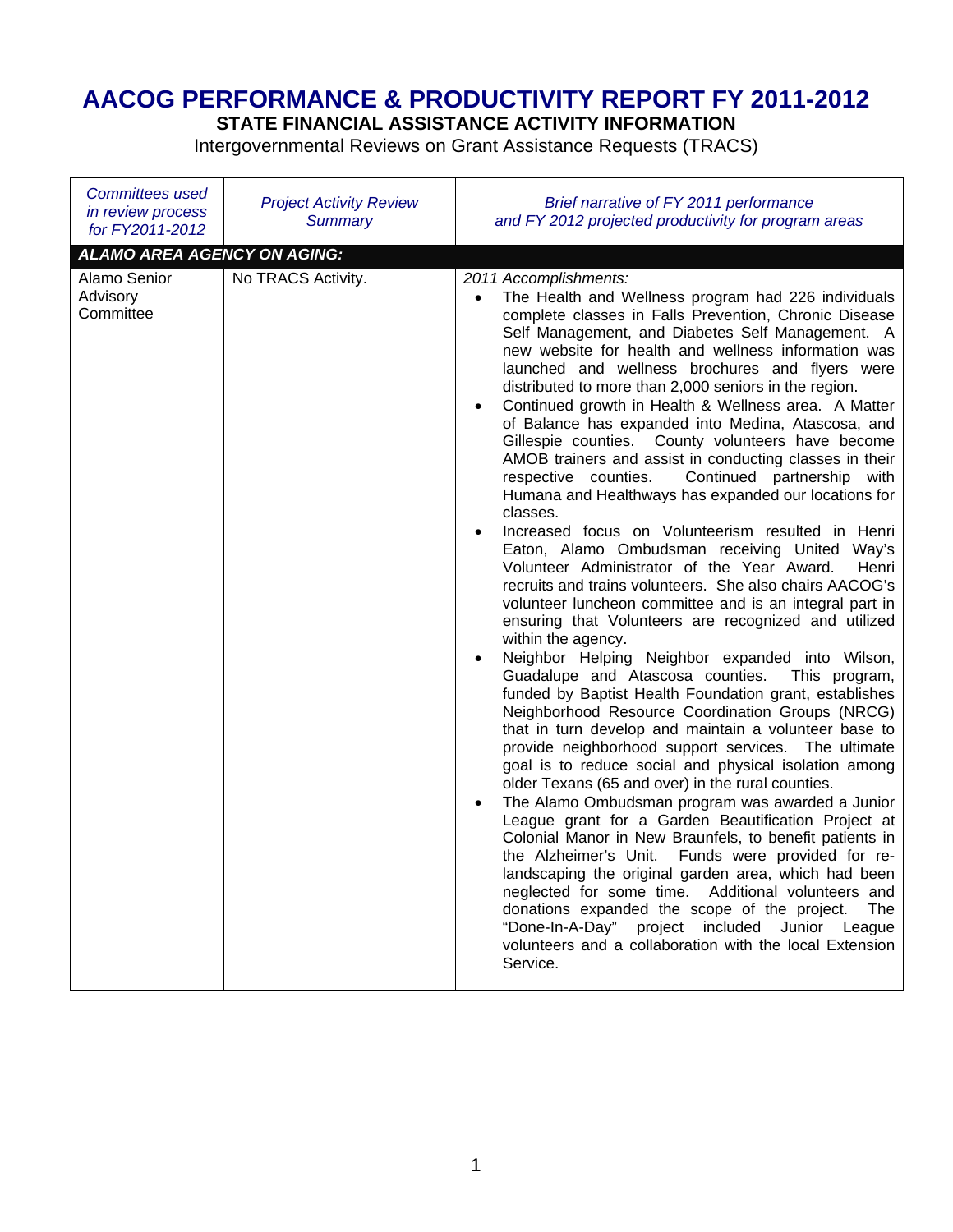# AACOG PERFORMANCE & PRODUCTIVITY REPORT FY 2011-2012

## STATE FINANCIAL ASSISTANCE ACTIVITY INFORMATION

Intergovernmental Reviews on Grant Assistance Requests (TRACS)

| *Committees used in review process for FY2011-2012* | *Project Activity Review Summary* | *Brief narrative of FY 2011 performance and FY 2012 projected productivity for program areas* |
|---|---|---|
| ***ALAMO AREA AGENCY ON AGING:*** | | |
| Alamo Senior Advisory Committee | No TRACS Activity. | *2011 Accomplishments:*<br>• The Health and Wellness program had 226 individuals complete classes in Falls Prevention, Chronic Disease Self Management, and Diabetes Self Management. A new website for health and wellness information was launched and wellness brochures and flyers were distributed to more than 2,000 seniors in the region.<br>• Continued growth in Health & Wellness area. A Matter of Balance has expanded into Medina, Atascosa, and Gillespie counties. County volunteers have become AMOB trainers and assist in conducting classes in their respective counties. Continued partnership with Humana and Healthways has expanded our locations for classes.<br>• Increased focus on Volunteerism resulted in Henri Eaton, Alamo Ombudsman receiving United Way's Volunteer Administrator of the Year Award. Henri recruits and trains volunteers. She also chairs AACOG's volunteer luncheon committee and is an integral part in ensuring that Volunteers are recognized and utilized within the agency.<br>• Neighbor Helping Neighbor expanded into Wilson, Guadalupe and Atascosa counties. This program, funded by Baptist Health Foundation grant, establishes Neighborhood Resource Coordination Groups (NRCG) that in turn develop and maintain a volunteer base to provide neighborhood support services. The ultimate goal is to reduce social and physical isolation among older Texans (65 and over) in the rural counties.<br>• The Alamo Ombudsman program was awarded a Junior League grant for a Garden Beautification Project at Colonial Manor in New Braunfels, to benefit patients in the Alzheimer's Unit. Funds were provided for re-landscaping the original garden area, which had been neglected for some time. Additional volunteers and donations expanded the scope of the project. The "Done-In-A-Day" project included Junior League volunteers and a collaboration with the local Extension Service. |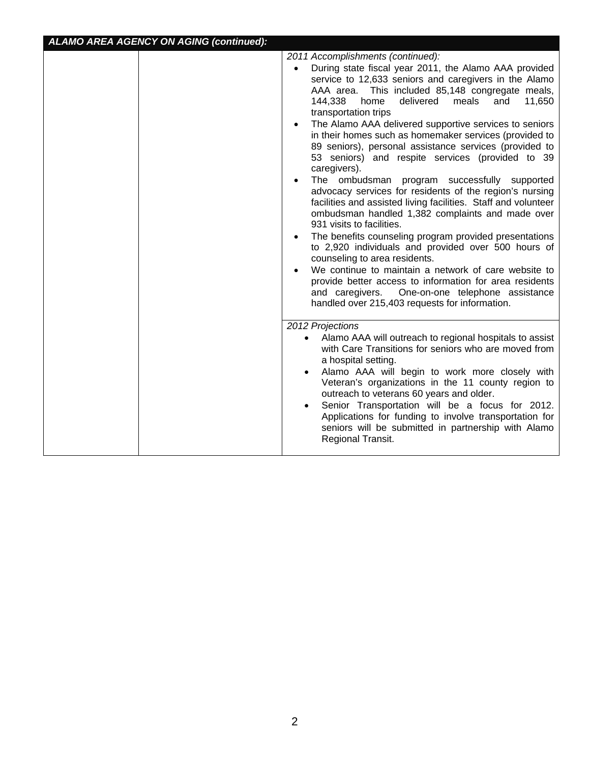| ***ALAMO AREA AGENCY ON AGING (continued):*** | | |
|---|---|---|
| | | *2011 Accomplishments (continued):*<br>• During state fiscal year 2011, the Alamo AAA provided service to 12,633 seniors and caregivers in the Alamo AAA area. This included 85,148 congregate meals, 144,338 home delivered meals and 11,650 transportation trips<br>• The Alamo AAA delivered supportive services to seniors in their homes such as homemaker services (provided to 89 seniors), personal assistance services (provided to 53 seniors) and respite services (provided to 39 caregivers).<br>• The ombudsman program successfully supported advocacy services for residents of the region's nursing facilities and assisted living facilities. Staff and volunteer ombudsman handled 1,382 complaints and made over 931 visits to facilities.<br>• The benefits counseling program provided presentations to 2,920 individuals and provided over 500 hours of counseling to area residents.<br>• We continue to maintain a network of care website to provide better access to information for area residents and caregivers. One-on-one telephone assistance handled over 215,403 requests for information. |
| | | *2012 Projections*<br>• Alamo AAA will outreach to regional hospitals to assist with Care Transitions for seniors who are moved from a hospital setting.<br>• Alamo AAA will begin to work more closely with Veteran's organizations in the 11 county region to outreach to veterans 60 years and older.<br>• Senior Transportation will be a focus for 2012. Applications for funding to involve transportation for seniors will be submitted in partnership with Alamo Regional Transit. |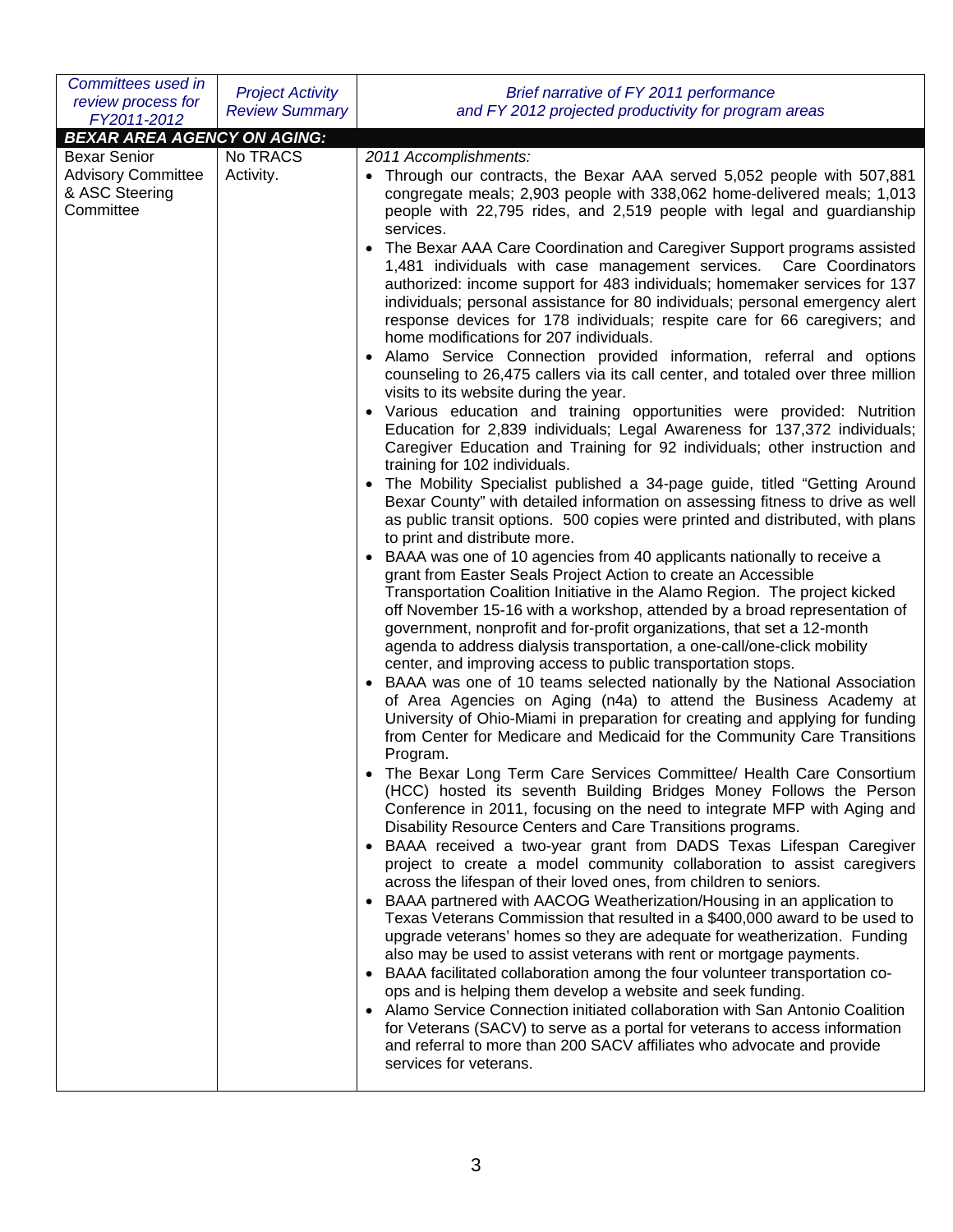| Committees used in review process for FY2011-2012 | Project Activity Review Summary | Brief narrative of FY 2011 performance and FY 2012 projected productivity for program areas |
|---|---|---|
| ***BEXAR AREA AGENCY ON AGING:*** | | |
| Bexar Senior Advisory Committee & ASC Steering Committee | No TRACS Activity. | *2011 Accomplishments:*<br>• Through our contracts, the Bexar AAA served 5,052 people with 507,881 congregate meals; 2,903 people with 338,062 home-delivered meals; 1,013 people with 22,795 rides, and 2,519 people with legal and guardianship services.<br>• The Bexar AAA Care Coordination and Caregiver Support programs assisted 1,481 individuals with case management services. Care Coordinators authorized: income support for 483 individuals; homemaker services for 137 individuals; personal assistance for 80 individuals; personal emergency alert response devices for 178 individuals; respite care for 66 caregivers; and home modifications for 207 individuals.<br>• Alamo Service Connection provided information, referral and options counseling to 26,475 callers via its call center, and totaled over three million visits to its website during the year.<br>• Various education and training opportunities were provided: Nutrition Education for 2,839 individuals; Legal Awareness for 137,372 individuals; Caregiver Education and Training for 92 individuals; other instruction and training for 102 individuals.<br>• The Mobility Specialist published a 34-page guide, titled "Getting Around Bexar County" with detailed information on assessing fitness to drive as well as public transit options. 500 copies were printed and distributed, with plans to print and distribute more.<br>• BAAA was one of 10 agencies from 40 applicants nationally to receive a grant from Easter Seals Project Action to create an Accessible Transportation Coalition Initiative in the Alamo Region. The project kicked off November 15-16 with a workshop, attended by a broad representation of government, nonprofit and for-profit organizations, that set a 12-month agenda to address dialysis transportation, a one-call/one-click mobility center, and improving access to public transportation stops.<br>• BAAA was one of 10 teams selected nationally by the National Association of Area Agencies on Aging (n4a) to attend the Business Academy at University of Ohio-Miami in preparation for creating and applying for funding from Center for Medicare and Medicaid for the Community Care Transitions Program.<br>• The Bexar Long Term Care Services Committee/ Health Care Consortium (HCC) hosted its seventh Building Bridges Money Follows the Person Conference in 2011, focusing on the need to integrate MFP with Aging and Disability Resource Centers and Care Transitions programs.<br>• BAAA received a two-year grant from DADS Texas Lifespan Caregiver project to create a model community collaboration to assist caregivers across the lifespan of their loved ones, from children to seniors.<br>• BAAA partnered with AACOG Weatherization/Housing in an application to Texas Veterans Commission that resulted in a $400,000 award to be used to upgrade veterans' homes so they are adequate for weatherization. Funding also may be used to assist veterans with rent or mortgage payments.<br>• BAAA facilitated collaboration among the four volunteer transportation co-ops and is helping them develop a website and seek funding.<br>• Alamo Service Connection initiated collaboration with San Antonio Coalition for Veterans (SACV) to serve as a portal for veterans to access information and referral to more than 200 SACV affiliates who advocate and provide services for veterans. |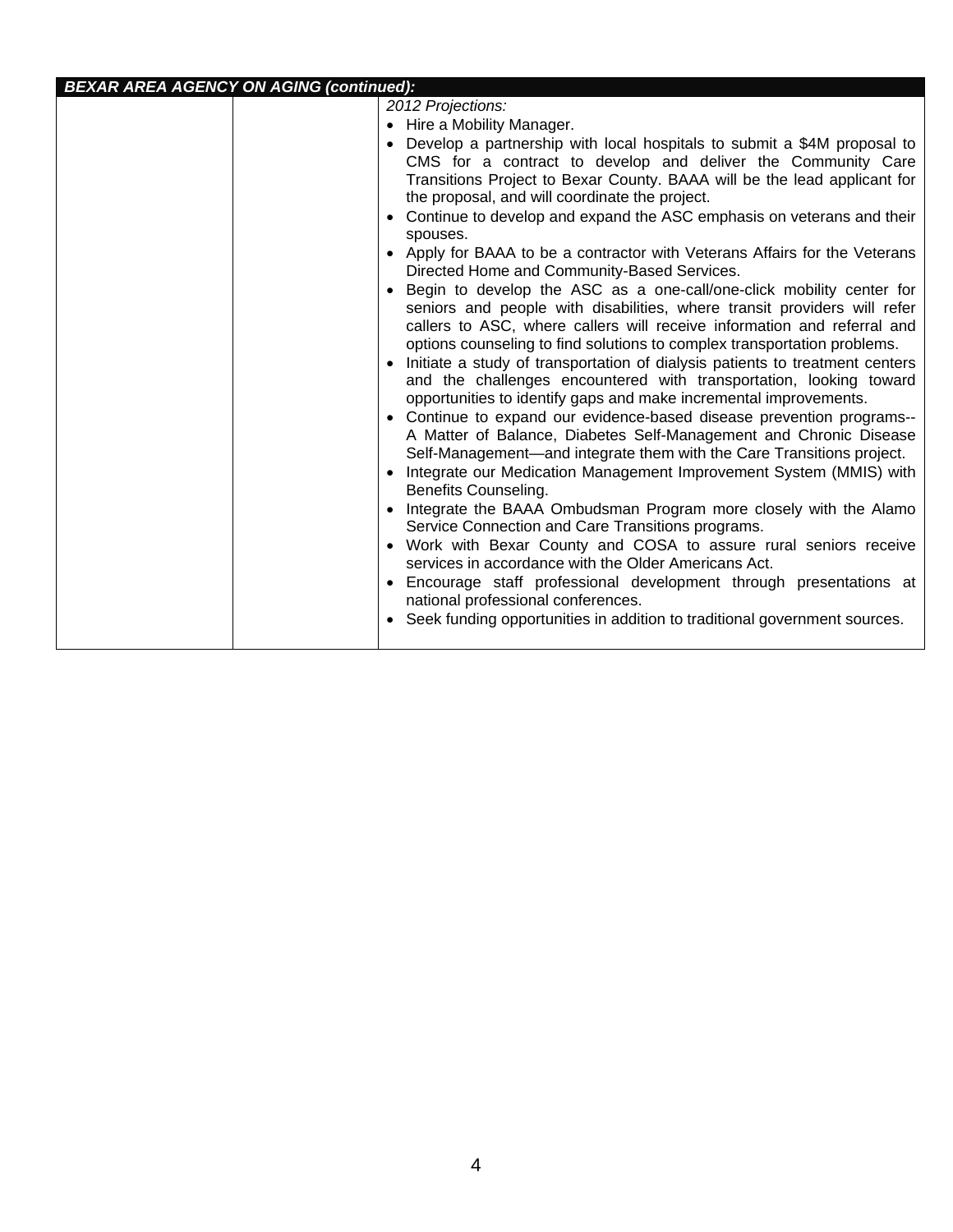| BEXAR AREA AGENCY ON AGING (continued): | | |
|---|---|---|
| | | *2012 Projections:*<br>• Hire a Mobility Manager.<br>• Develop a partnership with local hospitals to submit a $4M proposal to CMS for a contract to develop and deliver the Community Care Transitions Project to Bexar County. BAAA will be the lead applicant for the proposal, and will coordinate the project.<br>• Continue to develop and expand the ASC emphasis on veterans and their spouses.<br>• Apply for BAAA to be a contractor with Veterans Affairs for the Veterans Directed Home and Community-Based Services.<br>• Begin to develop the ASC as a one-call/one-click mobility center for seniors and people with disabilities, where transit providers will refer callers to ASC, where callers will receive information and referral and options counseling to find solutions to complex transportation problems.<br>• Initiate a study of transportation of dialysis patients to treatment centers and the challenges encountered with transportation, looking toward opportunities to identify gaps and make incremental improvements.<br>• Continue to expand our evidence-based disease prevention programs--A Matter of Balance, Diabetes Self-Management and Chronic Disease Self-Management—and integrate them with the Care Transitions project.<br>• Integrate our Medication Management Improvement System (MMIS) with Benefits Counseling.<br>• Integrate the BAAA Ombudsman Program more closely with the Alamo Service Connection and Care Transitions programs.<br>• Work with Bexar County and COSA to assure rural seniors receive services in accordance with the Older Americans Act.<br>• Encourage staff professional development through presentations at national professional conferences.<br>• Seek funding opportunities in addition to traditional government sources. |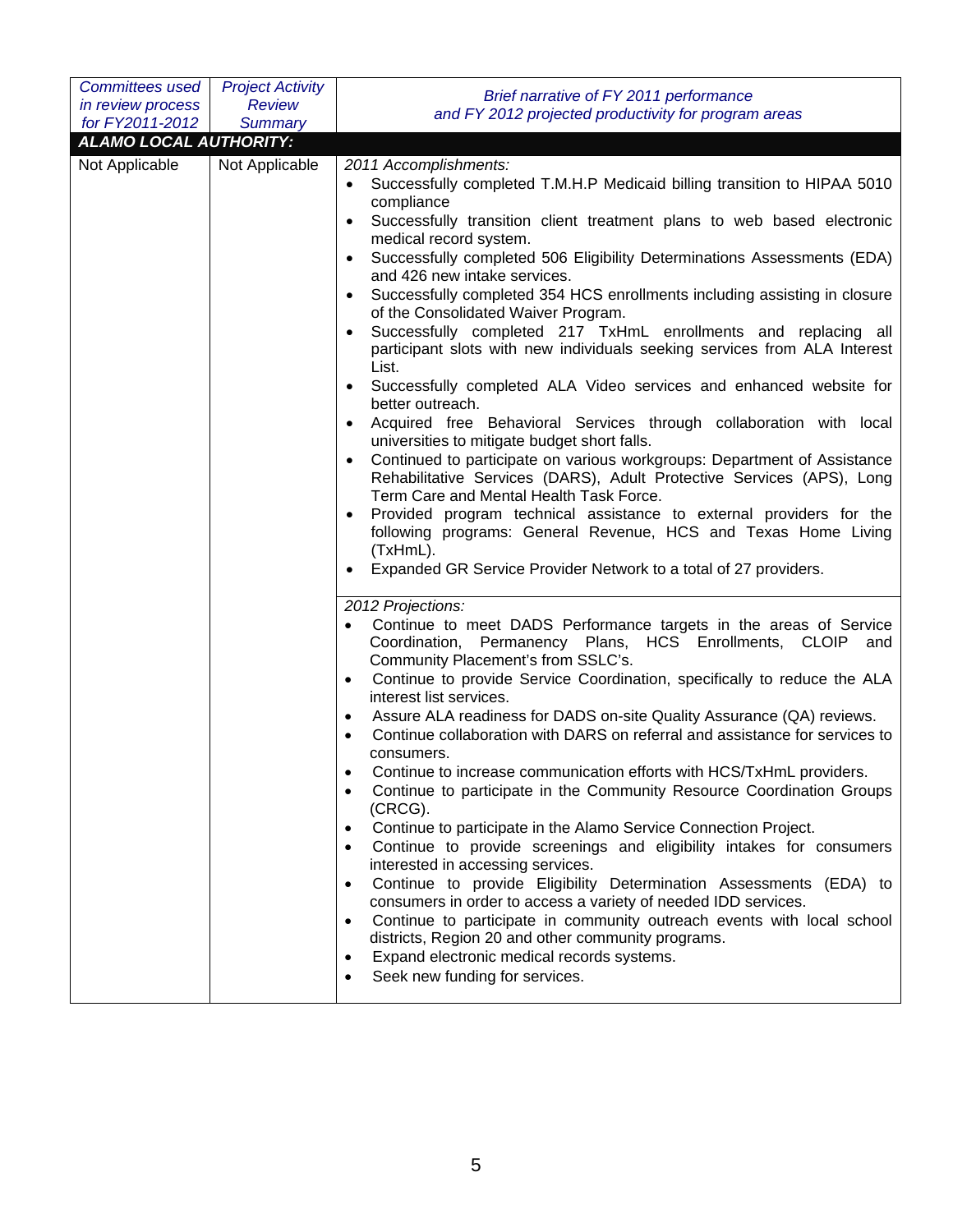| *Committees used in review process for FY2011-2012* | *Project Activity Review Summary* | *Brief narrative of FY 2011 performance and FY 2012 projected productivity for program areas* |
|---|---|---|
| ***ALAMO LOCAL AUTHORITY:*** | | |
| Not Applicable | Not Applicable | *2011 Accomplishments:*<br>• Successfully completed T.M.H.P Medicaid billing transition to HIPAA 5010 compliance<br>• Successfully transition client treatment plans to web based electronic medical record system.<br>• Successfully completed 506 Eligibility Determinations Assessments (EDA) and 426 new intake services.<br>• Successfully completed 354 HCS enrollments including assisting in closure of the Consolidated Waiver Program.<br>• Successfully completed 217 TxHmL enrollments and replacing all participant slots with new individuals seeking services from ALA Interest List.<br>• Successfully completed ALA Video services and enhanced website for better outreach.<br>• Acquired free Behavioral Services through collaboration with local universities to mitigate budget short falls.<br>• Continued to participate on various workgroups: Department of Assistance Rehabilitative Services (DARS), Adult Protective Services (APS), Long Term Care and Mental Health Task Force.<br>• Provided program technical assistance to external providers for the following programs: General Revenue, HCS and Texas Home Living (TxHmL).<br>• Expanded GR Service Provider Network to a total of 27 providers. |
| | | *2012 Projections:*<br>• Continue to meet DADS Performance targets in the areas of Service Coordination, Permanency Plans, HCS Enrollments, CLOIP and Community Placement's from SSLC's.<br>• Continue to provide Service Coordination, specifically to reduce the ALA interest list services.<br>• Assure ALA readiness for DADS on-site Quality Assurance (QA) reviews.<br>• Continue collaboration with DARS on referral and assistance for services to consumers.<br>• Continue to increase communication efforts with HCS/TxHmL providers.<br>• Continue to participate in the Community Resource Coordination Groups (CRCG).<br>• Continue to participate in the Alamo Service Connection Project.<br>• Continue to provide screenings and eligibility intakes for consumers interested in accessing services.<br>• Continue to provide Eligibility Determination Assessments (EDA) to consumers in order to access a variety of needed IDD services.<br>• Continue to participate in community outreach events with local school districts, Region 20 and other community programs.<br>• Expand electronic medical records systems.<br>• Seek new funding for services. |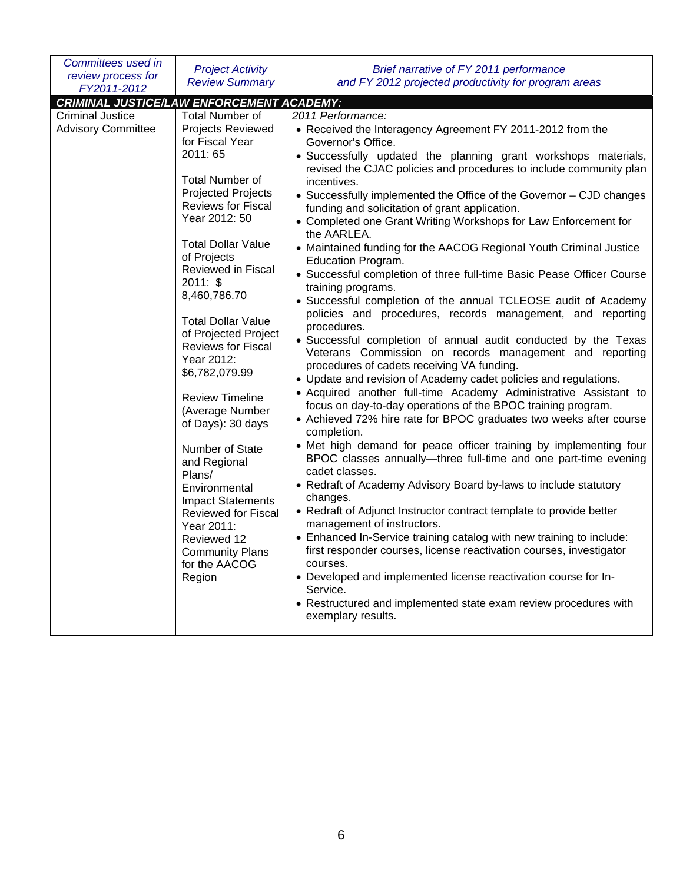| *Committees used in review process for FY2011-2012* | *Project Activity Review Summary* | *Brief narrative of FY 2011 performance and FY 2012 projected productivity for program areas* |
|---|---|---|
| ***CRIMINAL JUSTICE/LAW ENFORCEMENT ACADEMY:*** | | |
| Criminal Justice Advisory Committee | Total Number of Projects Reviewed for Fiscal Year 2011: 65<br><br>Total Number of Projected Projects Reviews for Fiscal Year 2012: 50<br><br>Total Dollar Value of Projects Reviewed in Fiscal 2011: $ 8,460,786.70<br><br>Total Dollar Value of Projected Project Reviews for Fiscal Year 2012: $6,782,079.99<br><br>Review Timeline (Average Number of Days): 30 days<br><br>Number of State and Regional Plans/ Environmental Impact Statements Reviewed for Fiscal Year 2011: Reviewed 12 Community Plans for the AACOG Region | *2011 Performance:*<br>• Received the Interagency Agreement FY 2011-2012 from the Governor's Office.<br>• Successfully updated the planning grant workshops materials, revised the CJAC policies and procedures to include community plan incentives.<br>• Successfully implemented the Office of the Governor – CJD changes funding and solicitation of grant application.<br>• Completed one Grant Writing Workshops for Law Enforcement for the AARLEA.<br>• Maintained funding for the AACOG Regional Youth Criminal Justice Education Program.<br>• Successful completion of three full-time Basic Pease Officer Course training programs.<br>• Successful completion of the annual TCLEOSE audit of Academy policies and procedures, records management, and reporting procedures.<br>• Successful completion of annual audit conducted by the Texas Veterans Commission on records management and reporting procedures of cadets receiving VA funding.<br>• Update and revision of Academy cadet policies and regulations.<br>• Acquired another full-time Academy Administrative Assistant to focus on day-to-day operations of the BPOC training program.<br>• Achieved 72% hire rate for BPOC graduates two weeks after course completion.<br>• Met high demand for peace officer training by implementing four BPOC classes annually—three full-time and one part-time evening cadet classes.<br>• Redraft of Academy Advisory Board by-laws to include statutory changes.<br>• Redraft of Adjunct Instructor contract template to provide better management of instructors.<br>• Enhanced In-Service training catalog with new training to include: first responder courses, license reactivation courses, investigator courses.<br>• Developed and implemented license reactivation course for In-Service.<br>• Restructured and implemented state exam review procedures with exemplary results. |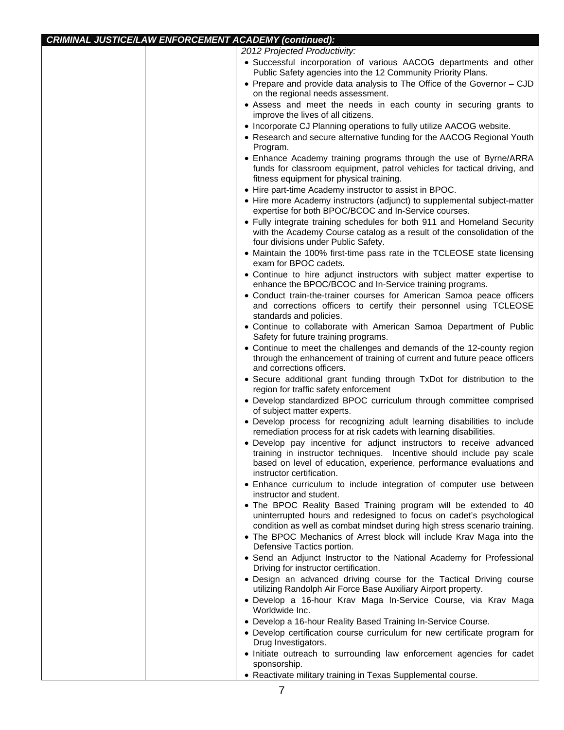| ***CRIMINAL JUSTICE/LAW ENFORCEMENT ACADEMY (continued):*** | | |
|---|---|---|
| | | *2012 Projected Productivity:*<br>• Successful incorporation of various AACOG departments and other Public Safety agencies into the 12 Community Priority Plans.<br>• Prepare and provide data analysis to The Office of the Governor – CJD on the regional needs assessment.<br>• Assess and meet the needs in each county in securing grants to improve the lives of all citizens.<br>• Incorporate CJ Planning operations to fully utilize AACOG website.<br>• Research and secure alternative funding for the AACOG Regional Youth Program.<br>• Enhance Academy training programs through the use of Byrne/ARRA funds for classroom equipment, patrol vehicles for tactical driving, and fitness equipment for physical training.<br>• Hire part-time Academy instructor to assist in BPOC.<br>• Hire more Academy instructors (adjunct) to supplemental subject-matter expertise for both BPOC/BCOC and In-Service courses.<br>• Fully integrate training schedules for both 911 and Homeland Security with the Academy Course catalog as a result of the consolidation of the four divisions under Public Safety.<br>• Maintain the 100% first-time pass rate in the TCLEOSE state licensing exam for BPOC cadets.<br>• Continue to hire adjunct instructors with subject matter expertise to enhance the BPOC/BCOC and In-Service training programs.<br>• Conduct train-the-trainer courses for American Samoa peace officers and corrections officers to certify their personnel using TCLEOSE standards and policies.<br>• Continue to collaborate with American Samoa Department of Public Safety for future training programs.<br>• Continue to meet the challenges and demands of the 12-county region through the enhancement of training of current and future peace officers and corrections officers.<br>• Secure additional grant funding through TxDot for distribution to the region for traffic safety enforcement<br>• Develop standardized BPOC curriculum through committee comprised of subject matter experts.<br>• Develop process for recognizing adult learning disabilities to include remediation process for at risk cadets with learning disabilities.<br>• Develop pay incentive for adjunct instructors to receive advanced training in instructor techniques. Incentive should include pay scale based on level of education, experience, performance evaluations and instructor certification.<br>• Enhance curriculum to include integration of computer use between instructor and student.<br>• The BPOC Reality Based Training program will be extended to 40 uninterrupted hours and redesigned to focus on cadet's psychological condition as well as combat mindset during high stress scenario training.<br>• The BPOC Mechanics of Arrest block will include Krav Maga into the Defensive Tactics portion.<br>• Send an Adjunct Instructor to the National Academy for Professional Driving for instructor certification.<br>• Design an advanced driving course for the Tactical Driving course utilizing Randolph Air Force Base Auxiliary Airport property.<br>• Develop a 16-hour Krav Maga In-Service Course, via Krav Maga Worldwide Inc.<br>• Develop a 16-hour Reality Based Training In-Service Course.<br>• Develop certification course curriculum for new certificate program for Drug Investigators.<br>• Initiate outreach to surrounding law enforcement agencies for cadet sponsorship.<br>• Reactivate military training in Texas Supplemental course. |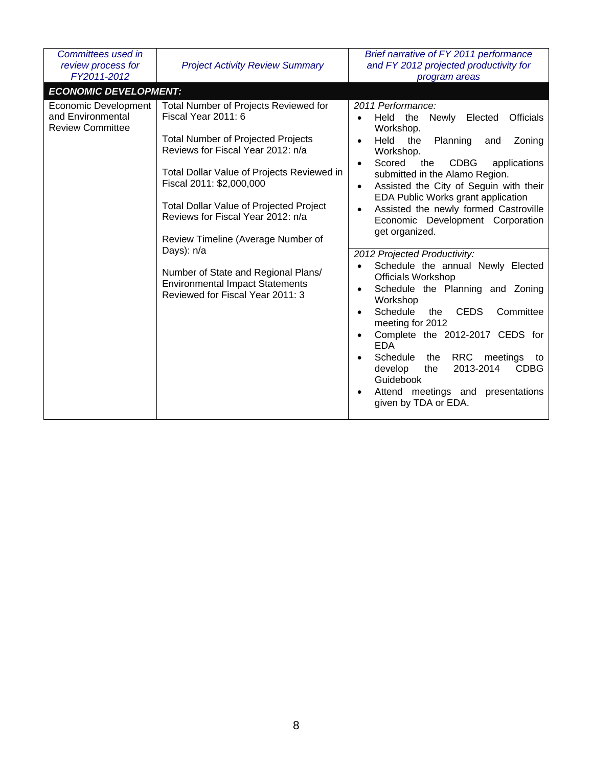| *Committees used in review process for FY2011-2012* | *Project Activity Review Summary* | *Brief narrative of FY 2011 performance and FY 2012 projected productivity for program areas* |
|---|---|---|
| ***ECONOMIC DEVELOPMENT:*** | | |
| Economic Development and Environmental Review Committee | Total Number of Projects Reviewed for Fiscal Year 2011: 6<br><br>Total Number of Projected Projects Reviews for Fiscal Year 2012: n/a<br><br>Total Dollar Value of Projects Reviewed in Fiscal 2011: $2,000,000<br><br>Total Dollar Value of Projected Project Reviews for Fiscal Year 2012: n/a<br><br>Review Timeline (Average Number of Days): n/a<br><br>Number of State and Regional Plans/ Environmental Impact Statements Reviewed for Fiscal Year 2011: 3 | *2011 Performance:*<br>• Held the Newly Elected Officials Workshop.<br>• Held the Planning and Zoning Workshop.<br>• Scored the CDBG applications submitted in the Alamo Region.<br>• Assisted the City of Seguin with their EDA Public Works grant application<br>• Assisted the newly formed Castroville Economic Development Corporation get organized.<br><br>*2012 Projected Productivity:*<br>• Schedule the annual Newly Elected Officials Workshop<br>• Schedule the Planning and Zoning Workshop<br>• Schedule the CEDS Committee meeting for 2012<br>• Complete the 2012-2017 CEDS for EDA<br>• Schedule the RRC meetings to develop the 2013-2014 CDBG Guidebook<br>• Attend meetings and presentations given by TDA or EDA. |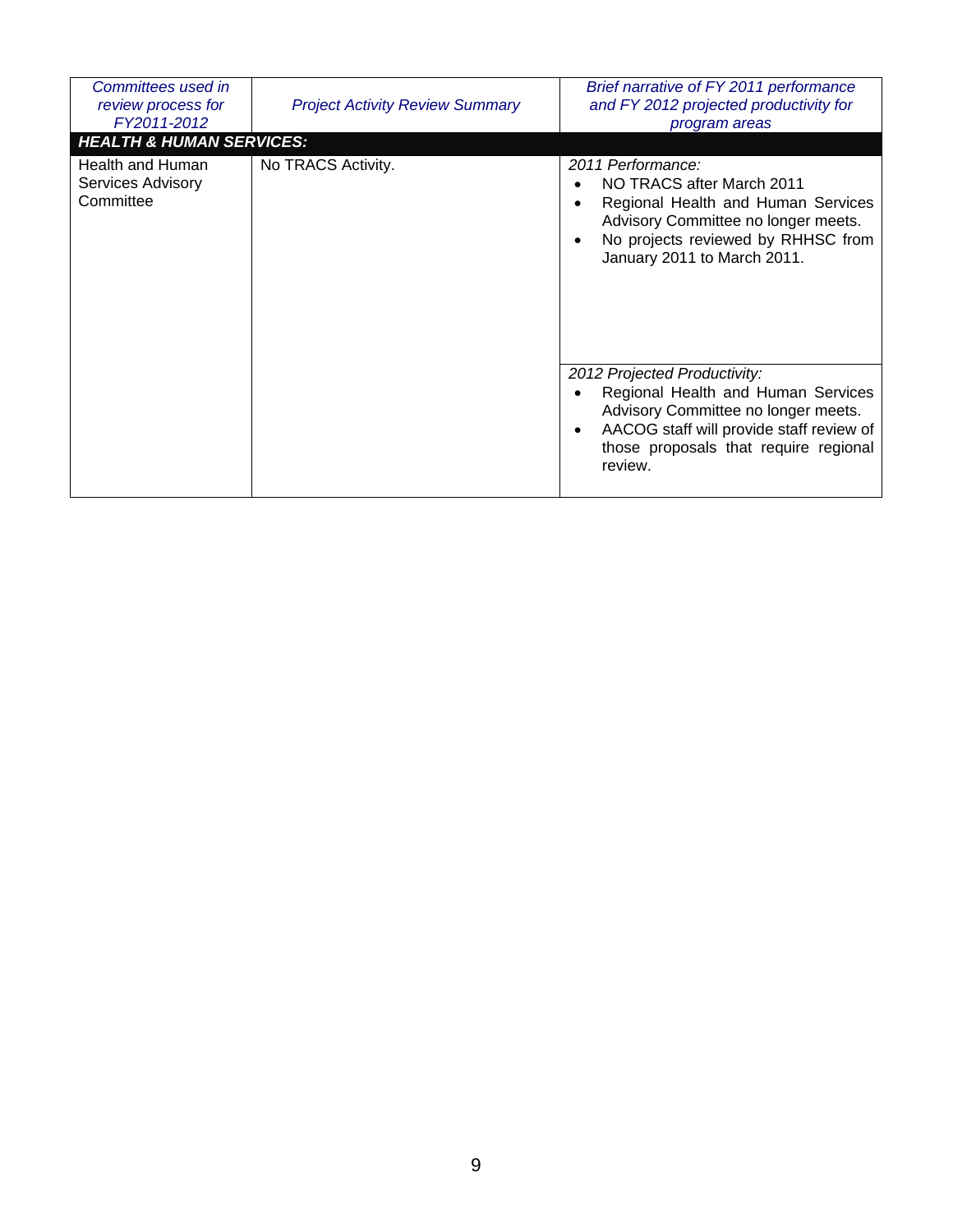| *Committees used in review process for FY2011-2012* | *Project Activity Review Summary* | *Brief narrative of FY 2011 performance and FY 2012 projected productivity for program areas* |
|---|---|---|
| ***HEALTH & HUMAN SERVICES:*** | | |
| Health and Human Services Advisory Committee | No TRACS Activity. | *2011 Performance:*<br>• NO TRACS after March 2011<br>• Regional Health and Human Services Advisory Committee no longer meets.<br>• No projects reviewed by RHHSC from January 2011 to March 2011. |
| | | *2012 Projected Productivity:*<br>• Regional Health and Human Services Advisory Committee no longer meets.<br>• AACOG staff will provide staff review of those proposals that require regional review. |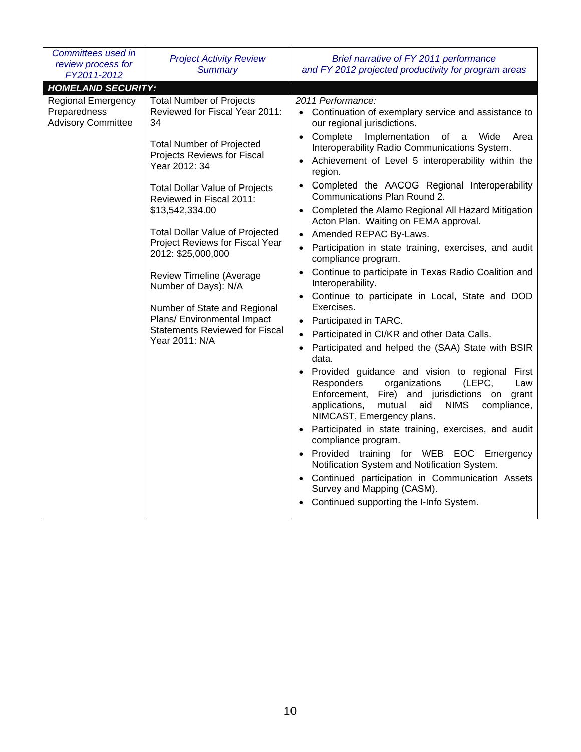| *Committees used in review process for FY2011-2012* | *Project Activity Review Summary* | *Brief narrative of FY 2011 performance and FY 2012 projected productivity for program areas* |
|---|---|---|
| ***HOMELAND SECURITY:*** | | |
| Regional Emergency Preparedness Advisory Committee | Total Number of Projects Reviewed for Fiscal Year 2011: 34<br><br>Total Number of Projected Projects Reviews for Fiscal Year 2012: 34<br><br>Total Dollar Value of Projects Reviewed in Fiscal 2011: $13,542,334.00<br><br>Total Dollar Value of Projected Project Reviews for Fiscal Year 2012: $25,000,000<br><br>Review Timeline (Average Number of Days): N/A<br><br>Number of State and Regional Plans/ Environmental Impact Statements Reviewed for Fiscal Year 2011: N/A | *2011 Performance:*<br>• Continuation of exemplary service and assistance to our regional jurisdictions.<br>• Complete Implementation of a Wide Area Interoperability Radio Communications System.<br>• Achievement of Level 5 interoperability within the region.<br>• Completed the AACOG Regional Interoperability Communications Plan Round 2.<br>• Completed the Alamo Regional All Hazard Mitigation Acton Plan. Waiting on FEMA approval.<br>• Amended REPAC By-Laws.<br>• Participation in state training, exercises, and audit compliance program.<br>• Continue to participate in Texas Radio Coalition and Interoperability.<br>• Continue to participate in Local, State and DOD Exercises.<br>• Participated in TARC.<br>• Participated in CI/KR and other Data Calls.<br>• Participated and helped the (SAA) State with BSIR data.<br>• Provided guidance and vision to regional First Responders organizations (LEPC, Law Enforcement, Fire) and jurisdictions on grant applications, mutual aid NIMS compliance, NIMCAST, Emergency plans.<br>• Participated in state training, exercises, and audit compliance program.<br>• Provided training for WEB EOC Emergency Notification System and Notification System.<br>• Continued participation in Communication Assets Survey and Mapping (CASM).<br>• Continued supporting the I-Info System. |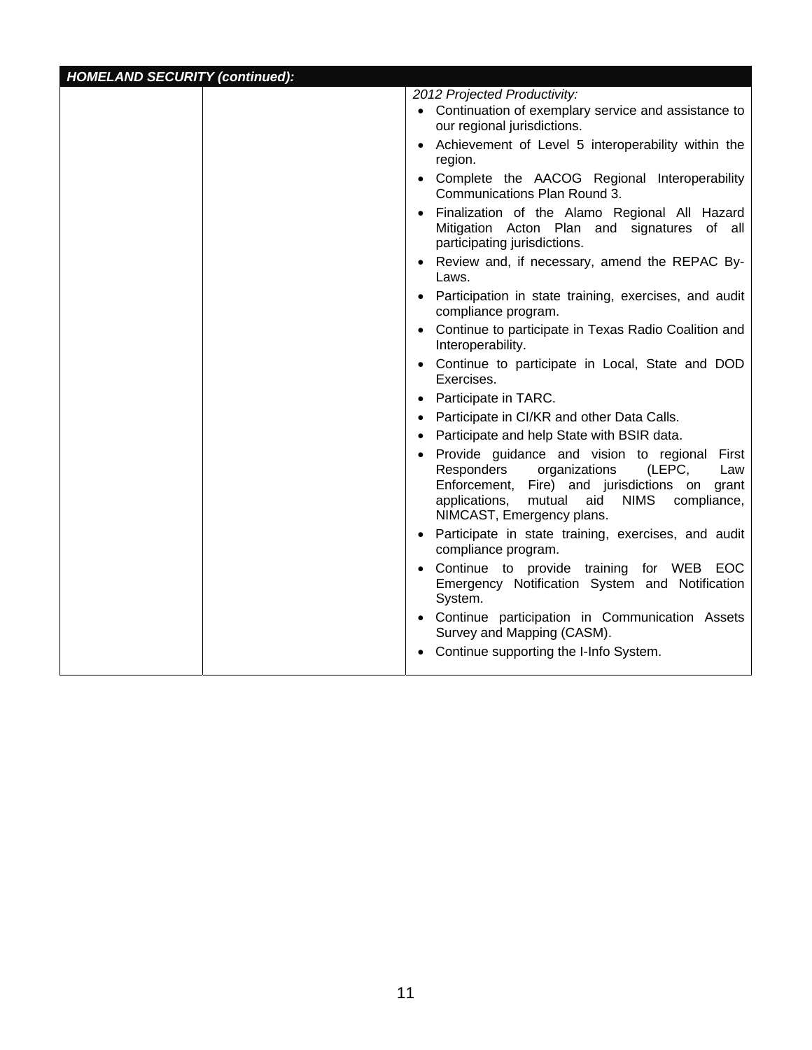| HOMELAND SECURITY (continued): | | |
|---|---|---|
| | | *2012 Projected Productivity:*<br>• Continuation of exemplary service and assistance to our regional jurisdictions.<br>• Achievement of Level 5 interoperability within the region.<br>• Complete the AACOG Regional Interoperability Communications Plan Round 3.<br>• Finalization of the Alamo Regional All Hazard Mitigation Acton Plan and signatures of all participating jurisdictions.<br>• Review and, if necessary, amend the REPAC By-Laws.<br>• Participation in state training, exercises, and audit compliance program.<br>• Continue to participate in Texas Radio Coalition and Interoperability.<br>• Continue to participate in Local, State and DOD Exercises.<br>• Participate in TARC.<br>• Participate in CI/KR and other Data Calls.<br>• Participate and help State with BSIR data.<br>• Provide guidance and vision to regional First Responders organizations (LEPC, Law Enforcement, Fire) and jurisdictions on grant applications, mutual aid NIMS compliance, NIMCAST, Emergency plans.<br>• Participate in state training, exercises, and audit compliance program.<br>• Continue to provide training for WEB EOC Emergency Notification System and Notification System.<br>• Continue participation in Communication Assets Survey and Mapping (CASM).<br>• Continue supporting the I-Info System. |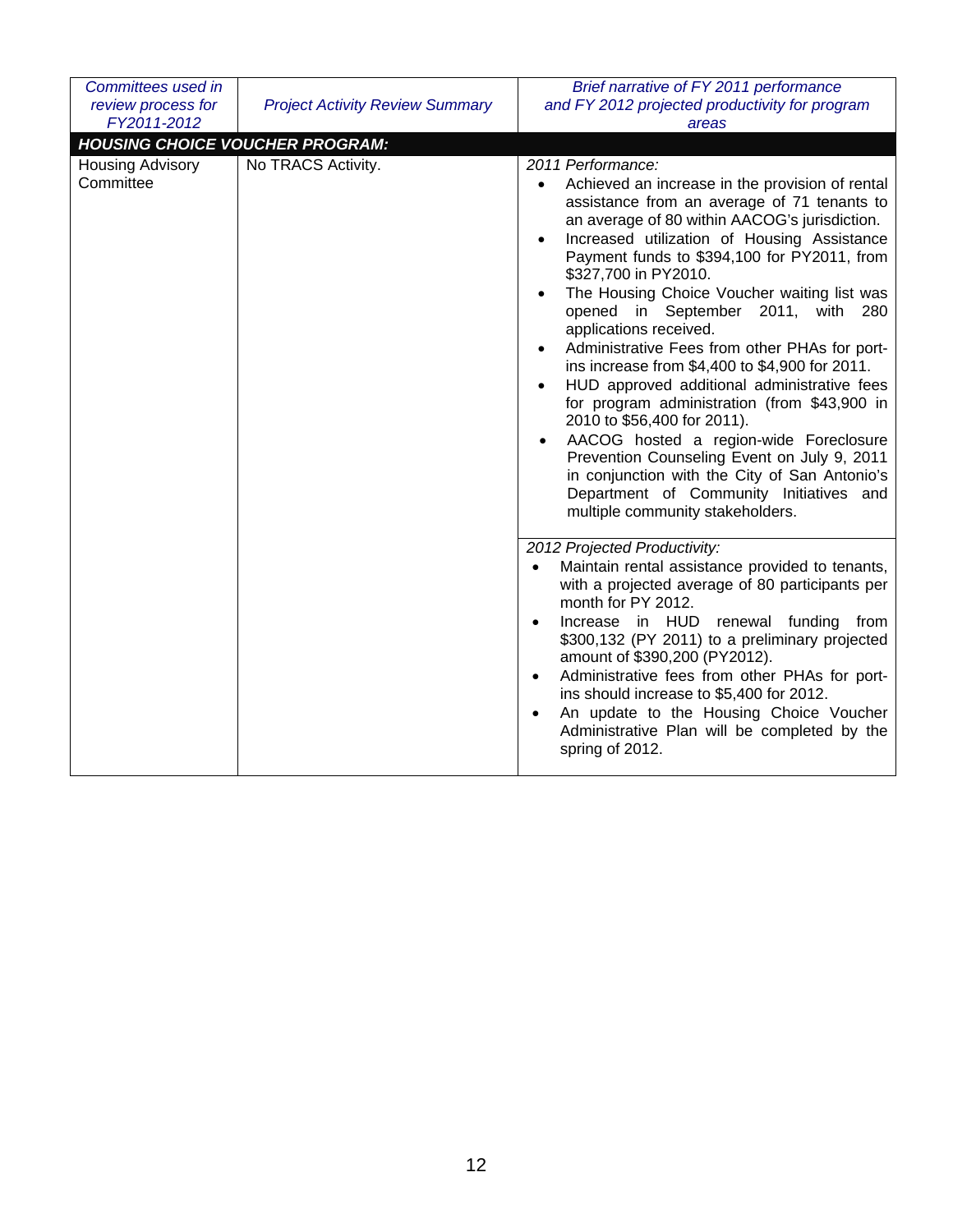| *Committees used in review process for FY2011-2012* | *Project Activity Review Summary* | *Brief narrative of FY 2011 performance and FY 2012 projected productivity for program areas* |
|---|---|---|
| ***HOUSING CHOICE VOUCHER PROGRAM:*** | | |
| Housing Advisory Committee | No TRACS Activity. | *2011 Performance:*<br>• Achieved an increase in the provision of rental assistance from an average of 71 tenants to an average of 80 within AACOG's jurisdiction.<br>• Increased utilization of Housing Assistance Payment funds to $394,100 for PY2011, from $327,700 in PY2010.<br>• The Housing Choice Voucher waiting list was opened in September 2011, with 280 applications received.<br>• Administrative Fees from other PHAs for port-ins increase from $4,400 to $4,900 for 2011.<br>• HUD approved additional administrative fees for program administration (from $43,900 in 2010 to $56,400 for 2011).<br>• AACOG hosted a region-wide Foreclosure Prevention Counseling Event on July 9, 2011 in conjunction with the City of San Antonio's Department of Community Initiatives and multiple community stakeholders. |
| | | *2012 Projected Productivity:*<br>• Maintain rental assistance provided to tenants, with a projected average of 80 participants per month for PY 2012.<br>• Increase in HUD renewal funding from $300,132 (PY 2011) to a preliminary projected amount of $390,200 (PY2012).<br>• Administrative fees from other PHAs for port-ins should increase to $5,400 for 2012.<br>• An update to the Housing Choice Voucher Administrative Plan will be completed by the spring of 2012. |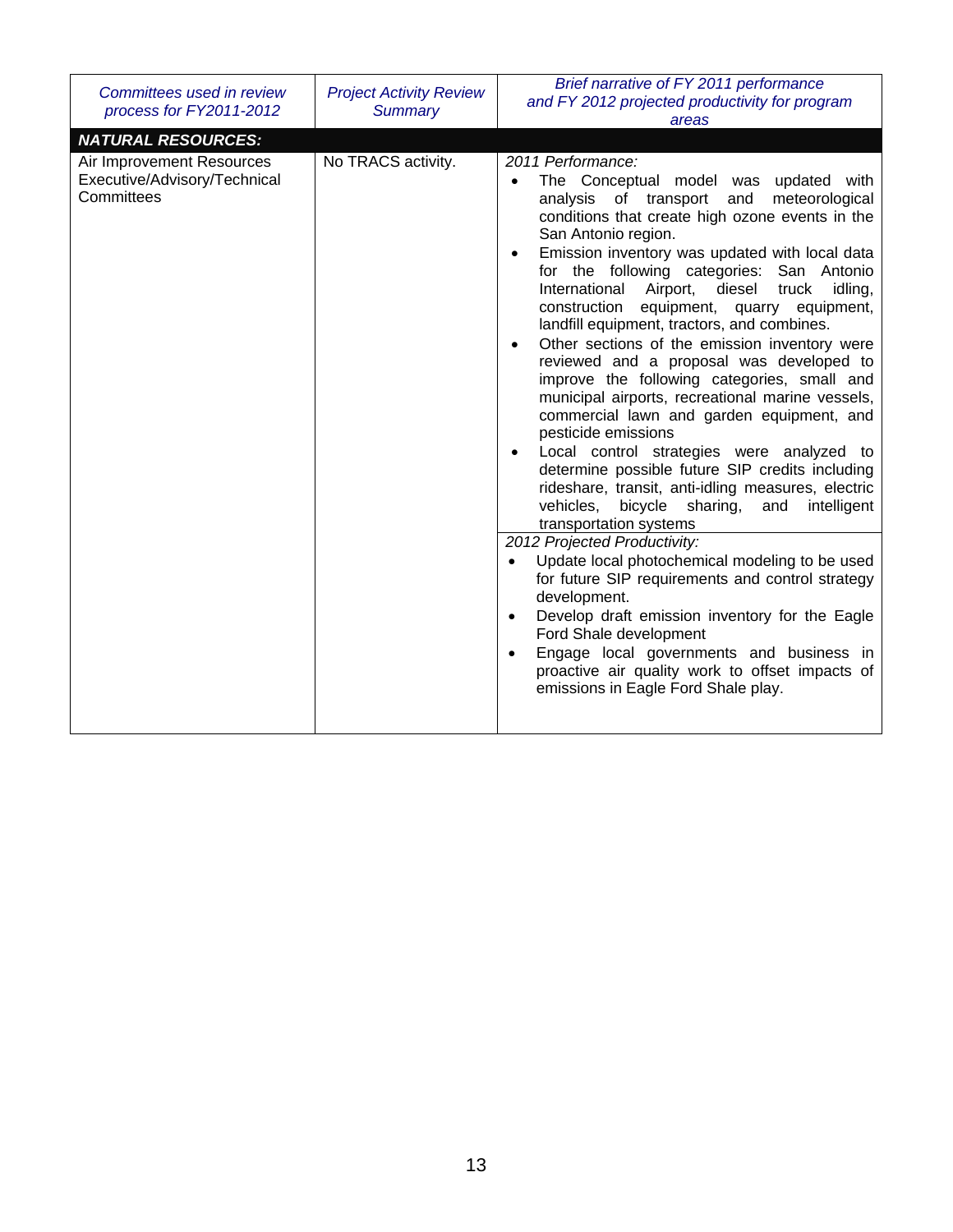| *Committees used in review process for FY2011-2012* | *Project Activity Review Summary* | *Brief narrative of FY 2011 performance and FY 2012 projected productivity for program areas* |
|---|---|---|
| ***NATURAL RESOURCES:*** | | |
| Air Improvement Resources Executive/Advisory/Technical Committees | No TRACS activity. | *2011 Performance:*<br>• The Conceptual model was updated with analysis of transport and meteorological conditions that create high ozone events in the San Antonio region.<br>• Emission inventory was updated with local data for the following categories: San Antonio International Airport, diesel truck idling, construction equipment, quarry equipment, landfill equipment, tractors, and combines.<br>• Other sections of the emission inventory were reviewed and a proposal was developed to improve the following categories, small and municipal airports, recreational marine vessels, commercial lawn and garden equipment, and pesticide emissions<br>• Local control strategies were analyzed to determine possible future SIP credits including rideshare, transit, anti-idling measures, electric vehicles, bicycle sharing, and intelligent transportation systems<br>*2012 Projected Productivity:*<br>• Update local photochemical modeling to be used for future SIP requirements and control strategy development.<br>• Develop draft emission inventory for the Eagle Ford Shale development<br>• Engage local governments and business in proactive air quality work to offset impacts of emissions in Eagle Ford Shale play. |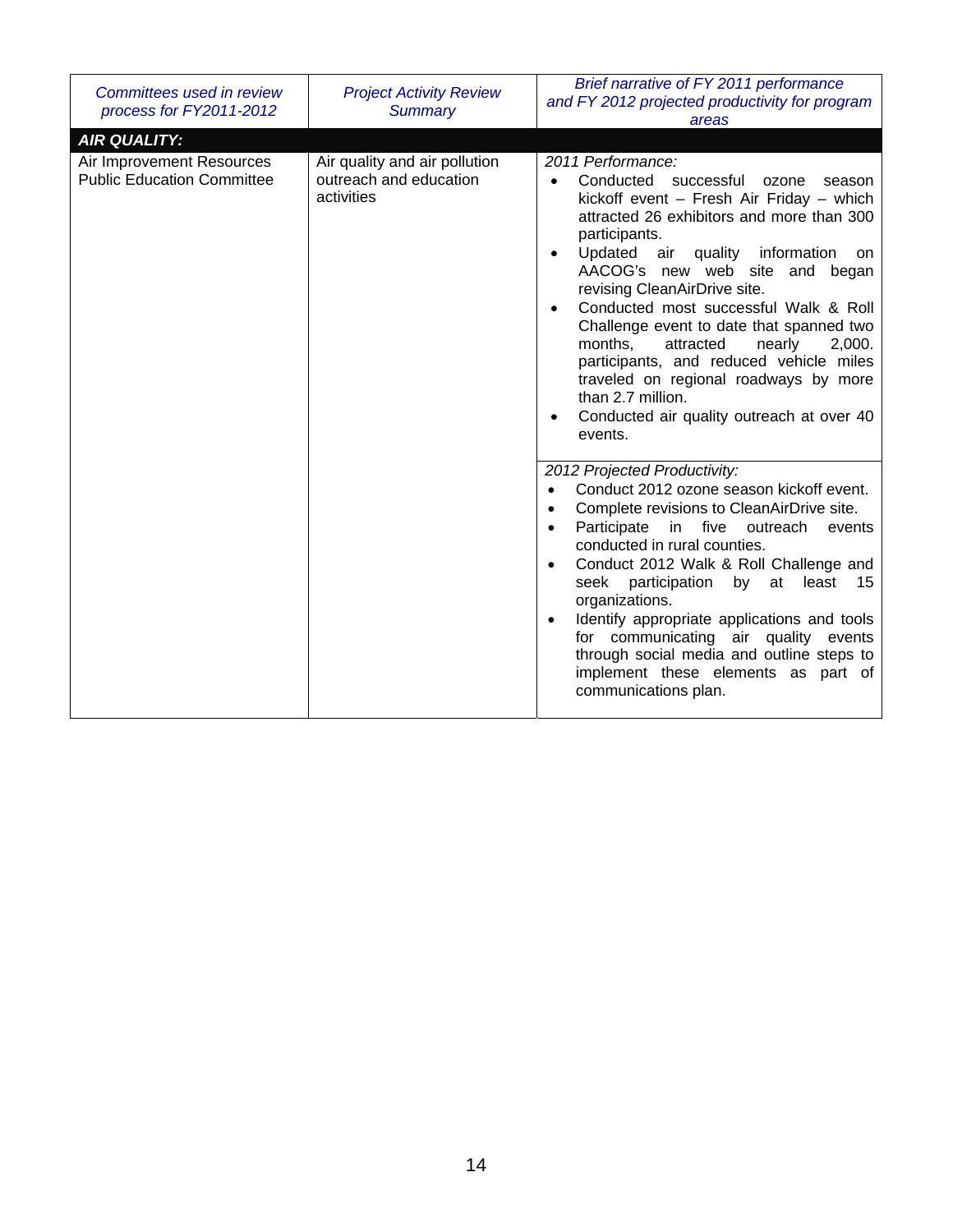| *Committees used in review process for FY2011-2012* | *Project Activity Review Summary* | *Brief narrative of FY 2011 performance and FY 2012 projected productivity for program areas* |
|---|---|---|
| ***AIR QUALITY:*** | | |
| Air Improvement Resources Public Education Committee | Air quality and air pollution outreach and education activities | *2011 Performance:*<br>• Conducted successful ozone season kickoff event – Fresh Air Friday – which attracted 26 exhibitors and more than 300 participants.<br>• Updated air quality information on AACOG's new web site and began revising CleanAirDrive site.<br>• Conducted most successful Walk & Roll Challenge event to date that spanned two months, attracted nearly 2,000. participants, and reduced vehicle miles traveled on regional roadways by more than 2.7 million.<br>• Conducted air quality outreach at over 40 events. |
| | | *2012 Projected Productivity:*<br>• Conduct 2012 ozone season kickoff event.<br>• Complete revisions to CleanAirDrive site.<br>• Participate in five outreach events conducted in rural counties.<br>• Conduct 2012 Walk & Roll Challenge and seek participation by at least 15 organizations.<br>• Identify appropriate applications and tools for communicating air quality events through social media and outline steps to implement these elements as part of communications plan. |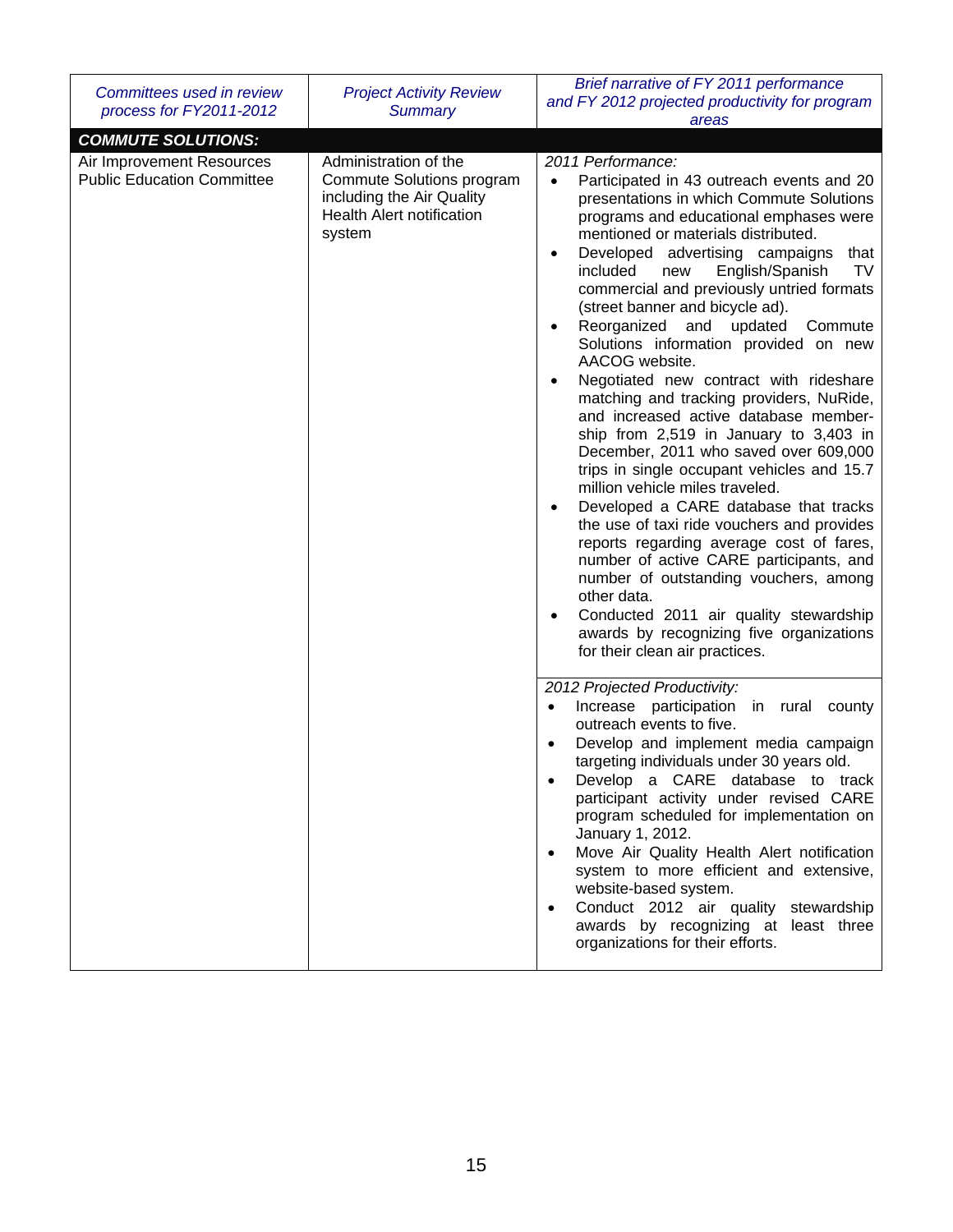| *Committees used in review process for FY2011-2012* | *Project Activity Review Summary* | *Brief narrative of FY 2011 performance and FY 2012 projected productivity for program areas* |
|---|---|---|
| ***COMMUTE SOLUTIONS:*** | | |
| Air Improvement Resources Public Education Committee | Administration of the Commute Solutions program including the Air Quality Health Alert notification system | *2011 Performance:*<br>• Participated in 43 outreach events and 20 presentations in which Commute Solutions programs and educational emphases were mentioned or materials distributed.<br>• Developed advertising campaigns that included new English/Spanish TV commercial and previously untried formats (street banner and bicycle ad).<br>• Reorganized and updated Commute Solutions information provided on new AACOG website.<br>• Negotiated new contract with rideshare matching and tracking providers, NuRide, and increased active database member-ship from 2,519 in January to 3,403 in December, 2011 who saved over 609,000 trips in single occupant vehicles and 15.7 million vehicle miles traveled.<br>• Developed a CARE database that tracks the use of taxi ride vouchers and provides reports regarding average cost of fares, number of active CARE participants, and number of outstanding vouchers, among other data.<br>• Conducted 2011 air quality stewardship awards by recognizing five organizations for their clean air practices. |
| | | *2012 Projected Productivity:*<br>• Increase participation in rural county outreach events to five.<br>• Develop and implement media campaign targeting individuals under 30 years old.<br>• Develop a CARE database to track participant activity under revised CARE program scheduled for implementation on January 1, 2012.<br>• Move Air Quality Health Alert notification system to more efficient and extensive, website-based system.<br>• Conduct 2012 air quality stewardship awards by recognizing at least three organizations for their efforts. |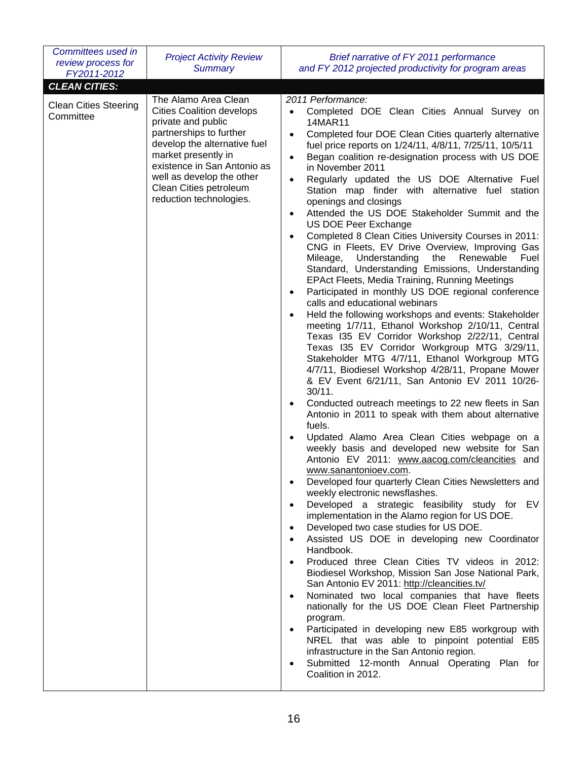| *Committees used in review process for FY2011-2012* | *Project Activity Review Summary* | *Brief narrative of FY 2011 performance and FY 2012 projected productivity for program areas* |
|---|---|---|
| ***CLEAN CITIES:*** | | |
| Clean Cities Steering Committee | The Alamo Area Clean Cities Coalition develops private and public partnerships to further develop the alternative fuel market presently in existence in San Antonio as well as develop the other Clean Cities petroleum reduction technologies. | *2011 Performance:*<br>• Completed DOE Clean Cities Annual Survey on 14MAR11<br>• Completed four DOE Clean Cities quarterly alternative fuel price reports on 1/24/11, 4/8/11, 7/25/11, 10/5/11<br>• Began coalition re-designation process with US DOE in November 2011<br>• Regularly updated the US DOE Alternative Fuel Station map finder with alternative fuel station openings and closings<br>• Attended the US DOE Stakeholder Summit and the US DOE Peer Exchange<br>• Completed 8 Clean Cities University Courses in 2011: CNG in Fleets, EV Drive Overview, Improving Gas Mileage, Understanding the Renewable Fuel Standard, Understanding Emissions, Understanding EPAct Fleets, Media Training, Running Meetings<br>• Participated in monthly US DOE regional conference calls and educational webinars<br>• Held the following workshops and events: Stakeholder meeting 1/7/11, Ethanol Workshop 2/10/11, Central Texas I35 EV Corridor Workshop 2/22/11, Central Texas I35 EV Corridor Workgroup MTG 3/29/11, Stakeholder MTG 4/7/11, Ethanol Workgroup MTG 4/7/11, Biodiesel Workshop 4/28/11, Propane Mower & EV Event 6/21/11, San Antonio EV 2011 10/26-30/11.<br>• Conducted outreach meetings to 22 new fleets in San Antonio in 2011 to speak with them about alternative fuels.<br>• Updated Alamo Area Clean Cities webpage on a weekly basis and developed new website for San Antonio EV 2011: www.aacog.com/cleancities and www.sanantonioev.com.<br>• Developed four quarterly Clean Cities Newsletters and weekly electronic newsflashes.<br>• Developed a strategic feasibility study for EV implementation in the Alamo region for US DOE.<br>• Developed two case studies for US DOE.<br>• Assisted US DOE in developing new Coordinator Handbook.<br>• Produced three Clean Cities TV videos in 2012: Biodiesel Workshop, Mission San Jose National Park, San Antonio EV 2011: http://cleancities.tv/<br>• Nominated two local companies that have fleets nationally for the US DOE Clean Fleet Partnership program.<br>• Participated in developing new E85 workgroup with NREL that was able to pinpoint potential E85 infrastructure in the San Antonio region.<br>• Submitted 12-month Annual Operating Plan for Coalition in 2012. |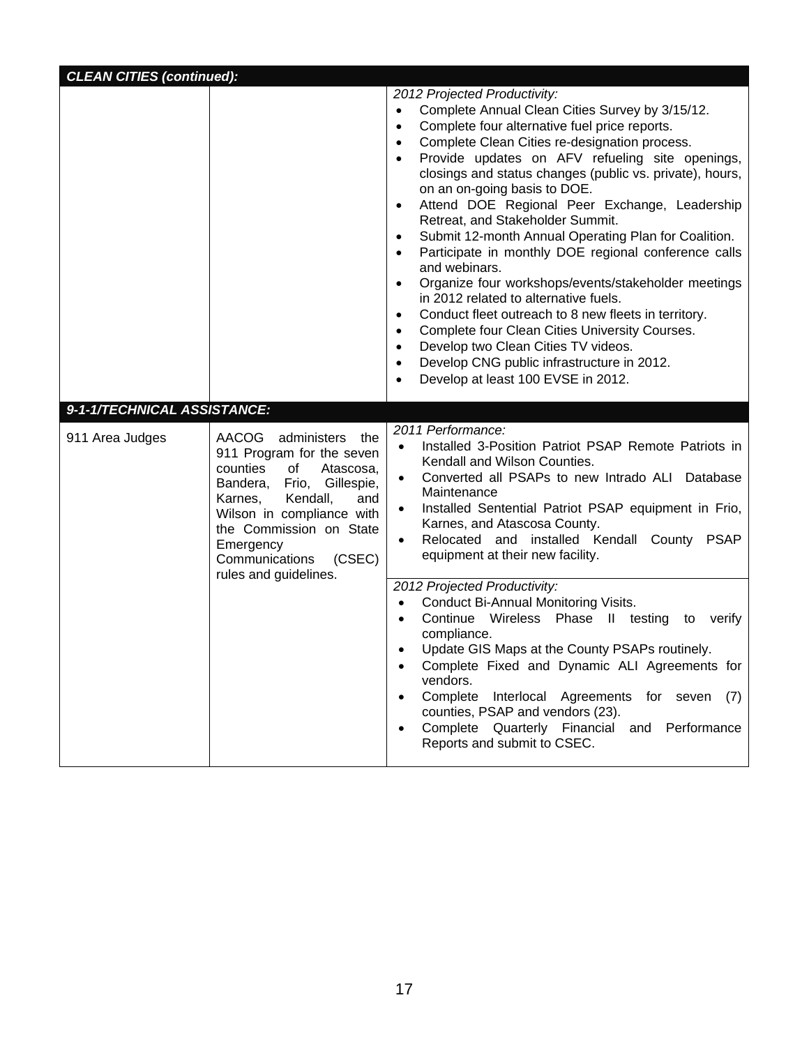| ***CLEAN CITIES (continued):*** | | |
|---|---|---|
| | | *2012 Projected Productivity:*<br>• Complete Annual Clean Cities Survey by 3/15/12.<br>• Complete four alternative fuel price reports.<br>• Complete Clean Cities re-designation process.<br>• Provide updates on AFV refueling site openings, closings and status changes (public vs. private), hours, on an on-going basis to DOE.<br>• Attend DOE Regional Peer Exchange, Leadership Retreat, and Stakeholder Summit.<br>• Submit 12-month Annual Operating Plan for Coalition.<br>• Participate in monthly DOE regional conference calls and webinars.<br>• Organize four workshops/events/stakeholder meetings in 2012 related to alternative fuels.<br>• Conduct fleet outreach to 8 new fleets in territory.<br>• Complete four Clean Cities University Courses.<br>• Develop two Clean Cities TV videos.<br>• Develop CNG public infrastructure in 2012.<br>• Develop at least 100 EVSE in 2012. |
| ***9-1-1/TECHNICAL ASSISTANCE:*** | | |
| 911 Area Judges | AACOG administers the 911 Program for the seven counties of Atascosa, Bandera, Frio, Gillespie, Karnes, Kendall, and Wilson in compliance with the Commission on State Emergency Communications (CSEC) rules and guidelines. | *2011 Performance:*<br>• Installed 3-Position Patriot PSAP Remote Patriots in Kendall and Wilson Counties.<br>• Converted all PSAPs to new Intrado ALI Database Maintenance<br>• Installed Sentential Patriot PSAP equipment in Frio, Karnes, and Atascosa County.<br>• Relocated and installed Kendall County PSAP equipment at their new facility. |
| | | *2012 Projected Productivity:*<br>• Conduct Bi-Annual Monitoring Visits.<br>• Continue Wireless Phase II testing to verify compliance.<br>• Update GIS Maps at the County PSAPs routinely.<br>• Complete Fixed and Dynamic ALI Agreements for vendors.<br>• Complete Interlocal Agreements for seven (7) counties, PSAP and vendors (23).<br>• Complete Quarterly Financial and Performance Reports and submit to CSEC. |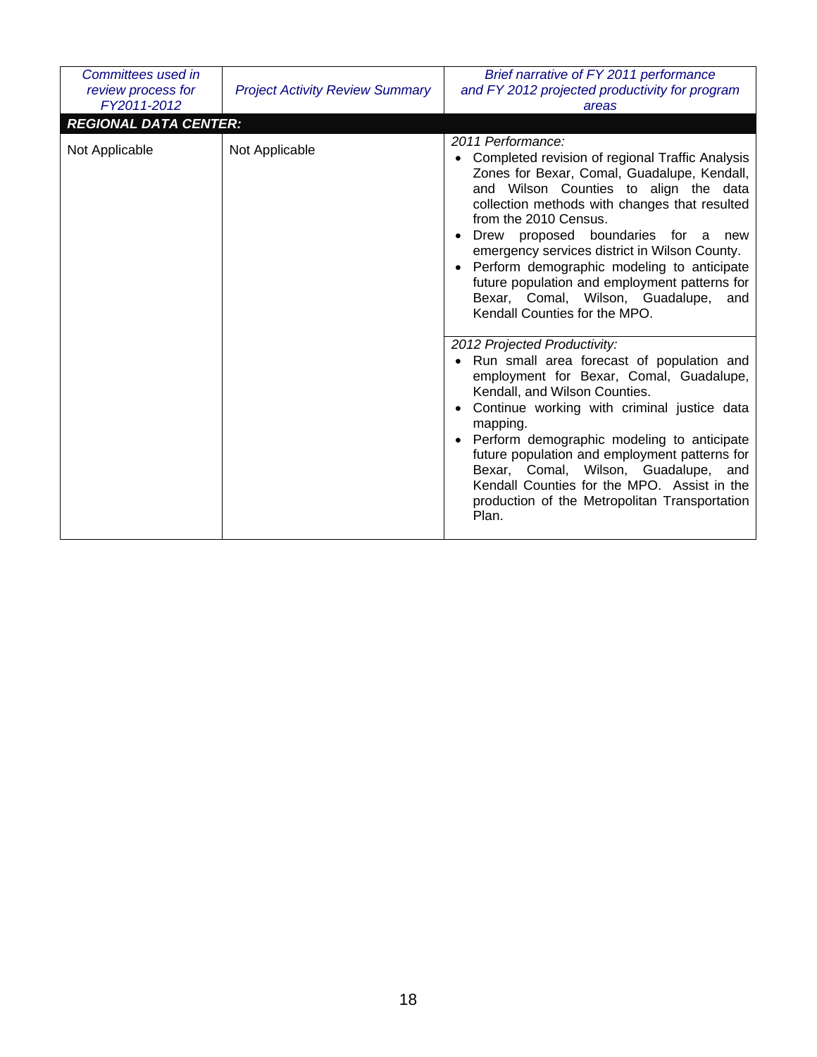| *Committees used in review process for FY2011-2012* | *Project Activity Review Summary* | *Brief narrative of FY 2011 performance and FY 2012 projected productivity for program areas* |
| --- | --- | --- |
| ***REGIONAL DATA CENTER:*** | | |
| Not Applicable | Not Applicable | *2011 Performance:*<br>• Completed revision of regional Traffic Analysis Zones for Bexar, Comal, Guadalupe, Kendall, and Wilson Counties to align the data collection methods with changes that resulted from the 2010 Census.<br>• Drew proposed boundaries for a new emergency services district in Wilson County.<br>• Perform demographic modeling to anticipate future population and employment patterns for Bexar, Comal, Wilson, Guadalupe, and Kendall Counties for the MPO. |
| | | *2012 Projected Productivity:*<br>• Run small area forecast of population and employment for Bexar, Comal, Guadalupe, Kendall, and Wilson Counties.<br>• Continue working with criminal justice data mapping.<br>• Perform demographic modeling to anticipate future population and employment patterns for Bexar, Comal, Wilson, Guadalupe, and Kendall Counties for the MPO. Assist in the production of the Metropolitan Transportation Plan. |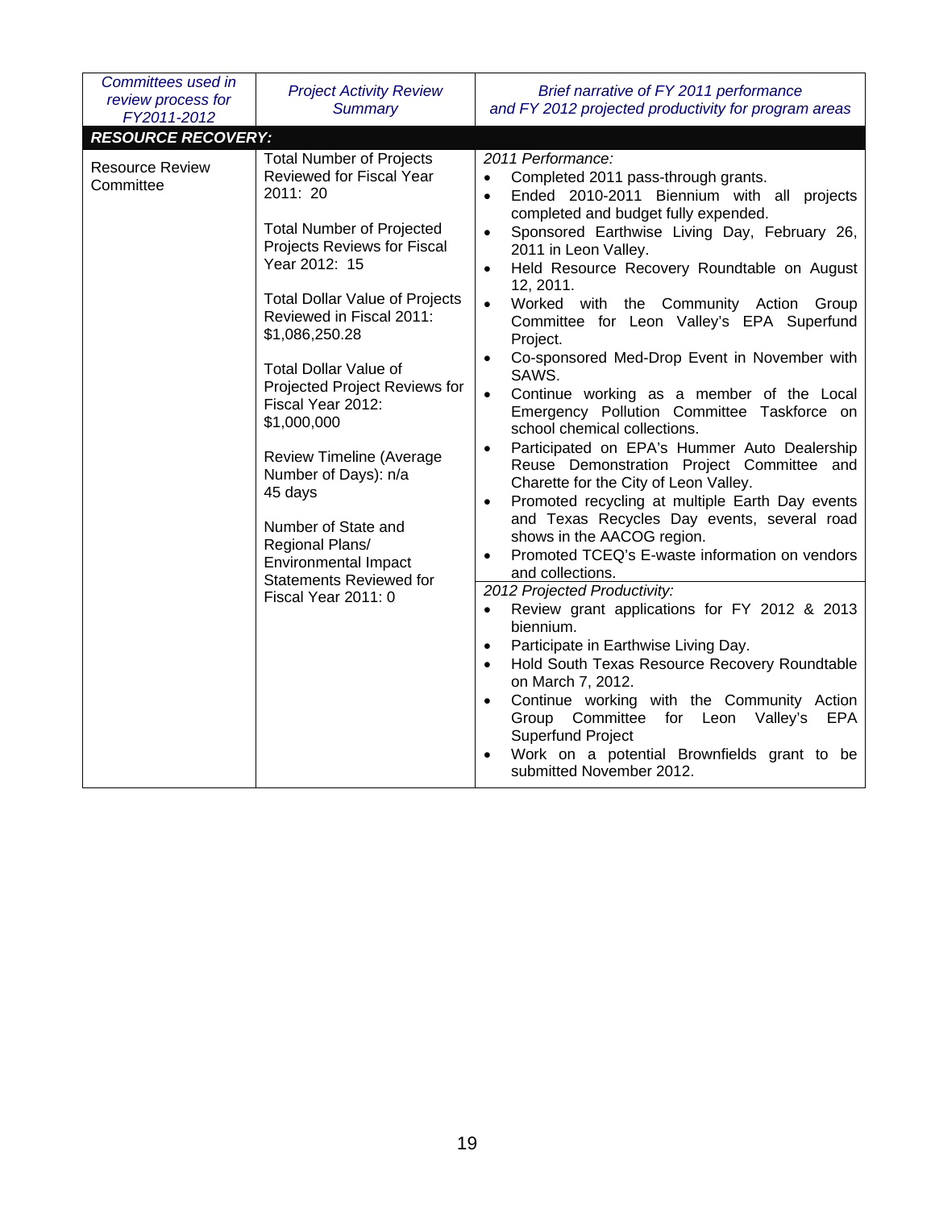| Committees used in review process for FY2011-2012 | Project Activity Review Summary | Brief narrative of FY 2011 performance and FY 2012 projected productivity for program areas |
|---|---|---|
| **RESOURCE RECOVERY:** | | |
| Resource Review Committee | Total Number of Projects Reviewed for Fiscal Year 2011: 20<br><br>Total Number of Projected Projects Reviews for Fiscal Year 2012: 15<br><br>Total Dollar Value of Projects Reviewed in Fiscal 2011: $1,086,250.28<br><br>Total Dollar Value of Projected Project Reviews for Fiscal Year 2012: $1,000,000<br><br>Review Timeline (Average Number of Days): n/a 45 days<br><br>Number of State and Regional Plans/ Environmental Impact Statements Reviewed for Fiscal Year 2011: 0 | *2011 Performance:*<br>• Completed 2011 pass-through grants.<br>• Ended 2010-2011 Biennium with all projects completed and budget fully expended.<br>• Sponsored Earthwise Living Day, February 26, 2011 in Leon Valley.<br>• Held Resource Recovery Roundtable on August 12, 2011.<br>• Worked with the Community Action Group Committee for Leon Valley's EPA Superfund Project.<br>• Co-sponsored Med-Drop Event in November with SAWS.<br>• Continue working as a member of the Local Emergency Pollution Committee Taskforce on school chemical collections.<br>• Participated on EPA's Hummer Auto Dealership Reuse Demonstration Project Committee and Charette for the City of Leon Valley.<br>• Promoted recycling at multiple Earth Day events and Texas Recycles Day events, several road shows in the AACOG region.<br>• Promoted TCEQ's E-waste information on vendors and collections.<br><br>*2012 Projected Productivity:*<br>• Review grant applications for FY 2012 & 2013 biennium.<br>• Participate in Earthwise Living Day.<br>• Hold South Texas Resource Recovery Roundtable on March 7, 2012.<br>• Continue working with the Community Action Group Committee for Leon Valley's EPA Superfund Project<br>• Work on a potential Brownfields grant to be submitted November 2012. |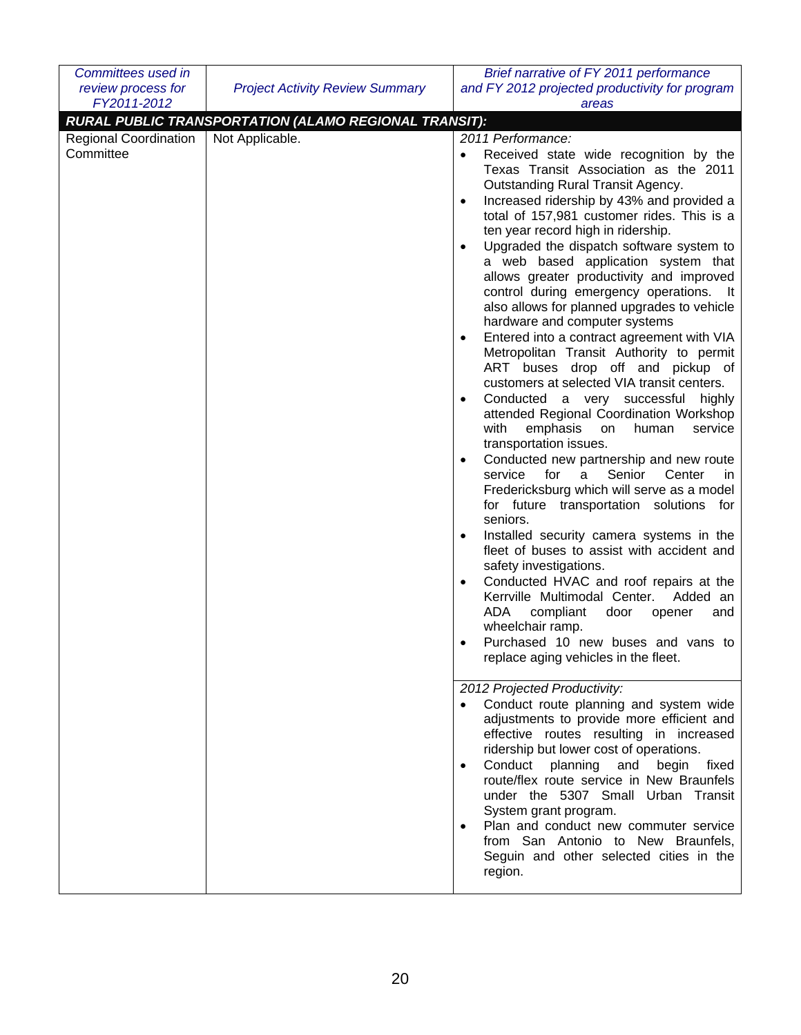| *Committees used in review process for FY2011-2012* | *Project Activity Review Summary* | *Brief narrative of FY 2011 performance and FY 2012 projected productivity for program areas* |
|---|---|---|
| ***RURAL PUBLIC TRANSPORTATION (ALAMO REGIONAL TRANSIT):*** | | |
| Regional Coordination Committee | Not Applicable. | *2011 Performance:*<br>• Received state wide recognition by the Texas Transit Association as the 2011 Outstanding Rural Transit Agency.<br>• Increased ridership by 43% and provided a total of 157,981 customer rides. This is a ten year record high in ridership.<br>• Upgraded the dispatch software system to a web based application system that allows greater productivity and improved control during emergency operations. It also allows for planned upgrades to vehicle hardware and computer systems<br>• Entered into a contract agreement with VIA Metropolitan Transit Authority to permit ART buses drop off and pickup of customers at selected VIA transit centers.<br>• Conducted a very successful highly attended Regional Coordination Workshop with emphasis on human service transportation issues.<br>• Conducted new partnership and new route service for a Senior Center in Fredericksburg which will serve as a model for future transportation solutions for seniors.<br>• Installed security camera systems in the fleet of buses to assist with accident and safety investigations.<br>• Conducted HVAC and roof repairs at the Kerrville Multimodal Center. Added an ADA compliant door opener and wheelchair ramp.<br>• Purchased 10 new buses and vans to replace aging vehicles in the fleet. |
| | | *2012 Projected Productivity:*<br>• Conduct route planning and system wide adjustments to provide more efficient and effective routes resulting in increased ridership but lower cost of operations.<br>• Conduct planning and begin fixed route/flex route service in New Braunfels under the 5307 Small Urban Transit System grant program.<br>• Plan and conduct new commuter service from San Antonio to New Braunfels, Seguin and other selected cities in the region. |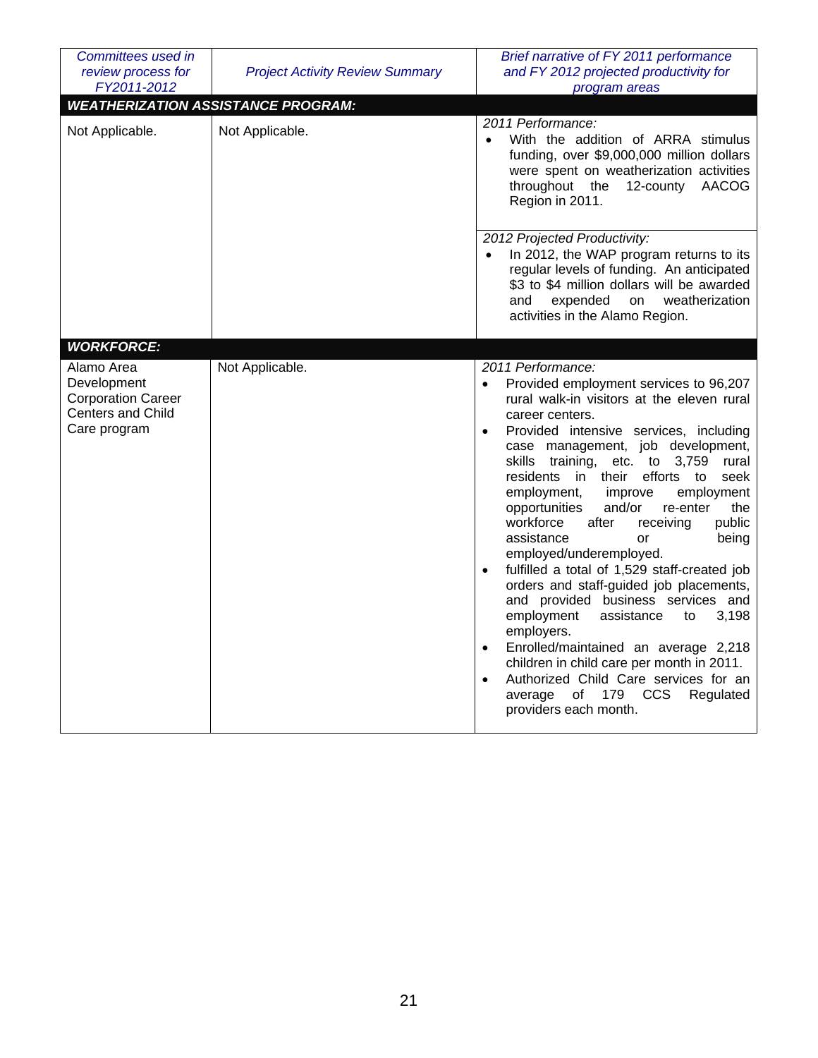| *Committees used in review process for FY2011-2012* | *Project Activity Review Summary* | *Brief narrative of FY 2011 performance and FY 2012 projected productivity for program areas* |
|---|---|---|
| ***WEATHERIZATION ASSISTANCE PROGRAM:*** | | |
| Not Applicable. | Not Applicable. | *2011 Performance:*<br>• With the addition of ARRA stimulus funding, over $9,000,000 million dollars were spent on weatherization activities throughout the 12-county AACOG Region in 2011.<br><br>*2012 Projected Productivity:*<br>• In 2012, the WAP program returns to its regular levels of funding. An anticipated $3 to $4 million dollars will be awarded and expended on weatherization activities in the Alamo Region. |
| ***WORKFORCE:*** | | |
| Alamo Area Development Corporation Career Centers and Child Care program | Not Applicable. | *2011 Performance:*<br>• Provided employment services to 96,207 rural walk-in visitors at the eleven rural career centers.<br>• Provided intensive services, including case management, job development, skills training, etc. to 3,759 rural residents in their efforts to seek employment, improve employment opportunities and/or re-enter the workforce after receiving public assistance or being employed/underemployed.<br>• fulfilled a total of 1,529 staff-created job orders and staff-guided job placements, and provided business services and employment assistance to 3,198 employers.<br>• Enrolled/maintained an average 2,218 children in child care per month in 2011.<br>• Authorized Child Care services for an average of 179 CCS Regulated providers each month. |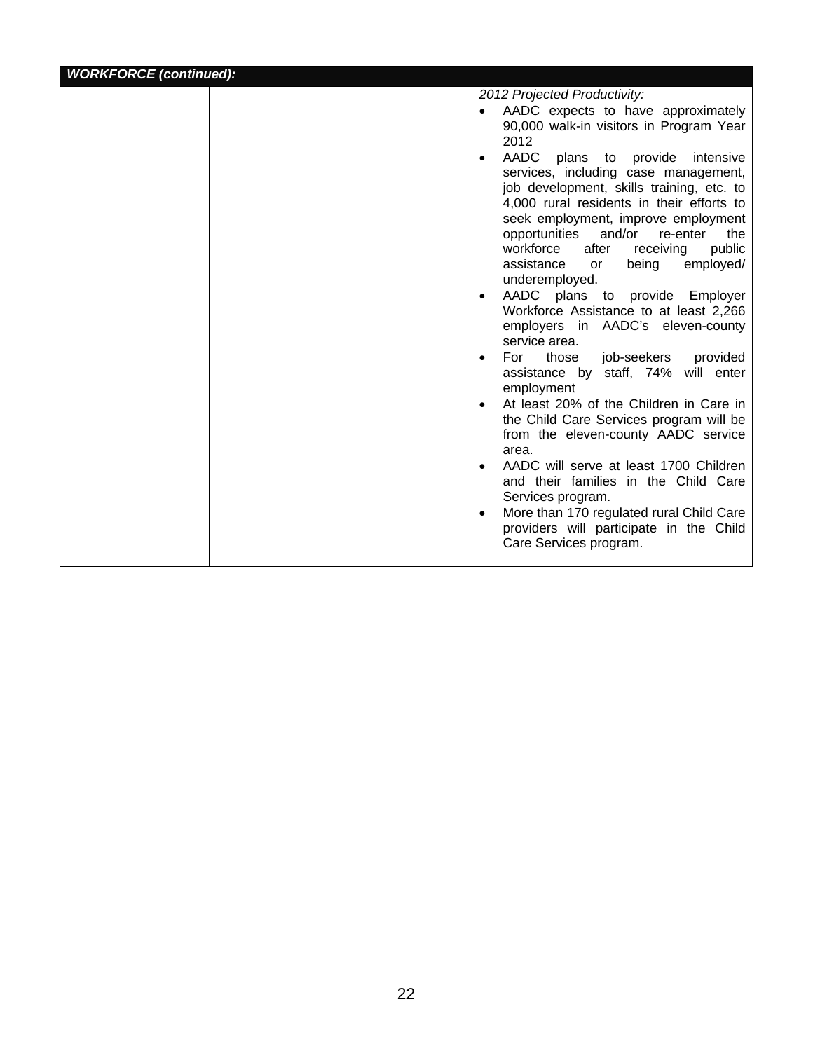| *WORKFORCE (continued):* | | |
|---|---|---|
| | | *2012 Projected Productivity:*<br>• AADC expects to have approximately 90,000 walk-in visitors in Program Year 2012<br>• AADC plans to provide intensive services, including case management, job development, skills training, etc. to 4,000 rural residents in their efforts to seek employment, improve employment opportunities and/or re-enter the workforce after receiving public assistance or being employed/ underemployed.<br>• AADC plans to provide Employer Workforce Assistance to at least 2,266 employers in AADC's eleven-county service area.<br>• For those job-seekers provided assistance by staff, 74% will enter employment<br>• At least 20% of the Children in Care in the Child Care Services program will be from the eleven-county AADC service area.<br>• AADC will serve at least 1700 Children and their families in the Child Care Services program.<br>• More than 170 regulated rural Child Care providers will participate in the Child Care Services program. |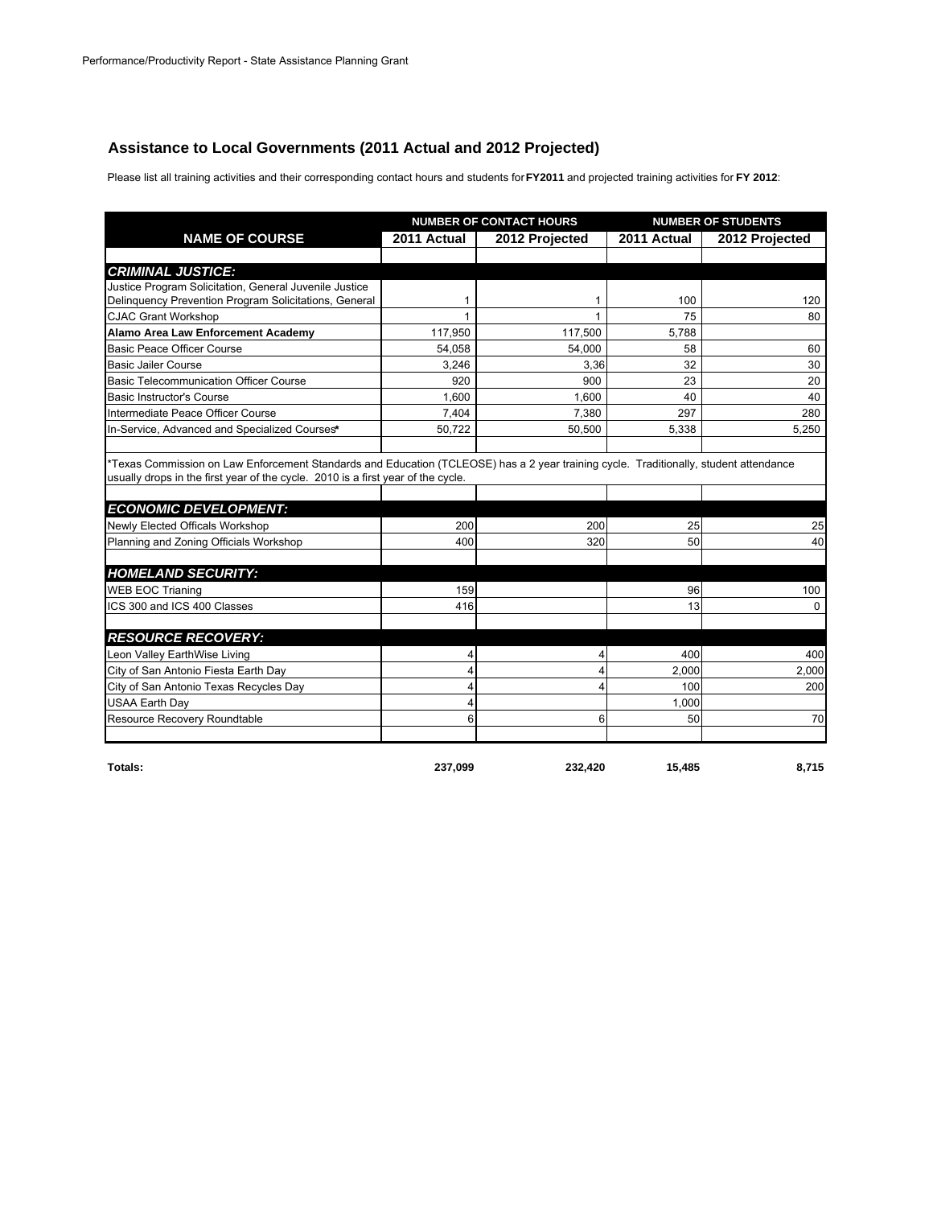## Assistance to Local Governments (2011 Actual and 2012 Projected)

Please list all training activities and their corresponding contact hours and students for **FY2011** and projected training activities for **FY 2012**:

| NAME OF COURSE | NUMBER OF CONTACT HOURS | | NUMBER OF STUDENTS | |
|---|---|---|---|---|
| | 2011 Actual | 2012 Projected | 2011 Actual | 2012 Projected |
| ***CRIMINAL JUSTICE:*** | | | | |
| Justice Program Solicitation, General Juvenile Justice Delinquency Prevention Program Solicitations, General | 1 | 1 | 100 | 120 |
| CJAC Grant Workshop | 1 | 1 | 75 | 80 |
| **Alamo Area Law Enforcement Academy** | 117,950 | 117,500 | 5,788 | |
| Basic Peace Officer Course | 54,058 | 54,000 | 58 | 60 |
| Basic Jailer Course | 3,246 | 3,36 | 32 | 30 |
| Basic Telecommunication Officer Course | 920 | 900 | 23 | 20 |
| Basic Instructor's Course | 1,600 | 1,600 | 40 | 40 |
| Intermediate Peace Officer Course | 7,404 | 7,380 | 297 | 280 |
| In-Service, Advanced and Specialized Courses* | 50,722 | 50,500 | 5,338 | 5,250 |
| *Texas Commission on Law Enforcement Standards and Education (TCLEOSE) has a 2 year training cycle. Traditionally, student attendance usually drops in the first year of the cycle. 2010 is a first year of the cycle. | | | | |
| ***ECONOMIC DEVELOPMENT:*** | | | | |
| Newly Elected Officals Workshop | 200 | 200 | 25 | 25 |
| Planning and Zoning Officials Workshop | 400 | 320 | 50 | 40 |
| ***HOMELAND SECURITY:*** | | | | |
| WEB EOC Trianing | 159 | | 96 | 100 |
| ICS 300 and ICS 400 Classes | 416 | | 13 | 0 |
| ***RESOURCE RECOVERY:*** | | | | |
| Leon Valley EarthWise Living | 4 | 4 | 400 | 400 |
| City of San Antonio Fiesta Earth Day | 4 | 4 | 2,000 | 2,000 |
| City of San Antonio Texas Recycles Day | 4 | 4 | 100 | 200 |
| USAA Earth Day | 4 | | 1,000 | |
| Resource Recovery Roundtable | 6 | 6 | 50 | 70 |
| **Totals:** | **237,099** | **232,420** | **15,485** | **8,715** |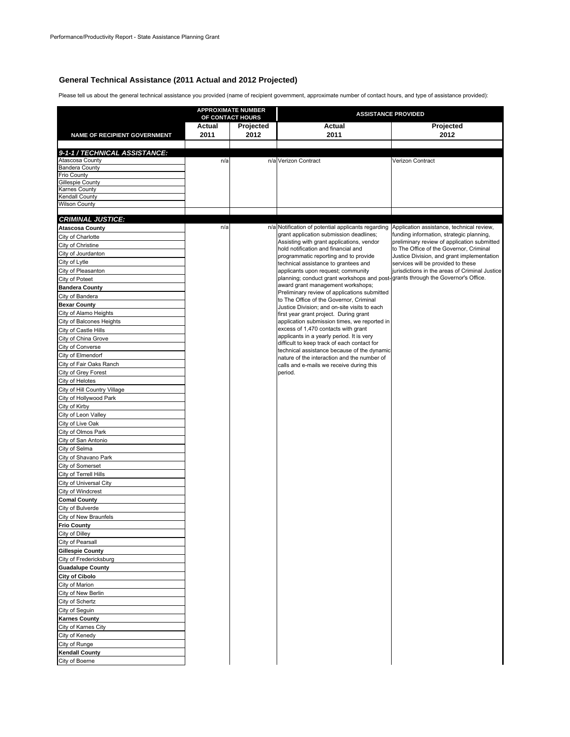Performance/Productivity Report - State Assistance Planning Grant

## General Technical Assistance (2011 Actual and 2012 Projected)

Please tell us about the general technical assistance you provided (name of recipient government, approximate number of contact hours, and type of assistance provided):

| | APPROXIMATE NUMBER OF CONTACT HOURS | | ASSISTANCE PROVIDED | |
|---|---|---|---|---|
| NAME OF RECIPIENT GOVERNMENT | Actual 2011 | Projected 2012 | Actual 2011 | Projected 2012 |
| ***9-1-1 / TECHNICAL ASSISTANCE:*** | | | | |
| Atascosa County | n/a | n/a | Verizon Contract | Verizon Contract |
| Bandera County | | | | |
| Frio County | | | | |
| Gillespie County | | | | |
| Karnes County | | | | |
| Kendall County | | | | |
| Wilson County | | | | |
| ***CRIMINAL JUSTICE:*** | | | | |
| **Atascosa County** | n/a | n/a | Notification of potential applicants regarding grant application submission deadlines; Assisting with grant applications, vendor hold notification and financial and programmatic reporting and to provide technical assistance to grantees and applicants upon request; community planning; conduct grant workshops and post-award grant management workshops; Preliminary review of applications submitted to The Office of the Governor, Criminal Justice Division; and on-site visits to each first year grant project. During grant application submission times, we reported in excess of 1,470 contacts with grant applicants in a yearly period. It is very difficult to keep track of each contact for technical assistance because of the dynamic nature of the interaction and the number of calls and e-mails we receive during this period. | Application assistance, technical review, funding information, strategic planning, preliminary review of application submitted to The Office of the Governor, Criminal Justice Division, and grant implementation services will be provided to these jurisdictions in the areas of Criminal Justice grants through the Governor's Office. |
| City of Charlotte | | | | |
| City of Christine | | | | |
| City of Jourdanton | | | | |
| City of Lytle | | | | |
| City of Pleasanton | | | | |
| City of Poteet | | | | |
| **Bandera County** | | | | |
| City of Bandera | | | | |
| **Bexar County** | | | | |
| City of Alamo Heights | | | | |
| City of Balcones Heights | | | | |
| City of Castle Hills | | | | |
| City of China Grove | | | | |
| City of Converse | | | | |
| City of Elmendorf | | | | |
| City of Fair Oaks Ranch | | | | |
| City of Grey Forest | | | | |
| City of Helotes | | | | |
| City of Hill Country Village | | | | |
| City of Hollywood Park | | | | |
| City of Kirby | | | | |
| City of Leon Valley | | | | |
| City of Live Oak | | | | |
| City of Olmos Park | | | | |
| City of San Antonio | | | | |
| City of Selma | | | | |
| City of Shavano Park | | | | |
| City of Somerset | | | | |
| City of Terrell Hills | | | | |
| City of Universal City | | | | |
| City of Windcrest | | | | |
| **Comal County** | | | | |
| City of Bulverde | | | | |
| City of New Braunfels | | | | |
| **Frio County** | | | | |
| City of Dilley | | | | |
| City of Pearsall | | | | |
| **Gillespie County** | | | | |
| City of Fredericksburg | | | | |
| **Guadalupe County** | | | | |
| **City of Cibolo** | | | | |
| City of Marion | | | | |
| City of New Berlin | | | | |
| City of Schertz | | | | |
| City of Seguin | | | | |
| **Karnes County** | | | | |
| City of Karnes City | | | | |
| City of Kenedy | | | | |
| City of Runge | | | | |
| **Kendall County** | | | | |
| City of Boerne | | | | |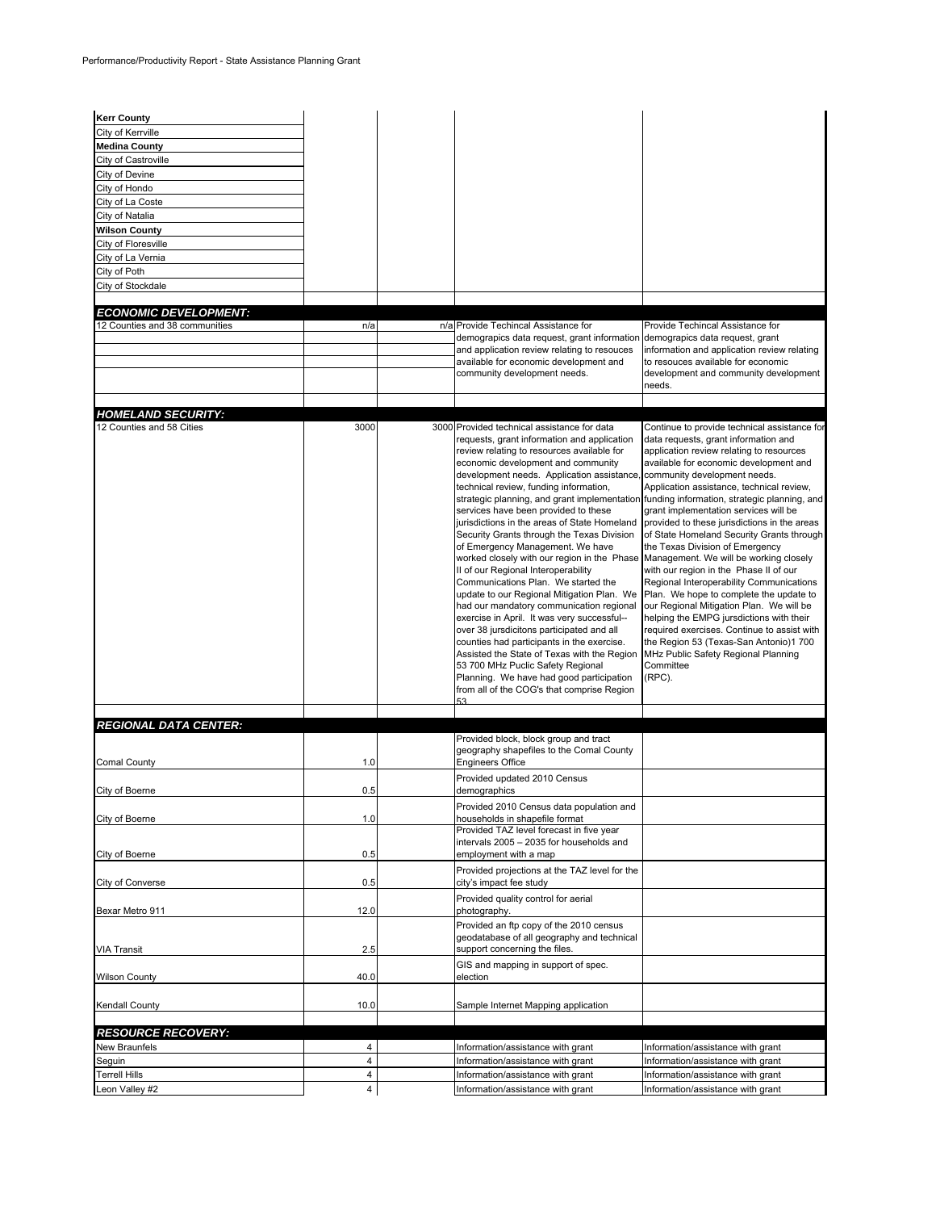Performance/Productivity Report - State Assistance Planning Grant

| | | | | |
|---|---|---|---|---|
| **Kerr County** | | | | |
| City of Kerrville | | | | |
| **Medina County** | | | | |
| City of Castroville | | | | |
| City of Devine | | | | |
| City of Hondo | | | | |
| City of La Coste | | | | |
| City of Natalia | | | | |
| **Wilson County** | | | | |
| City of Floresville | | | | |
| City of La Vernia | | | | |
| City of Poth | | | | |
| City of Stockdale | | | | |
| | | | | |
| ***ECONOMIC DEVELOPMENT:*** | | | | |
| 12 Counties and 38 communities | n/a | n/a | Provide Techincal Assistance for demograpics data request, grant information and application review relating to resouces available for economic development and community development needs. | Provide Techincal Assistance for demograpics data request, grant information and application review relating to resouces available for economic development and community development needs. |
| | | | | |
| ***HOMELAND SECURITY:*** | | | | |
| 12 Counties and 58 Cities | 3000 | 3000 | Provided technical assistance for data requests, grant information and application review relating to resources available for economic development and community development needs. Application assistance, technical review, funding information, strategic planning, and grant implementation services have been provided to these jurisdictions in the areas of State Homeland Security Grants through the Texas Division of Emergency Management. We have worked closely with our region in the Phase II of our Regional Interoperability Communications Plan. We started the update to our Regional Mitigation Plan. We had our mandatory communication regional exercise in April. It was very successful-- over 38 jursdicitons participated and all counties had participants in the exercise. Assisted the State of Texas with the Region 53 700 MHz Puclic Safety Regional Planning. We have had good participation from all of the COG's that comprise Region 53 | Continue to provide technical assistance for data requests, grant information and application review relating to resources available for economic development and community development needs. Application assistance, technical review, funding information, strategic planning, and grant implementation services will be provided to these jurisdictions in the areas of State Homeland Security Grants through the Texas Division of Emergency Management. We will be working closely with our region in the Phase II of our Regional Interoperability Communications Plan. We hope to complete the update to our Regional Mitigation Plan. We will be helping the EMPG jursdictions with their required exercises. Continue to assist with the Region 53 (Texas-San Antonio)1 700 MHz Public Safety Regional Planning Committee (RPC). |
| | | | | |
| ***REGIONAL DATA CENTER:*** | | | | |
| Comal County | 1.0 | | Provided block, block group and tract geography shapefiles to the Comal County Engineers Office | |
| City of Boerne | 0.5 | | Provided updated 2010 Census demographics | |
| City of Boerne | 1.0 | | Provided 2010 Census data population and households in shapefile format | |
| City of Boerne | 0.5 | | Provided TAZ level forecast in five year intervals 2005 – 2035 for households and employment with a map | |
| City of Converse | 0.5 | | Provided projections at the TAZ level for the city's impact fee study | |
| Bexar Metro 911 | 12.0 | | Provided quality control for aerial photography. | |
| VIA Transit | 2.5 | | Provided an ftp copy of the 2010 census geodatabase of all geography and technical support concerning the files. | |
| Wilson County | 40.0 | | GIS and mapping in support of spec. election | |
| Kendall County | 10.0 | | Sample Internet Mapping application | |
| | | | | |
| ***RESOURCE RECOVERY:*** | | | | |
| New Braunfels | 4 | | Information/assistance with grant | Information/assistance with grant |
| Seguin | 4 | | Information/assistance with grant | Information/assistance with grant |
| Terrell Hills | 4 | | Information/assistance with grant | Information/assistance with grant |
| Leon Valley #2 | 4 | | Information/assistance with grant | Information/assistance with grant |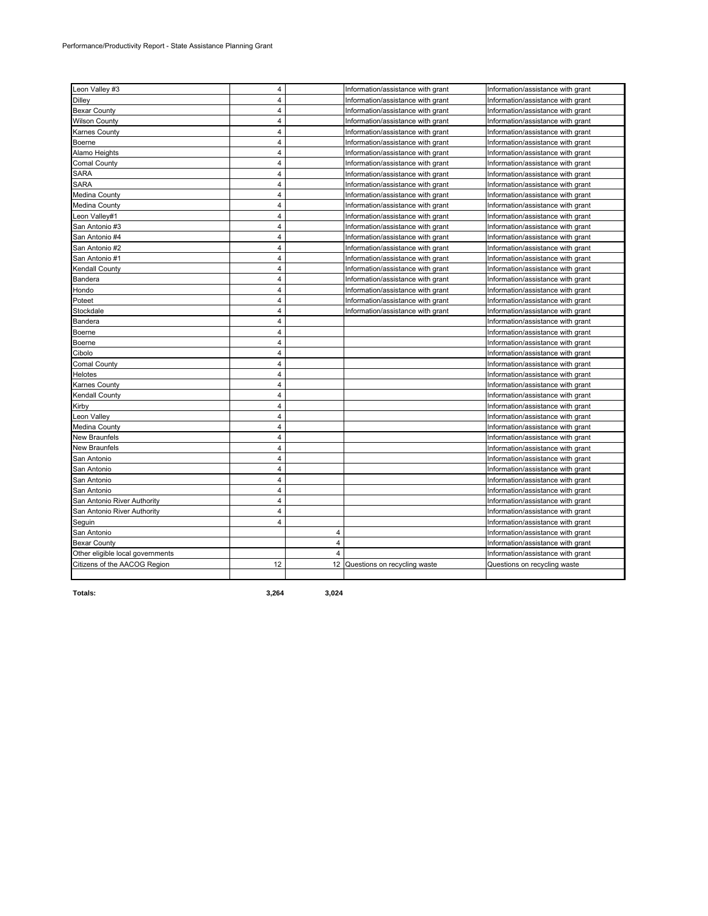Performance/Productivity Report - State Assistance Planning Grant

| | | | | |
|---|---|---|---|---|
| Leon Valley #3 | 4 | | Information/assistance with grant | Information/assistance with grant |
| Dilley | 4 | | Information/assistance with grant | Information/assistance with grant |
| Bexar County | 4 | | Information/assistance with grant | Information/assistance with grant |
| Wilson County | 4 | | Information/assistance with grant | Information/assistance with grant |
| Karnes County | 4 | | Information/assistance with grant | Information/assistance with grant |
| Boerne | 4 | | Information/assistance with grant | Information/assistance with grant |
| Alamo Heights | 4 | | Information/assistance with grant | Information/assistance with grant |
| Comal County | 4 | | Information/assistance with grant | Information/assistance with grant |
| SARA | 4 | | Information/assistance with grant | Information/assistance with grant |
| SARA | 4 | | Information/assistance with grant | Information/assistance with grant |
| Medina County | 4 | | Information/assistance with grant | Information/assistance with grant |
| Medina County | 4 | | Information/assistance with grant | Information/assistance with grant |
| Leon Valley#1 | 4 | | Information/assistance with grant | Information/assistance with grant |
| San Antonio #3 | 4 | | Information/assistance with grant | Information/assistance with grant |
| San Antonio #4 | 4 | | Information/assistance with grant | Information/assistance with grant |
| San Antonio #2 | 4 | | Information/assistance with grant | Information/assistance with grant |
| San Antonio #1 | 4 | | Information/assistance with grant | Information/assistance with grant |
| Kendall County | 4 | | Information/assistance with grant | Information/assistance with grant |
| Bandera | 4 | | Information/assistance with grant | Information/assistance with grant |
| Hondo | 4 | | Information/assistance with grant | Information/assistance with grant |
| Poteet | 4 | | Information/assistance with grant | Information/assistance with grant |
| Stockdale | 4 | | Information/assistance with grant | Information/assistance with grant |
| Bandera | 4 | | | Information/assistance with grant |
| Boerne | 4 | | | Information/assistance with grant |
| Boerne | 4 | | | Information/assistance with grant |
| Cibolo | 4 | | | Information/assistance with grant |
| Comal County | 4 | | | Information/assistance with grant |
| Helotes | 4 | | | Information/assistance with grant |
| Karnes County | 4 | | | Information/assistance with grant |
| Kendall County | 4 | | | Information/assistance with grant |
| Kirby | 4 | | | Information/assistance with grant |
| Leon Valley | 4 | | | Information/assistance with grant |
| Medina County | 4 | | | Information/assistance with grant |
| New Braunfels | 4 | | | Information/assistance with grant |
| New Braunfels | 4 | | | Information/assistance with grant |
| San Antonio | 4 | | | Information/assistance with grant |
| San Antonio | 4 | | | Information/assistance with grant |
| San Antonio | 4 | | | Information/assistance with grant |
| San Antonio | 4 | | | Information/assistance with grant |
| San Antonio River Authority | 4 | | | Information/assistance with grant |
| San Antonio River Authority | 4 | | | Information/assistance with grant |
| Seguin | 4 | | | Information/assistance with grant |
| San Antonio | | 4 | | Information/assistance with grant |
| Bexar County | | 4 | | Information/assistance with grant |
| Other eligible local governments | | 4 | | Information/assistance with grant |
| Citizens of the AACOG Region | 12 | 12 | Questions on recycling waste | Questions on recycling waste |
| | | | | |
| **Totals:** | **3,264** | **3,024** | | |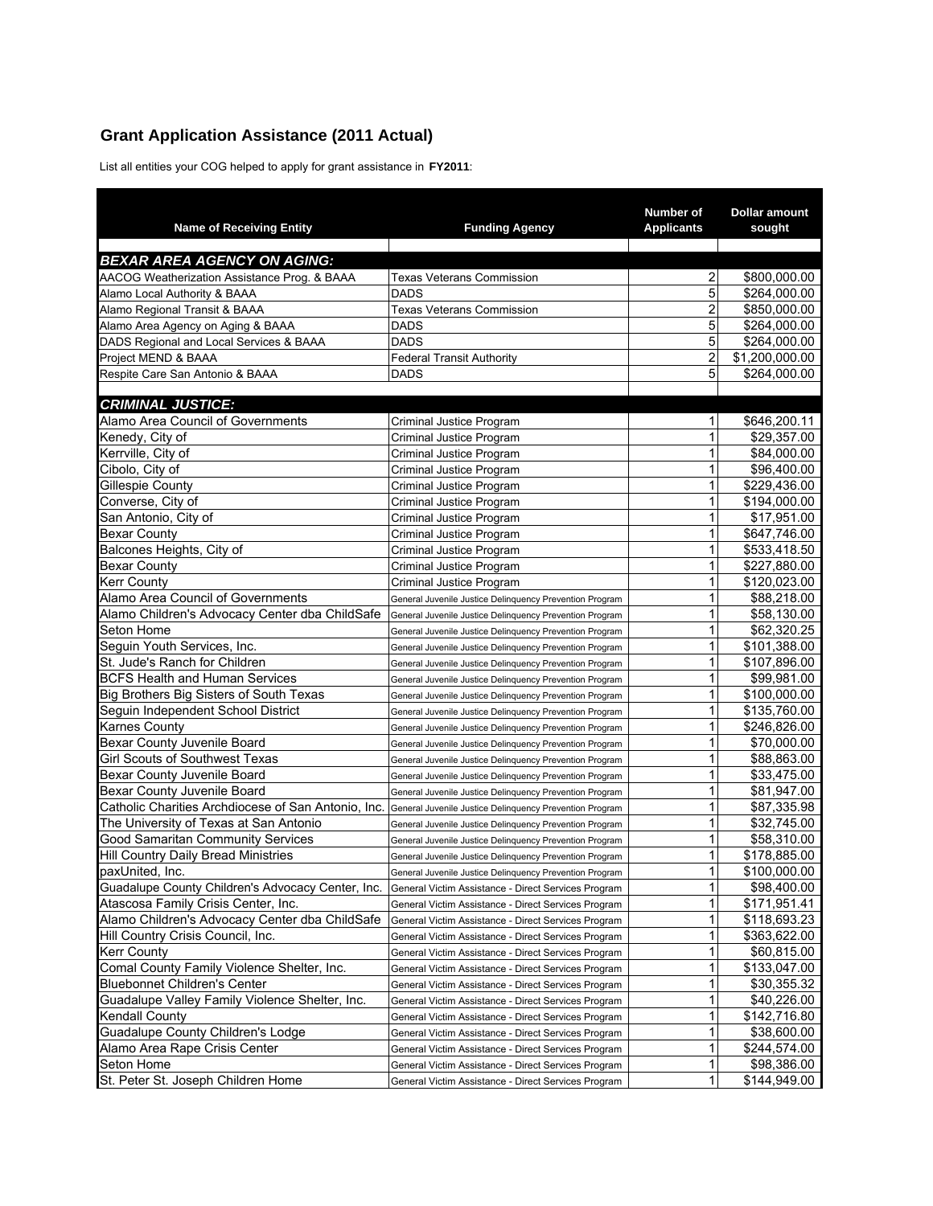## Grant Application Assistance (2011 Actual)

List all entities your COG helped to apply for grant assistance in **FY2011**:

| Name of Receiving Entity | Funding Agency | Number of Applicants | Dollar amount sought |
|---|---|---|---|
| ***BEXAR AREA AGENCY ON AGING:*** | | | |
| AACOG Weatherization Assistance Prog. & BAAA | Texas Veterans Commission | 2 | $800,000.00 |
| Alamo Local Authority & BAAA | DADS | 5 | $264,000.00 |
| Alamo Regional Transit & BAAA | Texas Veterans Commission | 2 | $850,000.00 |
| Alamo Area Agency on Aging & BAAA | DADS | 5 | $264,000.00 |
| DADS Regional and Local Services & BAAA | DADS | 5 | $264,000.00 |
| Project MEND & BAAA | Federal Transit Authority | 2 | $1,200,000.00 |
| Respite Care San Antonio & BAAA | DADS | 5 | $264,000.00 |
| ***CRIMINAL JUSTICE:*** | | | |
| Alamo Area Council of Governments | Criminal Justice Program | 1 | $646,200.11 |
| Kenedy, City of | Criminal Justice Program | 1 | $29,357.00 |
| Kerrville, City of | Criminal Justice Program | 1 | $84,000.00 |
| Cibolo, City of | Criminal Justice Program | 1 | $96,400.00 |
| Gillespie County | Criminal Justice Program | 1 | $229,436.00 |
| Converse, City of | Criminal Justice Program | 1 | $194,000.00 |
| San Antonio, City of | Criminal Justice Program | 1 | $17,951.00 |
| Bexar County | Criminal Justice Program | 1 | $647,746.00 |
| Balcones Heights, City of | Criminal Justice Program | 1 | $533,418.50 |
| Bexar County | Criminal Justice Program | 1 | $227,880.00 |
| Kerr County | Criminal Justice Program | 1 | $120,023.00 |
| Alamo Area Council of Governments | General Juvenile Justice Delinquency Prevention Program | 1 | $88,218.00 |
| Alamo Children's Advocacy Center dba ChildSafe | General Juvenile Justice Delinquency Prevention Program | 1 | $58,130.00 |
| Seton Home | General Juvenile Justice Delinquency Prevention Program | 1 | $62,320.25 |
| Seguin Youth Services, Inc. | General Juvenile Justice Delinquency Prevention Program | 1 | $101,388.00 |
| St. Jude's Ranch for Children | General Juvenile Justice Delinquency Prevention Program | 1 | $107,896.00 |
| BCFS Health and Human Services | General Juvenile Justice Delinquency Prevention Program | 1 | $99,981.00 |
| Big Brothers Big Sisters of South Texas | General Juvenile Justice Delinquency Prevention Program | 1 | $100,000.00 |
| Seguin Independent School District | General Juvenile Justice Delinquency Prevention Program | 1 | $135,760.00 |
| Karnes County | General Juvenile Justice Delinquency Prevention Program | 1 | $246,826.00 |
| Bexar County Juvenile Board | General Juvenile Justice Delinquency Prevention Program | 1 | $70,000.00 |
| Girl Scouts of Southwest Texas | General Juvenile Justice Delinquency Prevention Program | 1 | $88,863.00 |
| Bexar County Juvenile Board | General Juvenile Justice Delinquency Prevention Program | 1 | $33,475.00 |
| Bexar County Juvenile Board | General Juvenile Justice Delinquency Prevention Program | 1 | $81,947.00 |
| Catholic Charities Archdiocese of San Antonio, Inc. | General Juvenile Justice Delinquency Prevention Program | 1 | $87,335.98 |
| The University of Texas at San Antonio | General Juvenile Justice Delinquency Prevention Program | 1 | $32,745.00 |
| Good Samaritan Community Services | General Juvenile Justice Delinquency Prevention Program | 1 | $58,310.00 |
| Hill Country Daily Bread Ministries | General Juvenile Justice Delinquency Prevention Program | 1 | $178,885.00 |
| paxUnited, Inc. | General Juvenile Justice Delinquency Prevention Program | 1 | $100,000.00 |
| Guadalupe County Children's Advocacy Center, Inc. | General Victim Assistance - Direct Services Program | 1 | $98,400.00 |
| Atascosa Family Crisis Center, Inc. | General Victim Assistance - Direct Services Program | 1 | $171,951.41 |
| Alamo Children's Advocacy Center dba ChildSafe | General Victim Assistance - Direct Services Program | 1 | $118,693.23 |
| Hill Country Crisis Council, Inc. | General Victim Assistance - Direct Services Program | 1 | $363,622.00 |
| Kerr County | General Victim Assistance - Direct Services Program | 1 | $60,815.00 |
| Comal County Family Violence Shelter, Inc. | General Victim Assistance - Direct Services Program | 1 | $133,047.00 |
| Bluebonnet Children's Center | General Victim Assistance - Direct Services Program | 1 | $30,355.32 |
| Guadalupe Valley Family Violence Shelter, Inc. | General Victim Assistance - Direct Services Program | 1 | $40,226.00 |
| Kendall County | General Victim Assistance - Direct Services Program | 1 | $142,716.80 |
| Guadalupe County Children's Lodge | General Victim Assistance - Direct Services Program | 1 | $38,600.00 |
| Alamo Area Rape Crisis Center | General Victim Assistance - Direct Services Program | 1 | $244,574.00 |
| Seton Home | General Victim Assistance - Direct Services Program | 1 | $98,386.00 |
| St. Peter St. Joseph Children Home | General Victim Assistance - Direct Services Program | 1 | $144,949.00 |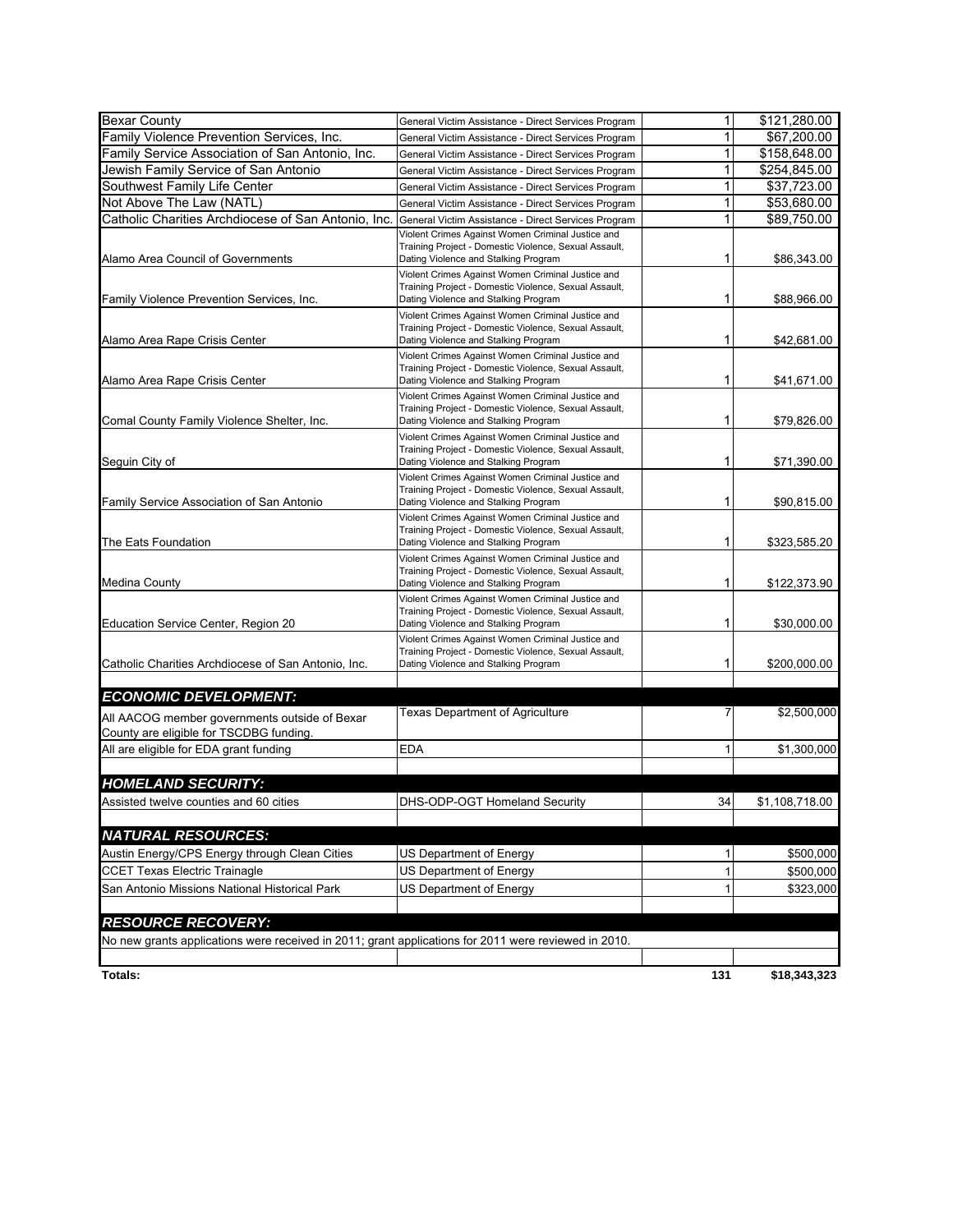| | | | |
|---|---|---|---|
| Bexar County | General Victim Assistance - Direct Services Program | 1 | $121,280.00 |
| Family Violence Prevention Services, Inc. | General Victim Assistance - Direct Services Program | 1 | $67,200.00 |
| Family Service Association of San Antonio, Inc. | General Victim Assistance - Direct Services Program | 1 | $158,648.00 |
| Jewish Family Service of San Antonio | General Victim Assistance - Direct Services Program | 1 | $254,845.00 |
| Southwest Family Life Center | General Victim Assistance - Direct Services Program | 1 | $37,723.00 |
| Not Above The Law (NATL) | General Victim Assistance - Direct Services Program | 1 | $53,680.00 |
| Catholic Charities Archdiocese of San Antonio, Inc. | General Victim Assistance - Direct Services Program | 1 | $89,750.00 |
| Alamo Area Council of Governments | Violent Crimes Against Women Criminal Justice and Training Project - Domestic Violence, Sexual Assault, Dating Violence and Stalking Program | 1 | $86,343.00 |
| Family Violence Prevention Services, Inc. | Violent Crimes Against Women Criminal Justice and Training Project - Domestic Violence, Sexual Assault, Dating Violence and Stalking Program | 1 | $88,966.00 |
| Alamo Area Rape Crisis Center | Violent Crimes Against Women Criminal Justice and Training Project - Domestic Violence, Sexual Assault, Dating Violence and Stalking Program | 1 | $42,681.00 |
| Alamo Area Rape Crisis Center | Violent Crimes Against Women Criminal Justice and Training Project - Domestic Violence, Sexual Assault, Dating Violence and Stalking Program | 1 | $41,671.00 |
| Comal County Family Violence Shelter, Inc. | Violent Crimes Against Women Criminal Justice and Training Project - Domestic Violence, Sexual Assault, Dating Violence and Stalking Program | 1 | $79,826.00 |
| Seguin City of | Violent Crimes Against Women Criminal Justice and Training Project - Domestic Violence, Sexual Assault, Dating Violence and Stalking Program | 1 | $71,390.00 |
| Family Service Association of San Antonio | Violent Crimes Against Women Criminal Justice and Training Project - Domestic Violence, Sexual Assault, Dating Violence and Stalking Program | 1 | $90,815.00 |
| The Eats Foundation | Violent Crimes Against Women Criminal Justice and Training Project - Domestic Violence, Sexual Assault, Dating Violence and Stalking Program | 1 | $323,585.20 |
| Medina County | Violent Crimes Against Women Criminal Justice and Training Project - Domestic Violence, Sexual Assault, Dating Violence and Stalking Program | 1 | $122,373.90 |
| Education Service Center, Region 20 | Violent Crimes Against Women Criminal Justice and Training Project - Domestic Violence, Sexual Assault, Dating Violence and Stalking Program | 1 | $30,000.00 |
| Catholic Charities Archdiocese of San Antonio, Inc. | Violent Crimes Against Women Criminal Justice and Training Project - Domestic Violence, Sexual Assault, Dating Violence and Stalking Program | 1 | $200,000.00 |
| | | | |
| ***ECONOMIC DEVELOPMENT:*** | | | |
| All AACOG member governments outside of Bexar County are eligible for TSCDBG funding. | Texas Department of Agriculture | 7 | $2,500,000 |
| All are eligible for EDA grant funding | EDA | 1 | $1,300,000 |
| | | | |
| ***HOMELAND SECURITY:*** | | | |
| Assisted twelve counties and 60 cities | DHS-ODP-OGT Homeland Security | 34 | $1,108,718.00 |
| | | | |
| ***NATURAL RESOURCES:*** | | | |
| Austin Energy/CPS Energy through Clean Cities | US Department of Energy | 1 | $500,000 |
| CCET Texas Electric Trainagle | US Department of Energy | 1 | $500,000 |
| San Antonio Missions National Historical Park | US Department of Energy | 1 | $323,000 |
| | | | |
| ***RESOURCE RECOVERY:*** | | | |
| No new grants applications were received in 2011; grant applications for 2011 were reviewed in 2010. | | | |
| | | | |
| **Totals:** | | **131** | **$18,343,323** |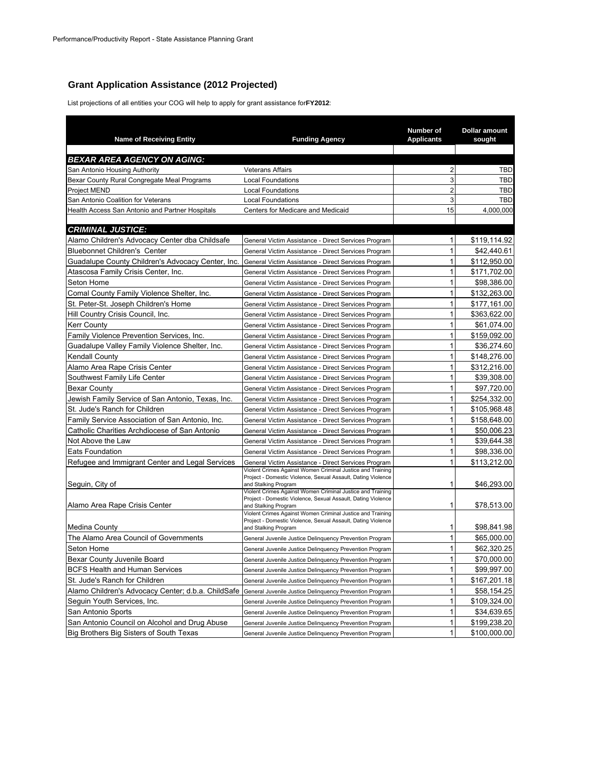Performance/Productivity Report - State Assistance Planning Grant

## Grant Application Assistance (2012 Projected)

List projections of all entities your COG will help to apply for grant assistance for **FY2012**:

| Name of Receiving Entity | Funding Agency | Number of Applicants | Dollar amount sought |
|---|---|---|---|
| ***BEXAR AREA AGENCY ON AGING:*** | | | |
| San Antonio Housing Authority | Veterans Affairs | 2 | TBD |
| Bexar County Rural Congregate Meal Programs | Local Foundations | 3 | TBD |
| Project MEND | Local Foundations | 2 | TBD |
| San Antonio Coalition for Veterans | Local Foundations | 3 | TBD |
| Health Access San Antonio and Partner Hospitals | Centers for Medicare and Medicaid | 15 | 4,000,000 |
| ***CRIMINAL JUSTICE:*** | | | |
| Alamo Children's Advocacy Center dba Childsafe | General Victim Assistance - Direct Services Program | 1 | $119,114.92 |
| Bluebonnet Children's Center | General Victim Assistance - Direct Services Program | 1 | $42,440.61 |
| Guadalupe County Children's Advocacy Center, Inc. | General Victim Assistance - Direct Services Program | 1 | $112,950.00 |
| Atascosa Family Crisis Center, Inc. | General Victim Assistance - Direct Services Program | 1 | $171,702.00 |
| Seton Home | General Victim Assistance - Direct Services Program | 1 | $98,386.00 |
| Comal County Family Violence Shelter, Inc. | General Victim Assistance - Direct Services Program | 1 | $132,263.00 |
| St. Peter-St. Joseph Children's Home | General Victim Assistance - Direct Services Program | 1 | $177,161.00 |
| Hill Country Crisis Council, Inc. | General Victim Assistance - Direct Services Program | 1 | $363,622.00 |
| Kerr County | General Victim Assistance - Direct Services Program | 1 | $61,074.00 |
| Family Violence Prevention Services, Inc. | General Victim Assistance - Direct Services Program | 1 | $159,092.00 |
| Guadalupe Valley Family Violence Shelter, Inc. | General Victim Assistance - Direct Services Program | 1 | $36,274.60 |
| Kendall County | General Victim Assistance - Direct Services Program | 1 | $148,276.00 |
| Alamo Area Rape Crisis Center | General Victim Assistance - Direct Services Program | 1 | $312,216.00 |
| Southwest Family Life Center | General Victim Assistance - Direct Services Program | 1 | $39,308.00 |
| Bexar County | General Victim Assistance - Direct Services Program | 1 | $97,720.00 |
| Jewish Family Service of San Antonio, Texas, Inc. | General Victim Assistance - Direct Services Program | 1 | $254,332.00 |
| St. Jude's Ranch for Children | General Victim Assistance - Direct Services Program | 1 | $105,968.48 |
| Family Service Association of San Antonio, Inc. | General Victim Assistance - Direct Services Program | 1 | $158,648.00 |
| Catholic Charities Archdiocese of San Antonio | General Victim Assistance - Direct Services Program | 1 | $50,006.23 |
| Not Above the Law | General Victim Assistance - Direct Services Program | 1 | $39,644.38 |
| Eats Foundation | General Victim Assistance - Direct Services Program | 1 | $98,336.00 |
| Refugee and Immigrant Center and Legal Services | General Victim Assistance - Direct Services Program | 1 | $113,212.00 |
| Seguin, City of | Violent Crimes Against Women Criminal Justice and Training Project - Domestic Violence, Sexual Assault, Dating Violence and Stalking Program | 1 | $46,293.00 |
| Alamo Area Rape Crisis Center | Violent Crimes Against Women Criminal Justice and Training Project - Domestic Violence, Sexual Assault, Dating Violence and Stalking Program | 1 | $78,513.00 |
| Medina County | Violent Crimes Against Women Criminal Justice and Training Project - Domestic Violence, Sexual Assault, Dating Violence and Stalking Program | 1 | $98,841.98 |
| The Alamo Area Council of Governments | General Juvenile Justice Delinquency Prevention Program | 1 | $65,000.00 |
| Seton Home | General Juvenile Justice Delinquency Prevention Program | 1 | $62,320.25 |
| Bexar County Juvenile Board | General Juvenile Justice Delinquency Prevention Program | 1 | $70,000.00 |
| BCFS Health and Human Services | General Juvenile Justice Delinquency Prevention Program | 1 | $99,997.00 |
| St. Jude's Ranch for Children | General Juvenile Justice Delinquency Prevention Program | 1 | $167,201.18 |
| Alamo Children's Advocacy Center; d.b.a. ChildSafe | General Juvenile Justice Delinquency Prevention Program | 1 | $58,154.25 |
| Seguin Youth Services, Inc. | General Juvenile Justice Delinquency Prevention Program | 1 | $109,324.00 |
| San Antonio Sports | General Juvenile Justice Delinquency Prevention Program | 1 | $34,639.65 |
| San Antonio Council on Alcohol and Drug Abuse | General Juvenile Justice Delinquency Prevention Program | 1 | $199,238.20 |
| Big Brothers Big Sisters of South Texas | General Juvenile Justice Delinquency Prevention Program | 1 | $100,000.00 |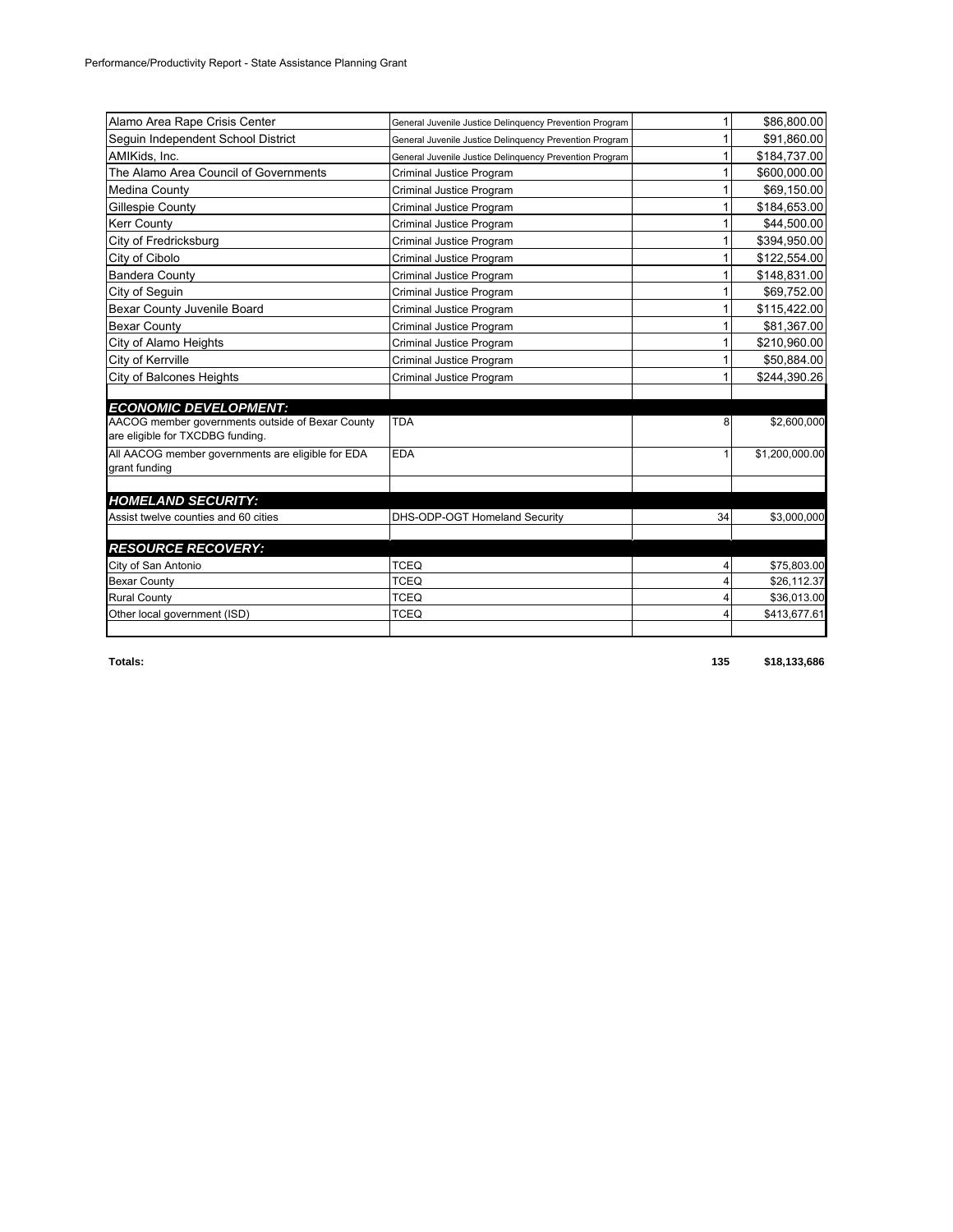| | | | |
|---|---|---|---|
| Alamo Area Rape Crisis Center | General Juvenile Justice Delinquency Prevention Program | 1 | $86,800.00 |
| Seguin Independent School District | General Juvenile Justice Delinquency Prevention Program | 1 | $91,860.00 |
| AMIKids, Inc. | General Juvenile Justice Delinquency Prevention Program | 1 | $184,737.00 |
| The Alamo Area Council of Governments | Criminal Justice Program | 1 | $600,000.00 |
| Medina County | Criminal Justice Program | 1 | $69,150.00 |
| Gillespie County | Criminal Justice Program | 1 | $184,653.00 |
| Kerr County | Criminal Justice Program | 1 | $44,500.00 |
| City of Fredricksburg | Criminal Justice Program | 1 | $394,950.00 |
| City of Cibolo | Criminal Justice Program | 1 | $122,554.00 |
| Bandera County | Criminal Justice Program | 1 | $148,831.00 |
| City of Seguin | Criminal Justice Program | 1 | $69,752.00 |
| Bexar County Juvenile Board | Criminal Justice Program | 1 | $115,422.00 |
| Bexar County | Criminal Justice Program | 1 | $81,367.00 |
| City of Alamo Heights | Criminal Justice Program | 1 | $210,960.00 |
| City of Kerrville | Criminal Justice Program | 1 | $50,884.00 |
| City of Balcones Heights | Criminal Justice Program | 1 | $244,390.26 |
| | | | |
| ***ECONOMIC DEVELOPMENT:*** | | | |
| AACOG member governments outside of Bexar County are eligible for TXCDBG funding. | TDA | 8 | $2,600,000 |
| All AACOG member governments are eligible for EDA grant funding | EDA | 1 | $1,200,000.00 |
| | | | |
| ***HOMELAND SECURITY:*** | | | |
| Assist twelve counties and 60 cities | DHS-ODP-OGT Homeland Security | 34 | $3,000,000 |
| | | | |
| ***RESOURCE RECOVERY:*** | | | |
| City of San Antonio | TCEQ | 4 | $75,803.00 |
| Bexar County | TCEQ | 4 | $26,112.37 |
| Rural County | TCEQ | 4 | $36,013.00 |
| Other local government (ISD) | TCEQ | 4 | $413,677.61 |
| | | | |
| **Totals:** | | **135** | **$18,133,686** |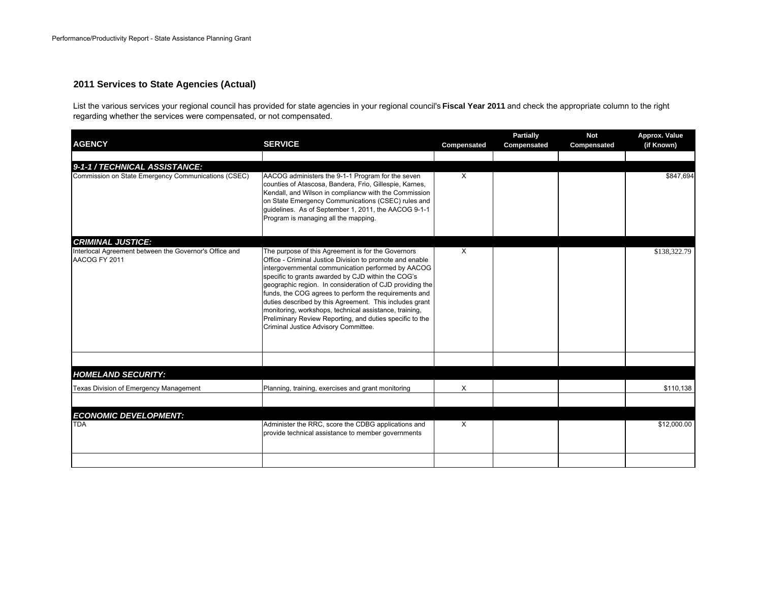## 2011 Services to State Agencies (Actual)

List the various services your regional council has provided for state agencies in your regional council's **Fiscal Year 2011** and check the appropriate column to the right regarding whether the services were compensated, or not compensated.

| AGENCY | SERVICE | Compensated | Partially Compensated | Not Compensated | Approx. Value (if Known) |
|---|---|---|---|---|---|
| | | | | | |
| ***9-1-1 / TECHNICAL ASSISTANCE:*** | | | | | |
| Commission on State Emergency Communications (CSEC) | AACOG administers the 9-1-1 Program for the seven counties of Atascosa, Bandera, Frio, Gillespie, Karnes, Kendall, and Wilson in compliancw with the Commission on State Emergency Communications (CSEC) rules and guidelines. As of September 1, 2011, the AACOG 9-1-1 Program is managing all the mapping. | X | | | $847,694 |
| ***CRIMINAL JUSTICE:*** | | | | | |
| Interlocal Agreement between the Governor's Office and AACOG FY 2011 | The purpose of this Agreement is for the Governors Office - Criminal Justice Division to promote and enable intergovernmental communication performed by AACOG specific to grants awarded by CJD within the COG's geographic region. In consideration of CJD providing the funds, the COG agrees to perform the requirements and duties described by this Agreement. This includes grant monitoring, workshops, technical assistance, training, Preliminary Review Reporting, and duties specific to the Criminal Justice Advisory Committee. | X | | | $138,322.79 |
| | | | | | |
| ***HOMELAND SECURITY:*** | | | | | |
| Texas Division of Emergency Management | Planning, training, exercises and grant monitoring | X | | | $110,138 |
| | | | | | |
| ***ECONOMIC DEVELOPMENT:*** | | | | | |
| TDA | Administer the RRC, score the CDBG applications and provide technical assistance to member governments | X | | | $12,000.00 |
| | | | | | |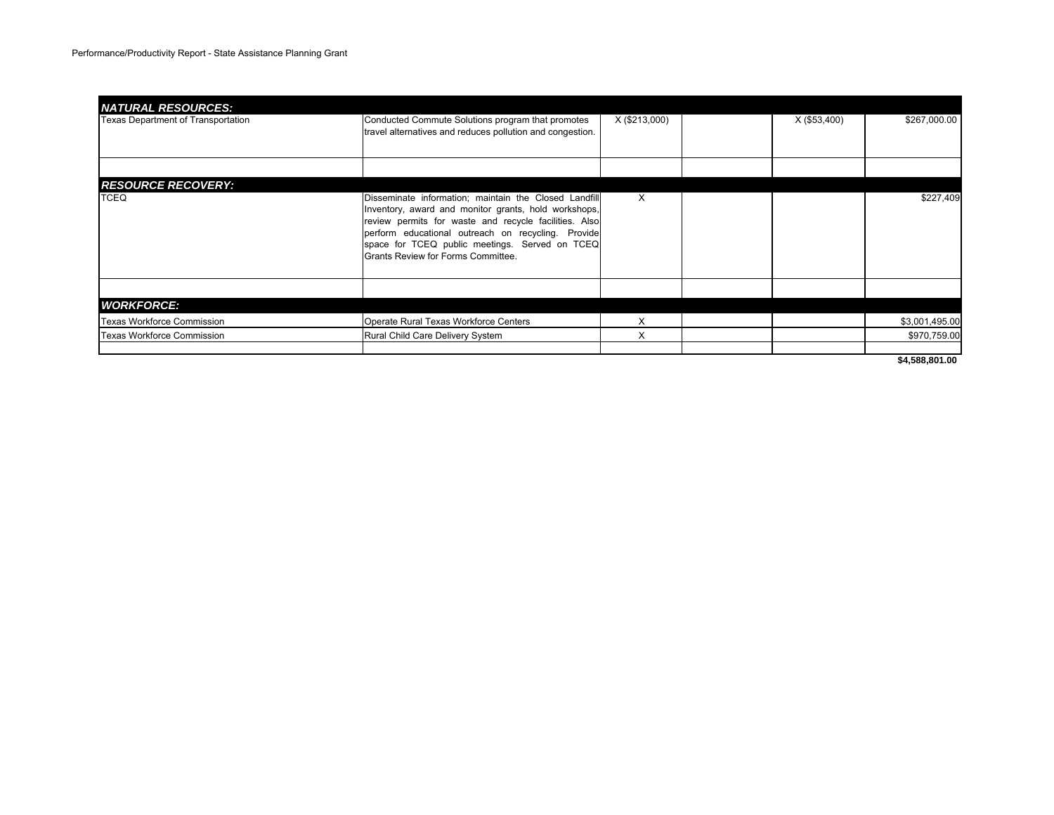| | | | | | |
|---|---|---|---|---|---|
| ***NATURAL RESOURCES:*** | | | | | |
| Texas Department of Transportation | Conducted Commute Solutions program that promotes travel alternatives and reduces pollution and congestion. | X ($213,000) | | X ($53,400) | $267,000.00 |
| | | | | | |
| ***RESOURCE RECOVERY:*** | | | | | |
| TCEQ | Disseminate information; maintain the Closed Landfill Inventory, award and monitor grants, hold workshops, review permits for waste and recycle facilities. Also perform educational outreach on recycling. Provide space for TCEQ public meetings. Served on TCEQ Grants Review for Forms Committee. | X | | | $227,409 |
| | | | | | |
| ***WORKFORCE:*** | | | | | |
| Texas Workforce Commission | Operate Rural Texas Workforce Centers | X | | | $3,001,495.00 |
| Texas Workforce Commission | Rural Child Care Delivery System | X | | | $970,759.00 |
| | | | | | |
| | | | | | **$4,588,801.00** |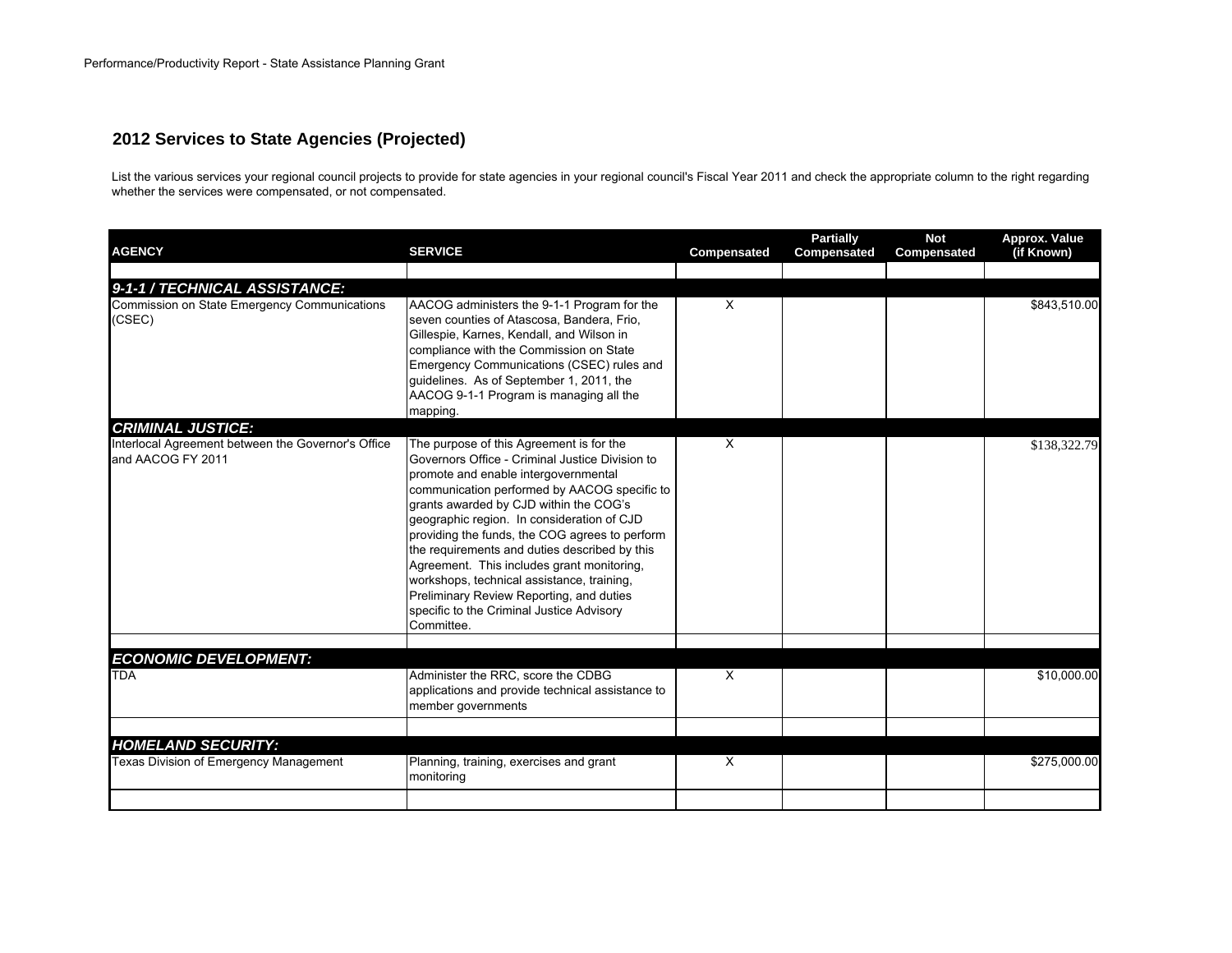## 2012 Services to State Agencies (Projected)

List the various services your regional council projects to provide for state agencies in your regional council's Fiscal Year 2011 and check the appropriate column to the right regarding whether the services were compensated, or not compensated.

| AGENCY | SERVICE | Compensated | Partially Compensated | Not Compensated | Approx. Value (if Known) |
|---|---|---|---|---|---|
| ***9-1-1 / TECHNICAL ASSISTANCE:*** | | | | | |
| Commission on State Emergency Communications (CSEC) | AACOG administers the 9-1-1 Program for the seven counties of Atascosa, Bandera, Frio, Gillespie, Karnes, Kendall, and Wilson in compliance with the Commission on State Emergency Communications (CSEC) rules and guidelines. As of September 1, 2011, the AACOG 9-1-1 Program is managing all the mapping. | X | | | $843,510.00 |
| ***CRIMINAL JUSTICE:*** | | | | | |
| Interlocal Agreement between the Governor's Office and AACOG FY 2011 | The purpose of this Agreement is for the Governors Office - Criminal Justice Division to promote and enable intergovernmental communication performed by AACOG specific to grants awarded by CJD within the COG's geographic region. In consideration of CJD providing the funds, the COG agrees to perform the requirements and duties described by this Agreement. This includes grant monitoring, workshops, technical assistance, training, Preliminary Review Reporting, and duties specific to the Criminal Justice Advisory Committee. | X | | | $138,322.79 |
| ***ECONOMIC DEVELOPMENT:*** | | | | | |
| TDA | Administer the RRC, score the CDBG applications and provide technical assistance to member governments | X | | | $10,000.00 |
| ***HOMELAND SECURITY:*** | | | | | |
| Texas Division of Emergency Management | Planning, training, exercises and grant monitoring | X | | | $275,000.00 |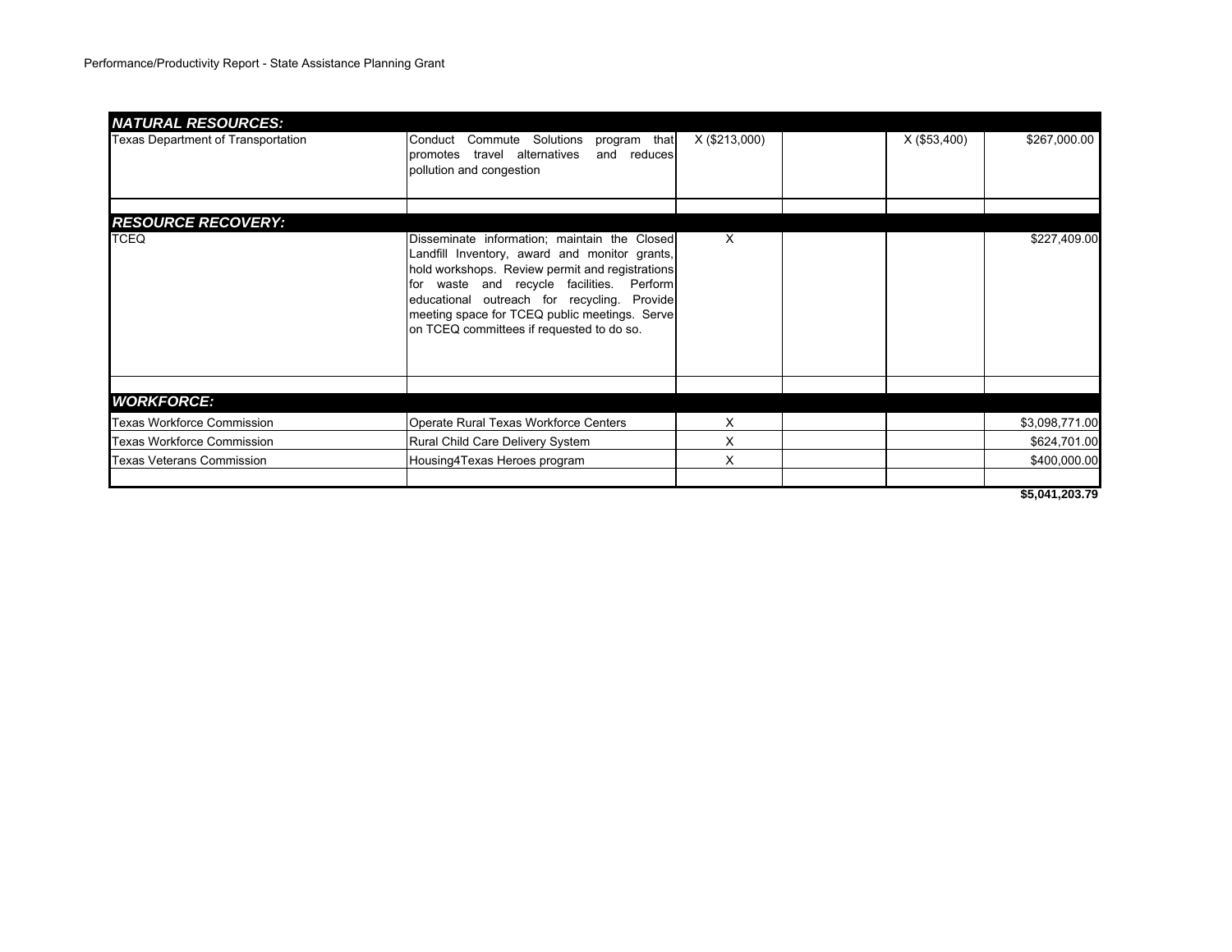| NATURAL RESOURCES: | | | | | |
|---|---|---|---|---|---|
| Texas Department of Transportation | Conduct Commute Solutions program that promotes travel alternatives and reduces pollution and congestion | X ($213,000) | | X ($53,400) | $267,000.00 |
| | | | | | |
| **RESOURCE RECOVERY:** | | | | | |
| TCEQ | Disseminate information; maintain the Closed Landfill Inventory, award and monitor grants, hold workshops. Review permit and registrations for waste and recycle facilities. Perform educational outreach for recycling. Provide meeting space for TCEQ public meetings. Serve on TCEQ committees if requested to do so. | X | | | $227,409.00 |
| | | | | | |
| **WORKFORCE:** | | | | | |
| Texas Workforce Commission | Operate Rural Texas Workforce Centers | X | | | $3,098,771.00 |
| Texas Workforce Commission | Rural Child Care Delivery System | X | | | $624,701.00 |
| Texas Veterans Commission | Housing4Texas Heroes program | X | | | $400,000.00 |
| | | | | | |
| | | | | | **$5,041,203.79** |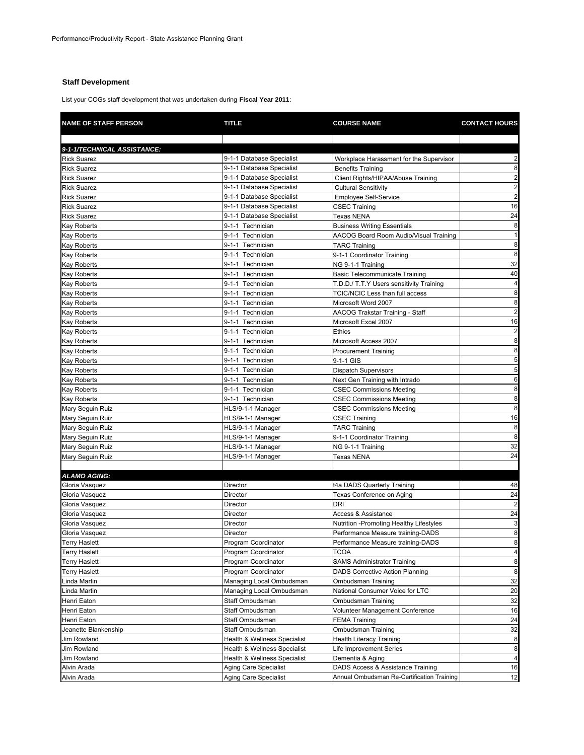Performance/Productivity Report - State Assistance Planning Grant

## Staff Development

List your COGs staff development that was undertaken during **Fiscal Year 2011**:

| NAME OF STAFF PERSON | TITLE | COURSE NAME | CONTACT HOURS |
|---|---|---|---|
| | | | |
| ***9-1-1/TECHNICAL ASSISTANCE:*** | | | |
| Rick Suarez | 9-1-1 Database Specialist | Workplace Harassment for the Supervisor | 2 |
| Rick Suarez | 9-1-1 Database Specialist | Benefits Training | 8 |
| Rick Suarez | 9-1-1 Database Specialist | Client Rights/HIPAA/Abuse Training | 2 |
| Rick Suarez | 9-1-1 Database Specialist | Cultural Sensitivity | 2 |
| Rick Suarez | 9-1-1 Database Specialist | Employee Self-Service | 2 |
| Rick Suarez | 9-1-1 Database Specialist | CSEC Training | 16 |
| Rick Suarez | 9-1-1 Database Specialist | Texas NENA | 24 |
| Kay Roberts | 9-1-1 Technician | Business Writing Essentials | 8 |
| Kay Roberts | 9-1-1 Technician | AACOG Board Room Audio/Visual Training | 1 |
| Kay Roberts | 9-1-1 Technician | TARC Training | 8 |
| Kay Roberts | 9-1-1 Technician | 9-1-1 Coordinator Training | 8 |
| Kay Roberts | 9-1-1 Technician | NG 9-1-1 Training | 32 |
| Kay Roberts | 9-1-1 Technician | Basic Telecommunicate Training | 40 |
| Kay Roberts | 9-1-1 Technician | T.D.D./ T.T.Y Users sensitivity Training | 4 |
| Kay Roberts | 9-1-1 Technician | TCIC/NCIC Less than full access | 8 |
| Kay Roberts | 9-1-1 Technician | Microsoft Word 2007 | 8 |
| Kay Roberts | 9-1-1 Technician | AACOG Trakstar Training - Staff | 2 |
| Kay Roberts | 9-1-1 Technician | Microsoft Excel 2007 | 16 |
| Kay Roberts | 9-1-1 Technician | Ethics | 2 |
| Kay Roberts | 9-1-1 Technician | Microsoft Access 2007 | 8 |
| Kay Roberts | 9-1-1 Technician | Procurement Training | 8 |
| Kay Roberts | 9-1-1 Technician | 9-1-1 GIS | 5 |
| Kay Roberts | 9-1-1 Technician | Dispatch Supervisors | 5 |
| Kay Roberts | 9-1-1 Technician | Next Gen Training with Intrado | 6 |
| Kay Roberts | 9-1-1 Technician | CSEC Commissions Meeting | 8 |
| Kay Roberts | 9-1-1 Technician | CSEC Commissions Meeting | 8 |
| Mary Seguin Ruiz | HLS/9-1-1 Manager | CSEC Commissions Meeting | 8 |
| Mary Seguin Ruiz | HLS/9-1-1 Manager | CSEC Training | 16 |
| Mary Seguin Ruiz | HLS/9-1-1 Manager | TARC Training | 8 |
| Mary Seguin Ruiz | HLS/9-1-1 Manager | 9-1-1 Coordinator Training | 8 |
| Mary Seguin Ruiz | HLS/9-1-1 Manager | NG 9-1-1 Training | 32 |
| Mary Seguin Ruiz | HLS/9-1-1 Manager | Texas NENA | 24 |
| | | | |
| ***ALAMO AGING:*** | | | |
| Gloria Vasquez | Director | t4a DADS Quarterly Training | 48 |
| Gloria Vasquez | Director | Texas Conference on Aging | 24 |
| Gloria Vasquez | Director | DRI | 2 |
| Gloria Vasquez | Director | Access & Assistance | 24 |
| Gloria Vasquez | Director | Nutrition -Promoting Healthy Lifestyles | 3 |
| Gloria Vasquez | Director | Performance Measure training-DADS | 8 |
| Terry Haslett | Program Coordinator | Performance Measure training-DADS | 8 |
| Terry Haslett | Program Coordinator | TCOA | 4 |
| Terry Haslett | Program Coordinator | SAMS Administrator Training | 8 |
| Terry Haslett | Program Coordinator | DADS Corrective Action Planning | 8 |
| Linda Martin | Managing Local Ombudsman | Ombudsman Training | 32 |
| Linda Martin | Managing Local Ombudsman | National Consumer Voice for LTC | 20 |
| Henri Eaton | Staff Ombudsman | Ombudsman Training | 32 |
| Henri Eaton | Staff Ombudsman | Volunteer Management Conference | 16 |
| Henri Eaton | Staff Ombudsman | FEMA Training | 24 |
| Jeanette Blankenship | Staff Ombudsman | Ombudsman Training | 32 |
| Jim Rowland | Health & Wellness Specialist | Health Literacy Training | 8 |
| Jim Rowland | Health & Wellness Specialist | Life Improvement Series | 8 |
| Jim Rowland | Health & Wellness Specialist | Dementia & Aging | 4 |
| Alvin Arada | Aging Care Specialist | DADS Access & Assistance Training | 16 |
| Alvin Arada | Aging Care Specialist | Annual Ombudsman Re-Certification Training | 12 |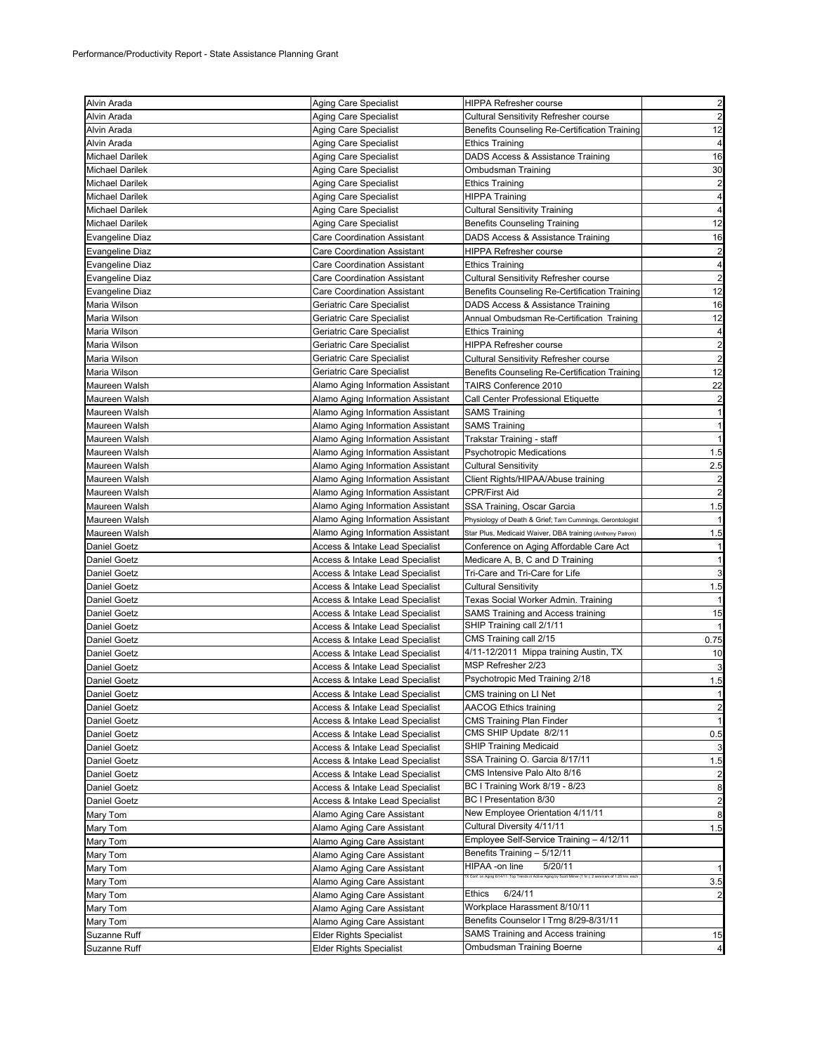Performance/Productivity Report - State Assistance Planning Grant

| | | | |
|---|---|---|---|
| Alvin Arada | Aging Care Specialist | HIPPA Refresher course | 2 |
| Alvin Arada | Aging Care Specialist | Cultural Sensitivity Refresher course | 2 |
| Alvin Arada | Aging Care Specialist | Benefits Counseling Re-Certification Training | 12 |
| Alvin Arada | Aging Care Specialist | Ethics Training | 4 |
| Michael Darilek | Aging Care Specialist | DADS Access & Assistance Training | 16 |
| Michael Darilek | Aging Care Specialist | Ombudsman Training | 30 |
| Michael Darilek | Aging Care Specialist | Ethics Training | 2 |
| Michael Darilek | Aging Care Specialist | HIPPA Training | 4 |
| Michael Darilek | Aging Care Specialist | Cultural Sensitivity Training | 4 |
| Michael Darilek | Aging Care Specialist | Benefits Counseling Training | 12 |
| Evangeline Diaz | Care Coordination Assistant | DADS Access & Assistance Training | 16 |
| Evangeline Diaz | Care Coordination Assistant | HIPPA Refresher course | 2 |
| Evangeline Diaz | Care Coordination Assistant | Ethics Training | 4 |
| Evangeline Diaz | Care Coordination Assistant | Cultural Sensitivity Refresher course | 2 |
| Evangeline Diaz | Care Coordination Assistant | Benefits Counseling Re-Certification Training | 12 |
| Maria Wilson | Geriatric Care Specialist | DADS Access & Assistance Training | 16 |
| Maria Wilson | Geriatric Care Specialist | Annual Ombudsman Re-Certification Training | 12 |
| Maria Wilson | Geriatric Care Specialist | Ethics Training | 4 |
| Maria Wilson | Geriatric Care Specialist | HIPPA Refresher course | 2 |
| Maria Wilson | Geriatric Care Specialist | Cultural Sensitivity Refresher course | 2 |
| Maria Wilson | Geriatric Care Specialist | Benefits Counseling Re-Certification Training | 12 |
| Maureen Walsh | Alamo Aging Information Assistant | TAIRS Conference 2010 | 22 |
| Maureen Walsh | Alamo Aging Information Assistant | Call Center Professional Etiquette | 2 |
| Maureen Walsh | Alamo Aging Information Assistant | SAMS Training | 1 |
| Maureen Walsh | Alamo Aging Information Assistant | SAMS Training | 1 |
| Maureen Walsh | Alamo Aging Information Assistant | Trakstar Training - staff | 1 |
| Maureen Walsh | Alamo Aging Information Assistant | Psychotropic Medications | 1.5 |
| Maureen Walsh | Alamo Aging Information Assistant | Cultural Sensitivity | 2.5 |
| Maureen Walsh | Alamo Aging Information Assistant | Client Rights/HIPAA/Abuse training | 2 |
| Maureen Walsh | Alamo Aging Information Assistant | CPR/First Aid | 2 |
| Maureen Walsh | Alamo Aging Information Assistant | SSA Training, Oscar Garcia | 1.5 |
| Maureen Walsh | Alamo Aging Information Assistant | Physiology of Death & Grief; Tam Cummings, Gerontologist | 1 |
| Maureen Walsh | Alamo Aging Information Assistant | Star Plus, Medicaid Waiver, DBA training (Anthony Patron) | 1.5 |
| Daniel Goetz | Access & Intake Lead Specialist | Conference on Aging Affordable Care Act | 1 |
| Daniel Goetz | Access & Intake Lead Specialist | Medicare A, B, C and D Training | 1 |
| Daniel Goetz | Access & Intake Lead Specialist | Tri-Care and Tri-Care for Life | 3 |
| Daniel Goetz | Access & Intake Lead Specialist | Cultural Sensitivity | 1.5 |
| Daniel Goetz | Access & Intake Lead Specialist | Texas Social Worker Admin. Training | 1 |
| Daniel Goetz | Access & Intake Lead Specialist | SAMS Training and Access training | 15 |
| Daniel Goetz | Access & Intake Lead Specialist | SHIP Training call 2/1/11 | 1 |
| Daniel Goetz | Access & Intake Lead Specialist | CMS Training call 2/15 | 0.75 |
| Daniel Goetz | Access & Intake Lead Specialist | 4/11-12/2011 Mippa training Austin, TX | 10 |
| Daniel Goetz | Access & Intake Lead Specialist | MSP Refresher 2/23 | 3 |
| Daniel Goetz | Access & Intake Lead Specialist | Psychotropic Med Training 2/18 | 1.5 |
| Daniel Goetz | Access & Intake Lead Specialist | CMS training on LI Net | 1 |
| Daniel Goetz | Access & Intake Lead Specialist | AACOG Ethics training | 2 |
| Daniel Goetz | Access & Intake Lead Specialist | CMS Training Plan Finder | 1 |
| Daniel Goetz | Access & Intake Lead Specialist | CMS SHIP Update 8/2/11 | 0.5 |
| Daniel Goetz | Access & Intake Lead Specialist | SHIP Training Medicaid | 3 |
| Daniel Goetz | Access & Intake Lead Specialist | SSA Training O. Garcia 8/17/11 | 1.5 |
| Daniel Goetz | Access & Intake Lead Specialist | CMS Intensive Palo Alto 8/16 | 2 |
| Daniel Goetz | Access & Intake Lead Specialist | BC I Training Work 8/19 - 8/23 | 8 |
| Daniel Goetz | Access & Intake Lead Specialist | BC I Presentation 8/30 | 2 |
| Mary Tom | Alamo Aging Care Assistant | New Employee Orientation 4/11/11 | 8 |
| Mary Tom | Alamo Aging Care Assistant | Cultural Diversity 4/11/11 | 1.5 |
| Mary Tom | Alamo Aging Care Assistant | Employee Self-Service Training – 4/12/11 | |
| Mary Tom | Alamo Aging Care Assistant | Benefits Training – 5/12/11 | |
| Mary Tom | Alamo Aging Care Assistant | HIPAA -on line 5/20/11 | 1 |
| Mary Tom | Alamo Aging Care Assistant | TX Conf. on Aging 6/14/11: Top Trends in Active Aging by Scott Milner (1 hr.); 2 seminars of 1.25 hrs. each | 3.5 |
| Mary Tom | Alamo Aging Care Assistant | Ethics 6/24/11 | 2 |
| Mary Tom | Alamo Aging Care Assistant | Workplace Harassment 8/10/11 | |
| Mary Tom | Alamo Aging Care Assistant | Benefits Counselor I Trng 8/29-8/31/11 | |
| Suzanne Ruff | Elder Rights Specialist | SAMS Training and Access training | 15 |
| Suzanne Ruff | Elder Rights Specialist | Ombudsman Training Boerne | 4 |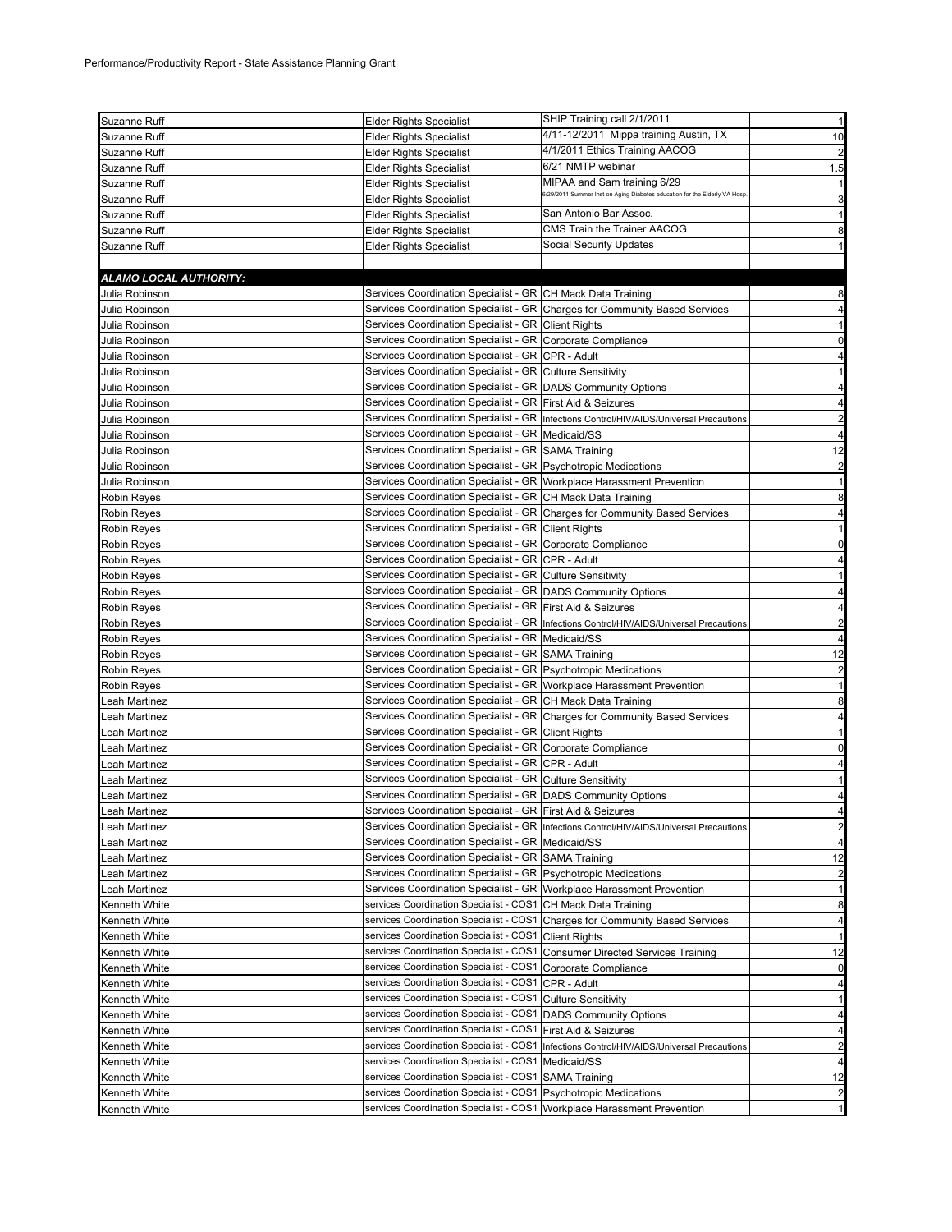Performance/Productivity Report - State Assistance Planning Grant

| | | | |
|---|---|---|---|
| Suzanne Ruff | Elder Rights Specialist | SHIP Training call 2/1/2011 | 1 |
| Suzanne Ruff | Elder Rights Specialist | 4/11-12/2011 Mippa training Austin, TX | 10 |
| Suzanne Ruff | Elder Rights Specialist | 4/1/2011 Ethics Training AACOG | 2 |
| Suzanne Ruff | Elder Rights Specialist | 6/21 NMTP webinar | 1.5 |
| Suzanne Ruff | Elder Rights Specialist | MIPAA and Sam training 6/29 | 1 |
| Suzanne Ruff | Elder Rights Specialist | 6/29/2011 Summer Inst on Aging Diabetes education for the Elderly VA Hosp. | 3 |
| Suzanne Ruff | Elder Rights Specialist | San Antonio Bar Assoc. | 1 |
| Suzanne Ruff | Elder Rights Specialist | CMS Train the Trainer AACOG | 8 |
| Suzanne Ruff | Elder Rights Specialist | Social Security Updates | 1 |
| | | | |
| ***ALAMO LOCAL AUTHORITY:*** | | | |
| Julia Robinson | Services Coordination Specialist - GR | CH Mack Data Training | 8 |
| Julia Robinson | Services Coordination Specialist - GR | Charges for Community Based Services | 4 |
| Julia Robinson | Services Coordination Specialist - GR | Client Rights | 1 |
| Julia Robinson | Services Coordination Specialist - GR | Corporate Compliance | 0 |
| Julia Robinson | Services Coordination Specialist - GR | CPR - Adult | 4 |
| Julia Robinson | Services Coordination Specialist - GR | Culture Sensitivity | 1 |
| Julia Robinson | Services Coordination Specialist - GR | DADS Community Options | 4 |
| Julia Robinson | Services Coordination Specialist - GR | First Aid & Seizures | 4 |
| Julia Robinson | Services Coordination Specialist - GR | Infections Control/HIV/AIDS/Universal Precautions | 2 |
| Julia Robinson | Services Coordination Specialist - GR | Medicaid/SS | 4 |
| Julia Robinson | Services Coordination Specialist - GR | SAMA Training | 12 |
| Julia Robinson | Services Coordination Specialist - GR | Psychotropic Medications | 2 |
| Julia Robinson | Services Coordination Specialist - GR | Workplace Harassment Prevention | 1 |
| Robin Reyes | Services Coordination Specialist - GR | CH Mack Data Training | 8 |
| Robin Reyes | Services Coordination Specialist - GR | Charges for Community Based Services | 4 |
| Robin Reyes | Services Coordination Specialist - GR | Client Rights | 1 |
| Robin Reyes | Services Coordination Specialist - GR | Corporate Compliance | 0 |
| Robin Reyes | Services Coordination Specialist - GR | CPR - Adult | 4 |
| Robin Reyes | Services Coordination Specialist - GR | Culture Sensitivity | 1 |
| Robin Reyes | Services Coordination Specialist - GR | DADS Community Options | 4 |
| Robin Reyes | Services Coordination Specialist - GR | First Aid & Seizures | 4 |
| Robin Reyes | Services Coordination Specialist - GR | Infections Control/HIV/AIDS/Universal Precautions | 2 |
| Robin Reyes | Services Coordination Specialist - GR | Medicaid/SS | 4 |
| Robin Reyes | Services Coordination Specialist - GR | SAMA Training | 12 |
| Robin Reyes | Services Coordination Specialist - GR | Psychotropic Medications | 2 |
| Robin Reyes | Services Coordination Specialist - GR | Workplace Harassment Prevention | 1 |
| Leah Martinez | Services Coordination Specialist - GR | CH Mack Data Training | 8 |
| Leah Martinez | Services Coordination Specialist - GR | Charges for Community Based Services | 4 |
| Leah Martinez | Services Coordination Specialist - GR | Client Rights | 1 |
| Leah Martinez | Services Coordination Specialist - GR | Corporate Compliance | 0 |
| Leah Martinez | Services Coordination Specialist - GR | CPR - Adult | 4 |
| Leah Martinez | Services Coordination Specialist - GR | Culture Sensitivity | 1 |
| Leah Martinez | Services Coordination Specialist - GR | DADS Community Options | 4 |
| Leah Martinez | Services Coordination Specialist - GR | First Aid & Seizures | 4 |
| Leah Martinez | Services Coordination Specialist - GR | Infections Control/HIV/AIDS/Universal Precautions | 2 |
| Leah Martinez | Services Coordination Specialist - GR | Medicaid/SS | 4 |
| Leah Martinez | Services Coordination Specialist - GR | SAMA Training | 12 |
| Leah Martinez | Services Coordination Specialist - GR | Psychotropic Medications | 2 |
| Leah Martinez | Services Coordination Specialist - GR | Workplace Harassment Prevention | 1 |
| Kenneth White | services Coordination Specialist - COS1 | CH Mack Data Training | 8 |
| Kenneth White | services Coordination Specialist - COS1 | Charges for Community Based Services | 4 |
| Kenneth White | services Coordination Specialist - COS1 | Client Rights | 1 |
| Kenneth White | services Coordination Specialist - COS1 | Consumer Directed Services Training | 12 |
| Kenneth White | services Coordination Specialist - COS1 | Corporate Compliance | 0 |
| Kenneth White | services Coordination Specialist - COS1 | CPR - Adult | 4 |
| Kenneth White | services Coordination Specialist - COS1 | Culture Sensitivity | 1 |
| Kenneth White | services Coordination Specialist - COS1 | DADS Community Options | 4 |
| Kenneth White | services Coordination Specialist - COS1 | First Aid & Seizures | 4 |
| Kenneth White | services Coordination Specialist - COS1 | Infections Control/HIV/AIDS/Universal Precautions | 2 |
| Kenneth White | services Coordination Specialist - COS1 | Medicaid/SS | 4 |
| Kenneth White | services Coordination Specialist - COS1 | SAMA Training | 12 |
| Kenneth White | services Coordination Specialist - COS1 | Psychotropic Medications | 2 |
| Kenneth White | services Coordination Specialist - COS1 | Workplace Harassment Prevention | 1 |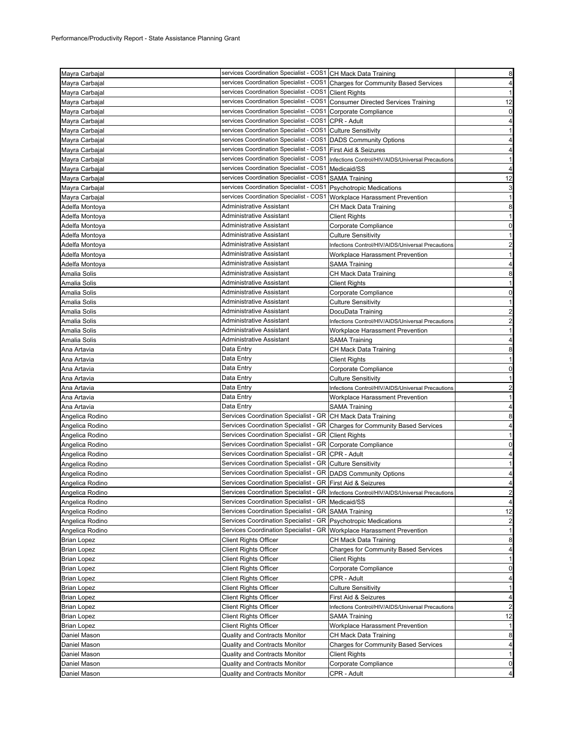Performance/Productivity Report - State Assistance Planning Grant

| | | | |
|---|---|---|---|
| Mayra Carbajal | services Coordination Specialist - COS1 | CH Mack Data Training | 8 |
| Mayra Carbajal | services Coordination Specialist - COS1 | Charges for Community Based Services | 4 |
| Mayra Carbajal | services Coordination Specialist - COS1 | Client Rights | 1 |
| Mayra Carbajal | services Coordination Specialist - COS1 | Consumer Directed Services Training | 12 |
| Mayra Carbajal | services Coordination Specialist - COS1 | Corporate Compliance | 0 |
| Mayra Carbajal | services Coordination Specialist - COS1 | CPR - Adult | 4 |
| Mayra Carbajal | services Coordination Specialist - COS1 | Culture Sensitivity | 1 |
| Mayra Carbajal | services Coordination Specialist - COS1 | DADS Community Options | 4 |
| Mayra Carbajal | services Coordination Specialist - COS1 | First Aid & Seizures | 4 |
| Mayra Carbajal | services Coordination Specialist - COS1 | Infections Control/HIV/AIDS/Universal Precautions | 1 |
| Mayra Carbajal | services Coordination Specialist - COS1 | Medicaid/SS | 4 |
| Mayra Carbajal | services Coordination Specialist - COS1 | SAMA Training | 12 |
| Mayra Carbajal | services Coordination Specialist - COS1 | Psychotropic Medications | 3 |
| Mayra Carbajal | services Coordination Specialist - COS1 | Workplace Harassment Prevention | 1 |
| Adelfa Montoya | Administrative Assistant | CH Mack Data Training | 8 |
| Adelfa Montoya | Administrative Assistant | Client Rights | 1 |
| Adelfa Montoya | Administrative Assistant | Corporate Compliance | 0 |
| Adelfa Montoya | Administrative Assistant | Culture Sensitivity | 1 |
| Adelfa Montoya | Administrative Assistant | Infections Control/HIV/AIDS/Universal Precautions | 2 |
| Adelfa Montoya | Administrative Assistant | Workplace Harassment Prevention | 1 |
| Adelfa Montoya | Administrative Assistant | SAMA Training | 4 |
| Amalia Solis | Administrative Assistant | CH Mack Data Training | 8 |
| Amalia Solis | Administrative Assistant | Client Rights | 1 |
| Amalia Solis | Administrative Assistant | Corporate Compliance | 0 |
| Amalia Solis | Administrative Assistant | Culture Sensitivity | 1 |
| Amalia Solis | Administrative Assistant | DocuData Training | 2 |
| Amalia Solis | Administrative Assistant | Infections Control/HIV/AIDS/Universal Precautions | 2 |
| Amalia Solis | Administrative Assistant | Workplace Harassment Prevention | 1 |
| Amalia Solis | Administrative Assistant | SAMA Training | 4 |
| Ana Artavia | Data Entry | CH Mack Data Training | 8 |
| Ana Artavia | Data Entry | Client Rights | 1 |
| Ana Artavia | Data Entry | Corporate Compliance | 0 |
| Ana Artavia | Data Entry | Culture Sensitivity | 1 |
| Ana Artavia | Data Entry | Infections Control/HIV/AIDS/Universal Precautions | 2 |
| Ana Artavia | Data Entry | Workplace Harassment Prevention | 1 |
| Ana Artavia | Data Entry | SAMA Training | 4 |
| Angelica Rodino | Services Coordination Specialist - GR | CH Mack Data Training | 8 |
| Angelica Rodino | Services Coordination Specialist - GR | Charges for Community Based Services | 4 |
| Angelica Rodino | Services Coordination Specialist - GR | Client Rights | 1 |
| Angelica Rodino | Services Coordination Specialist - GR | Corporate Compliance | 0 |
| Angelica Rodino | Services Coordination Specialist - GR | CPR - Adult | 4 |
| Angelica Rodino | Services Coordination Specialist - GR | Culture Sensitivity | 1 |
| Angelica Rodino | Services Coordination Specialist - GR | DADS Community Options | 4 |
| Angelica Rodino | Services Coordination Specialist - GR | First Aid & Seizures | 4 |
| Angelica Rodino | Services Coordination Specialist - GR | Infections Control/HIV/AIDS/Universal Precautions | 2 |
| Angelica Rodino | Services Coordination Specialist - GR | Medicaid/SS | 4 |
| Angelica Rodino | Services Coordination Specialist - GR | SAMA Training | 12 |
| Angelica Rodino | Services Coordination Specialist - GR | Psychotropic Medications | 2 |
| Angelica Rodino | Services Coordination Specialist - GR | Workplace Harassment Prevention | 1 |
| Brian Lopez | Client Rights Officer | CH Mack Data Training | 8 |
| Brian Lopez | Client Rights Officer | Charges for Community Based Services | 4 |
| Brian Lopez | Client Rights Officer | Client Rights | 1 |
| Brian Lopez | Client Rights Officer | Corporate Compliance | 0 |
| Brian Lopez | Client Rights Officer | CPR - Adult | 4 |
| Brian Lopez | Client Rights Officer | Culture Sensitivity | 1 |
| Brian Lopez | Client Rights Officer | First Aid & Seizures | 4 |
| Brian Lopez | Client Rights Officer | Infections Control/HIV/AIDS/Universal Precautions | 2 |
| Brian Lopez | Client Rights Officer | SAMA Training | 12 |
| Brian Lopez | Client Rights Officer | Workplace Harassment Prevention | 1 |
| Daniel Mason | Quality and Contracts Monitor | CH Mack Data Training | 8 |
| Daniel Mason | Quality and Contracts Monitor | Charges for Community Based Services | 4 |
| Daniel Mason | Quality and Contracts Monitor | Client Rights | 1 |
| Daniel Mason | Quality and Contracts Monitor | Corporate Compliance | 0 |
| Daniel Mason | Quality and Contracts Monitor | CPR - Adult | 4 |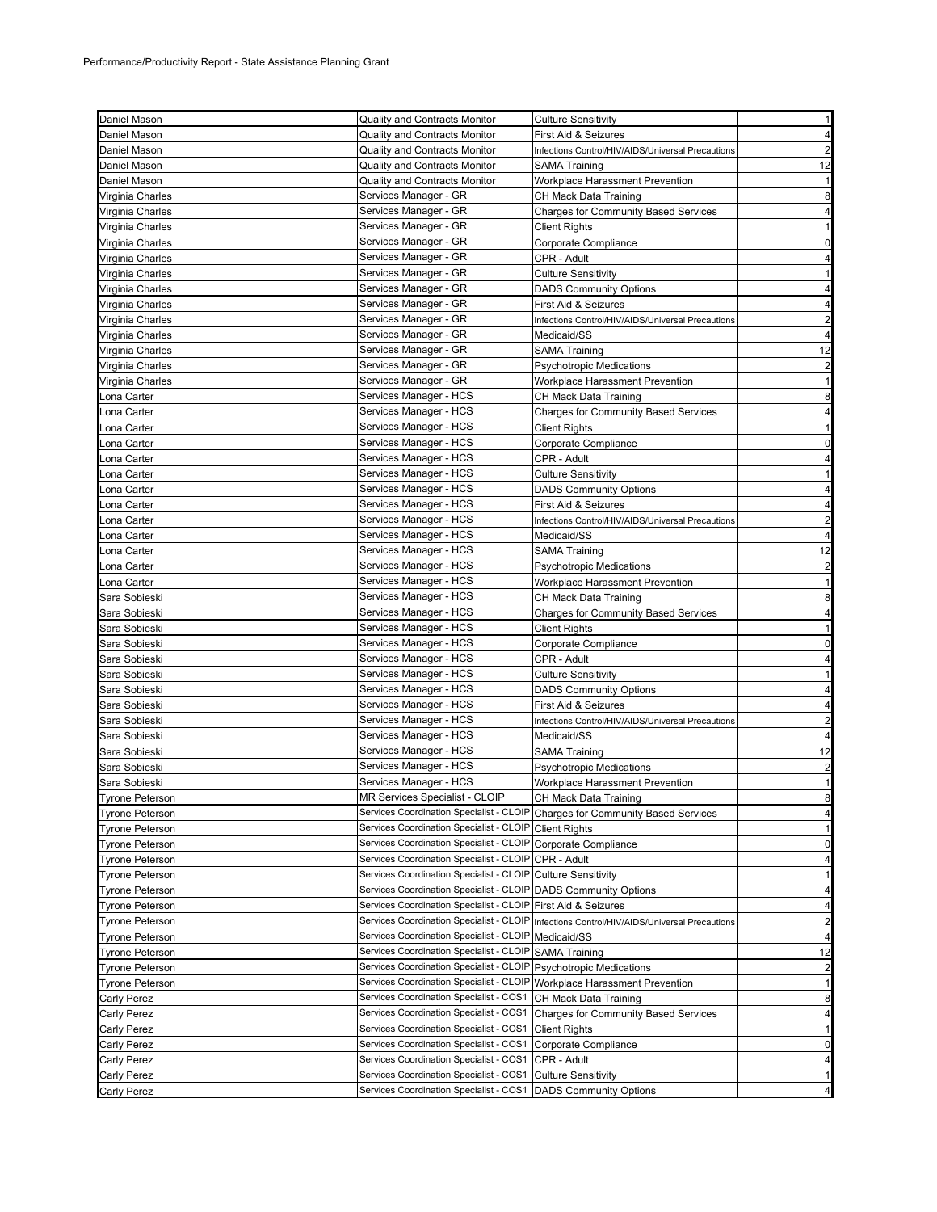Performance/Productivity Report - State Assistance Planning Grant

| | | | |
|---|---|---|---|
| Daniel Mason | Quality and Contracts Monitor | Culture Sensitivity | 1 |
| Daniel Mason | Quality and Contracts Monitor | First Aid & Seizures | 4 |
| Daniel Mason | Quality and Contracts Monitor | Infections Control/HIV/AIDS/Universal Precautions | 2 |
| Daniel Mason | Quality and Contracts Monitor | SAMA Training | 12 |
| Daniel Mason | Quality and Contracts Monitor | Workplace Harassment Prevention | 1 |
| Virginia Charles | Services Manager - GR | CH Mack Data Training | 8 |
| Virginia Charles | Services Manager - GR | Charges for Community Based Services | 4 |
| Virginia Charles | Services Manager - GR | Client Rights | 1 |
| Virginia Charles | Services Manager - GR | Corporate Compliance | 0 |
| Virginia Charles | Services Manager - GR | CPR - Adult | 4 |
| Virginia Charles | Services Manager - GR | Culture Sensitivity | 1 |
| Virginia Charles | Services Manager - GR | DADS Community Options | 4 |
| Virginia Charles | Services Manager - GR | First Aid & Seizures | 4 |
| Virginia Charles | Services Manager - GR | Infections Control/HIV/AIDS/Universal Precautions | 2 |
| Virginia Charles | Services Manager - GR | Medicaid/SS | 4 |
| Virginia Charles | Services Manager - GR | SAMA Training | 12 |
| Virginia Charles | Services Manager - GR | Psychotropic Medications | 2 |
| Virginia Charles | Services Manager - GR | Workplace Harassment Prevention | 1 |
| Lona Carter | Services Manager - HCS | CH Mack Data Training | 8 |
| Lona Carter | Services Manager - HCS | Charges for Community Based Services | 4 |
| Lona Carter | Services Manager - HCS | Client Rights | 1 |
| Lona Carter | Services Manager - HCS | Corporate Compliance | 0 |
| Lona Carter | Services Manager - HCS | CPR - Adult | 4 |
| Lona Carter | Services Manager - HCS | Culture Sensitivity | 1 |
| Lona Carter | Services Manager - HCS | DADS Community Options | 4 |
| Lona Carter | Services Manager - HCS | First Aid & Seizures | 4 |
| Lona Carter | Services Manager - HCS | Infections Control/HIV/AIDS/Universal Precautions | 2 |
| Lona Carter | Services Manager - HCS | Medicaid/SS | 4 |
| Lona Carter | Services Manager - HCS | SAMA Training | 12 |
| Lona Carter | Services Manager - HCS | Psychotropic Medications | 2 |
| Lona Carter | Services Manager - HCS | Workplace Harassment Prevention | 1 |
| Sara Sobieski | Services Manager - HCS | CH Mack Data Training | 8 |
| Sara Sobieski | Services Manager - HCS | Charges for Community Based Services | 4 |
| Sara Sobieski | Services Manager - HCS | Client Rights | 1 |
| Sara Sobieski | Services Manager - HCS | Corporate Compliance | 0 |
| Sara Sobieski | Services Manager - HCS | CPR - Adult | 4 |
| Sara Sobieski | Services Manager - HCS | Culture Sensitivity | 1 |
| Sara Sobieski | Services Manager - HCS | DADS Community Options | 4 |
| Sara Sobieski | Services Manager - HCS | First Aid & Seizures | 4 |
| Sara Sobieski | Services Manager - HCS | Infections Control/HIV/AIDS/Universal Precautions | 2 |
| Sara Sobieski | Services Manager - HCS | Medicaid/SS | 4 |
| Sara Sobieski | Services Manager - HCS | SAMA Training | 12 |
| Sara Sobieski | Services Manager - HCS | Psychotropic Medications | 2 |
| Sara Sobieski | Services Manager - HCS | Workplace Harassment Prevention | 1 |
| Tyrone Peterson | MR Services Specialist - CLOIP | CH Mack Data Training | 8 |
| Tyrone Peterson | Services Coordination Specialist - CLOIP | Charges for Community Based Services | 4 |
| Tyrone Peterson | Services Coordination Specialist - CLOIP | Client Rights | 1 |
| Tyrone Peterson | Services Coordination Specialist - CLOIP | Corporate Compliance | 0 |
| Tyrone Peterson | Services Coordination Specialist - CLOIP | CPR - Adult | 4 |
| Tyrone Peterson | Services Coordination Specialist - CLOIP | Culture Sensitivity | 1 |
| Tyrone Peterson | Services Coordination Specialist - CLOIP | DADS Community Options | 4 |
| Tyrone Peterson | Services Coordination Specialist - CLOIP | First Aid & Seizures | 4 |
| Tyrone Peterson | Services Coordination Specialist - CLOIP | Infections Control/HIV/AIDS/Universal Precautions | 2 |
| Tyrone Peterson | Services Coordination Specialist - CLOIP | Medicaid/SS | 4 |
| Tyrone Peterson | Services Coordination Specialist - CLOIP | SAMA Training | 12 |
| Tyrone Peterson | Services Coordination Specialist - CLOIP | Psychotropic Medications | 2 |
| Tyrone Peterson | Services Coordination Specialist - CLOIP | Workplace Harassment Prevention | 1 |
| Carly Perez | Services Coordination Specialist - COS1 | CH Mack Data Training | 8 |
| Carly Perez | Services Coordination Specialist - COS1 | Charges for Community Based Services | 4 |
| Carly Perez | Services Coordination Specialist - COS1 | Client Rights | 1 |
| Carly Perez | Services Coordination Specialist - COS1 | Corporate Compliance | 0 |
| Carly Perez | Services Coordination Specialist - COS1 | CPR - Adult | 4 |
| Carly Perez | Services Coordination Specialist - COS1 | Culture Sensitivity | 1 |
| Carly Perez | Services Coordination Specialist - COS1 | DADS Community Options | 4 |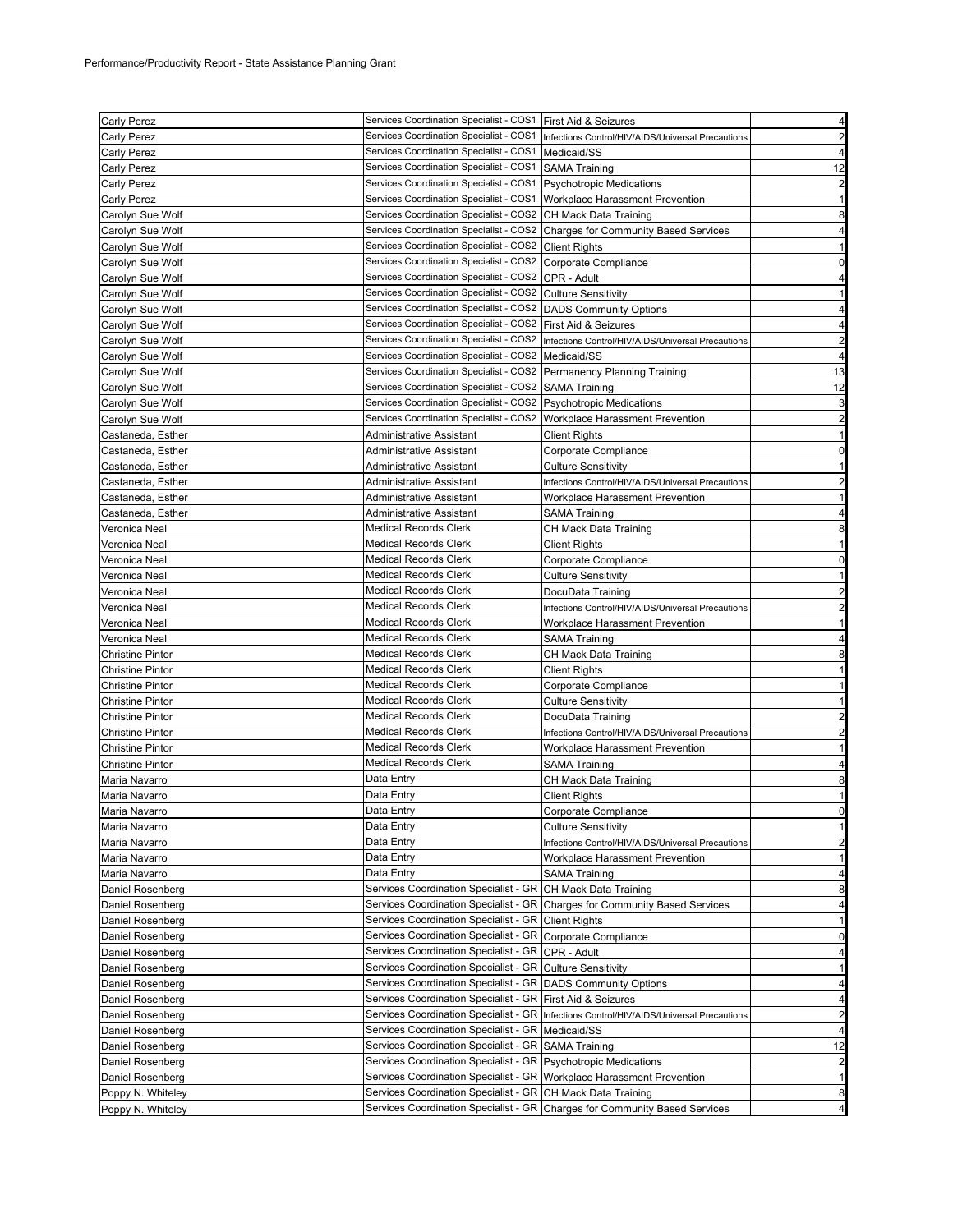Performance/Productivity Report - State Assistance Planning Grant

| | | | |
|---|---|---|---|
| Carly Perez | Services Coordination Specialist - COS1 | First Aid & Seizures | 4 |
| Carly Perez | Services Coordination Specialist - COS1 | Infections Control/HIV/AIDS/Universal Precautions | 2 |
| Carly Perez | Services Coordination Specialist - COS1 | Medicaid/SS | 4 |
| Carly Perez | Services Coordination Specialist - COS1 | SAMA Training | 12 |
| Carly Perez | Services Coordination Specialist - COS1 | Psychotropic Medications | 2 |
| Carly Perez | Services Coordination Specialist - COS1 | Workplace Harassment Prevention | 1 |
| Carolyn Sue Wolf | Services Coordination Specialist - COS2 | CH Mack Data Training | 8 |
| Carolyn Sue Wolf | Services Coordination Specialist - COS2 | Charges for Community Based Services | 4 |
| Carolyn Sue Wolf | Services Coordination Specialist - COS2 | Client Rights | 1 |
| Carolyn Sue Wolf | Services Coordination Specialist - COS2 | Corporate Compliance | 0 |
| Carolyn Sue Wolf | Services Coordination Specialist - COS2 | CPR - Adult | 4 |
| Carolyn Sue Wolf | Services Coordination Specialist - COS2 | Culture Sensitivity | 1 |
| Carolyn Sue Wolf | Services Coordination Specialist - COS2 | DADS Community Options | 4 |
| Carolyn Sue Wolf | Services Coordination Specialist - COS2 | First Aid & Seizures | 4 |
| Carolyn Sue Wolf | Services Coordination Specialist - COS2 | Infections Control/HIV/AIDS/Universal Precautions | 2 |
| Carolyn Sue Wolf | Services Coordination Specialist - COS2 | Medicaid/SS | 4 |
| Carolyn Sue Wolf | Services Coordination Specialist - COS2 | Permanency Planning Training | 13 |
| Carolyn Sue Wolf | Services Coordination Specialist - COS2 | SAMA Training | 12 |
| Carolyn Sue Wolf | Services Coordination Specialist - COS2 | Psychotropic Medications | 3 |
| Carolyn Sue Wolf | Services Coordination Specialist - COS2 | Workplace Harassment Prevention | 2 |
| Castaneda, Esther | Administrative Assistant | Client Rights | 1 |
| Castaneda, Esther | Administrative Assistant | Corporate Compliance | 0 |
| Castaneda, Esther | Administrative Assistant | Culture Sensitivity | 1 |
| Castaneda, Esther | Administrative Assistant | Infections Control/HIV/AIDS/Universal Precautions | 2 |
| Castaneda, Esther | Administrative Assistant | Workplace Harassment Prevention | 1 |
| Castaneda, Esther | Administrative Assistant | SAMA Training | 4 |
| Veronica Neal | Medical Records Clerk | CH Mack Data Training | 8 |
| Veronica Neal | Medical Records Clerk | Client Rights | 1 |
| Veronica Neal | Medical Records Clerk | Corporate Compliance | 0 |
| Veronica Neal | Medical Records Clerk | Culture Sensitivity | 1 |
| Veronica Neal | Medical Records Clerk | DocuData Training | 2 |
| Veronica Neal | Medical Records Clerk | Infections Control/HIV/AIDS/Universal Precautions | 2 |
| Veronica Neal | Medical Records Clerk | Workplace Harassment Prevention | 1 |
| Veronica Neal | Medical Records Clerk | SAMA Training | 4 |
| Christine Pintor | Medical Records Clerk | CH Mack Data Training | 8 |
| Christine Pintor | Medical Records Clerk | Client Rights | 1 |
| Christine Pintor | Medical Records Clerk | Corporate Compliance | 1 |
| Christine Pintor | Medical Records Clerk | Culture Sensitivity | 1 |
| Christine Pintor | Medical Records Clerk | DocuData Training | 2 |
| Christine Pintor | Medical Records Clerk | Infections Control/HIV/AIDS/Universal Precautions | 2 |
| Christine Pintor | Medical Records Clerk | Workplace Harassment Prevention | 1 |
| Christine Pintor | Medical Records Clerk | SAMA Training | 4 |
| Maria Navarro | Data Entry | CH Mack Data Training | 8 |
| Maria Navarro | Data Entry | Client Rights | 1 |
| Maria Navarro | Data Entry | Corporate Compliance | 0 |
| Maria Navarro | Data Entry | Culture Sensitivity | 1 |
| Maria Navarro | Data Entry | Infections Control/HIV/AIDS/Universal Precautions | 2 |
| Maria Navarro | Data Entry | Workplace Harassment Prevention | 1 |
| Maria Navarro | Data Entry | SAMA Training | 4 |
| Daniel Rosenberg | Services Coordination Specialist - GR | CH Mack Data Training | 8 |
| Daniel Rosenberg | Services Coordination Specialist - GR | Charges for Community Based Services | 4 |
| Daniel Rosenberg | Services Coordination Specialist - GR | Client Rights | 1 |
| Daniel Rosenberg | Services Coordination Specialist - GR | Corporate Compliance | 0 |
| Daniel Rosenberg | Services Coordination Specialist - GR | CPR - Adult | 4 |
| Daniel Rosenberg | Services Coordination Specialist - GR | Culture Sensitivity | 1 |
| Daniel Rosenberg | Services Coordination Specialist - GR | DADS Community Options | 4 |
| Daniel Rosenberg | Services Coordination Specialist - GR | First Aid & Seizures | 4 |
| Daniel Rosenberg | Services Coordination Specialist - GR | Infections Control/HIV/AIDS/Universal Precautions | 2 |
| Daniel Rosenberg | Services Coordination Specialist - GR | Medicaid/SS | 4 |
| Daniel Rosenberg | Services Coordination Specialist - GR | SAMA Training | 12 |
| Daniel Rosenberg | Services Coordination Specialist - GR | Psychotropic Medications | 2 |
| Daniel Rosenberg | Services Coordination Specialist - GR | Workplace Harassment Prevention | 1 |
| Poppy N. Whiteley | Services Coordination Specialist - GR | CH Mack Data Training | 8 |
| Poppy N. Whiteley | Services Coordination Specialist - GR | Charges for Community Based Services | 4 |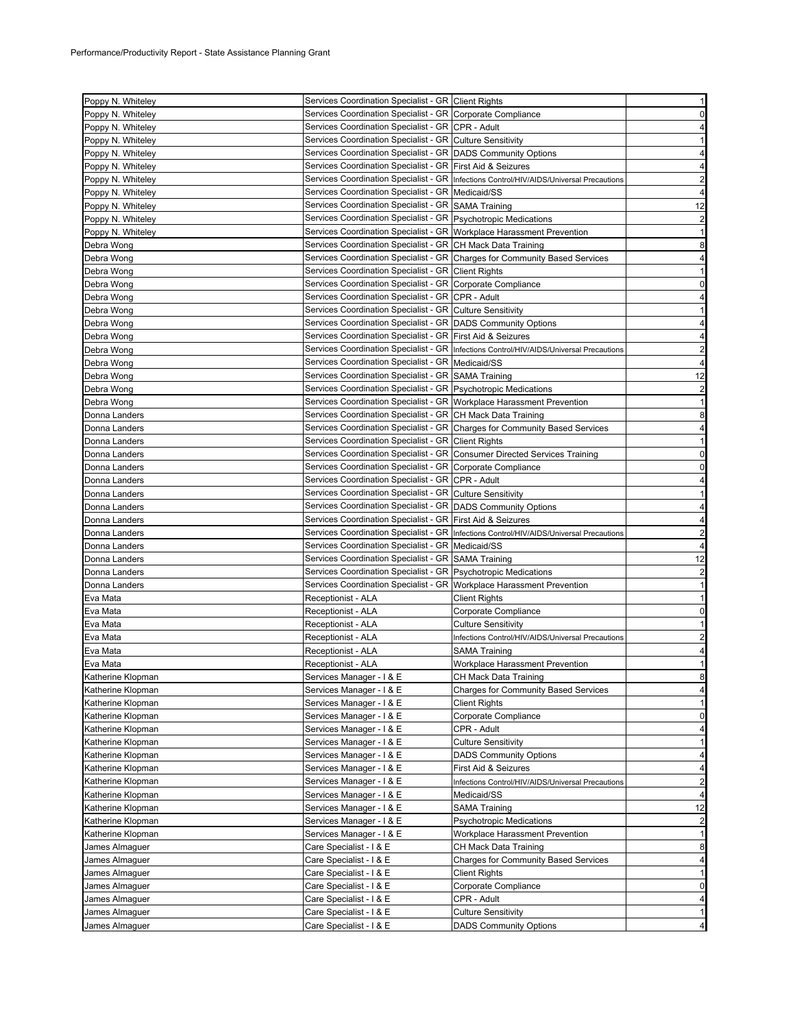Performance/Productivity Report - State Assistance Planning Grant

| | | | |
|---|---|---|---|
| Poppy N. Whiteley | Services Coordination Specialist - GR | Client Rights | 1 |
| Poppy N. Whiteley | Services Coordination Specialist - GR | Corporate Compliance | 0 |
| Poppy N. Whiteley | Services Coordination Specialist - GR | CPR - Adult | 4 |
| Poppy N. Whiteley | Services Coordination Specialist - GR | Culture Sensitivity | 1 |
| Poppy N. Whiteley | Services Coordination Specialist - GR | DADS Community Options | 4 |
| Poppy N. Whiteley | Services Coordination Specialist - GR | First Aid & Seizures | 4 |
| Poppy N. Whiteley | Services Coordination Specialist - GR | Infections Control/HIV/AIDS/Universal Precautions | 2 |
| Poppy N. Whiteley | Services Coordination Specialist - GR | Medicaid/SS | 4 |
| Poppy N. Whiteley | Services Coordination Specialist - GR | SAMA Training | 12 |
| Poppy N. Whiteley | Services Coordination Specialist - GR | Psychotropic Medications | 2 |
| Poppy N. Whiteley | Services Coordination Specialist - GR | Workplace Harassment Prevention | 1 |
| Debra Wong | Services Coordination Specialist - GR | CH Mack Data Training | 8 |
| Debra Wong | Services Coordination Specialist - GR | Charges for Community Based Services | 4 |
| Debra Wong | Services Coordination Specialist - GR | Client Rights | 1 |
| Debra Wong | Services Coordination Specialist - GR | Corporate Compliance | 0 |
| Debra Wong | Services Coordination Specialist - GR | CPR - Adult | 4 |
| Debra Wong | Services Coordination Specialist - GR | Culture Sensitivity | 1 |
| Debra Wong | Services Coordination Specialist - GR | DADS Community Options | 4 |
| Debra Wong | Services Coordination Specialist - GR | First Aid & Seizures | 4 |
| Debra Wong | Services Coordination Specialist - GR | Infections Control/HIV/AIDS/Universal Precautions | 2 |
| Debra Wong | Services Coordination Specialist - GR | Medicaid/SS | 4 |
| Debra Wong | Services Coordination Specialist - GR | SAMA Training | 12 |
| Debra Wong | Services Coordination Specialist - GR | Psychotropic Medications | 2 |
| Debra Wong | Services Coordination Specialist - GR | Workplace Harassment Prevention | 1 |
| Donna Landers | Services Coordination Specialist - GR | CH Mack Data Training | 8 |
| Donna Landers | Services Coordination Specialist - GR | Charges for Community Based Services | 4 |
| Donna Landers | Services Coordination Specialist - GR | Client Rights | 1 |
| Donna Landers | Services Coordination Specialist - GR | Consumer Directed Services Training | 0 |
| Donna Landers | Services Coordination Specialist - GR | Corporate Compliance | 0 |
| Donna Landers | Services Coordination Specialist - GR | CPR - Adult | 4 |
| Donna Landers | Services Coordination Specialist - GR | Culture Sensitivity | 1 |
| Donna Landers | Services Coordination Specialist - GR | DADS Community Options | 4 |
| Donna Landers | Services Coordination Specialist - GR | First Aid & Seizures | 4 |
| Donna Landers | Services Coordination Specialist - GR | Infections Control/HIV/AIDS/Universal Precautions | 2 |
| Donna Landers | Services Coordination Specialist - GR | Medicaid/SS | 4 |
| Donna Landers | Services Coordination Specialist - GR | SAMA Training | 12 |
| Donna Landers | Services Coordination Specialist - GR | Psychotropic Medications | 2 |
| Donna Landers | Services Coordination Specialist - GR | Workplace Harassment Prevention | 1 |
| Eva Mata | Receptionist - ALA | Client Rights | 1 |
| Eva Mata | Receptionist - ALA | Corporate Compliance | 0 |
| Eva Mata | Receptionist - ALA | Culture Sensitivity | 1 |
| Eva Mata | Receptionist - ALA | Infections Control/HIV/AIDS/Universal Precautions | 2 |
| Eva Mata | Receptionist - ALA | SAMA Training | 4 |
| Eva Mata | Receptionist - ALA | Workplace Harassment Prevention | 1 |
| Katherine Klopman | Services Manager - I & E | CH Mack Data Training | 8 |
| Katherine Klopman | Services Manager - I & E | Charges for Community Based Services | 4 |
| Katherine Klopman | Services Manager - I & E | Client Rights | 1 |
| Katherine Klopman | Services Manager - I & E | Corporate Compliance | 0 |
| Katherine Klopman | Services Manager - I & E | CPR - Adult | 4 |
| Katherine Klopman | Services Manager - I & E | Culture Sensitivity | 1 |
| Katherine Klopman | Services Manager - I & E | DADS Community Options | 4 |
| Katherine Klopman | Services Manager - I & E | First Aid & Seizures | 4 |
| Katherine Klopman | Services Manager - I & E | Infections Control/HIV/AIDS/Universal Precautions | 2 |
| Katherine Klopman | Services Manager - I & E | Medicaid/SS | 4 |
| Katherine Klopman | Services Manager - I & E | SAMA Training | 12 |
| Katherine Klopman | Services Manager - I & E | Psychotropic Medications | 2 |
| Katherine Klopman | Services Manager - I & E | Workplace Harassment Prevention | 1 |
| James Almaguer | Care Specialist - I & E | CH Mack Data Training | 8 |
| James Almaguer | Care Specialist - I & E | Charges for Community Based Services | 4 |
| James Almaguer | Care Specialist - I & E | Client Rights | 1 |
| James Almaguer | Care Specialist - I & E | Corporate Compliance | 0 |
| James Almaguer | Care Specialist - I & E | CPR - Adult | 4 |
| James Almaguer | Care Specialist - I & E | Culture Sensitivity | 1 |
| James Almaguer | Care Specialist - I & E | DADS Community Options | 4 |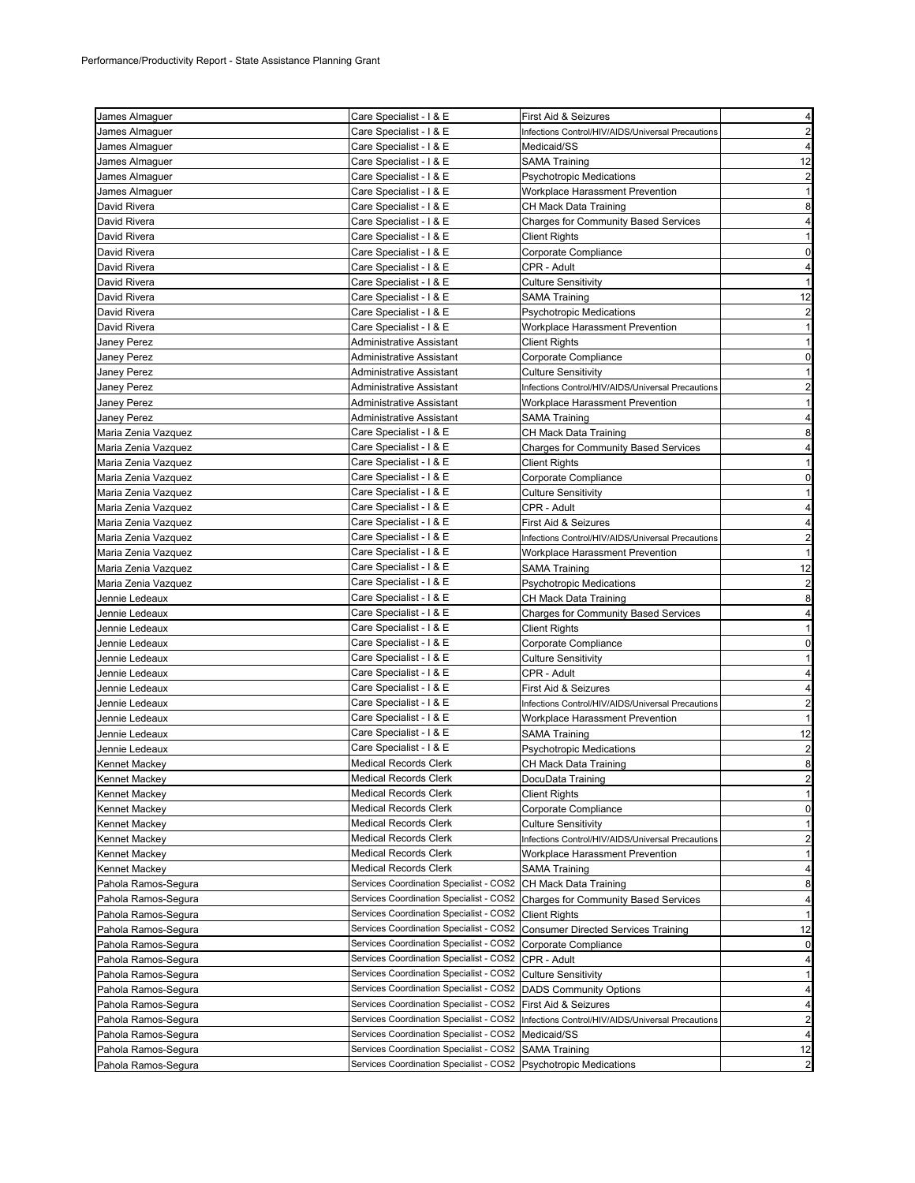Performance/Productivity Report - State Assistance Planning Grant

| | | | |
|---|---|---|---|
| James Almaguer | Care Specialist - I & E | First Aid & Seizures | 4 |
| James Almaguer | Care Specialist - I & E | Infections Control/HIV/AIDS/Universal Precautions | 2 |
| James Almaguer | Care Specialist - I & E | Medicaid/SS | 4 |
| James Almaguer | Care Specialist - I & E | SAMA Training | 12 |
| James Almaguer | Care Specialist - I & E | Psychotropic Medications | 2 |
| James Almaguer | Care Specialist - I & E | Workplace Harassment Prevention | 1 |
| David Rivera | Care Specialist - I & E | CH Mack Data Training | 8 |
| David Rivera | Care Specialist - I & E | Charges for Community Based Services | 4 |
| David Rivera | Care Specialist - I & E | Client Rights | 1 |
| David Rivera | Care Specialist - I & E | Corporate Compliance | 0 |
| David Rivera | Care Specialist - I & E | CPR - Adult | 4 |
| David Rivera | Care Specialist - I & E | Culture Sensitivity | 1 |
| David Rivera | Care Specialist - I & E | SAMA Training | 12 |
| David Rivera | Care Specialist - I & E | Psychotropic Medications | 2 |
| David Rivera | Care Specialist - I & E | Workplace Harassment Prevention | 1 |
| Janey Perez | Administrative Assistant | Client Rights | 1 |
| Janey Perez | Administrative Assistant | Corporate Compliance | 0 |
| Janey Perez | Administrative Assistant | Culture Sensitivity | 1 |
| Janey Perez | Administrative Assistant | Infections Control/HIV/AIDS/Universal Precautions | 2 |
| Janey Perez | Administrative Assistant | Workplace Harassment Prevention | 1 |
| Janey Perez | Administrative Assistant | SAMA Training | 4 |
| Maria Zenia Vazquez | Care Specialist - I & E | CH Mack Data Training | 8 |
| Maria Zenia Vazquez | Care Specialist - I & E | Charges for Community Based Services | 4 |
| Maria Zenia Vazquez | Care Specialist - I & E | Client Rights | 1 |
| Maria Zenia Vazquez | Care Specialist - I & E | Corporate Compliance | 0 |
| Maria Zenia Vazquez | Care Specialist - I & E | Culture Sensitivity | 1 |
| Maria Zenia Vazquez | Care Specialist - I & E | CPR - Adult | 4 |
| Maria Zenia Vazquez | Care Specialist - I & E | First Aid & Seizures | 4 |
| Maria Zenia Vazquez | Care Specialist - I & E | Infections Control/HIV/AIDS/Universal Precautions | 2 |
| Maria Zenia Vazquez | Care Specialist - I & E | Workplace Harassment Prevention | 1 |
| Maria Zenia Vazquez | Care Specialist - I & E | SAMA Training | 12 |
| Maria Zenia Vazquez | Care Specialist - I & E | Psychotropic Medications | 2 |
| Jennie Ledeaux | Care Specialist - I & E | CH Mack Data Training | 8 |
| Jennie Ledeaux | Care Specialist - I & E | Charges for Community Based Services | 4 |
| Jennie Ledeaux | Care Specialist - I & E | Client Rights | 1 |
| Jennie Ledeaux | Care Specialist - I & E | Corporate Compliance | 0 |
| Jennie Ledeaux | Care Specialist - I & E | Culture Sensitivity | 1 |
| Jennie Ledeaux | Care Specialist - I & E | CPR - Adult | 4 |
| Jennie Ledeaux | Care Specialist - I & E | First Aid & Seizures | 4 |
| Jennie Ledeaux | Care Specialist - I & E | Infections Control/HIV/AIDS/Universal Precautions | 2 |
| Jennie Ledeaux | Care Specialist - I & E | Workplace Harassment Prevention | 1 |
| Jennie Ledeaux | Care Specialist - I & E | SAMA Training | 12 |
| Jennie Ledeaux | Care Specialist - I & E | Psychotropic Medications | 2 |
| Kennet Mackey | Medical Records Clerk | CH Mack Data Training | 8 |
| Kennet Mackey | Medical Records Clerk | DocuData Training | 2 |
| Kennet Mackey | Medical Records Clerk | Client Rights | 1 |
| Kennet Mackey | Medical Records Clerk | Corporate Compliance | 0 |
| Kennet Mackey | Medical Records Clerk | Culture Sensitivity | 1 |
| Kennet Mackey | Medical Records Clerk | Infections Control/HIV/AIDS/Universal Precautions | 2 |
| Kennet Mackey | Medical Records Clerk | Workplace Harassment Prevention | 1 |
| Kennet Mackey | Medical Records Clerk | SAMA Training | 4 |
| Pahola Ramos-Segura | Services Coordination Specialist - COS2 | CH Mack Data Training | 8 |
| Pahola Ramos-Segura | Services Coordination Specialist - COS2 | Charges for Community Based Services | 4 |
| Pahola Ramos-Segura | Services Coordination Specialist - COS2 | Client Rights | 1 |
| Pahola Ramos-Segura | Services Coordination Specialist - COS2 | Consumer Directed Services Training | 12 |
| Pahola Ramos-Segura | Services Coordination Specialist - COS2 | Corporate Compliance | 0 |
| Pahola Ramos-Segura | Services Coordination Specialist - COS2 | CPR - Adult | 4 |
| Pahola Ramos-Segura | Services Coordination Specialist - COS2 | Culture Sensitivity | 1 |
| Pahola Ramos-Segura | Services Coordination Specialist - COS2 | DADS Community Options | 4 |
| Pahola Ramos-Segura | Services Coordination Specialist - COS2 | First Aid & Seizures | 4 |
| Pahola Ramos-Segura | Services Coordination Specialist - COS2 | Infections Control/HIV/AIDS/Universal Precautions | 2 |
| Pahola Ramos-Segura | Services Coordination Specialist - COS2 | Medicaid/SS | 4 |
| Pahola Ramos-Segura | Services Coordination Specialist - COS2 | SAMA Training | 12 |
| Pahola Ramos-Segura | Services Coordination Specialist - COS2 | Psychotropic Medications | 2 |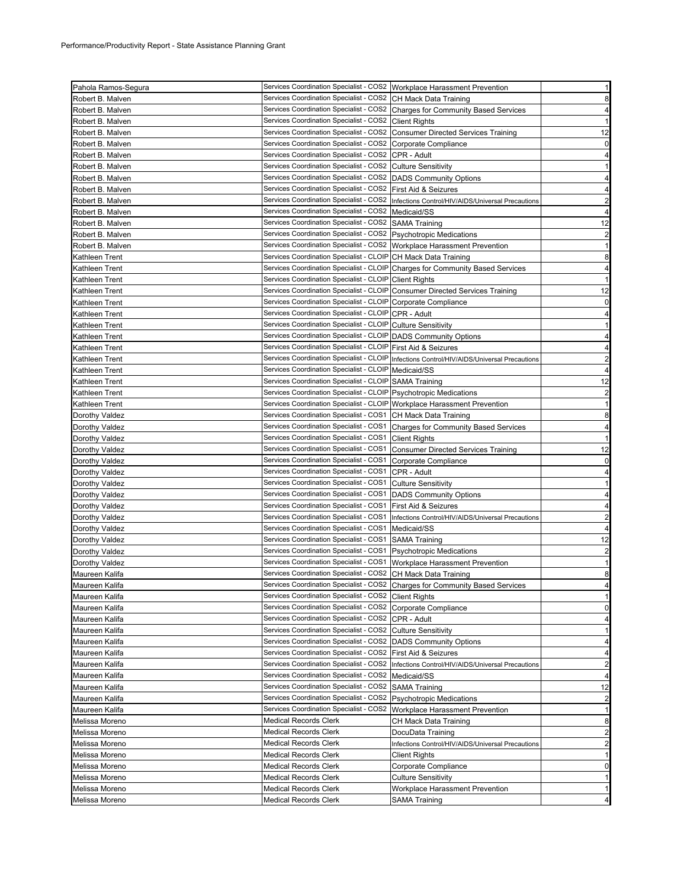| Pahola Ramos-Segura | Services Coordination Specialist - COS2 | Workplace Harassment Prevention | 1 |
|---|---|---|---|
| Robert B. Malven | Services Coordination Specialist - COS2 | CH Mack Data Training | 8 |
| Robert B. Malven | Services Coordination Specialist - COS2 | Charges for Community Based Services | 4 |
| Robert B. Malven | Services Coordination Specialist - COS2 | Client Rights | 1 |
| Robert B. Malven | Services Coordination Specialist - COS2 | Consumer Directed Services Training | 12 |
| Robert B. Malven | Services Coordination Specialist - COS2 | Corporate Compliance | 0 |
| Robert B. Malven | Services Coordination Specialist - COS2 | CPR - Adult | 4 |
| Robert B. Malven | Services Coordination Specialist - COS2 | Culture Sensitivity | 1 |
| Robert B. Malven | Services Coordination Specialist - COS2 | DADS Community Options | 4 |
| Robert B. Malven | Services Coordination Specialist - COS2 | First Aid & Seizures | 4 |
| Robert B. Malven | Services Coordination Specialist - COS2 | Infections Control/HIV/AIDS/Universal Precautions | 2 |
| Robert B. Malven | Services Coordination Specialist - COS2 | Medicaid/SS | 4 |
| Robert B. Malven | Services Coordination Specialist - COS2 | SAMA Training | 12 |
| Robert B. Malven | Services Coordination Specialist - COS2 | Psychotropic Medications | 2 |
| Robert B. Malven | Services Coordination Specialist - COS2 | Workplace Harassment Prevention | 1 |
| Kathleen Trent | Services Coordination Specialist - CLOIP | CH Mack Data Training | 8 |
| Kathleen Trent | Services Coordination Specialist - CLOIP | Charges for Community Based Services | 4 |
| Kathleen Trent | Services Coordination Specialist - CLOIP | Client Rights | 1 |
| Kathleen Trent | Services Coordination Specialist - CLOIP | Consumer Directed Services Training | 12 |
| Kathleen Trent | Services Coordination Specialist - CLOIP | Corporate Compliance | 0 |
| Kathleen Trent | Services Coordination Specialist - CLOIP | CPR - Adult | 4 |
| Kathleen Trent | Services Coordination Specialist - CLOIP | Culture Sensitivity | 1 |
| Kathleen Trent | Services Coordination Specialist - CLOIP | DADS Community Options | 4 |
| Kathleen Trent | Services Coordination Specialist - CLOIP | First Aid & Seizures | 4 |
| Kathleen Trent | Services Coordination Specialist - CLOIP | Infections Control/HIV/AIDS/Universal Precautions | 2 |
| Kathleen Trent | Services Coordination Specialist - CLOIP | Medicaid/SS | 4 |
| Kathleen Trent | Services Coordination Specialist - CLOIP | SAMA Training | 12 |
| Kathleen Trent | Services Coordination Specialist - CLOIP | Psychotropic Medications | 2 |
| Kathleen Trent | Services Coordination Specialist - CLOIP | Workplace Harassment Prevention | 1 |
| Dorothy Valdez | Services Coordination Specialist - COS1 | CH Mack Data Training | 8 |
| Dorothy Valdez | Services Coordination Specialist - COS1 | Charges for Community Based Services | 4 |
| Dorothy Valdez | Services Coordination Specialist - COS1 | Client Rights | 1 |
| Dorothy Valdez | Services Coordination Specialist - COS1 | Consumer Directed Services Training | 12 |
| Dorothy Valdez | Services Coordination Specialist - COS1 | Corporate Compliance | 0 |
| Dorothy Valdez | Services Coordination Specialist - COS1 | CPR - Adult | 4 |
| Dorothy Valdez | Services Coordination Specialist - COS1 | Culture Sensitivity | 1 |
| Dorothy Valdez | Services Coordination Specialist - COS1 | DADS Community Options | 4 |
| Dorothy Valdez | Services Coordination Specialist - COS1 | First Aid & Seizures | 4 |
| Dorothy Valdez | Services Coordination Specialist - COS1 | Infections Control/HIV/AIDS/Universal Precautions | 2 |
| Dorothy Valdez | Services Coordination Specialist - COS1 | Medicaid/SS | 4 |
| Dorothy Valdez | Services Coordination Specialist - COS1 | SAMA Training | 12 |
| Dorothy Valdez | Services Coordination Specialist - COS1 | Psychotropic Medications | 2 |
| Dorothy Valdez | Services Coordination Specialist - COS1 | Workplace Harassment Prevention | 1 |
| Maureen Kalifa | Services Coordination Specialist - COS2 | CH Mack Data Training | 8 |
| Maureen Kalifa | Services Coordination Specialist - COS2 | Charges for Community Based Services | 4 |
| Maureen Kalifa | Services Coordination Specialist - COS2 | Client Rights | 1 |
| Maureen Kalifa | Services Coordination Specialist - COS2 | Corporate Compliance | 0 |
| Maureen Kalifa | Services Coordination Specialist - COS2 | CPR - Adult | 4 |
| Maureen Kalifa | Services Coordination Specialist - COS2 | Culture Sensitivity | 1 |
| Maureen Kalifa | Services Coordination Specialist - COS2 | DADS Community Options | 4 |
| Maureen Kalifa | Services Coordination Specialist - COS2 | First Aid & Seizures | 4 |
| Maureen Kalifa | Services Coordination Specialist - COS2 | Infections Control/HIV/AIDS/Universal Precautions | 2 |
| Maureen Kalifa | Services Coordination Specialist - COS2 | Medicaid/SS | 4 |
| Maureen Kalifa | Services Coordination Specialist - COS2 | SAMA Training | 12 |
| Maureen Kalifa | Services Coordination Specialist - COS2 | Psychotropic Medications | 2 |
| Maureen Kalifa | Services Coordination Specialist - COS2 | Workplace Harassment Prevention | 1 |
| Melissa Moreno | Medical Records Clerk | CH Mack Data Training | 8 |
| Melissa Moreno | Medical Records Clerk | DocuData Training | 2 |
| Melissa Moreno | Medical Records Clerk | Infections Control/HIV/AIDS/Universal Precautions | 2 |
| Melissa Moreno | Medical Records Clerk | Client Rights | 1 |
| Melissa Moreno | Medical Records Clerk | Corporate Compliance | 0 |
| Melissa Moreno | Medical Records Clerk | Culture Sensitivity | 1 |
| Melissa Moreno | Medical Records Clerk | Workplace Harassment Prevention | 1 |
| Melissa Moreno | Medical Records Clerk | SAMA Training | 4 |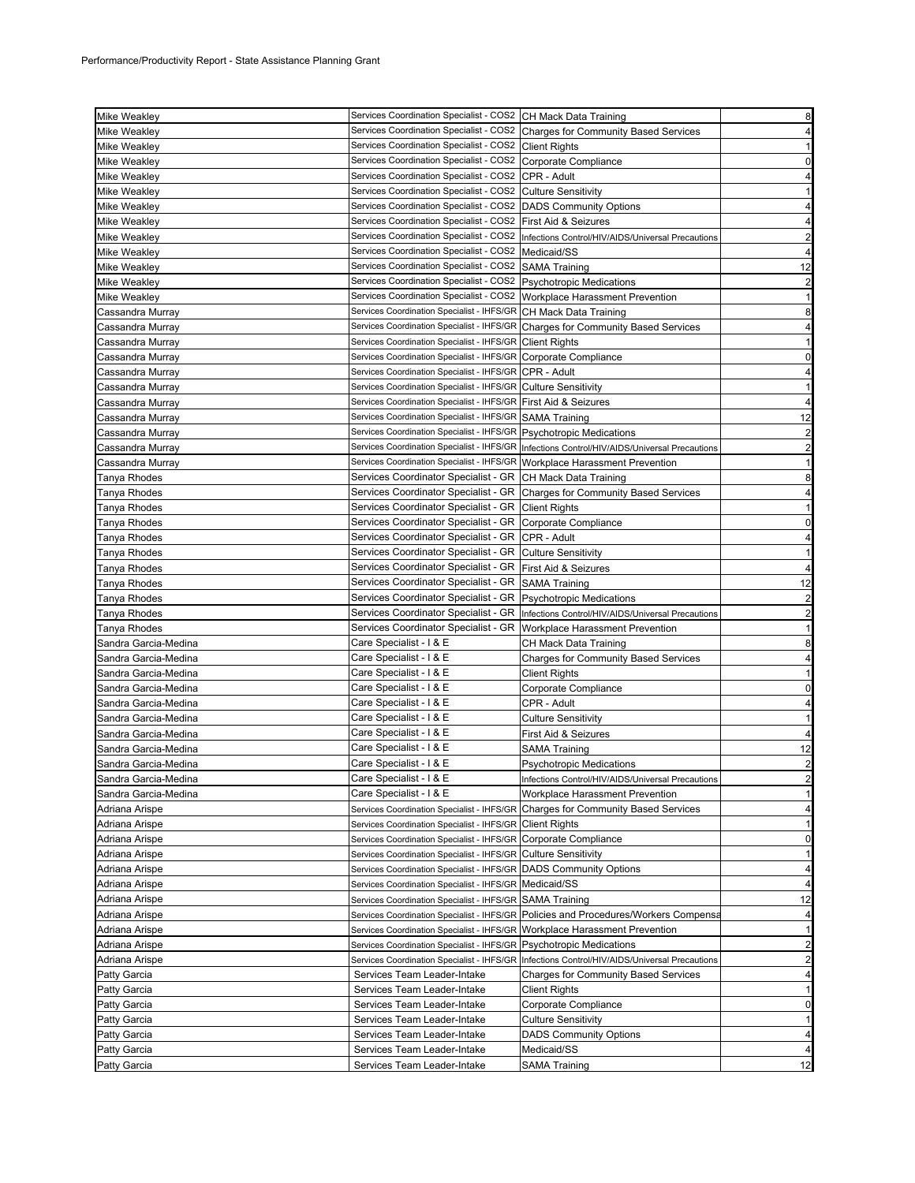Performance/Productivity Report - State Assistance Planning Grant

| | | | |
|---|---|---|---|
| Mike Weakley | Services Coordination Specialist - COS2 | CH Mack Data Training | 8 |
| Mike Weakley | Services Coordination Specialist - COS2 | Charges for Community Based Services | 4 |
| Mike Weakley | Services Coordination Specialist - COS2 | Client Rights | 1 |
| Mike Weakley | Services Coordination Specialist - COS2 | Corporate Compliance | 0 |
| Mike Weakley | Services Coordination Specialist - COS2 | CPR - Adult | 4 |
| Mike Weakley | Services Coordination Specialist - COS2 | Culture Sensitivity | 1 |
| Mike Weakley | Services Coordination Specialist - COS2 | DADS Community Options | 4 |
| Mike Weakley | Services Coordination Specialist - COS2 | First Aid & Seizures | 4 |
| Mike Weakley | Services Coordination Specialist - COS2 | Infections Control/HIV/AIDS/Universal Precautions | 2 |
| Mike Weakley | Services Coordination Specialist - COS2 | Medicaid/SS | 4 |
| Mike Weakley | Services Coordination Specialist - COS2 | SAMA Training | 12 |
| Mike Weakley | Services Coordination Specialist - COS2 | Psychotropic Medications | 2 |
| Mike Weakley | Services Coordination Specialist - COS2 | Workplace Harassment Prevention | 1 |
| Cassandra Murray | Services Coordination Specialist - IHFS/GR | CH Mack Data Training | 8 |
| Cassandra Murray | Services Coordination Specialist - IHFS/GR | Charges for Community Based Services | 4 |
| Cassandra Murray | Services Coordination Specialist - IHFS/GR | Client Rights | 1 |
| Cassandra Murray | Services Coordination Specialist - IHFS/GR | Corporate Compliance | 0 |
| Cassandra Murray | Services Coordination Specialist - IHFS/GR | CPR - Adult | 4 |
| Cassandra Murray | Services Coordination Specialist - IHFS/GR | Culture Sensitivity | 1 |
| Cassandra Murray | Services Coordination Specialist - IHFS/GR | First Aid & Seizures | 4 |
| Cassandra Murray | Services Coordination Specialist - IHFS/GR | SAMA Training | 12 |
| Cassandra Murray | Services Coordination Specialist - IHFS/GR | Psychotropic Medications | 2 |
| Cassandra Murray | Services Coordination Specialist - IHFS/GR | Infections Control/HIV/AIDS/Universal Precautions | 2 |
| Cassandra Murray | Services Coordination Specialist - IHFS/GR | Workplace Harassment Prevention | 1 |
| Tanya Rhodes | Services Coordinator Specialist - GR | CH Mack Data Training | 8 |
| Tanya Rhodes | Services Coordinator Specialist - GR | Charges for Community Based Services | 4 |
| Tanya Rhodes | Services Coordinator Specialist - GR | Client Rights | 1 |
| Tanya Rhodes | Services Coordinator Specialist - GR | Corporate Compliance | 0 |
| Tanya Rhodes | Services Coordinator Specialist - GR | CPR - Adult | 4 |
| Tanya Rhodes | Services Coordinator Specialist - GR | Culture Sensitivity | 1 |
| Tanya Rhodes | Services Coordinator Specialist - GR | First Aid & Seizures | 4 |
| Tanya Rhodes | Services Coordinator Specialist - GR | SAMA Training | 12 |
| Tanya Rhodes | Services Coordinator Specialist - GR | Psychotropic Medications | 2 |
| Tanya Rhodes | Services Coordinator Specialist - GR | Infections Control/HIV/AIDS/Universal Precautions | 2 |
| Tanya Rhodes | Services Coordinator Specialist - GR | Workplace Harassment Prevention | 1 |
| Sandra Garcia-Medina | Care Specialist - I & E | CH Mack Data Training | 8 |
| Sandra Garcia-Medina | Care Specialist - I & E | Charges for Community Based Services | 4 |
| Sandra Garcia-Medina | Care Specialist - I & E | Client Rights | 1 |
| Sandra Garcia-Medina | Care Specialist - I & E | Corporate Compliance | 0 |
| Sandra Garcia-Medina | Care Specialist - I & E | CPR - Adult | 4 |
| Sandra Garcia-Medina | Care Specialist - I & E | Culture Sensitivity | 1 |
| Sandra Garcia-Medina | Care Specialist - I & E | First Aid & Seizures | 4 |
| Sandra Garcia-Medina | Care Specialist - I & E | SAMA Training | 12 |
| Sandra Garcia-Medina | Care Specialist - I & E | Psychotropic Medications | 2 |
| Sandra Garcia-Medina | Care Specialist - I & E | Infections Control/HIV/AIDS/Universal Precautions | 2 |
| Sandra Garcia-Medina | Care Specialist - I & E | Workplace Harassment Prevention | 1 |
| Adriana Arispe | Services Coordination Specialist - IHFS/GR | Charges for Community Based Services | 4 |
| Adriana Arispe | Services Coordination Specialist - IHFS/GR | Client Rights | 1 |
| Adriana Arispe | Services Coordination Specialist - IHFS/GR | Corporate Compliance | 0 |
| Adriana Arispe | Services Coordination Specialist - IHFS/GR | Culture Sensitivity | 1 |
| Adriana Arispe | Services Coordination Specialist - IHFS/GR | DADS Community Options | 4 |
| Adriana Arispe | Services Coordination Specialist - IHFS/GR | Medicaid/SS | 4 |
| Adriana Arispe | Services Coordination Specialist - IHFS/GR | SAMA Training | 12 |
| Adriana Arispe | Services Coordination Specialist - IHFS/GR | Policies and Procedures/Workers Compensa | 4 |
| Adriana Arispe | Services Coordination Specialist - IHFS/GR | Workplace Harassment Prevention | 1 |
| Adriana Arispe | Services Coordination Specialist - IHFS/GR | Psychotropic Medications | 2 |
| Adriana Arispe | Services Coordination Specialist - IHFS/GR | Infections Control/HIV/AIDS/Universal Precautions | 2 |
| Patty Garcia | Services Team Leader-Intake | Charges for Community Based Services | 4 |
| Patty Garcia | Services Team Leader-Intake | Client Rights | 1 |
| Patty Garcia | Services Team Leader-Intake | Corporate Compliance | 0 |
| Patty Garcia | Services Team Leader-Intake | Culture Sensitivity | 1 |
| Patty Garcia | Services Team Leader-Intake | DADS Community Options | 4 |
| Patty Garcia | Services Team Leader-Intake | Medicaid/SS | 4 |
| Patty Garcia | Services Team Leader-Intake | SAMA Training | 12 |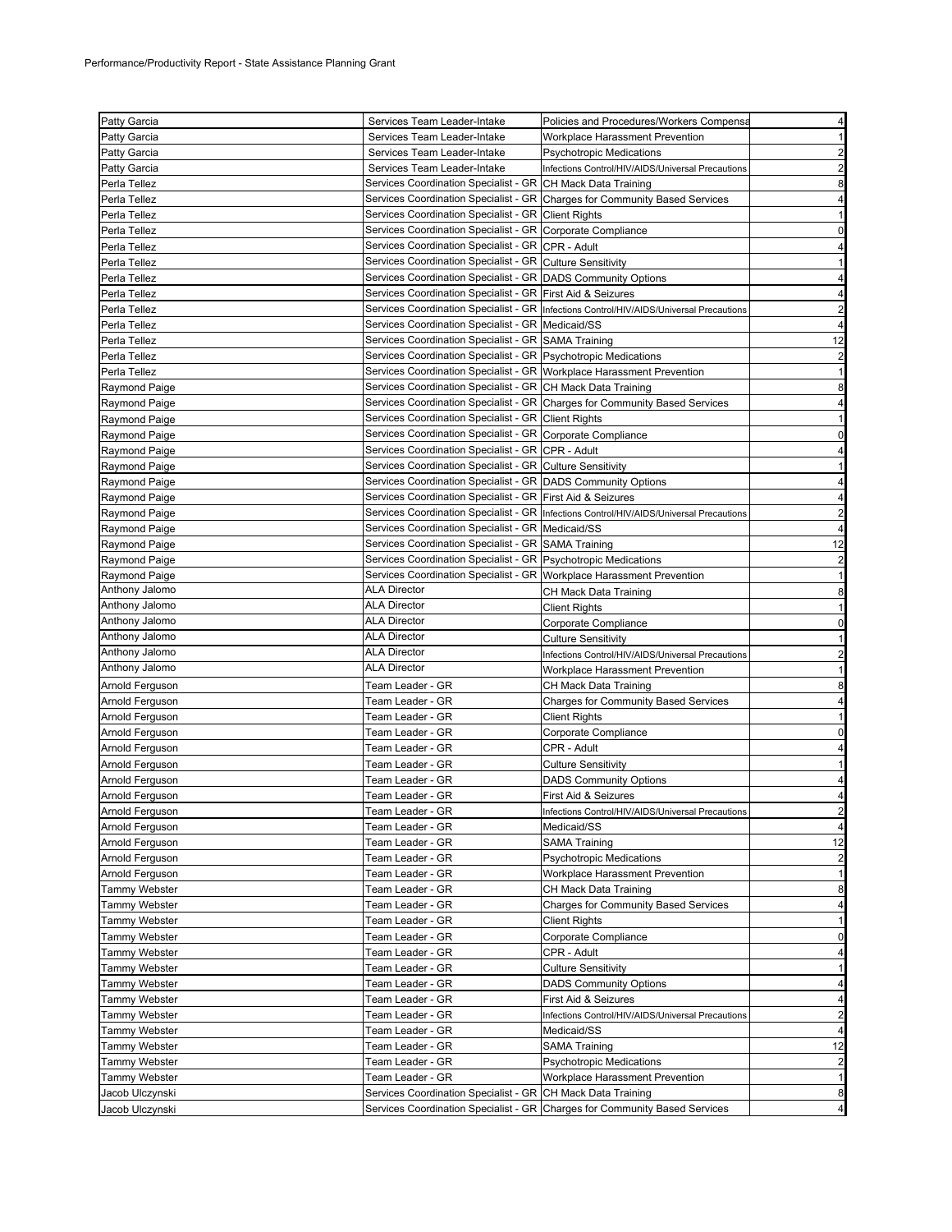| | | | |
|---|---|---|---|
| Patty Garcia | Services Team Leader-Intake | Policies and Procedures/Workers Compensa | 4 |
| Patty Garcia | Services Team Leader-Intake | Workplace Harassment Prevention | 1 |
| Patty Garcia | Services Team Leader-Intake | Psychotropic Medications | 2 |
| Patty Garcia | Services Team Leader-Intake | Infections Control/HIV/AIDS/Universal Precautions | 2 |
| Perla Tellez | Services Coordination Specialist - GR | CH Mack Data Training | 8 |
| Perla Tellez | Services Coordination Specialist - GR | Charges for Community Based Services | 4 |
| Perla Tellez | Services Coordination Specialist - GR | Client Rights | 1 |
| Perla Tellez | Services Coordination Specialist - GR | Corporate Compliance | 0 |
| Perla Tellez | Services Coordination Specialist - GR | CPR - Adult | 4 |
| Perla Tellez | Services Coordination Specialist - GR | Culture Sensitivity | 1 |
| Perla Tellez | Services Coordination Specialist - GR | DADS Community Options | 4 |
| Perla Tellez | Services Coordination Specialist - GR | First Aid & Seizures | 4 |
| Perla Tellez | Services Coordination Specialist - GR | Infections Control/HIV/AIDS/Universal Precautions | 2 |
| Perla Tellez | Services Coordination Specialist - GR | Medicaid/SS | 4 |
| Perla Tellez | Services Coordination Specialist - GR | SAMA Training | 12 |
| Perla Tellez | Services Coordination Specialist - GR | Psychotropic Medications | 2 |
| Perla Tellez | Services Coordination Specialist - GR | Workplace Harassment Prevention | 1 |
| Raymond Paige | Services Coordination Specialist - GR | CH Mack Data Training | 8 |
| Raymond Paige | Services Coordination Specialist - GR | Charges for Community Based Services | 4 |
| Raymond Paige | Services Coordination Specialist - GR | Client Rights | 1 |
| Raymond Paige | Services Coordination Specialist - GR | Corporate Compliance | 0 |
| Raymond Paige | Services Coordination Specialist - GR | CPR - Adult | 4 |
| Raymond Paige | Services Coordination Specialist - GR | Culture Sensitivity | 1 |
| Raymond Paige | Services Coordination Specialist - GR | DADS Community Options | 4 |
| Raymond Paige | Services Coordination Specialist - GR | First Aid & Seizures | 4 |
| Raymond Paige | Services Coordination Specialist - GR | Infections Control/HIV/AIDS/Universal Precautions | 2 |
| Raymond Paige | Services Coordination Specialist - GR | Medicaid/SS | 4 |
| Raymond Paige | Services Coordination Specialist - GR | SAMA Training | 12 |
| Raymond Paige | Services Coordination Specialist - GR | Psychotropic Medications | 2 |
| Raymond Paige | Services Coordination Specialist - GR | Workplace Harassment Prevention | 1 |
| Anthony Jalomo | ALA Director | CH Mack Data Training | 8 |
| Anthony Jalomo | ALA Director | Client Rights | 1 |
| Anthony Jalomo | ALA Director | Corporate Compliance | 0 |
| Anthony Jalomo | ALA Director | Culture Sensitivity | 1 |
| Anthony Jalomo | ALA Director | Infections Control/HIV/AIDS/Universal Precautions | 2 |
| Anthony Jalomo | ALA Director | Workplace Harassment Prevention | 1 |
| Arnold Ferguson | Team Leader - GR | CH Mack Data Training | 8 |
| Arnold Ferguson | Team Leader - GR | Charges for Community Based Services | 4 |
| Arnold Ferguson | Team Leader - GR | Client Rights | 1 |
| Arnold Ferguson | Team Leader - GR | Corporate Compliance | 0 |
| Arnold Ferguson | Team Leader - GR | CPR - Adult | 4 |
| Arnold Ferguson | Team Leader - GR | Culture Sensitivity | 1 |
| Arnold Ferguson | Team Leader - GR | DADS Community Options | 4 |
| Arnold Ferguson | Team Leader - GR | First Aid & Seizures | 4 |
| Arnold Ferguson | Team Leader - GR | Infections Control/HIV/AIDS/Universal Precautions | 2 |
| Arnold Ferguson | Team Leader - GR | Medicaid/SS | 4 |
| Arnold Ferguson | Team Leader - GR | SAMA Training | 12 |
| Arnold Ferguson | Team Leader - GR | Psychotropic Medications | 2 |
| Arnold Ferguson | Team Leader - GR | Workplace Harassment Prevention | 1 |
| Tammy Webster | Team Leader - GR | CH Mack Data Training | 8 |
| Tammy Webster | Team Leader - GR | Charges for Community Based Services | 4 |
| Tammy Webster | Team Leader - GR | Client Rights | 1 |
| Tammy Webster | Team Leader - GR | Corporate Compliance | 0 |
| Tammy Webster | Team Leader - GR | CPR - Adult | 4 |
| Tammy Webster | Team Leader - GR | Culture Sensitivity | 1 |
| Tammy Webster | Team Leader - GR | DADS Community Options | 4 |
| Tammy Webster | Team Leader - GR | First Aid & Seizures | 4 |
| Tammy Webster | Team Leader - GR | Infections Control/HIV/AIDS/Universal Precautions | 2 |
| Tammy Webster | Team Leader - GR | Medicaid/SS | 4 |
| Tammy Webster | Team Leader - GR | SAMA Training | 12 |
| Tammy Webster | Team Leader - GR | Psychotropic Medications | 2 |
| Tammy Webster | Team Leader - GR | Workplace Harassment Prevention | 1 |
| Jacob Ulczynski | Services Coordination Specialist - GR | CH Mack Data Training | 8 |
| Jacob Ulczynski | Services Coordination Specialist - GR | Charges for Community Based Services | 4 |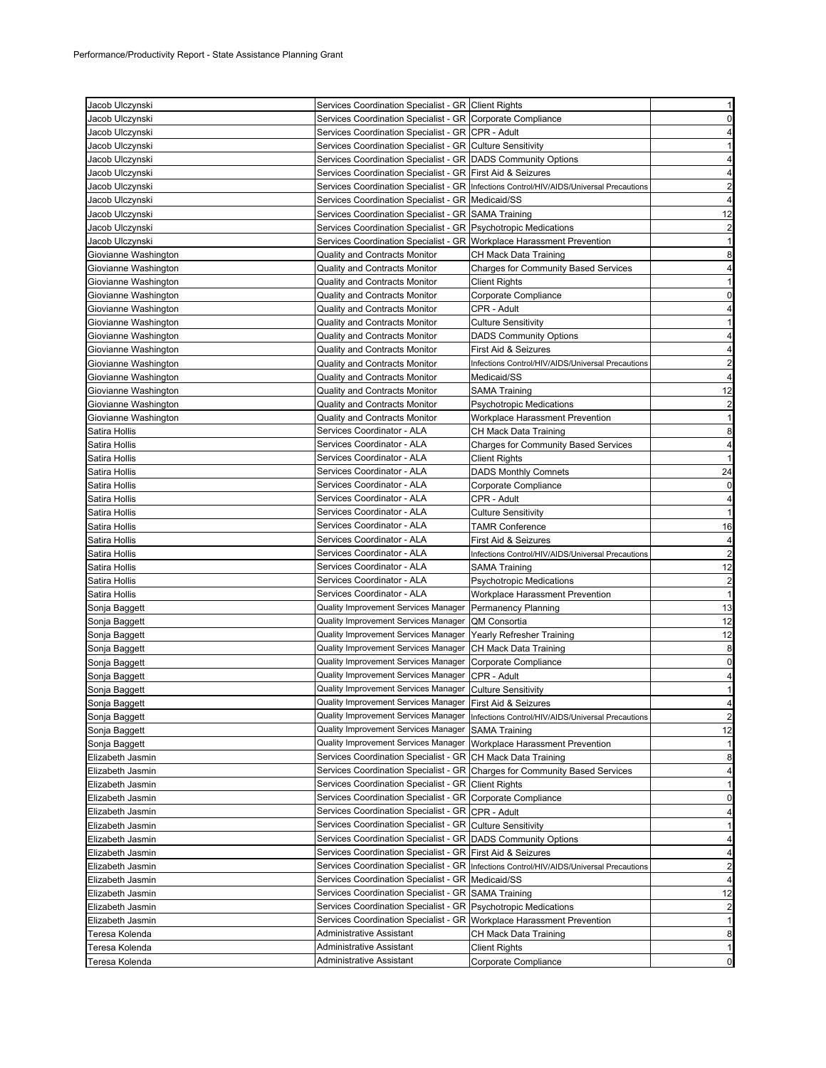Performance/Productivity Report - State Assistance Planning Grant

| Jacob Ulczynski | Services Coordination Specialist - GR | Client Rights | 1 |
|---|---|---|---|
| Jacob Ulczynski | Services Coordination Specialist - GR | Corporate Compliance | 0 |
| Jacob Ulczynski | Services Coordination Specialist - GR | CPR - Adult | 4 |
| Jacob Ulczynski | Services Coordination Specialist - GR | Culture Sensitivity | 1 |
| Jacob Ulczynski | Services Coordination Specialist - GR | DADS Community Options | 4 |
| Jacob Ulczynski | Services Coordination Specialist - GR | First Aid & Seizures | 4 |
| Jacob Ulczynski | Services Coordination Specialist - GR | Infections Control/HIV/AIDS/Universal Precautions | 2 |
| Jacob Ulczynski | Services Coordination Specialist - GR | Medicaid/SS | 4 |
| Jacob Ulczynski | Services Coordination Specialist - GR | SAMA Training | 12 |
| Jacob Ulczynski | Services Coordination Specialist - GR | Psychotropic Medications | 2 |
| Jacob Ulczynski | Services Coordination Specialist - GR | Workplace Harassment Prevention | 1 |
| Giovianne Washington | Quality and Contracts Monitor | CH Mack Data Training | 8 |
| Giovianne Washington | Quality and Contracts Monitor | Charges for Community Based Services | 4 |
| Giovianne Washington | Quality and Contracts Monitor | Client Rights | 1 |
| Giovianne Washington | Quality and Contracts Monitor | Corporate Compliance | 0 |
| Giovianne Washington | Quality and Contracts Monitor | CPR - Adult | 4 |
| Giovianne Washington | Quality and Contracts Monitor | Culture Sensitivity | 1 |
| Giovianne Washington | Quality and Contracts Monitor | DADS Community Options | 4 |
| Giovianne Washington | Quality and Contracts Monitor | First Aid & Seizures | 4 |
| Giovianne Washington | Quality and Contracts Monitor | Infections Control/HIV/AIDS/Universal Precautions | 2 |
| Giovianne Washington | Quality and Contracts Monitor | Medicaid/SS | 4 |
| Giovianne Washington | Quality and Contracts Monitor | SAMA Training | 12 |
| Giovianne Washington | Quality and Contracts Monitor | Psychotropic Medications | 2 |
| Giovianne Washington | Quality and Contracts Monitor | Workplace Harassment Prevention | 1 |
| Satira Hollis | Services Coordinator - ALA | CH Mack Data Training | 8 |
| Satira Hollis | Services Coordinator - ALA | Charges for Community Based Services | 4 |
| Satira Hollis | Services Coordinator - ALA | Client Rights | 1 |
| Satira Hollis | Services Coordinator - ALA | DADS Monthly Comnets | 24 |
| Satira Hollis | Services Coordinator - ALA | Corporate Compliance | 0 |
| Satira Hollis | Services Coordinator - ALA | CPR - Adult | 4 |
| Satira Hollis | Services Coordinator - ALA | Culture Sensitivity | 1 |
| Satira Hollis | Services Coordinator - ALA | TAMR Conference | 16 |
| Satira Hollis | Services Coordinator - ALA | First Aid & Seizures | 4 |
| Satira Hollis | Services Coordinator - ALA | Infections Control/HIV/AIDS/Universal Precautions | 2 |
| Satira Hollis | Services Coordinator - ALA | SAMA Training | 12 |
| Satira Hollis | Services Coordinator - ALA | Psychotropic Medications | 2 |
| Satira Hollis | Services Coordinator - ALA | Workplace Harassment Prevention | 1 |
| Sonja Baggett | Quality Improvement Services Manager | Permanency Planning | 13 |
| Sonja Baggett | Quality Improvement Services Manager | QM Consortia | 12 |
| Sonja Baggett | Quality Improvement Services Manager | Yearly Refresher Training | 12 |
| Sonja Baggett | Quality Improvement Services Manager | CH Mack Data Training | 8 |
| Sonja Baggett | Quality Improvement Services Manager | Corporate Compliance | 0 |
| Sonja Baggett | Quality Improvement Services Manager | CPR - Adult | 4 |
| Sonja Baggett | Quality Improvement Services Manager | Culture Sensitivity | 1 |
| Sonja Baggett | Quality Improvement Services Manager | First Aid & Seizures | 4 |
| Sonja Baggett | Quality Improvement Services Manager | Infections Control/HIV/AIDS/Universal Precautions | 2 |
| Sonja Baggett | Quality Improvement Services Manager | SAMA Training | 12 |
| Sonja Baggett | Quality Improvement Services Manager | Workplace Harassment Prevention | 1 |
| Elizabeth Jasmin | Services Coordination Specialist - GR | CH Mack Data Training | 8 |
| Elizabeth Jasmin | Services Coordination Specialist - GR | Charges for Community Based Services | 4 |
| Elizabeth Jasmin | Services Coordination Specialist - GR | Client Rights | 1 |
| Elizabeth Jasmin | Services Coordination Specialist - GR | Corporate Compliance | 0 |
| Elizabeth Jasmin | Services Coordination Specialist - GR | CPR - Adult | 4 |
| Elizabeth Jasmin | Services Coordination Specialist - GR | Culture Sensitivity | 1 |
| Elizabeth Jasmin | Services Coordination Specialist - GR | DADS Community Options | 4 |
| Elizabeth Jasmin | Services Coordination Specialist - GR | First Aid & Seizures | 4 |
| Elizabeth Jasmin | Services Coordination Specialist - GR | Infections Control/HIV/AIDS/Universal Precautions | 2 |
| Elizabeth Jasmin | Services Coordination Specialist - GR | Medicaid/SS | 4 |
| Elizabeth Jasmin | Services Coordination Specialist - GR | SAMA Training | 12 |
| Elizabeth Jasmin | Services Coordination Specialist - GR | Psychotropic Medications | 2 |
| Elizabeth Jasmin | Services Coordination Specialist - GR | Workplace Harassment Prevention | 1 |
| Teresa Kolenda | Administrative Assistant | CH Mack Data Training | 8 |
| Teresa Kolenda | Administrative Assistant | Client Rights | 1 |
| Teresa Kolenda | Administrative Assistant | Corporate Compliance | 0 |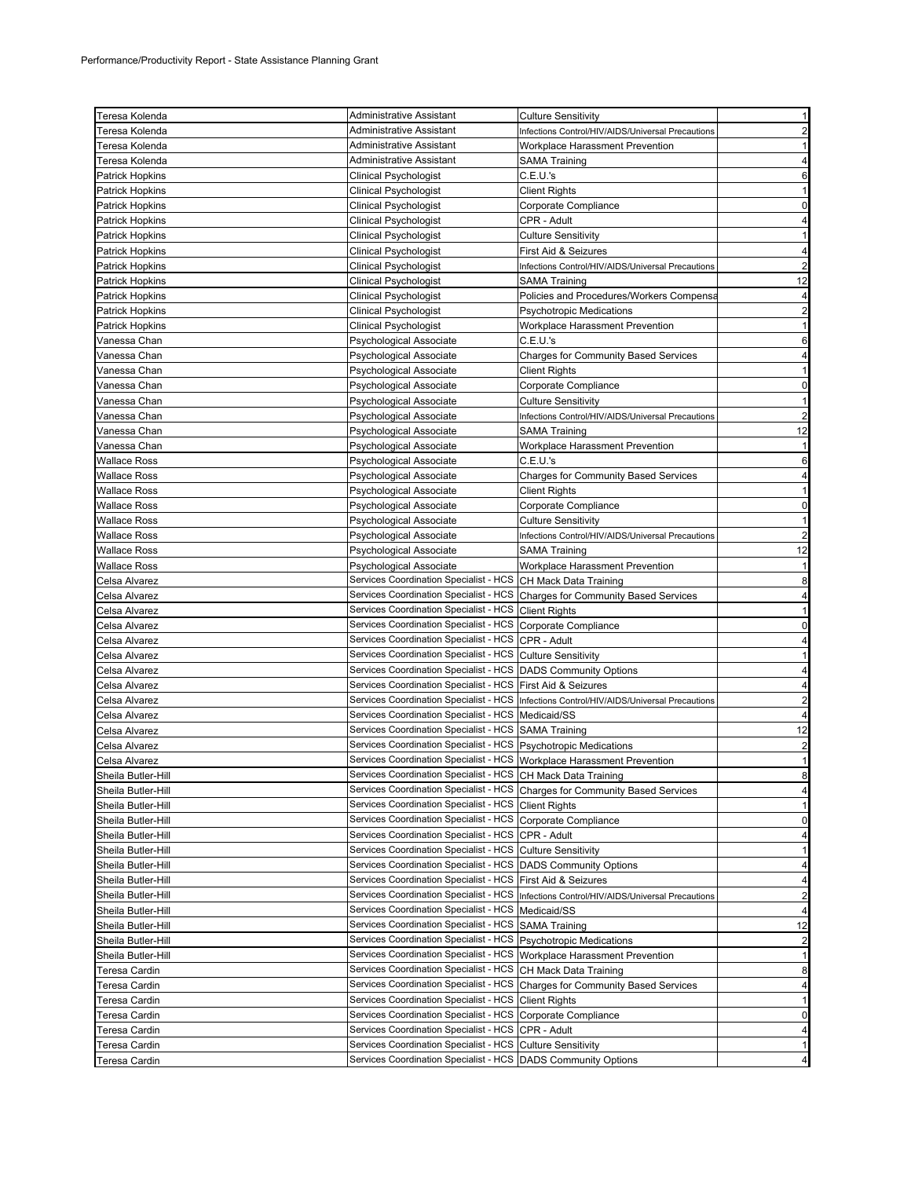Performance/Productivity Report - State Assistance Planning Grant

| | | | |
|---|---|---|---|
| Teresa Kolenda | Administrative Assistant | Culture Sensitivity | 1 |
| Teresa Kolenda | Administrative Assistant | Infections Control/HIV/AIDS/Universal Precautions | 2 |
| Teresa Kolenda | Administrative Assistant | Workplace Harassment Prevention | 1 |
| Teresa Kolenda | Administrative Assistant | SAMA Training | 4 |
| Patrick Hopkins | Clinical Psychologist | C.E.U.'s | 6 |
| Patrick Hopkins | Clinical Psychologist | Client Rights | 1 |
| Patrick Hopkins | Clinical Psychologist | Corporate Compliance | 0 |
| Patrick Hopkins | Clinical Psychologist | CPR - Adult | 4 |
| Patrick Hopkins | Clinical Psychologist | Culture Sensitivity | 1 |
| Patrick Hopkins | Clinical Psychologist | First Aid & Seizures | 4 |
| Patrick Hopkins | Clinical Psychologist | Infections Control/HIV/AIDS/Universal Precautions | 2 |
| Patrick Hopkins | Clinical Psychologist | SAMA Training | 12 |
| Patrick Hopkins | Clinical Psychologist | Policies and Procedures/Workers Compensa | 4 |
| Patrick Hopkins | Clinical Psychologist | Psychotropic Medications | 2 |
| Patrick Hopkins | Clinical Psychologist | Workplace Harassment Prevention | 1 |
| Vanessa Chan | Psychological Associate | C.E.U.'s | 6 |
| Vanessa Chan | Psychological Associate | Charges for Community Based Services | 4 |
| Vanessa Chan | Psychological Associate | Client Rights | 1 |
| Vanessa Chan | Psychological Associate | Corporate Compliance | 0 |
| Vanessa Chan | Psychological Associate | Culture Sensitivity | 1 |
| Vanessa Chan | Psychological Associate | Infections Control/HIV/AIDS/Universal Precautions | 2 |
| Vanessa Chan | Psychological Associate | SAMA Training | 12 |
| Vanessa Chan | Psychological Associate | Workplace Harassment Prevention | 1 |
| Wallace Ross | Psychological Associate | C.E.U.'s | 6 |
| Wallace Ross | Psychological Associate | Charges for Community Based Services | 4 |
| Wallace Ross | Psychological Associate | Client Rights | 1 |
| Wallace Ross | Psychological Associate | Corporate Compliance | 0 |
| Wallace Ross | Psychological Associate | Culture Sensitivity | 1 |
| Wallace Ross | Psychological Associate | Infections Control/HIV/AIDS/Universal Precautions | 2 |
| Wallace Ross | Psychological Associate | SAMA Training | 12 |
| Wallace Ross | Psychological Associate | Workplace Harassment Prevention | 1 |
| Celsa Alvarez | Services Coordination Specialist - HCS | CH Mack Data Training | 8 |
| Celsa Alvarez | Services Coordination Specialist - HCS | Charges for Community Based Services | 4 |
| Celsa Alvarez | Services Coordination Specialist - HCS | Client Rights | 1 |
| Celsa Alvarez | Services Coordination Specialist - HCS | Corporate Compliance | 0 |
| Celsa Alvarez | Services Coordination Specialist - HCS | CPR - Adult | 4 |
| Celsa Alvarez | Services Coordination Specialist - HCS | Culture Sensitivity | 1 |
| Celsa Alvarez | Services Coordination Specialist - HCS | DADS Community Options | 4 |
| Celsa Alvarez | Services Coordination Specialist - HCS | First Aid & Seizures | 4 |
| Celsa Alvarez | Services Coordination Specialist - HCS | Infections Control/HIV/AIDS/Universal Precautions | 2 |
| Celsa Alvarez | Services Coordination Specialist - HCS | Medicaid/SS | 4 |
| Celsa Alvarez | Services Coordination Specialist - HCS | SAMA Training | 12 |
| Celsa Alvarez | Services Coordination Specialist - HCS | Psychotropic Medications | 2 |
| Celsa Alvarez | Services Coordination Specialist - HCS | Workplace Harassment Prevention | 1 |
| Sheila Butler-Hill | Services Coordination Specialist - HCS | CH Mack Data Training | 8 |
| Sheila Butler-Hill | Services Coordination Specialist - HCS | Charges for Community Based Services | 4 |
| Sheila Butler-Hill | Services Coordination Specialist - HCS | Client Rights | 1 |
| Sheila Butler-Hill | Services Coordination Specialist - HCS | Corporate Compliance | 0 |
| Sheila Butler-Hill | Services Coordination Specialist - HCS | CPR - Adult | 4 |
| Sheila Butler-Hill | Services Coordination Specialist - HCS | Culture Sensitivity | 1 |
| Sheila Butler-Hill | Services Coordination Specialist - HCS | DADS Community Options | 4 |
| Sheila Butler-Hill | Services Coordination Specialist - HCS | First Aid & Seizures | 4 |
| Sheila Butler-Hill | Services Coordination Specialist - HCS | Infections Control/HIV/AIDS/Universal Precautions | 2 |
| Sheila Butler-Hill | Services Coordination Specialist - HCS | Medicaid/SS | 4 |
| Sheila Butler-Hill | Services Coordination Specialist - HCS | SAMA Training | 12 |
| Sheila Butler-Hill | Services Coordination Specialist - HCS | Psychotropic Medications | 2 |
| Sheila Butler-Hill | Services Coordination Specialist - HCS | Workplace Harassment Prevention | 1 |
| Teresa Cardin | Services Coordination Specialist - HCS | CH Mack Data Training | 8 |
| Teresa Cardin | Services Coordination Specialist - HCS | Charges for Community Based Services | 4 |
| Teresa Cardin | Services Coordination Specialist - HCS | Client Rights | 1 |
| Teresa Cardin | Services Coordination Specialist - HCS | Corporate Compliance | 0 |
| Teresa Cardin | Services Coordination Specialist - HCS | CPR - Adult | 4 |
| Teresa Cardin | Services Coordination Specialist - HCS | Culture Sensitivity | 1 |
| Teresa Cardin | Services Coordination Specialist - HCS | DADS Community Options | 4 |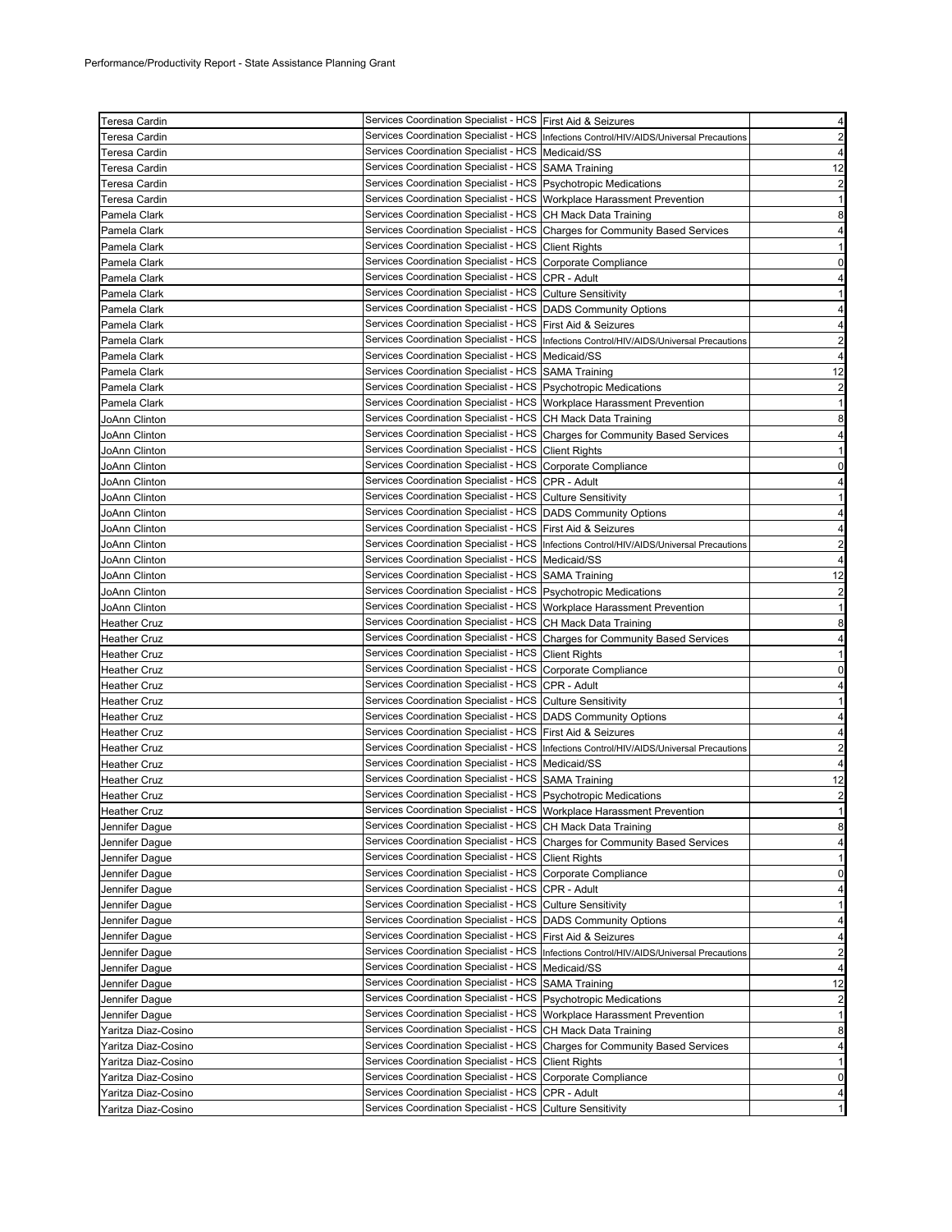Performance/Productivity Report - State Assistance Planning Grant

| | | | |
|---|---|---|---|
| Teresa Cardin | Services Coordination Specialist - HCS | First Aid & Seizures | 4 |
| Teresa Cardin | Services Coordination Specialist - HCS | Infections Control/HIV/AIDS/Universal Precautions | 2 |
| Teresa Cardin | Services Coordination Specialist - HCS | Medicaid/SS | 4 |
| Teresa Cardin | Services Coordination Specialist - HCS | SAMA Training | 12 |
| Teresa Cardin | Services Coordination Specialist - HCS | Psychotropic Medications | 2 |
| Teresa Cardin | Services Coordination Specialist - HCS | Workplace Harassment Prevention | 1 |
| Pamela Clark | Services Coordination Specialist - HCS | CH Mack Data Training | 8 |
| Pamela Clark | Services Coordination Specialist - HCS | Charges for Community Based Services | 4 |
| Pamela Clark | Services Coordination Specialist - HCS | Client Rights | 1 |
| Pamela Clark | Services Coordination Specialist - HCS | Corporate Compliance | 0 |
| Pamela Clark | Services Coordination Specialist - HCS | CPR - Adult | 4 |
| Pamela Clark | Services Coordination Specialist - HCS | Culture Sensitivity | 1 |
| Pamela Clark | Services Coordination Specialist - HCS | DADS Community Options | 4 |
| Pamela Clark | Services Coordination Specialist - HCS | First Aid & Seizures | 4 |
| Pamela Clark | Services Coordination Specialist - HCS | Infections Control/HIV/AIDS/Universal Precautions | 2 |
| Pamela Clark | Services Coordination Specialist - HCS | Medicaid/SS | 4 |
| Pamela Clark | Services Coordination Specialist - HCS | SAMA Training | 12 |
| Pamela Clark | Services Coordination Specialist - HCS | Psychotropic Medications | 2 |
| Pamela Clark | Services Coordination Specialist - HCS | Workplace Harassment Prevention | 1 |
| JoAnn Clinton | Services Coordination Specialist - HCS | CH Mack Data Training | 8 |
| JoAnn Clinton | Services Coordination Specialist - HCS | Charges for Community Based Services | 4 |
| JoAnn Clinton | Services Coordination Specialist - HCS | Client Rights | 1 |
| JoAnn Clinton | Services Coordination Specialist - HCS | Corporate Compliance | 0 |
| JoAnn Clinton | Services Coordination Specialist - HCS | CPR - Adult | 4 |
| JoAnn Clinton | Services Coordination Specialist - HCS | Culture Sensitivity | 1 |
| JoAnn Clinton | Services Coordination Specialist - HCS | DADS Community Options | 4 |
| JoAnn Clinton | Services Coordination Specialist - HCS | First Aid & Seizures | 4 |
| JoAnn Clinton | Services Coordination Specialist - HCS | Infections Control/HIV/AIDS/Universal Precautions | 2 |
| JoAnn Clinton | Services Coordination Specialist - HCS | Medicaid/SS | 4 |
| JoAnn Clinton | Services Coordination Specialist - HCS | SAMA Training | 12 |
| JoAnn Clinton | Services Coordination Specialist - HCS | Psychotropic Medications | 2 |
| JoAnn Clinton | Services Coordination Specialist - HCS | Workplace Harassment Prevention | 1 |
| Heather Cruz | Services Coordination Specialist - HCS | CH Mack Data Training | 8 |
| Heather Cruz | Services Coordination Specialist - HCS | Charges for Community Based Services | 4 |
| Heather Cruz | Services Coordination Specialist - HCS | Client Rights | 1 |
| Heather Cruz | Services Coordination Specialist - HCS | Corporate Compliance | 0 |
| Heather Cruz | Services Coordination Specialist - HCS | CPR - Adult | 4 |
| Heather Cruz | Services Coordination Specialist - HCS | Culture Sensitivity | 1 |
| Heather Cruz | Services Coordination Specialist - HCS | DADS Community Options | 4 |
| Heather Cruz | Services Coordination Specialist - HCS | First Aid & Seizures | 4 |
| Heather Cruz | Services Coordination Specialist - HCS | Infections Control/HIV/AIDS/Universal Precautions | 2 |
| Heather Cruz | Services Coordination Specialist - HCS | Medicaid/SS | 4 |
| Heather Cruz | Services Coordination Specialist - HCS | SAMA Training | 12 |
| Heather Cruz | Services Coordination Specialist - HCS | Psychotropic Medications | 2 |
| Heather Cruz | Services Coordination Specialist - HCS | Workplace Harassment Prevention | 1 |
| Jennifer Dague | Services Coordination Specialist - HCS | CH Mack Data Training | 8 |
| Jennifer Dague | Services Coordination Specialist - HCS | Charges for Community Based Services | 4 |
| Jennifer Dague | Services Coordination Specialist - HCS | Client Rights | 1 |
| Jennifer Dague | Services Coordination Specialist - HCS | Corporate Compliance | 0 |
| Jennifer Dague | Services Coordination Specialist - HCS | CPR - Adult | 4 |
| Jennifer Dague | Services Coordination Specialist - HCS | Culture Sensitivity | 1 |
| Jennifer Dague | Services Coordination Specialist - HCS | DADS Community Options | 4 |
| Jennifer Dague | Services Coordination Specialist - HCS | First Aid & Seizures | 4 |
| Jennifer Dague | Services Coordination Specialist - HCS | Infections Control/HIV/AIDS/Universal Precautions | 2 |
| Jennifer Dague | Services Coordination Specialist - HCS | Medicaid/SS | 4 |
| Jennifer Dague | Services Coordination Specialist - HCS | SAMA Training | 12 |
| Jennifer Dague | Services Coordination Specialist - HCS | Psychotropic Medications | 2 |
| Jennifer Dague | Services Coordination Specialist - HCS | Workplace Harassment Prevention | 1 |
| Yaritza Diaz-Cosino | Services Coordination Specialist - HCS | CH Mack Data Training | 8 |
| Yaritza Diaz-Cosino | Services Coordination Specialist - HCS | Charges for Community Based Services | 4 |
| Yaritza Diaz-Cosino | Services Coordination Specialist - HCS | Client Rights | 1 |
| Yaritza Diaz-Cosino | Services Coordination Specialist - HCS | Corporate Compliance | 0 |
| Yaritza Diaz-Cosino | Services Coordination Specialist - HCS | CPR - Adult | 4 |
| Yaritza Diaz-Cosino | Services Coordination Specialist - HCS | Culture Sensitivity | 1 |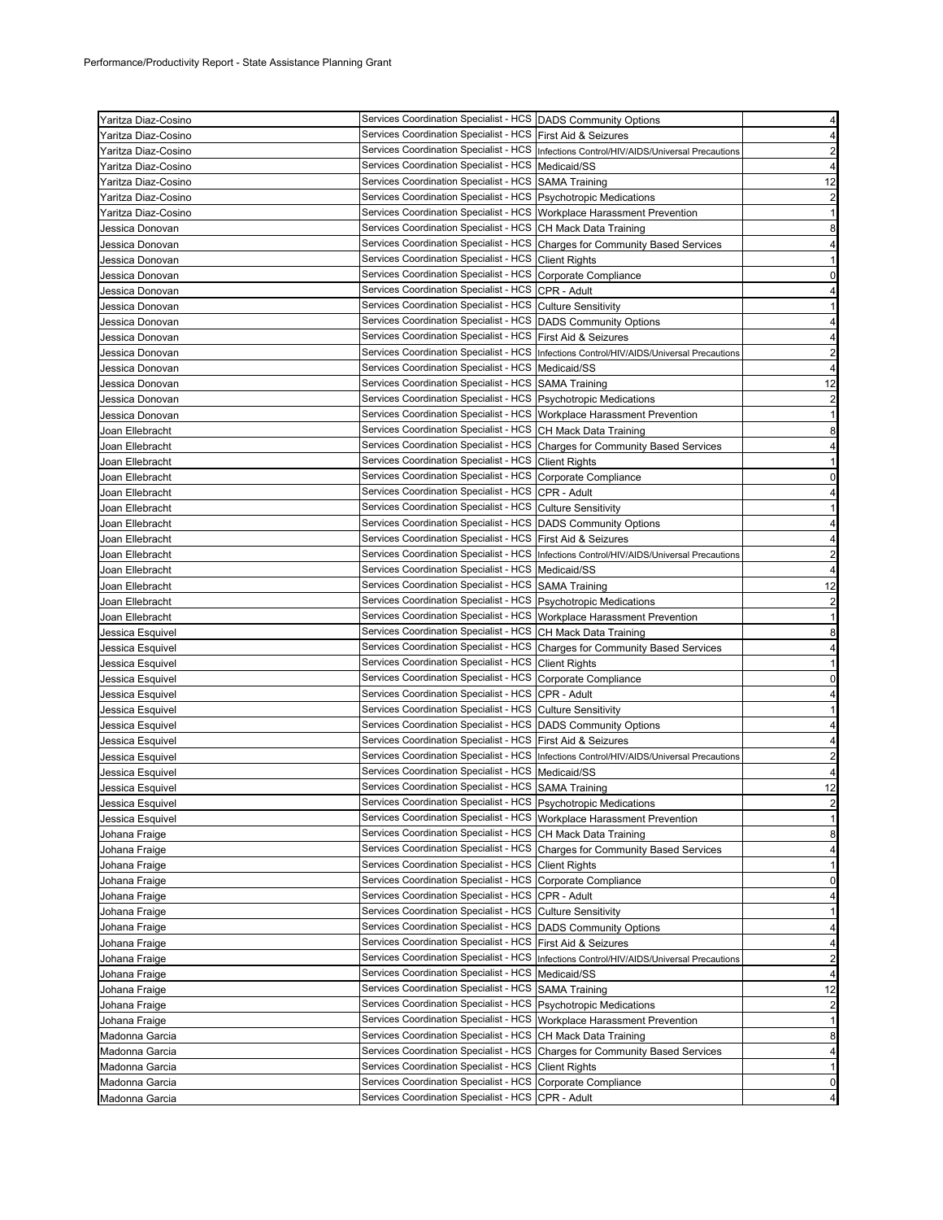| | | | |
|---|---|---|---|
| Yaritza Diaz-Cosino | Services Coordination Specialist - HCS | DADS Community Options | 4 |
| Yaritza Diaz-Cosino | Services Coordination Specialist - HCS | First Aid & Seizures | 4 |
| Yaritza Diaz-Cosino | Services Coordination Specialist - HCS | Infections Control/HIV/AIDS/Universal Precautions | 2 |
| Yaritza Diaz-Cosino | Services Coordination Specialist - HCS | Medicaid/SS | 4 |
| Yaritza Diaz-Cosino | Services Coordination Specialist - HCS | SAMA Training | 12 |
| Yaritza Diaz-Cosino | Services Coordination Specialist - HCS | Psychotropic Medications | 2 |
| Yaritza Diaz-Cosino | Services Coordination Specialist - HCS | Workplace Harassment Prevention | 1 |
| Jessica Donovan | Services Coordination Specialist - HCS | CH Mack Data Training | 8 |
| Jessica Donovan | Services Coordination Specialist - HCS | Charges for Community Based Services | 4 |
| Jessica Donovan | Services Coordination Specialist - HCS | Client Rights | 1 |
| Jessica Donovan | Services Coordination Specialist - HCS | Corporate Compliance | 0 |
| Jessica Donovan | Services Coordination Specialist - HCS | CPR - Adult | 4 |
| Jessica Donovan | Services Coordination Specialist - HCS | Culture Sensitivity | 1 |
| Jessica Donovan | Services Coordination Specialist - HCS | DADS Community Options | 4 |
| Jessica Donovan | Services Coordination Specialist - HCS | First Aid & Seizures | 4 |
| Jessica Donovan | Services Coordination Specialist - HCS | Infections Control/HIV/AIDS/Universal Precautions | 2 |
| Jessica Donovan | Services Coordination Specialist - HCS | Medicaid/SS | 4 |
| Jessica Donovan | Services Coordination Specialist - HCS | SAMA Training | 12 |
| Jessica Donovan | Services Coordination Specialist - HCS | Psychotropic Medications | 2 |
| Jessica Donovan | Services Coordination Specialist - HCS | Workplace Harassment Prevention | 1 |
| Joan Ellebracht | Services Coordination Specialist - HCS | CH Mack Data Training | 8 |
| Joan Ellebracht | Services Coordination Specialist - HCS | Charges for Community Based Services | 4 |
| Joan Ellebracht | Services Coordination Specialist - HCS | Client Rights | 1 |
| Joan Ellebracht | Services Coordination Specialist - HCS | Corporate Compliance | 0 |
| Joan Ellebracht | Services Coordination Specialist - HCS | CPR - Adult | 4 |
| Joan Ellebracht | Services Coordination Specialist - HCS | Culture Sensitivity | 1 |
| Joan Ellebracht | Services Coordination Specialist - HCS | DADS Community Options | 4 |
| Joan Ellebracht | Services Coordination Specialist - HCS | First Aid & Seizures | 4 |
| Joan Ellebracht | Services Coordination Specialist - HCS | Infections Control/HIV/AIDS/Universal Precautions | 2 |
| Joan Ellebracht | Services Coordination Specialist - HCS | Medicaid/SS | 4 |
| Joan Ellebracht | Services Coordination Specialist - HCS | SAMA Training | 12 |
| Joan Ellebracht | Services Coordination Specialist - HCS | Psychotropic Medications | 2 |
| Joan Ellebracht | Services Coordination Specialist - HCS | Workplace Harassment Prevention | 1 |
| Jessica Esquivel | Services Coordination Specialist - HCS | CH Mack Data Training | 8 |
| Jessica Esquivel | Services Coordination Specialist - HCS | Charges for Community Based Services | 4 |
| Jessica Esquivel | Services Coordination Specialist - HCS | Client Rights | 1 |
| Jessica Esquivel | Services Coordination Specialist - HCS | Corporate Compliance | 0 |
| Jessica Esquivel | Services Coordination Specialist - HCS | CPR - Adult | 4 |
| Jessica Esquivel | Services Coordination Specialist - HCS | Culture Sensitivity | 1 |
| Jessica Esquivel | Services Coordination Specialist - HCS | DADS Community Options | 4 |
| Jessica Esquivel | Services Coordination Specialist - HCS | First Aid & Seizures | 4 |
| Jessica Esquivel | Services Coordination Specialist - HCS | Infections Control/HIV/AIDS/Universal Precautions | 2 |
| Jessica Esquivel | Services Coordination Specialist - HCS | Medicaid/SS | 4 |
| Jessica Esquivel | Services Coordination Specialist - HCS | SAMA Training | 12 |
| Jessica Esquivel | Services Coordination Specialist - HCS | Psychotropic Medications | 2 |
| Jessica Esquivel | Services Coordination Specialist - HCS | Workplace Harassment Prevention | 1 |
| Johana Fraige | Services Coordination Specialist - HCS | CH Mack Data Training | 8 |
| Johana Fraige | Services Coordination Specialist - HCS | Charges for Community Based Services | 4 |
| Johana Fraige | Services Coordination Specialist - HCS | Client Rights | 1 |
| Johana Fraige | Services Coordination Specialist - HCS | Corporate Compliance | 0 |
| Johana Fraige | Services Coordination Specialist - HCS | CPR - Adult | 4 |
| Johana Fraige | Services Coordination Specialist - HCS | Culture Sensitivity | 1 |
| Johana Fraige | Services Coordination Specialist - HCS | DADS Community Options | 4 |
| Johana Fraige | Services Coordination Specialist - HCS | First Aid & Seizures | 4 |
| Johana Fraige | Services Coordination Specialist - HCS | Infections Control/HIV/AIDS/Universal Precautions | 2 |
| Johana Fraige | Services Coordination Specialist - HCS | Medicaid/SS | 4 |
| Johana Fraige | Services Coordination Specialist - HCS | SAMA Training | 12 |
| Johana Fraige | Services Coordination Specialist - HCS | Psychotropic Medications | 2 |
| Johana Fraige | Services Coordination Specialist - HCS | Workplace Harassment Prevention | 1 |
| Madonna Garcia | Services Coordination Specialist - HCS | CH Mack Data Training | 8 |
| Madonna Garcia | Services Coordination Specialist - HCS | Charges for Community Based Services | 4 |
| Madonna Garcia | Services Coordination Specialist - HCS | Client Rights | 1 |
| Madonna Garcia | Services Coordination Specialist - HCS | Corporate Compliance | 0 |
| Madonna Garcia | Services Coordination Specialist - HCS | CPR - Adult | 4 |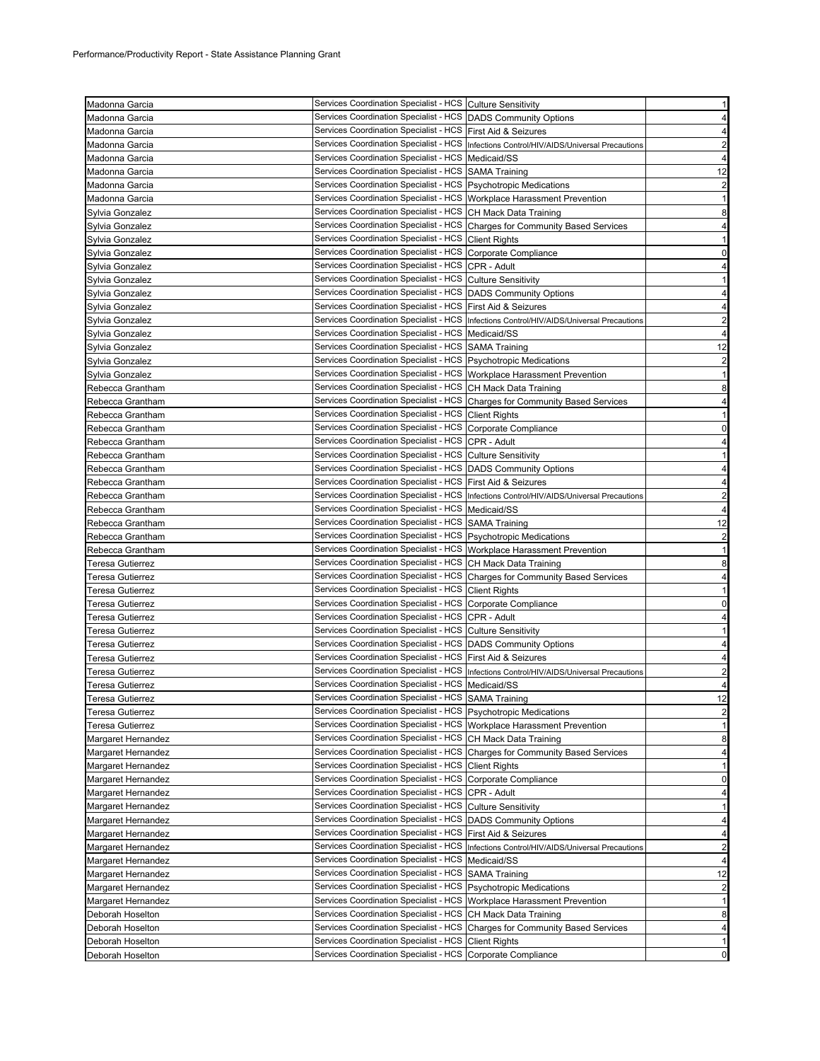| | | | |
|---|---|---|---|
| Madonna Garcia | Services Coordination Specialist - HCS | Culture Sensitivity | 1 |
| Madonna Garcia | Services Coordination Specialist - HCS | DADS Community Options | 4 |
| Madonna Garcia | Services Coordination Specialist - HCS | First Aid & Seizures | 4 |
| Madonna Garcia | Services Coordination Specialist - HCS | Infections Control/HIV/AIDS/Universal Precautions | 2 |
| Madonna Garcia | Services Coordination Specialist - HCS | Medicaid/SS | 4 |
| Madonna Garcia | Services Coordination Specialist - HCS | SAMA Training | 12 |
| Madonna Garcia | Services Coordination Specialist - HCS | Psychotropic Medications | 2 |
| Madonna Garcia | Services Coordination Specialist - HCS | Workplace Harassment Prevention | 1 |
| Sylvia Gonzalez | Services Coordination Specialist - HCS | CH Mack Data Training | 8 |
| Sylvia Gonzalez | Services Coordination Specialist - HCS | Charges for Community Based Services | 4 |
| Sylvia Gonzalez | Services Coordination Specialist - HCS | Client Rights | 1 |
| Sylvia Gonzalez | Services Coordination Specialist - HCS | Corporate Compliance | 0 |
| Sylvia Gonzalez | Services Coordination Specialist - HCS | CPR - Adult | 4 |
| Sylvia Gonzalez | Services Coordination Specialist - HCS | Culture Sensitivity | 1 |
| Sylvia Gonzalez | Services Coordination Specialist - HCS | DADS Community Options | 4 |
| Sylvia Gonzalez | Services Coordination Specialist - HCS | First Aid & Seizures | 4 |
| Sylvia Gonzalez | Services Coordination Specialist - HCS | Infections Control/HIV/AIDS/Universal Precautions | 2 |
| Sylvia Gonzalez | Services Coordination Specialist - HCS | Medicaid/SS | 4 |
| Sylvia Gonzalez | Services Coordination Specialist - HCS | SAMA Training | 12 |
| Sylvia Gonzalez | Services Coordination Specialist - HCS | Psychotropic Medications | 2 |
| Sylvia Gonzalez | Services Coordination Specialist - HCS | Workplace Harassment Prevention | 1 |
| Rebecca Grantham | Services Coordination Specialist - HCS | CH Mack Data Training | 8 |
| Rebecca Grantham | Services Coordination Specialist - HCS | Charges for Community Based Services | 4 |
| Rebecca Grantham | Services Coordination Specialist - HCS | Client Rights | 1 |
| Rebecca Grantham | Services Coordination Specialist - HCS | Corporate Compliance | 0 |
| Rebecca Grantham | Services Coordination Specialist - HCS | CPR - Adult | 4 |
| Rebecca Grantham | Services Coordination Specialist - HCS | Culture Sensitivity | 1 |
| Rebecca Grantham | Services Coordination Specialist - HCS | DADS Community Options | 4 |
| Rebecca Grantham | Services Coordination Specialist - HCS | First Aid & Seizures | 4 |
| Rebecca Grantham | Services Coordination Specialist - HCS | Infections Control/HIV/AIDS/Universal Precautions | 2 |
| Rebecca Grantham | Services Coordination Specialist - HCS | Medicaid/SS | 4 |
| Rebecca Grantham | Services Coordination Specialist - HCS | SAMA Training | 12 |
| Rebecca Grantham | Services Coordination Specialist - HCS | Psychotropic Medications | 2 |
| Rebecca Grantham | Services Coordination Specialist - HCS | Workplace Harassment Prevention | 1 |
| Teresa Gutierrez | Services Coordination Specialist - HCS | CH Mack Data Training | 8 |
| Teresa Gutierrez | Services Coordination Specialist - HCS | Charges for Community Based Services | 4 |
| Teresa Gutierrez | Services Coordination Specialist - HCS | Client Rights | 1 |
| Teresa Gutierrez | Services Coordination Specialist - HCS | Corporate Compliance | 0 |
| Teresa Gutierrez | Services Coordination Specialist - HCS | CPR - Adult | 4 |
| Teresa Gutierrez | Services Coordination Specialist - HCS | Culture Sensitivity | 1 |
| Teresa Gutierrez | Services Coordination Specialist - HCS | DADS Community Options | 4 |
| Teresa Gutierrez | Services Coordination Specialist - HCS | First Aid & Seizures | 4 |
| Teresa Gutierrez | Services Coordination Specialist - HCS | Infections Control/HIV/AIDS/Universal Precautions | 2 |
| Teresa Gutierrez | Services Coordination Specialist - HCS | Medicaid/SS | 4 |
| Teresa Gutierrez | Services Coordination Specialist - HCS | SAMA Training | 12 |
| Teresa Gutierrez | Services Coordination Specialist - HCS | Psychotropic Medications | 2 |
| Teresa Gutierrez | Services Coordination Specialist - HCS | Workplace Harassment Prevention | 1 |
| Margaret Hernandez | Services Coordination Specialist - HCS | CH Mack Data Training | 8 |
| Margaret Hernandez | Services Coordination Specialist - HCS | Charges for Community Based Services | 4 |
| Margaret Hernandez | Services Coordination Specialist - HCS | Client Rights | 1 |
| Margaret Hernandez | Services Coordination Specialist - HCS | Corporate Compliance | 0 |
| Margaret Hernandez | Services Coordination Specialist - HCS | CPR - Adult | 4 |
| Margaret Hernandez | Services Coordination Specialist - HCS | Culture Sensitivity | 1 |
| Margaret Hernandez | Services Coordination Specialist - HCS | DADS Community Options | 4 |
| Margaret Hernandez | Services Coordination Specialist - HCS | First Aid & Seizures | 4 |
| Margaret Hernandez | Services Coordination Specialist - HCS | Infections Control/HIV/AIDS/Universal Precautions | 2 |
| Margaret Hernandez | Services Coordination Specialist - HCS | Medicaid/SS | 4 |
| Margaret Hernandez | Services Coordination Specialist - HCS | SAMA Training | 12 |
| Margaret Hernandez | Services Coordination Specialist - HCS | Psychotropic Medications | 2 |
| Margaret Hernandez | Services Coordination Specialist - HCS | Workplace Harassment Prevention | 1 |
| Deborah Hoselton | Services Coordination Specialist - HCS | CH Mack Data Training | 8 |
| Deborah Hoselton | Services Coordination Specialist - HCS | Charges for Community Based Services | 4 |
| Deborah Hoselton | Services Coordination Specialist - HCS | Client Rights | 1 |
| Deborah Hoselton | Services Coordination Specialist - HCS | Corporate Compliance | 0 |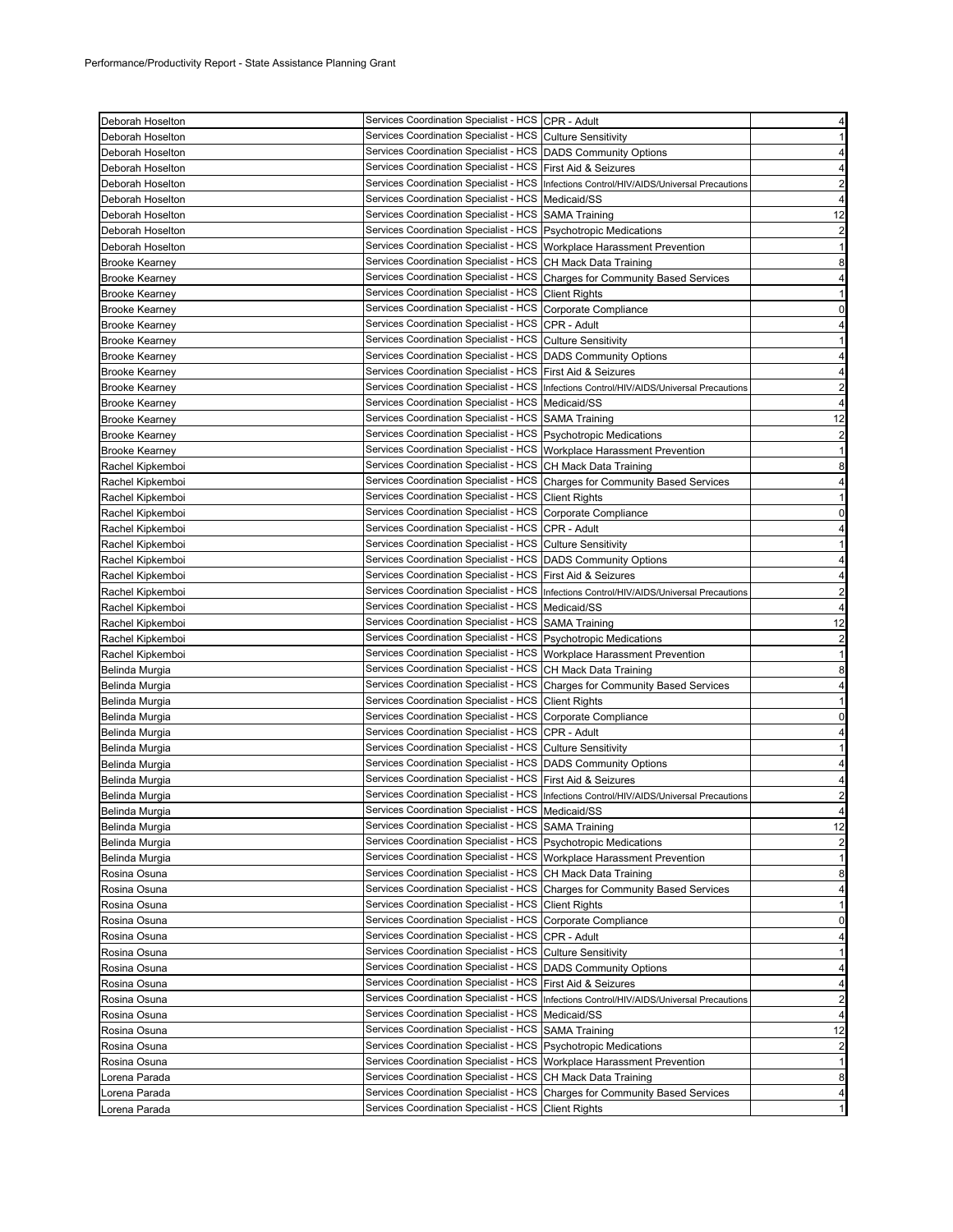Performance/Productivity Report - State Assistance Planning Grant

| | | | |
|---|---|---|---|
| Deborah Hoselton | Services Coordination Specialist - HCS | CPR - Adult | 4 |
| Deborah Hoselton | Services Coordination Specialist - HCS | Culture Sensitivity | 1 |
| Deborah Hoselton | Services Coordination Specialist - HCS | DADS Community Options | 4 |
| Deborah Hoselton | Services Coordination Specialist - HCS | First Aid & Seizures | 4 |
| Deborah Hoselton | Services Coordination Specialist - HCS | Infections Control/HIV/AIDS/Universal Precautions | 2 |
| Deborah Hoselton | Services Coordination Specialist - HCS | Medicaid/SS | 4 |
| Deborah Hoselton | Services Coordination Specialist - HCS | SAMA Training | 12 |
| Deborah Hoselton | Services Coordination Specialist - HCS | Psychotropic Medications | 2 |
| Deborah Hoselton | Services Coordination Specialist - HCS | Workplace Harassment Prevention | 1 |
| Brooke Kearney | Services Coordination Specialist - HCS | CH Mack Data Training | 8 |
| Brooke Kearney | Services Coordination Specialist - HCS | Charges for Community Based Services | 4 |
| Brooke Kearney | Services Coordination Specialist - HCS | Client Rights | 1 |
| Brooke Kearney | Services Coordination Specialist - HCS | Corporate Compliance | 0 |
| Brooke Kearney | Services Coordination Specialist - HCS | CPR - Adult | 4 |
| Brooke Kearney | Services Coordination Specialist - HCS | Culture Sensitivity | 1 |
| Brooke Kearney | Services Coordination Specialist - HCS | DADS Community Options | 4 |
| Brooke Kearney | Services Coordination Specialist - HCS | First Aid & Seizures | 4 |
| Brooke Kearney | Services Coordination Specialist - HCS | Infections Control/HIV/AIDS/Universal Precautions | 2 |
| Brooke Kearney | Services Coordination Specialist - HCS | Medicaid/SS | 4 |
| Brooke Kearney | Services Coordination Specialist - HCS | SAMA Training | 12 |
| Brooke Kearney | Services Coordination Specialist - HCS | Psychotropic Medications | 2 |
| Brooke Kearney | Services Coordination Specialist - HCS | Workplace Harassment Prevention | 1 |
| Rachel Kipkemboi | Services Coordination Specialist - HCS | CH Mack Data Training | 8 |
| Rachel Kipkemboi | Services Coordination Specialist - HCS | Charges for Community Based Services | 4 |
| Rachel Kipkemboi | Services Coordination Specialist - HCS | Client Rights | 1 |
| Rachel Kipkemboi | Services Coordination Specialist - HCS | Corporate Compliance | 0 |
| Rachel Kipkemboi | Services Coordination Specialist - HCS | CPR - Adult | 4 |
| Rachel Kipkemboi | Services Coordination Specialist - HCS | Culture Sensitivity | 1 |
| Rachel Kipkemboi | Services Coordination Specialist - HCS | DADS Community Options | 4 |
| Rachel Kipkemboi | Services Coordination Specialist - HCS | First Aid & Seizures | 4 |
| Rachel Kipkemboi | Services Coordination Specialist - HCS | Infections Control/HIV/AIDS/Universal Precautions | 2 |
| Rachel Kipkemboi | Services Coordination Specialist - HCS | Medicaid/SS | 4 |
| Rachel Kipkemboi | Services Coordination Specialist - HCS | SAMA Training | 12 |
| Rachel Kipkemboi | Services Coordination Specialist - HCS | Psychotropic Medications | 2 |
| Rachel Kipkemboi | Services Coordination Specialist - HCS | Workplace Harassment Prevention | 1 |
| Belinda Murgia | Services Coordination Specialist - HCS | CH Mack Data Training | 8 |
| Belinda Murgia | Services Coordination Specialist - HCS | Charges for Community Based Services | 4 |
| Belinda Murgia | Services Coordination Specialist - HCS | Client Rights | 1 |
| Belinda Murgia | Services Coordination Specialist - HCS | Corporate Compliance | 0 |
| Belinda Murgia | Services Coordination Specialist - HCS | CPR - Adult | 4 |
| Belinda Murgia | Services Coordination Specialist - HCS | Culture Sensitivity | 1 |
| Belinda Murgia | Services Coordination Specialist - HCS | DADS Community Options | 4 |
| Belinda Murgia | Services Coordination Specialist - HCS | First Aid & Seizures | 4 |
| Belinda Murgia | Services Coordination Specialist - HCS | Infections Control/HIV/AIDS/Universal Precautions | 2 |
| Belinda Murgia | Services Coordination Specialist - HCS | Medicaid/SS | 4 |
| Belinda Murgia | Services Coordination Specialist - HCS | SAMA Training | 12 |
| Belinda Murgia | Services Coordination Specialist - HCS | Psychotropic Medications | 2 |
| Belinda Murgia | Services Coordination Specialist - HCS | Workplace Harassment Prevention | 1 |
| Rosina Osuna | Services Coordination Specialist - HCS | CH Mack Data Training | 8 |
| Rosina Osuna | Services Coordination Specialist - HCS | Charges for Community Based Services | 4 |
| Rosina Osuna | Services Coordination Specialist - HCS | Client Rights | 1 |
| Rosina Osuna | Services Coordination Specialist - HCS | Corporate Compliance | 0 |
| Rosina Osuna | Services Coordination Specialist - HCS | CPR - Adult | 4 |
| Rosina Osuna | Services Coordination Specialist - HCS | Culture Sensitivity | 1 |
| Rosina Osuna | Services Coordination Specialist - HCS | DADS Community Options | 4 |
| Rosina Osuna | Services Coordination Specialist - HCS | First Aid & Seizures | 4 |
| Rosina Osuna | Services Coordination Specialist - HCS | Infections Control/HIV/AIDS/Universal Precautions | 2 |
| Rosina Osuna | Services Coordination Specialist - HCS | Medicaid/SS | 4 |
| Rosina Osuna | Services Coordination Specialist - HCS | SAMA Training | 12 |
| Rosina Osuna | Services Coordination Specialist - HCS | Psychotropic Medications | 2 |
| Rosina Osuna | Services Coordination Specialist - HCS | Workplace Harassment Prevention | 1 |
| Lorena Parada | Services Coordination Specialist - HCS | CH Mack Data Training | 8 |
| Lorena Parada | Services Coordination Specialist - HCS | Charges for Community Based Services | 4 |
| Lorena Parada | Services Coordination Specialist - HCS | Client Rights | 1 |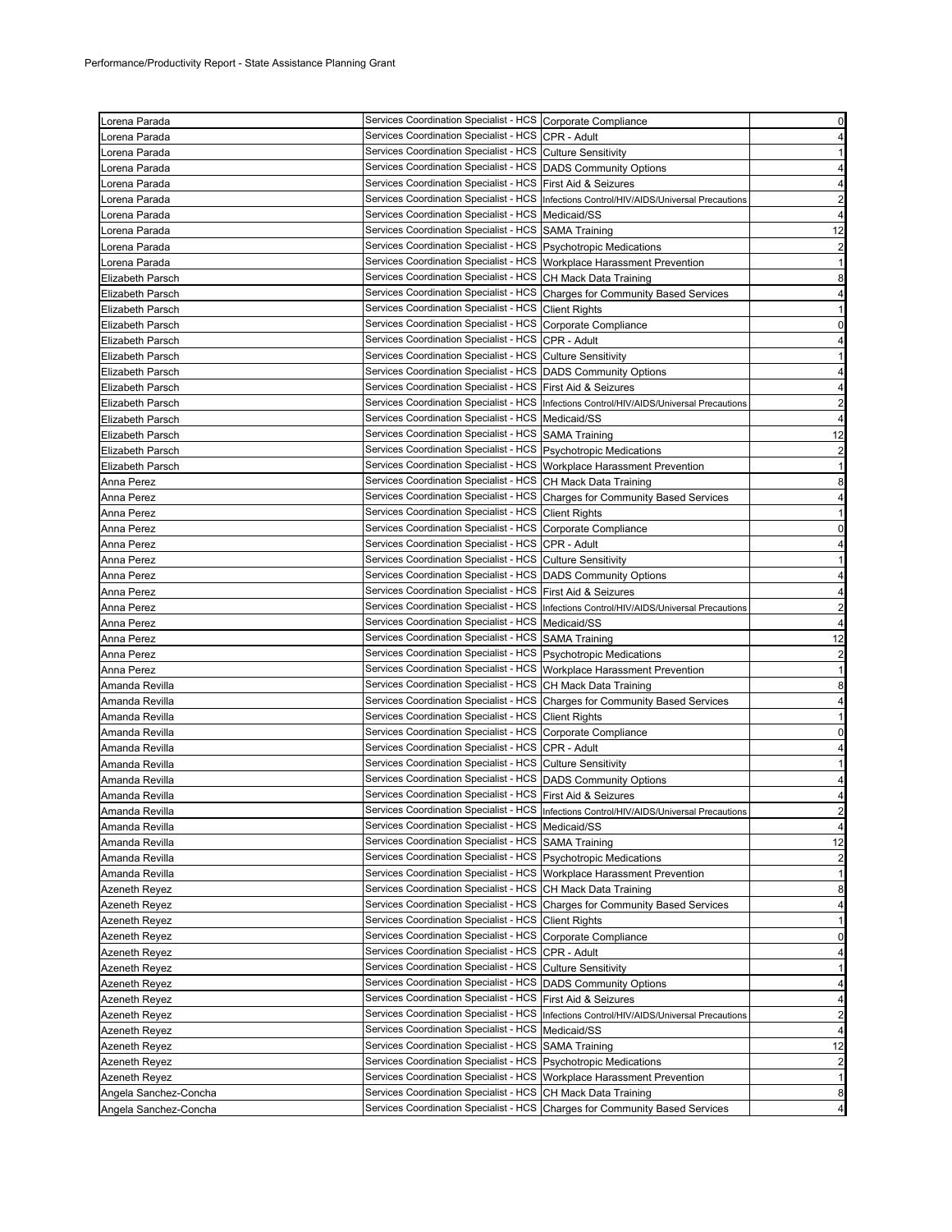Performance/Productivity Report - State Assistance Planning Grant

| | | | |
|---|---|---|---|
| Lorena Parada | Services Coordination Specialist - HCS | Corporate Compliance | 0 |
| Lorena Parada | Services Coordination Specialist - HCS | CPR - Adult | 4 |
| Lorena Parada | Services Coordination Specialist - HCS | Culture Sensitivity | 1 |
| Lorena Parada | Services Coordination Specialist - HCS | DADS Community Options | 4 |
| Lorena Parada | Services Coordination Specialist - HCS | First Aid & Seizures | 4 |
| Lorena Parada | Services Coordination Specialist - HCS | Infections Control/HIV/AIDS/Universal Precautions | 2 |
| Lorena Parada | Services Coordination Specialist - HCS | Medicaid/SS | 4 |
| Lorena Parada | Services Coordination Specialist - HCS | SAMA Training | 12 |
| Lorena Parada | Services Coordination Specialist - HCS | Psychotropic Medications | 2 |
| Lorena Parada | Services Coordination Specialist - HCS | Workplace Harassment Prevention | 1 |
| Elizabeth Parsch | Services Coordination Specialist - HCS | CH Mack Data Training | 8 |
| Elizabeth Parsch | Services Coordination Specialist - HCS | Charges for Community Based Services | 4 |
| Elizabeth Parsch | Services Coordination Specialist - HCS | Client Rights | 1 |
| Elizabeth Parsch | Services Coordination Specialist - HCS | Corporate Compliance | 0 |
| Elizabeth Parsch | Services Coordination Specialist - HCS | CPR - Adult | 4 |
| Elizabeth Parsch | Services Coordination Specialist - HCS | Culture Sensitivity | 1 |
| Elizabeth Parsch | Services Coordination Specialist - HCS | DADS Community Options | 4 |
| Elizabeth Parsch | Services Coordination Specialist - HCS | First Aid & Seizures | 4 |
| Elizabeth Parsch | Services Coordination Specialist - HCS | Infections Control/HIV/AIDS/Universal Precautions | 2 |
| Elizabeth Parsch | Services Coordination Specialist - HCS | Medicaid/SS | 4 |
| Elizabeth Parsch | Services Coordination Specialist - HCS | SAMA Training | 12 |
| Elizabeth Parsch | Services Coordination Specialist - HCS | Psychotropic Medications | 2 |
| Elizabeth Parsch | Services Coordination Specialist - HCS | Workplace Harassment Prevention | 1 |
| Anna Perez | Services Coordination Specialist - HCS | CH Mack Data Training | 8 |
| Anna Perez | Services Coordination Specialist - HCS | Charges for Community Based Services | 4 |
| Anna Perez | Services Coordination Specialist - HCS | Client Rights | 1 |
| Anna Perez | Services Coordination Specialist - HCS | Corporate Compliance | 0 |
| Anna Perez | Services Coordination Specialist - HCS | CPR - Adult | 4 |
| Anna Perez | Services Coordination Specialist - HCS | Culture Sensitivity | 1 |
| Anna Perez | Services Coordination Specialist - HCS | DADS Community Options | 4 |
| Anna Perez | Services Coordination Specialist - HCS | First Aid & Seizures | 4 |
| Anna Perez | Services Coordination Specialist - HCS | Infections Control/HIV/AIDS/Universal Precautions | 2 |
| Anna Perez | Services Coordination Specialist - HCS | Medicaid/SS | 4 |
| Anna Perez | Services Coordination Specialist - HCS | SAMA Training | 12 |
| Anna Perez | Services Coordination Specialist - HCS | Psychotropic Medications | 2 |
| Anna Perez | Services Coordination Specialist - HCS | Workplace Harassment Prevention | 1 |
| Amanda Revilla | Services Coordination Specialist - HCS | CH Mack Data Training | 8 |
| Amanda Revilla | Services Coordination Specialist - HCS | Charges for Community Based Services | 4 |
| Amanda Revilla | Services Coordination Specialist - HCS | Client Rights | 1 |
| Amanda Revilla | Services Coordination Specialist - HCS | Corporate Compliance | 0 |
| Amanda Revilla | Services Coordination Specialist - HCS | CPR - Adult | 4 |
| Amanda Revilla | Services Coordination Specialist - HCS | Culture Sensitivity | 1 |
| Amanda Revilla | Services Coordination Specialist - HCS | DADS Community Options | 4 |
| Amanda Revilla | Services Coordination Specialist - HCS | First Aid & Seizures | 4 |
| Amanda Revilla | Services Coordination Specialist - HCS | Infections Control/HIV/AIDS/Universal Precautions | 2 |
| Amanda Revilla | Services Coordination Specialist - HCS | Medicaid/SS | 4 |
| Amanda Revilla | Services Coordination Specialist - HCS | SAMA Training | 12 |
| Amanda Revilla | Services Coordination Specialist - HCS | Psychotropic Medications | 2 |
| Amanda Revilla | Services Coordination Specialist - HCS | Workplace Harassment Prevention | 1 |
| Azeneth Reyez | Services Coordination Specialist - HCS | CH Mack Data Training | 8 |
| Azeneth Reyez | Services Coordination Specialist - HCS | Charges for Community Based Services | 4 |
| Azeneth Reyez | Services Coordination Specialist - HCS | Client Rights | 1 |
| Azeneth Reyez | Services Coordination Specialist - HCS | Corporate Compliance | 0 |
| Azeneth Reyez | Services Coordination Specialist - HCS | CPR - Adult | 4 |
| Azeneth Reyez | Services Coordination Specialist - HCS | Culture Sensitivity | 1 |
| Azeneth Reyez | Services Coordination Specialist - HCS | DADS Community Options | 4 |
| Azeneth Reyez | Services Coordination Specialist - HCS | First Aid & Seizures | 4 |
| Azeneth Reyez | Services Coordination Specialist - HCS | Infections Control/HIV/AIDS/Universal Precautions | 2 |
| Azeneth Reyez | Services Coordination Specialist - HCS | Medicaid/SS | 4 |
| Azeneth Reyez | Services Coordination Specialist - HCS | SAMA Training | 12 |
| Azeneth Reyez | Services Coordination Specialist - HCS | Psychotropic Medications | 2 |
| Azeneth Reyez | Services Coordination Specialist - HCS | Workplace Harassment Prevention | 1 |
| Angela Sanchez-Concha | Services Coordination Specialist - HCS | CH Mack Data Training | 8 |
| Angela Sanchez-Concha | Services Coordination Specialist - HCS | Charges for Community Based Services | 4 |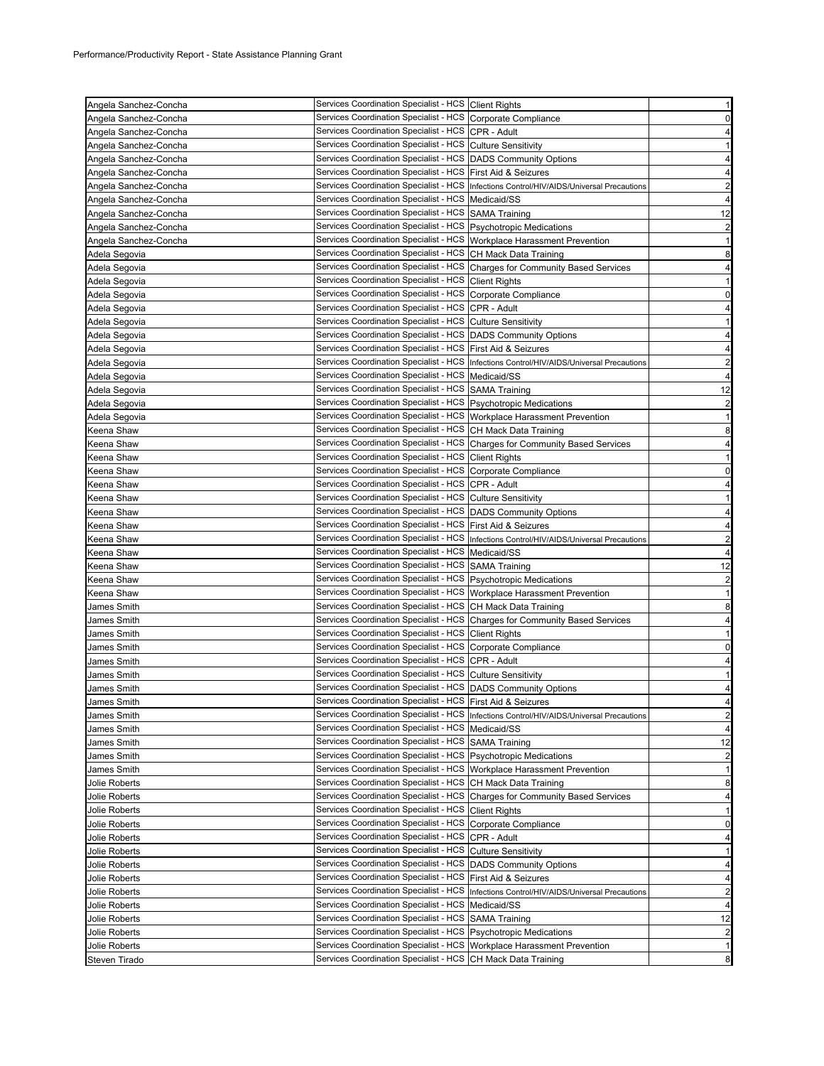Performance/Productivity Report - State Assistance Planning Grant

| | | | |
|---|---|---|---|
| Angela Sanchez-Concha | Services Coordination Specialist - HCS | Client Rights | 1 |
| Angela Sanchez-Concha | Services Coordination Specialist - HCS | Corporate Compliance | 0 |
| Angela Sanchez-Concha | Services Coordination Specialist - HCS | CPR - Adult | 4 |
| Angela Sanchez-Concha | Services Coordination Specialist - HCS | Culture Sensitivity | 1 |
| Angela Sanchez-Concha | Services Coordination Specialist - HCS | DADS Community Options | 4 |
| Angela Sanchez-Concha | Services Coordination Specialist - HCS | First Aid & Seizures | 4 |
| Angela Sanchez-Concha | Services Coordination Specialist - HCS | Infections Control/HIV/AIDS/Universal Precautions | 2 |
| Angela Sanchez-Concha | Services Coordination Specialist - HCS | Medicaid/SS | 4 |
| Angela Sanchez-Concha | Services Coordination Specialist - HCS | SAMA Training | 12 |
| Angela Sanchez-Concha | Services Coordination Specialist - HCS | Psychotropic Medications | 2 |
| Angela Sanchez-Concha | Services Coordination Specialist - HCS | Workplace Harassment Prevention | 1 |
| Adela Segovia | Services Coordination Specialist - HCS | CH Mack Data Training | 8 |
| Adela Segovia | Services Coordination Specialist - HCS | Charges for Community Based Services | 4 |
| Adela Segovia | Services Coordination Specialist - HCS | Client Rights | 1 |
| Adela Segovia | Services Coordination Specialist - HCS | Corporate Compliance | 0 |
| Adela Segovia | Services Coordination Specialist - HCS | CPR - Adult | 4 |
| Adela Segovia | Services Coordination Specialist - HCS | Culture Sensitivity | 1 |
| Adela Segovia | Services Coordination Specialist - HCS | DADS Community Options | 4 |
| Adela Segovia | Services Coordination Specialist - HCS | First Aid & Seizures | 4 |
| Adela Segovia | Services Coordination Specialist - HCS | Infections Control/HIV/AIDS/Universal Precautions | 2 |
| Adela Segovia | Services Coordination Specialist - HCS | Medicaid/SS | 4 |
| Adela Segovia | Services Coordination Specialist - HCS | SAMA Training | 12 |
| Adela Segovia | Services Coordination Specialist - HCS | Psychotropic Medications | 2 |
| Adela Segovia | Services Coordination Specialist - HCS | Workplace Harassment Prevention | 1 |
| Keena Shaw | Services Coordination Specialist - HCS | CH Mack Data Training | 8 |
| Keena Shaw | Services Coordination Specialist - HCS | Charges for Community Based Services | 4 |
| Keena Shaw | Services Coordination Specialist - HCS | Client Rights | 1 |
| Keena Shaw | Services Coordination Specialist - HCS | Corporate Compliance | 0 |
| Keena Shaw | Services Coordination Specialist - HCS | CPR - Adult | 4 |
| Keena Shaw | Services Coordination Specialist - HCS | Culture Sensitivity | 1 |
| Keena Shaw | Services Coordination Specialist - HCS | DADS Community Options | 4 |
| Keena Shaw | Services Coordination Specialist - HCS | First Aid & Seizures | 4 |
| Keena Shaw | Services Coordination Specialist - HCS | Infections Control/HIV/AIDS/Universal Precautions | 2 |
| Keena Shaw | Services Coordination Specialist - HCS | Medicaid/SS | 4 |
| Keena Shaw | Services Coordination Specialist - HCS | SAMA Training | 12 |
| Keena Shaw | Services Coordination Specialist - HCS | Psychotropic Medications | 2 |
| Keena Shaw | Services Coordination Specialist - HCS | Workplace Harassment Prevention | 1 |
| James Smith | Services Coordination Specialist - HCS | CH Mack Data Training | 8 |
| James Smith | Services Coordination Specialist - HCS | Charges for Community Based Services | 4 |
| James Smith | Services Coordination Specialist - HCS | Client Rights | 1 |
| James Smith | Services Coordination Specialist - HCS | Corporate Compliance | 0 |
| James Smith | Services Coordination Specialist - HCS | CPR - Adult | 4 |
| James Smith | Services Coordination Specialist - HCS | Culture Sensitivity | 1 |
| James Smith | Services Coordination Specialist - HCS | DADS Community Options | 4 |
| James Smith | Services Coordination Specialist - HCS | First Aid & Seizures | 4 |
| James Smith | Services Coordination Specialist - HCS | Infections Control/HIV/AIDS/Universal Precautions | 2 |
| James Smith | Services Coordination Specialist - HCS | Medicaid/SS | 4 |
| James Smith | Services Coordination Specialist - HCS | SAMA Training | 12 |
| James Smith | Services Coordination Specialist - HCS | Psychotropic Medications | 2 |
| James Smith | Services Coordination Specialist - HCS | Workplace Harassment Prevention | 1 |
| Jolie Roberts | Services Coordination Specialist - HCS | CH Mack Data Training | 8 |
| Jolie Roberts | Services Coordination Specialist - HCS | Charges for Community Based Services | 4 |
| Jolie Roberts | Services Coordination Specialist - HCS | Client Rights | 1 |
| Jolie Roberts | Services Coordination Specialist - HCS | Corporate Compliance | 0 |
| Jolie Roberts | Services Coordination Specialist - HCS | CPR - Adult | 4 |
| Jolie Roberts | Services Coordination Specialist - HCS | Culture Sensitivity | 1 |
| Jolie Roberts | Services Coordination Specialist - HCS | DADS Community Options | 4 |
| Jolie Roberts | Services Coordination Specialist - HCS | First Aid & Seizures | 4 |
| Jolie Roberts | Services Coordination Specialist - HCS | Infections Control/HIV/AIDS/Universal Precautions | 2 |
| Jolie Roberts | Services Coordination Specialist - HCS | Medicaid/SS | 4 |
| Jolie Roberts | Services Coordination Specialist - HCS | SAMA Training | 12 |
| Jolie Roberts | Services Coordination Specialist - HCS | Psychotropic Medications | 2 |
| Jolie Roberts | Services Coordination Specialist - HCS | Workplace Harassment Prevention | 1 |
| Steven Tirado | Services Coordination Specialist - HCS | CH Mack Data Training | 8 |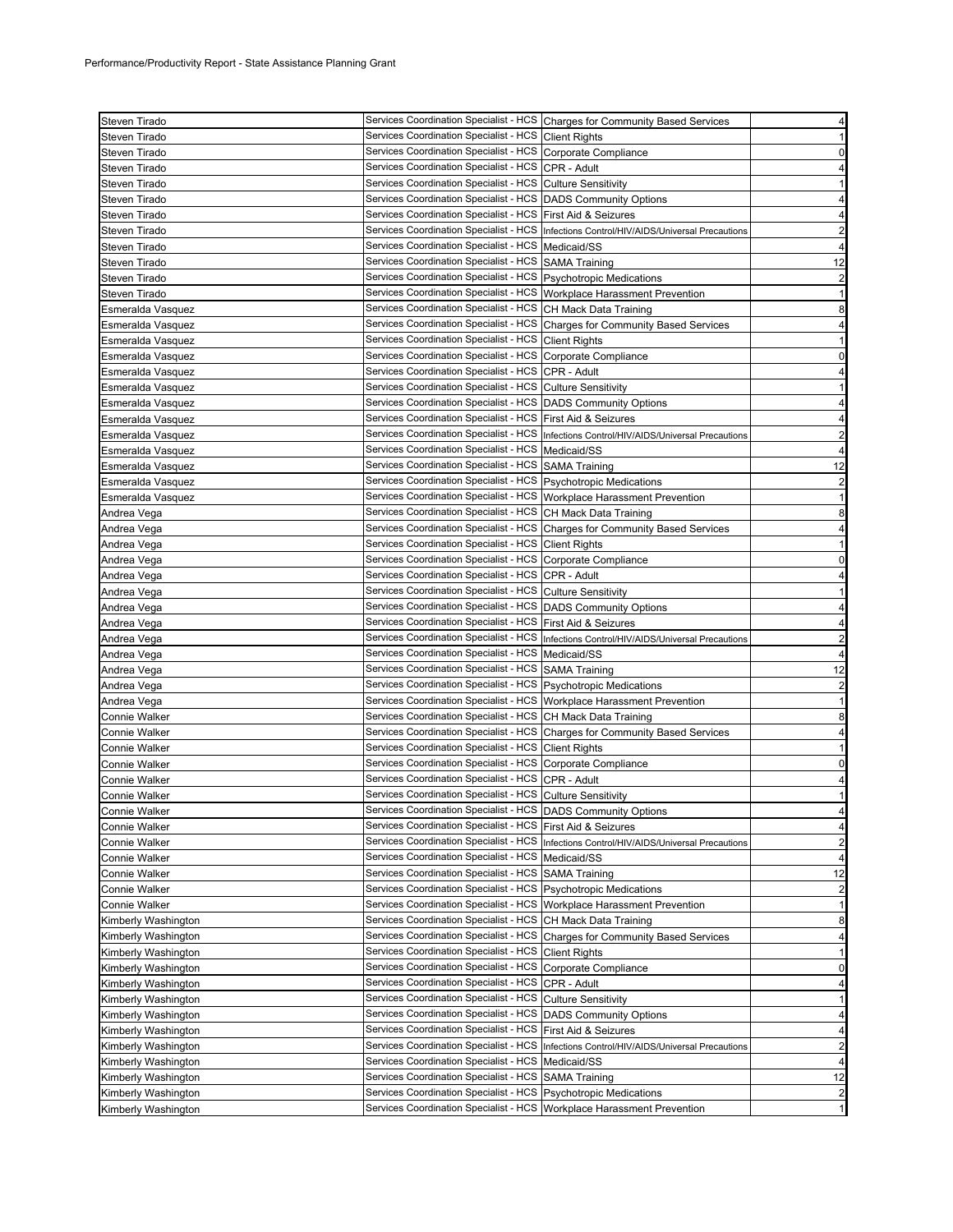Performance/Productivity Report - State Assistance Planning Grant

| | | | |
|---|---|---|---|
| Steven Tirado | Services Coordination Specialist - HCS | Charges for Community Based Services | 4 |
| Steven Tirado | Services Coordination Specialist - HCS | Client Rights | 1 |
| Steven Tirado | Services Coordination Specialist - HCS | Corporate Compliance | 0 |
| Steven Tirado | Services Coordination Specialist - HCS | CPR - Adult | 4 |
| Steven Tirado | Services Coordination Specialist - HCS | Culture Sensitivity | 1 |
| Steven Tirado | Services Coordination Specialist - HCS | DADS Community Options | 4 |
| Steven Tirado | Services Coordination Specialist - HCS | First Aid & Seizures | 4 |
| Steven Tirado | Services Coordination Specialist - HCS | Infections Control/HIV/AIDS/Universal Precautions | 2 |
| Steven Tirado | Services Coordination Specialist - HCS | Medicaid/SS | 4 |
| Steven Tirado | Services Coordination Specialist - HCS | SAMA Training | 12 |
| Steven Tirado | Services Coordination Specialist - HCS | Psychotropic Medications | 2 |
| Steven Tirado | Services Coordination Specialist - HCS | Workplace Harassment Prevention | 1 |
| Esmeralda Vasquez | Services Coordination Specialist - HCS | CH Mack Data Training | 8 |
| Esmeralda Vasquez | Services Coordination Specialist - HCS | Charges for Community Based Services | 4 |
| Esmeralda Vasquez | Services Coordination Specialist - HCS | Client Rights | 1 |
| Esmeralda Vasquez | Services Coordination Specialist - HCS | Corporate Compliance | 0 |
| Esmeralda Vasquez | Services Coordination Specialist - HCS | CPR - Adult | 4 |
| Esmeralda Vasquez | Services Coordination Specialist - HCS | Culture Sensitivity | 1 |
| Esmeralda Vasquez | Services Coordination Specialist - HCS | DADS Community Options | 4 |
| Esmeralda Vasquez | Services Coordination Specialist - HCS | First Aid & Seizures | 4 |
| Esmeralda Vasquez | Services Coordination Specialist - HCS | Infections Control/HIV/AIDS/Universal Precautions | 2 |
| Esmeralda Vasquez | Services Coordination Specialist - HCS | Medicaid/SS | 4 |
| Esmeralda Vasquez | Services Coordination Specialist - HCS | SAMA Training | 12 |
| Esmeralda Vasquez | Services Coordination Specialist - HCS | Psychotropic Medications | 2 |
| Esmeralda Vasquez | Services Coordination Specialist - HCS | Workplace Harassment Prevention | 1 |
| Andrea Vega | Services Coordination Specialist - HCS | CH Mack Data Training | 8 |
| Andrea Vega | Services Coordination Specialist - HCS | Charges for Community Based Services | 4 |
| Andrea Vega | Services Coordination Specialist - HCS | Client Rights | 1 |
| Andrea Vega | Services Coordination Specialist - HCS | Corporate Compliance | 0 |
| Andrea Vega | Services Coordination Specialist - HCS | CPR - Adult | 4 |
| Andrea Vega | Services Coordination Specialist - HCS | Culture Sensitivity | 1 |
| Andrea Vega | Services Coordination Specialist - HCS | DADS Community Options | 4 |
| Andrea Vega | Services Coordination Specialist - HCS | First Aid & Seizures | 4 |
| Andrea Vega | Services Coordination Specialist - HCS | Infections Control/HIV/AIDS/Universal Precautions | 2 |
| Andrea Vega | Services Coordination Specialist - HCS | Medicaid/SS | 4 |
| Andrea Vega | Services Coordination Specialist - HCS | SAMA Training | 12 |
| Andrea Vega | Services Coordination Specialist - HCS | Psychotropic Medications | 2 |
| Andrea Vega | Services Coordination Specialist - HCS | Workplace Harassment Prevention | 1 |
| Connie Walker | Services Coordination Specialist - HCS | CH Mack Data Training | 8 |
| Connie Walker | Services Coordination Specialist - HCS | Charges for Community Based Services | 4 |
| Connie Walker | Services Coordination Specialist - HCS | Client Rights | 1 |
| Connie Walker | Services Coordination Specialist - HCS | Corporate Compliance | 0 |
| Connie Walker | Services Coordination Specialist - HCS | CPR - Adult | 4 |
| Connie Walker | Services Coordination Specialist - HCS | Culture Sensitivity | 1 |
| Connie Walker | Services Coordination Specialist - HCS | DADS Community Options | 4 |
| Connie Walker | Services Coordination Specialist - HCS | First Aid & Seizures | 4 |
| Connie Walker | Services Coordination Specialist - HCS | Infections Control/HIV/AIDS/Universal Precautions | 2 |
| Connie Walker | Services Coordination Specialist - HCS | Medicaid/SS | 4 |
| Connie Walker | Services Coordination Specialist - HCS | SAMA Training | 12 |
| Connie Walker | Services Coordination Specialist - HCS | Psychotropic Medications | 2 |
| Connie Walker | Services Coordination Specialist - HCS | Workplace Harassment Prevention | 1 |
| Kimberly Washington | Services Coordination Specialist - HCS | CH Mack Data Training | 8 |
| Kimberly Washington | Services Coordination Specialist - HCS | Charges for Community Based Services | 4 |
| Kimberly Washington | Services Coordination Specialist - HCS | Client Rights | 1 |
| Kimberly Washington | Services Coordination Specialist - HCS | Corporate Compliance | 0 |
| Kimberly Washington | Services Coordination Specialist - HCS | CPR - Adult | 4 |
| Kimberly Washington | Services Coordination Specialist - HCS | Culture Sensitivity | 1 |
| Kimberly Washington | Services Coordination Specialist - HCS | DADS Community Options | 4 |
| Kimberly Washington | Services Coordination Specialist - HCS | First Aid & Seizures | 4 |
| Kimberly Washington | Services Coordination Specialist - HCS | Infections Control/HIV/AIDS/Universal Precautions | 2 |
| Kimberly Washington | Services Coordination Specialist - HCS | Medicaid/SS | 4 |
| Kimberly Washington | Services Coordination Specialist - HCS | SAMA Training | 12 |
| Kimberly Washington | Services Coordination Specialist - HCS | Psychotropic Medications | 2 |
| Kimberly Washington | Services Coordination Specialist - HCS | Workplace Harassment Prevention | 1 |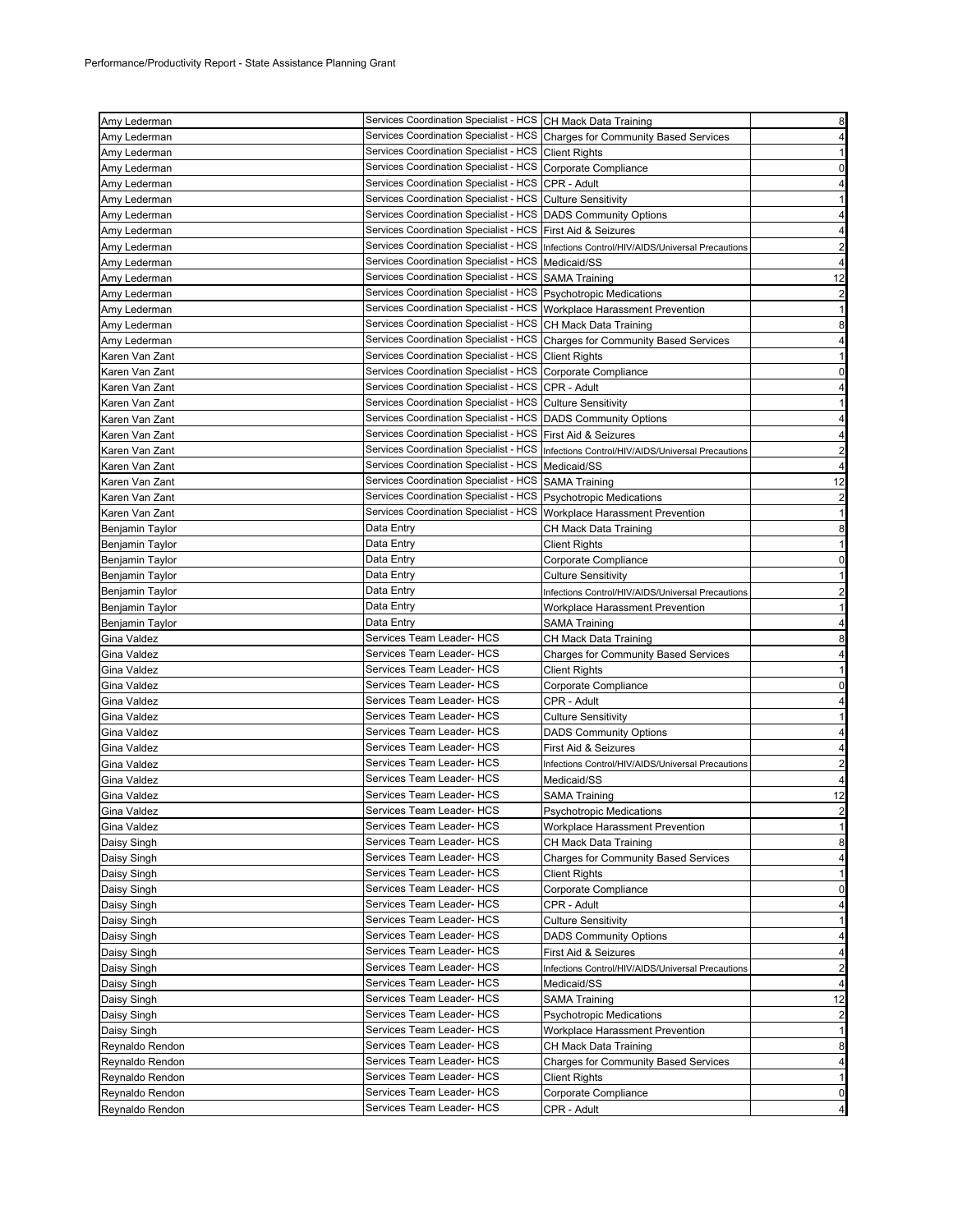Performance/Productivity Report - State Assistance Planning Grant

| | | | |
|---|---|---|---|
| Amy Lederman | Services Coordination Specialist - HCS | CH Mack Data Training | 8 |
| Amy Lederman | Services Coordination Specialist - HCS | Charges for Community Based Services | 4 |
| Amy Lederman | Services Coordination Specialist - HCS | Client Rights | 1 |
| Amy Lederman | Services Coordination Specialist - HCS | Corporate Compliance | 0 |
| Amy Lederman | Services Coordination Specialist - HCS | CPR - Adult | 4 |
| Amy Lederman | Services Coordination Specialist - HCS | Culture Sensitivity | 1 |
| Amy Lederman | Services Coordination Specialist - HCS | DADS Community Options | 4 |
| Amy Lederman | Services Coordination Specialist - HCS | First Aid & Seizures | 4 |
| Amy Lederman | Services Coordination Specialist - HCS | Infections Control/HIV/AIDS/Universal Precautions | 2 |
| Amy Lederman | Services Coordination Specialist - HCS | Medicaid/SS | 4 |
| Amy Lederman | Services Coordination Specialist - HCS | SAMA Training | 12 |
| Amy Lederman | Services Coordination Specialist - HCS | Psychotropic Medications | 2 |
| Amy Lederman | Services Coordination Specialist - HCS | Workplace Harassment Prevention | 1 |
| Amy Lederman | Services Coordination Specialist - HCS | CH Mack Data Training | 8 |
| Amy Lederman | Services Coordination Specialist - HCS | Charges for Community Based Services | 4 |
| Karen Van Zant | Services Coordination Specialist - HCS | Client Rights | 1 |
| Karen Van Zant | Services Coordination Specialist - HCS | Corporate Compliance | 0 |
| Karen Van Zant | Services Coordination Specialist - HCS | CPR - Adult | 4 |
| Karen Van Zant | Services Coordination Specialist - HCS | Culture Sensitivity | 1 |
| Karen Van Zant | Services Coordination Specialist - HCS | DADS Community Options | 4 |
| Karen Van Zant | Services Coordination Specialist - HCS | First Aid & Seizures | 4 |
| Karen Van Zant | Services Coordination Specialist - HCS | Infections Control/HIV/AIDS/Universal Precautions | 2 |
| Karen Van Zant | Services Coordination Specialist - HCS | Medicaid/SS | 4 |
| Karen Van Zant | Services Coordination Specialist - HCS | SAMA Training | 12 |
| Karen Van Zant | Services Coordination Specialist - HCS | Psychotropic Medications | 2 |
| Karen Van Zant | Services Coordination Specialist - HCS | Workplace Harassment Prevention | 1 |
| Benjamin Taylor | Data Entry | CH Mack Data Training | 8 |
| Benjamin Taylor | Data Entry | Client Rights | 1 |
| Benjamin Taylor | Data Entry | Corporate Compliance | 0 |
| Benjamin Taylor | Data Entry | Culture Sensitivity | 1 |
| Benjamin Taylor | Data Entry | Infections Control/HIV/AIDS/Universal Precautions | 2 |
| Benjamin Taylor | Data Entry | Workplace Harassment Prevention | 1 |
| Benjamin Taylor | Data Entry | SAMA Training | 4 |
| Gina Valdez | Services Team Leader- HCS | CH Mack Data Training | 8 |
| Gina Valdez | Services Team Leader- HCS | Charges for Community Based Services | 4 |
| Gina Valdez | Services Team Leader- HCS | Client Rights | 1 |
| Gina Valdez | Services Team Leader- HCS | Corporate Compliance | 0 |
| Gina Valdez | Services Team Leader- HCS | CPR - Adult | 4 |
| Gina Valdez | Services Team Leader- HCS | Culture Sensitivity | 1 |
| Gina Valdez | Services Team Leader- HCS | DADS Community Options | 4 |
| Gina Valdez | Services Team Leader- HCS | First Aid & Seizures | 4 |
| Gina Valdez | Services Team Leader- HCS | Infections Control/HIV/AIDS/Universal Precautions | 2 |
| Gina Valdez | Services Team Leader- HCS | Medicaid/SS | 4 |
| Gina Valdez | Services Team Leader- HCS | SAMA Training | 12 |
| Gina Valdez | Services Team Leader- HCS | Psychotropic Medications | 2 |
| Gina Valdez | Services Team Leader- HCS | Workplace Harassment Prevention | 1 |
| Daisy Singh | Services Team Leader- HCS | CH Mack Data Training | 8 |
| Daisy Singh | Services Team Leader- HCS | Charges for Community Based Services | 4 |
| Daisy Singh | Services Team Leader- HCS | Client Rights | 1 |
| Daisy Singh | Services Team Leader- HCS | Corporate Compliance | 0 |
| Daisy Singh | Services Team Leader- HCS | CPR - Adult | 4 |
| Daisy Singh | Services Team Leader- HCS | Culture Sensitivity | 1 |
| Daisy Singh | Services Team Leader- HCS | DADS Community Options | 4 |
| Daisy Singh | Services Team Leader- HCS | First Aid & Seizures | 4 |
| Daisy Singh | Services Team Leader- HCS | Infections Control/HIV/AIDS/Universal Precautions | 2 |
| Daisy Singh | Services Team Leader- HCS | Medicaid/SS | 4 |
| Daisy Singh | Services Team Leader- HCS | SAMA Training | 12 |
| Daisy Singh | Services Team Leader- HCS | Psychotropic Medications | 2 |
| Daisy Singh | Services Team Leader- HCS | Workplace Harassment Prevention | 1 |
| Reynaldo Rendon | Services Team Leader- HCS | CH Mack Data Training | 8 |
| Reynaldo Rendon | Services Team Leader- HCS | Charges for Community Based Services | 4 |
| Reynaldo Rendon | Services Team Leader- HCS | Client Rights | 1 |
| Reynaldo Rendon | Services Team Leader- HCS | Corporate Compliance | 0 |
| Reynaldo Rendon | Services Team Leader- HCS | CPR - Adult | 4 |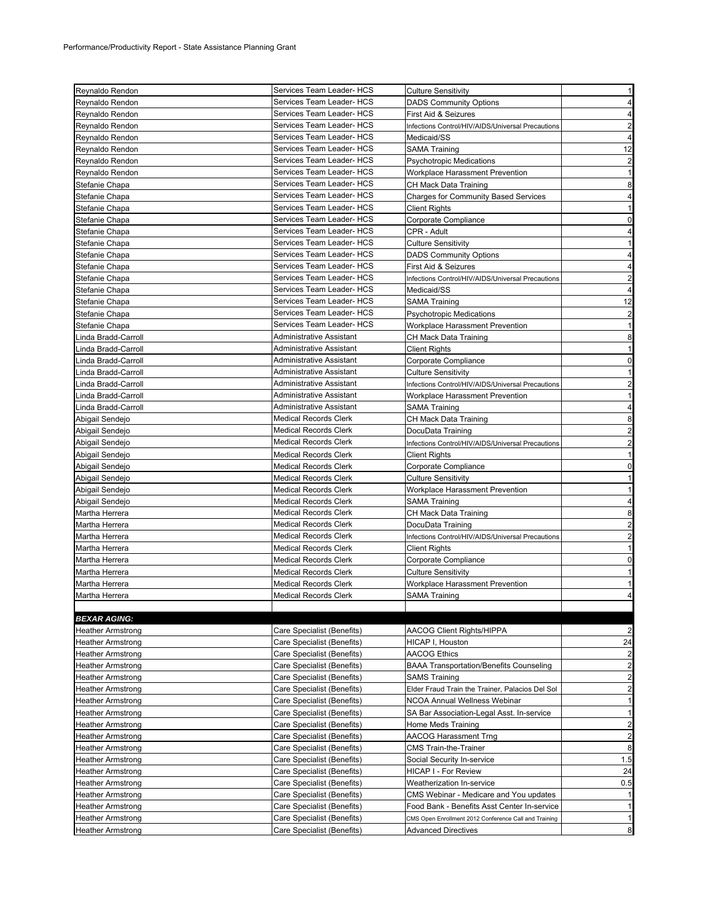Performance/Productivity Report - State Assistance Planning Grant

| | | | |
|---|---|---|---|
| Reynaldo Rendon | Services Team Leader- HCS | Culture Sensitivity | 1 |
| Reynaldo Rendon | Services Team Leader- HCS | DADS Community Options | 4 |
| Reynaldo Rendon | Services Team Leader- HCS | First Aid & Seizures | 4 |
| Reynaldo Rendon | Services Team Leader- HCS | Infections Control/HIV/AIDS/Universal Precautions | 2 |
| Reynaldo Rendon | Services Team Leader- HCS | Medicaid/SS | 4 |
| Reynaldo Rendon | Services Team Leader- HCS | SAMA Training | 12 |
| Reynaldo Rendon | Services Team Leader- HCS | Psychotropic Medications | 2 |
| Reynaldo Rendon | Services Team Leader- HCS | Workplace Harassment Prevention | 1 |
| Stefanie Chapa | Services Team Leader- HCS | CH Mack Data Training | 8 |
| Stefanie Chapa | Services Team Leader- HCS | Charges for Community Based Services | 4 |
| Stefanie Chapa | Services Team Leader- HCS | Client Rights | 1 |
| Stefanie Chapa | Services Team Leader- HCS | Corporate Compliance | 0 |
| Stefanie Chapa | Services Team Leader- HCS | CPR - Adult | 4 |
| Stefanie Chapa | Services Team Leader- HCS | Culture Sensitivity | 1 |
| Stefanie Chapa | Services Team Leader- HCS | DADS Community Options | 4 |
| Stefanie Chapa | Services Team Leader- HCS | First Aid & Seizures | 4 |
| Stefanie Chapa | Services Team Leader- HCS | Infections Control/HIV/AIDS/Universal Precautions | 2 |
| Stefanie Chapa | Services Team Leader- HCS | Medicaid/SS | 4 |
| Stefanie Chapa | Services Team Leader- HCS | SAMA Training | 12 |
| Stefanie Chapa | Services Team Leader- HCS | Psychotropic Medications | 2 |
| Stefanie Chapa | Services Team Leader- HCS | Workplace Harassment Prevention | 1 |
| Linda Bradd-Carroll | Administrative Assistant | CH Mack Data Training | 8 |
| Linda Bradd-Carroll | Administrative Assistant | Client Rights | 1 |
| Linda Bradd-Carroll | Administrative Assistant | Corporate Compliance | 0 |
| Linda Bradd-Carroll | Administrative Assistant | Culture Sensitivity | 1 |
| Linda Bradd-Carroll | Administrative Assistant | Infections Control/HIV/AIDS/Universal Precautions | 2 |
| Linda Bradd-Carroll | Administrative Assistant | Workplace Harassment Prevention | 1 |
| Linda Bradd-Carroll | Administrative Assistant | SAMA Training | 4 |
| Abigail Sendejo | Medical Records Clerk | CH Mack Data Training | 8 |
| Abigail Sendejo | Medical Records Clerk | DocuData Training | 2 |
| Abigail Sendejo | Medical Records Clerk | Infections Control/HIV/AIDS/Universal Precautions | 2 |
| Abigail Sendejo | Medical Records Clerk | Client Rights | 1 |
| Abigail Sendejo | Medical Records Clerk | Corporate Compliance | 0 |
| Abigail Sendejo | Medical Records Clerk | Culture Sensitivity | 1 |
| Abigail Sendejo | Medical Records Clerk | Workplace Harassment Prevention | 1 |
| Abigail Sendejo | Medical Records Clerk | SAMA Training | 4 |
| Martha Herrera | Medical Records Clerk | CH Mack Data Training | 8 |
| Martha Herrera | Medical Records Clerk | DocuData Training | 2 |
| Martha Herrera | Medical Records Clerk | Infections Control/HIV/AIDS/Universal Precautions | 2 |
| Martha Herrera | Medical Records Clerk | Client Rights | 1 |
| Martha Herrera | Medical Records Clerk | Corporate Compliance | 0 |
| Martha Herrera | Medical Records Clerk | Culture Sensitivity | 1 |
| Martha Herrera | Medical Records Clerk | Workplace Harassment Prevention | 1 |
| Martha Herrera | Medical Records Clerk | SAMA Training | 4 |
| | | | |
| ***BEXAR AGING:*** | | | |
| Heather Armstrong | Care Specialist (Benefits) | AACOG Client Rights/HIPPA | 2 |
| Heather Armstrong | Care Specialist (Benefits) | HICAP I, Houston | 24 |
| Heather Armstrong | Care Specialist (Benefits) | AACOG Ethics | 2 |
| Heather Armstrong | Care Specialist (Benefits) | BAAA Transportation/Benefits Counseling | 2 |
| Heather Armstrong | Care Specialist (Benefits) | SAMS Training | 2 |
| Heather Armstrong | Care Specialist (Benefits) | Elder Fraud Train the Trainer, Palacios Del Sol | 2 |
| Heather Armstrong | Care Specialist (Benefits) | NCOA Annual Wellness Webinar | 1 |
| Heather Armstrong | Care Specialist (Benefits) | SA Bar Association-Legal Asst. In-service | 1 |
| Heather Armstrong | Care Specialist (Benefits) | Home Meds Training | 2 |
| Heather Armstrong | Care Specialist (Benefits) | AACOG Harassment Trng | 2 |
| Heather Armstrong | Care Specialist (Benefits) | CMS Train-the-Trainer | 8 |
| Heather Armstrong | Care Specialist (Benefits) | Social Security In-service | 1.5 |
| Heather Armstrong | Care Specialist (Benefits) | HICAP I - For Review | 24 |
| Heather Armstrong | Care Specialist (Benefits) | Weatherization In-service | 0.5 |
| Heather Armstrong | Care Specialist (Benefits) | CMS Webinar - Medicare and You updates | 1 |
| Heather Armstrong | Care Specialist (Benefits) | Food Bank - Benefits Asst Center In-service | 1 |
| Heather Armstrong | Care Specialist (Benefits) | CMS Open Enrollment 2012 Conference Call and Training | 1 |
| Heather Armstrong | Care Specialist (Benefits) | Advanced Directives | 8 |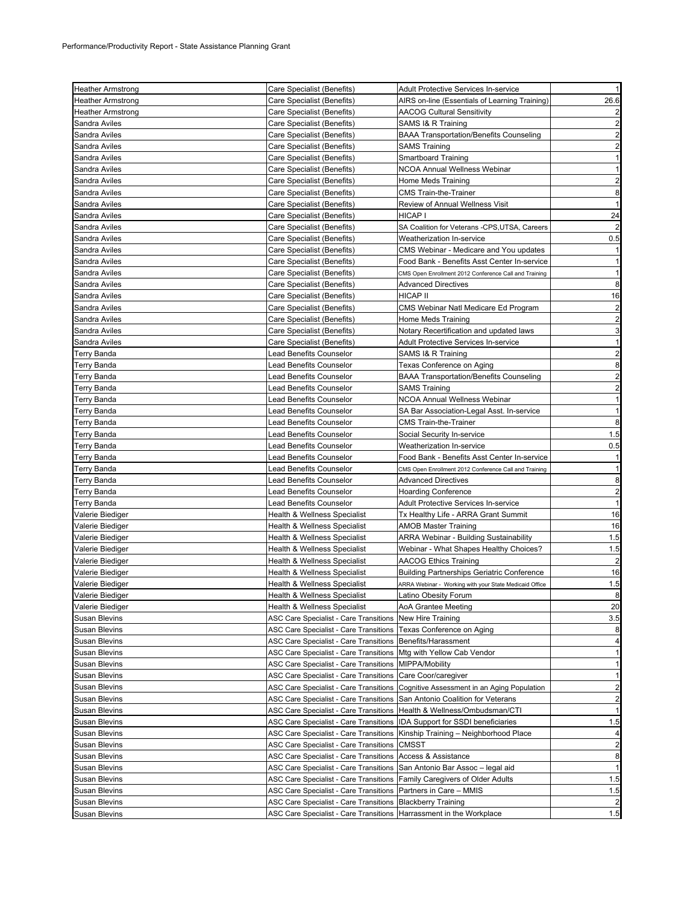Performance/Productivity Report - State Assistance Planning Grant

| | | | |
|---|---|---|---|
| Heather Armstrong | Care Specialist (Benefits) | Adult Protective Services In-service | 1 |
| Heather Armstrong | Care Specialist (Benefits) | AIRS on-line (Essentials of Learning Training) | 26.6 |
| Heather Armstrong | Care Specialist (Benefits) | AACOG Cultural Sensitivity | 2 |
| Sandra Aviles | Care Specialist (Benefits) | SAMS I& R Training | 2 |
| Sandra Aviles | Care Specialist (Benefits) | BAAA Transportation/Benefits Counseling | 2 |
| Sandra Aviles | Care Specialist (Benefits) | SAMS Training | 2 |
| Sandra Aviles | Care Specialist (Benefits) | Smartboard Training | 1 |
| Sandra Aviles | Care Specialist (Benefits) | NCOA Annual Wellness Webinar | 1 |
| Sandra Aviles | Care Specialist (Benefits) | Home Meds Training | 2 |
| Sandra Aviles | Care Specialist (Benefits) | CMS Train-the-Trainer | 8 |
| Sandra Aviles | Care Specialist (Benefits) | Review of Annual Wellness Visit | 1 |
| Sandra Aviles | Care Specialist (Benefits) | HICAP I | 24 |
| Sandra Aviles | Care Specialist (Benefits) | SA Coalition for Veterans -CPS,UTSA, Careers | 2 |
| Sandra Aviles | Care Specialist (Benefits) | Weatherization In-service | 0.5 |
| Sandra Aviles | Care Specialist (Benefits) | CMS Webinar - Medicare and You updates | 1 |
| Sandra Aviles | Care Specialist (Benefits) | Food Bank - Benefits Asst Center In-service | 1 |
| Sandra Aviles | Care Specialist (Benefits) | CMS Open Enrollment 2012 Conference Call and Training | 1 |
| Sandra Aviles | Care Specialist (Benefits) | Advanced Directives | 8 |
| Sandra Aviles | Care Specialist (Benefits) | HICAP II | 16 |
| Sandra Aviles | Care Specialist (Benefits) | CMS Webinar Natl Medicare Ed Program | 2 |
| Sandra Aviles | Care Specialist (Benefits) | Home Meds Training | 2 |
| Sandra Aviles | Care Specialist (Benefits) | Notary Recertification and updated laws | 3 |
| Sandra Aviles | Care Specialist (Benefits) | Adult Protective Services In-service | 1 |
| Terry Banda | Lead Benefits Counselor | SAMS I& R Training | 2 |
| Terry Banda | Lead Benefits Counselor | Texas Conference on Aging | 8 |
| Terry Banda | Lead Benefits Counselor | BAAA Transportation/Benefits Counseling | 2 |
| Terry Banda | Lead Benefits Counselor | SAMS Training | 2 |
| Terry Banda | Lead Benefits Counselor | NCOA Annual Wellness Webinar | 1 |
| Terry Banda | Lead Benefits Counselor | SA Bar Association-Legal Asst. In-service | 1 |
| Terry Banda | Lead Benefits Counselor | CMS Train-the-Trainer | 8 |
| Terry Banda | Lead Benefits Counselor | Social Security In-service | 1.5 |
| Terry Banda | Lead Benefits Counselor | Weatherization In-service | 0.5 |
| Terry Banda | Lead Benefits Counselor | Food Bank - Benefits Asst Center In-service | 1 |
| Terry Banda | Lead Benefits Counselor | CMS Open Enrollment 2012 Conference Call and Training | 1 |
| Terry Banda | Lead Benefits Counselor | Advanced Directives | 8 |
| Terry Banda | Lead Benefits Counselor | Hoarding Conference | 2 |
| Terry Banda | Lead Benefits Counselor | Adult Protective Services In-service | 1 |
| Valerie Biediger | Health & Wellness Specialist | Tx Healthy Life - ARRA Grant Summit | 16 |
| Valerie Biediger | Health & Wellness Specialist | AMOB Master Training | 16 |
| Valerie Biediger | Health & Wellness Specialist | ARRA Webinar - Building Sustainability | 1.5 |
| Valerie Biediger | Health & Wellness Specialist | Webinar - What Shapes Healthy Choices? | 1.5 |
| Valerie Biediger | Health & Wellness Specialist | AACOG Ethics Training | 2 |
| Valerie Biediger | Health & Wellness Specialist | Building Partnerships Geriatric Conference | 16 |
| Valerie Biediger | Health & Wellness Specialist | ARRA Webinar - Working with your State Medicaid Office | 1.5 |
| Valerie Biediger | Health & Wellness Specialist | Latino Obesity Forum | 8 |
| Valerie Biediger | Health & Wellness Specialist | AoA Grantee Meeting | 20 |
| Susan Blevins | ASC Care Specialist - Care Transitions | New Hire Training | 3.5 |
| Susan Blevins | ASC Care Specialist - Care Transitions | Texas Conference on Aging | 8 |
| Susan Blevins | ASC Care Specialist - Care Transitions | Benefits/Harassment | 4 |
| Susan Blevins | ASC Care Specialist - Care Transitions | Mtg with Yellow Cab Vendor | 1 |
| Susan Blevins | ASC Care Specialist - Care Transitions | MIPPA/Mobility | 1 |
| Susan Blevins | ASC Care Specialist - Care Transitions | Care Coor/caregiver | 1 |
| Susan Blevins | ASC Care Specialist - Care Transitions | Cognitive Assessment in an Aging Population | 2 |
| Susan Blevins | ASC Care Specialist - Care Transitions | San Antonio Coalition for Veterans | 2 |
| Susan Blevins | ASC Care Specialist - Care Transitions | Health & Wellness/Ombudsman/CTI | 1 |
| Susan Blevins | ASC Care Specialist - Care Transitions | IDA Support for SSDI beneficiaries | 1.5 |
| Susan Blevins | ASC Care Specialist - Care Transitions | Kinship Training – Neighborhood Place | 4 |
| Susan Blevins | ASC Care Specialist - Care Transitions | CMSST | 2 |
| Susan Blevins | ASC Care Specialist - Care Transitions | Access & Assistance | 8 |
| Susan Blevins | ASC Care Specialist - Care Transitions | San Antonio Bar Assoc – legal aid | 1 |
| Susan Blevins | ASC Care Specialist - Care Transitions | Family Caregivers of Older Adults | 1.5 |
| Susan Blevins | ASC Care Specialist - Care Transitions | Partners in Care – MMIS | 1.5 |
| Susan Blevins | ASC Care Specialist - Care Transitions | Blackberry Training | 2 |
| Susan Blevins | ASC Care Specialist - Care Transitions | Harrassment in the Workplace | 1.5 |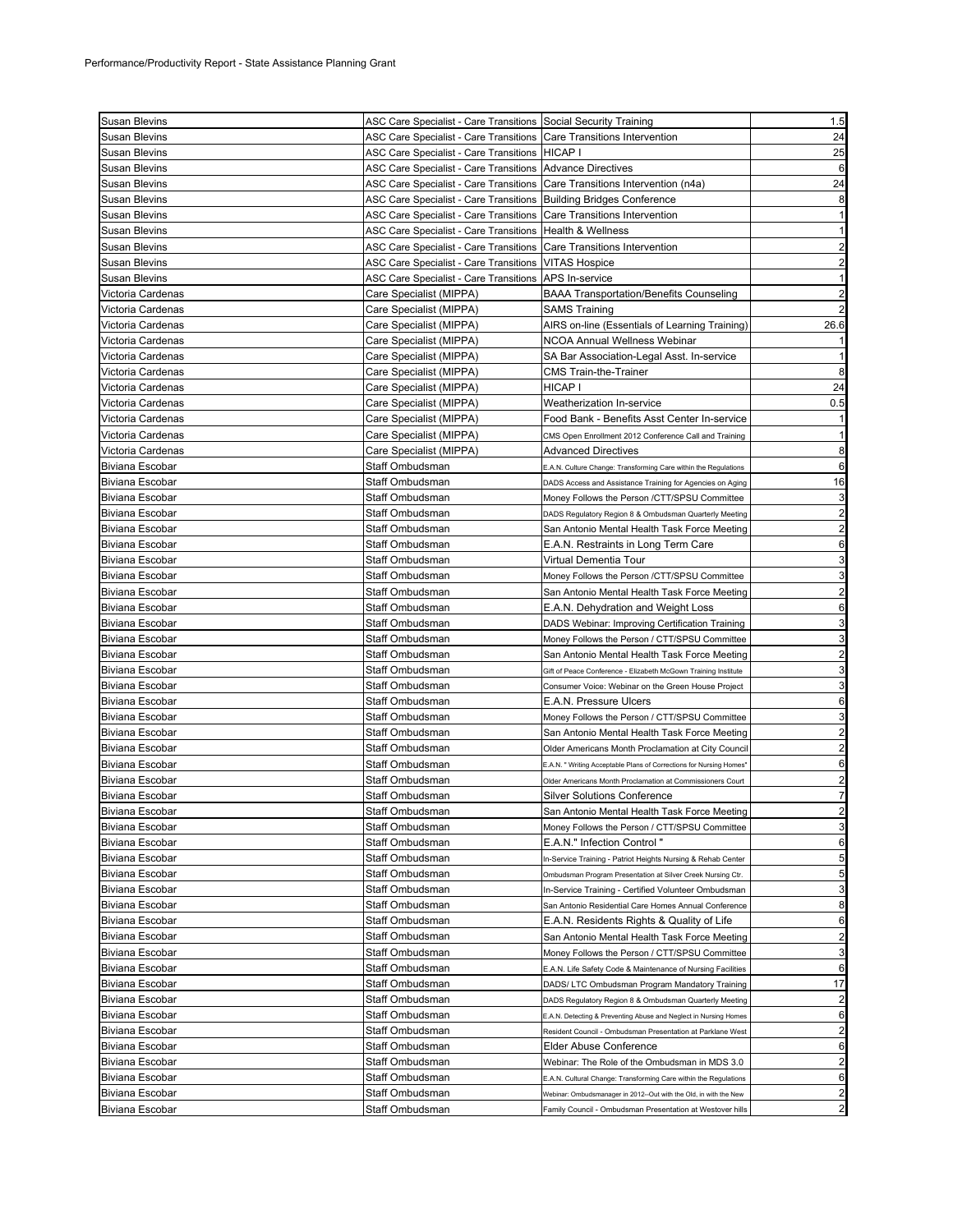| Susan Blevins | ASC Care Specialist - Care Transitions | Social Security Training | 1.5 |
|---|---|---|---|
| Susan Blevins | ASC Care Specialist - Care Transitions | Care Transitions Intervention | 24 |
| Susan Blevins | ASC Care Specialist - Care Transitions | HICAP I | 25 |
| Susan Blevins | ASC Care Specialist - Care Transitions | Advance Directives | 6 |
| Susan Blevins | ASC Care Specialist - Care Transitions | Care Transitions Intervention (n4a) | 24 |
| Susan Blevins | ASC Care Specialist - Care Transitions | Building Bridges Conference | 8 |
| Susan Blevins | ASC Care Specialist - Care Transitions | Care Transitions Intervention | 1 |
| Susan Blevins | ASC Care Specialist - Care Transitions | Health & Wellness | 1 |
| Susan Blevins | ASC Care Specialist - Care Transitions | Care Transitions Intervention | 2 |
| Susan Blevins | ASC Care Specialist - Care Transitions | VITAS Hospice | 2 |
| Susan Blevins | ASC Care Specialist - Care Transitions | APS In-service | 1 |
| Victoria Cardenas | Care Specialist (MIPPA) | BAAA Transportation/Benefits Counseling | 2 |
| Victoria Cardenas | Care Specialist (MIPPA) | SAMS Training | 2 |
| Victoria Cardenas | Care Specialist (MIPPA) | AIRS on-line (Essentials of Learning Training) | 26.6 |
| Victoria Cardenas | Care Specialist (MIPPA) | NCOA Annual Wellness Webinar | 1 |
| Victoria Cardenas | Care Specialist (MIPPA) | SA Bar Association-Legal Asst. In-service | 1 |
| Victoria Cardenas | Care Specialist (MIPPA) | CMS Train-the-Trainer | 8 |
| Victoria Cardenas | Care Specialist (MIPPA) | HICAP I | 24 |
| Victoria Cardenas | Care Specialist (MIPPA) | Weatherization In-service | 0.5 |
| Victoria Cardenas | Care Specialist (MIPPA) | Food Bank - Benefits Asst Center In-service | 1 |
| Victoria Cardenas | Care Specialist (MIPPA) | CMS Open Enrollment 2012 Conference Call and Training | 1 |
| Victoria Cardenas | Care Specialist (MIPPA) | Advanced Directives | 8 |
| Biviana Escobar | Staff Ombudsman | E.A.N. Culture Change: Transforming Care within the Regulations | 6 |
| Biviana Escobar | Staff Ombudsman | DADS Access and Assistance Training for Agencies on Aging | 16 |
| Biviana Escobar | Staff Ombudsman | Money Follows the Person /CTT/SPSU Committee | 3 |
| Biviana Escobar | Staff Ombudsman | DADS Regulatory Region 8 & Ombudsman Quarterly Meeting | 2 |
| Biviana Escobar | Staff Ombudsman | San Antonio Mental Health Task Force Meeting | 2 |
| Biviana Escobar | Staff Ombudsman | E.A.N. Restraints in Long Term Care | 6 |
| Biviana Escobar | Staff Ombudsman | Virtual Dementia Tour | 3 |
| Biviana Escobar | Staff Ombudsman | Money Follows the Person /CTT/SPSU Committee | 3 |
| Biviana Escobar | Staff Ombudsman | San Antonio Mental Health Task Force Meeting | 2 |
| Biviana Escobar | Staff Ombudsman | E.A.N. Dehydration and Weight Loss | 6 |
| Biviana Escobar | Staff Ombudsman | DADS Webinar: Improving Certification Training | 3 |
| Biviana Escobar | Staff Ombudsman | Money Follows the Person / CTT/SPSU Committee | 3 |
| Biviana Escobar | Staff Ombudsman | San Antonio Mental Health Task Force Meeting | 2 |
| Biviana Escobar | Staff Ombudsman | Gift of Peace Conference - Elizabeth McGown Training Institute | 3 |
| Biviana Escobar | Staff Ombudsman | Consumer Voice: Webinar on the Green House Project | 3 |
| Biviana Escobar | Staff Ombudsman | E.A.N. Pressure Ulcers | 6 |
| Biviana Escobar | Staff Ombudsman | Money Follows the Person / CTT/SPSU Committee | 3 |
| Biviana Escobar | Staff Ombudsman | San Antonio Mental Health Task Force Meeting | 2 |
| Biviana Escobar | Staff Ombudsman | Older Americans Month Proclamation at City Council | 2 |
| Biviana Escobar | Staff Ombudsman | E.A.N. " Writing Acceptable Plans of Corrections for Nursing Homes" | 6 |
| Biviana Escobar | Staff Ombudsman | Older Americans Month Proclamation at Commissioners Court | 2 |
| Biviana Escobar | Staff Ombudsman | Silver Solutions Conference | 7 |
| Biviana Escobar | Staff Ombudsman | San Antonio Mental Health Task Force Meeting | 2 |
| Biviana Escobar | Staff Ombudsman | Money Follows the Person / CTT/SPSU Committee | 3 |
| Biviana Escobar | Staff Ombudsman | E.A.N." Infection Control " | 6 |
| Biviana Escobar | Staff Ombudsman | In-Service Training - Patriot Heights Nursing & Rehab Center | 5 |
| Biviana Escobar | Staff Ombudsman | Ombudsman Program Presentation at Silver Creek Nursing Ctr. | 5 |
| Biviana Escobar | Staff Ombudsman | In-Service Training - Certified Volunteer Ombudsman | 3 |
| Biviana Escobar | Staff Ombudsman | San Antonio Residential Care Homes Annual Conference | 8 |
| Biviana Escobar | Staff Ombudsman | E.A.N. Residents Rights & Quality of Life | 6 |
| Biviana Escobar | Staff Ombudsman | San Antonio Mental Health Task Force Meeting | 2 |
| Biviana Escobar | Staff Ombudsman | Money Follows the Person / CTT/SPSU Committee | 3 |
| Biviana Escobar | Staff Ombudsman | E.A.N. Life Safety Code & Maintenance of Nursing Facilities | 6 |
| Biviana Escobar | Staff Ombudsman | DADS/ LTC Ombudsman Program Mandatory Training | 17 |
| Biviana Escobar | Staff Ombudsman | DADS Regulatory Region 8 & Ombudsman Quarterly Meeting | 2 |
| Biviana Escobar | Staff Ombudsman | E.A.N. Detecting & Preventing Abuse and Neglect in Nursing Homes | 6 |
| Biviana Escobar | Staff Ombudsman | Resident Council - Ombudsman Presentation at Parklane West | 2 |
| Biviana Escobar | Staff Ombudsman | Elder Abuse Conference | 6 |
| Biviana Escobar | Staff Ombudsman | Webinar: The Role of the Ombudsman in MDS 3.0 | 2 |
| Biviana Escobar | Staff Ombudsman | E.A.N. Cultural Change: Transforming Care within the Regulations | 6 |
| Biviana Escobar | Staff Ombudsman | Webinar: Ombudsmanager in 2012--Out with the Old, in with the New | 2 |
| Biviana Escobar | Staff Ombudsman | Family Council - Ombudsman Presentation at Westover hills | 2 |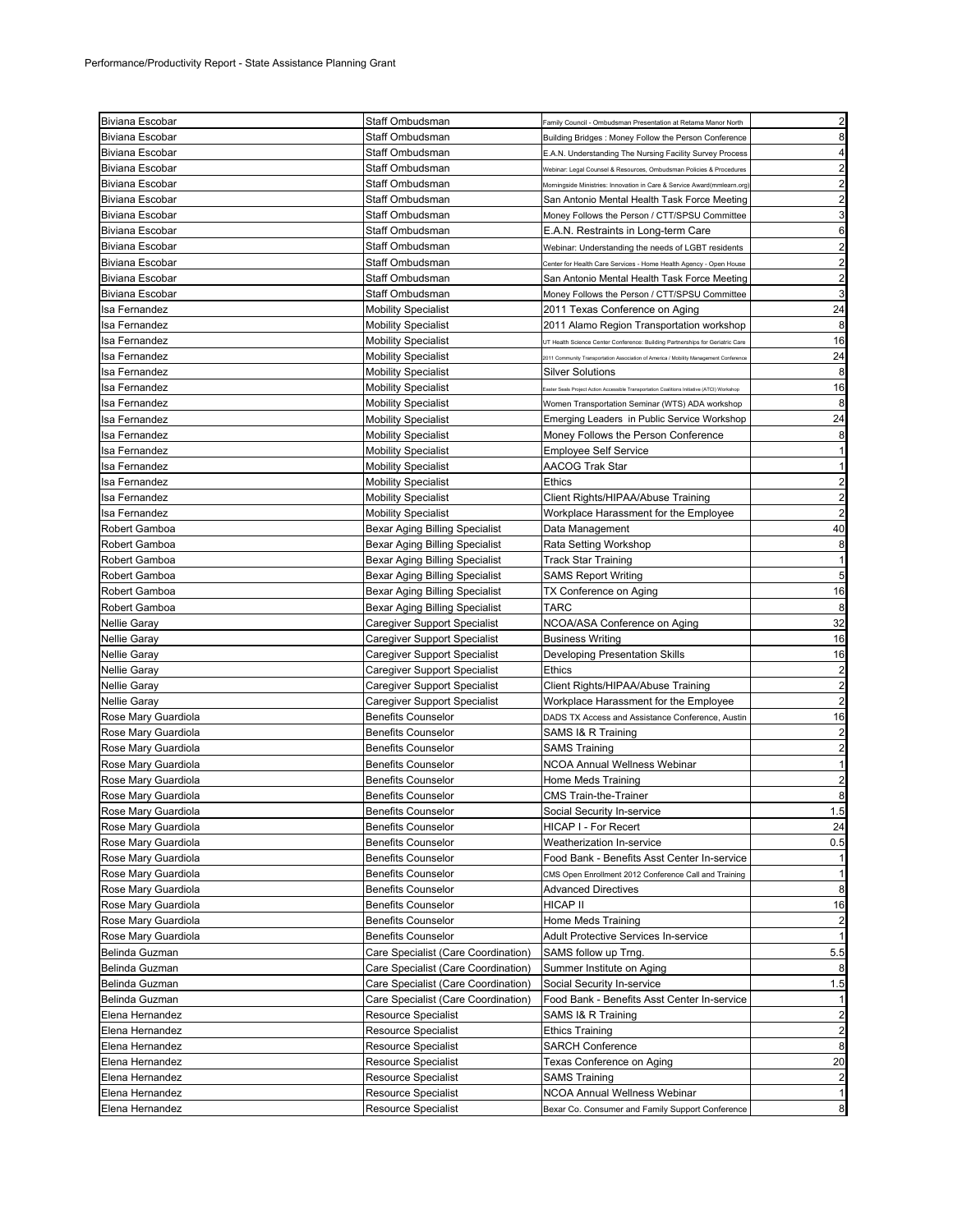Performance/Productivity Report - State Assistance Planning Grant

| | | | |
|---|---|---|---|
| Biviana Escobar | Staff Ombudsman | Family Council - Ombudsman Presentation at Retama Manor North | 2 |
| Biviana Escobar | Staff Ombudsman | Building Bridges : Money Follow the Person Conference | 8 |
| Biviana Escobar | Staff Ombudsman | E.A.N. Understanding The Nursing Facility Survey Process | 4 |
| Biviana Escobar | Staff Ombudsman | Webinar: Legal Counsel & Resources, Ombudsman Policies & Procedures | 2 |
| Biviana Escobar | Staff Ombudsman | Morningside Ministries: Innovation in Care & Service Award(mmlearn.org) | 2 |
| Biviana Escobar | Staff Ombudsman | San Antonio Mental Health Task Force Meeting | 2 |
| Biviana Escobar | Staff Ombudsman | Money Follows the Person / CTT/SPSU Committee | 3 |
| Biviana Escobar | Staff Ombudsman | E.A.N. Restraints in Long-term Care | 6 |
| Biviana Escobar | Staff Ombudsman | Webinar: Understanding the needs of LGBT residents | 2 |
| Biviana Escobar | Staff Ombudsman | Center for Health Care Services - Home Health Agency - Open House | 2 |
| Biviana Escobar | Staff Ombudsman | San Antonio Mental Health Task Force Meeting | 2 |
| Biviana Escobar | Staff Ombudsman | Money Follows the Person / CTT/SPSU Committee | 3 |
| Isa Fernandez | Mobility Specialist | 2011 Texas Conference on Aging | 24 |
| Isa Fernandez | Mobility Specialist | 2011 Alamo Region Transportation workshop | 8 |
| Isa Fernandez | Mobility Specialist | UT Health Science Center Conference: Building Partnerships for Geriatric Care | 16 |
| Isa Fernandez | Mobility Specialist | 2011 Community Transportation Association of America / Mobility Management Conference | 24 |
| Isa Fernandez | Mobility Specialist | Silver Solutions | 8 |
| Isa Fernandez | Mobility Specialist | Easter Seals Project Action Accessible Transportation Coalitions Initiative (ATCI) Workshop | 16 |
| Isa Fernandez | Mobility Specialist | Women Transportation Seminar (WTS) ADA workshop | 8 |
| Isa Fernandez | Mobility Specialist | Emerging Leaders in Public Service Workshop | 24 |
| Isa Fernandez | Mobility Specialist | Money Follows the Person Conference | 8 |
| Isa Fernandez | Mobility Specialist | Employee Self Service | 1 |
| Isa Fernandez | Mobility Specialist | AACOG Trak Star | 1 |
| Isa Fernandez | Mobility Specialist | Ethics | 2 |
| Isa Fernandez | Mobility Specialist | Client Rights/HIPAA/Abuse Training | 2 |
| Isa Fernandez | Mobility Specialist | Workplace Harassment for the Employee | 2 |
| Robert Gamboa | Bexar Aging Billing Specialist | Data Management | 40 |
| Robert Gamboa | Bexar Aging Billing Specialist | Rata Setting Workshop | 8 |
| Robert Gamboa | Bexar Aging Billing Specialist | Track Star Training | 1 |
| Robert Gamboa | Bexar Aging Billing Specialist | SAMS Report Writing | 5 |
| Robert Gamboa | Bexar Aging Billing Specialist | TX Conference on Aging | 16 |
| Robert Gamboa | Bexar Aging Billing Specialist | TARC | 8 |
| Nellie Garay | Caregiver Support Specialist | NCOA/ASA Conference on Aging | 32 |
| Nellie Garay | Caregiver Support Specialist | Business Writing | 16 |
| Nellie Garay | Caregiver Support Specialist | Developing Presentation Skills | 16 |
| Nellie Garay | Caregiver Support Specialist | Ethics | 2 |
| Nellie Garay | Caregiver Support Specialist | Client Rights/HIPAA/Abuse Training | 2 |
| Nellie Garay | Caregiver Support Specialist | Workplace Harassment for the Employee | 2 |
| Rose Mary Guardiola | Benefits Counselor | DADS TX Access and Assistance Conference, Austin | 16 |
| Rose Mary Guardiola | Benefits Counselor | SAMS I& R Training | 2 |
| Rose Mary Guardiola | Benefits Counselor | SAMS Training | 2 |
| Rose Mary Guardiola | Benefits Counselor | NCOA Annual Wellness Webinar | 1 |
| Rose Mary Guardiola | Benefits Counselor | Home Meds Training | 2 |
| Rose Mary Guardiola | Benefits Counselor | CMS Train-the-Trainer | 8 |
| Rose Mary Guardiola | Benefits Counselor | Social Security In-service | 1.5 |
| Rose Mary Guardiola | Benefits Counselor | HICAP I - For Recert | 24 |
| Rose Mary Guardiola | Benefits Counselor | Weatherization In-service | 0.5 |
| Rose Mary Guardiola | Benefits Counselor | Food Bank - Benefits Asst Center In-service | 1 |
| Rose Mary Guardiola | Benefits Counselor | CMS Open Enrollment 2012 Conference Call and Training | 1 |
| Rose Mary Guardiola | Benefits Counselor | Advanced Directives | 8 |
| Rose Mary Guardiola | Benefits Counselor | HICAP II | 16 |
| Rose Mary Guardiola | Benefits Counselor | Home Meds Training | 2 |
| Rose Mary Guardiola | Benefits Counselor | Adult Protective Services In-service | 1 |
| Belinda Guzman | Care Specialist (Care Coordination) | SAMS follow up Trng. | 5.5 |
| Belinda Guzman | Care Specialist (Care Coordination) | Summer Institute on Aging | 8 |
| Belinda Guzman | Care Specialist (Care Coordination) | Social Security In-service | 1.5 |
| Belinda Guzman | Care Specialist (Care Coordination) | Food Bank - Benefits Asst Center In-service | 1 |
| Elena Hernandez | Resource Specialist | SAMS I& R Training | 2 |
| Elena Hernandez | Resource Specialist | Ethics Training | 2 |
| Elena Hernandez | Resource Specialist | SARCH Conference | 8 |
| Elena Hernandez | Resource Specialist | Texas Conference on Aging | 20 |
| Elena Hernandez | Resource Specialist | SAMS Training | 2 |
| Elena Hernandez | Resource Specialist | NCOA Annual Wellness Webinar | 1 |
| Elena Hernandez | Resource Specialist | Bexar Co. Consumer and Family Support Conference | 8 |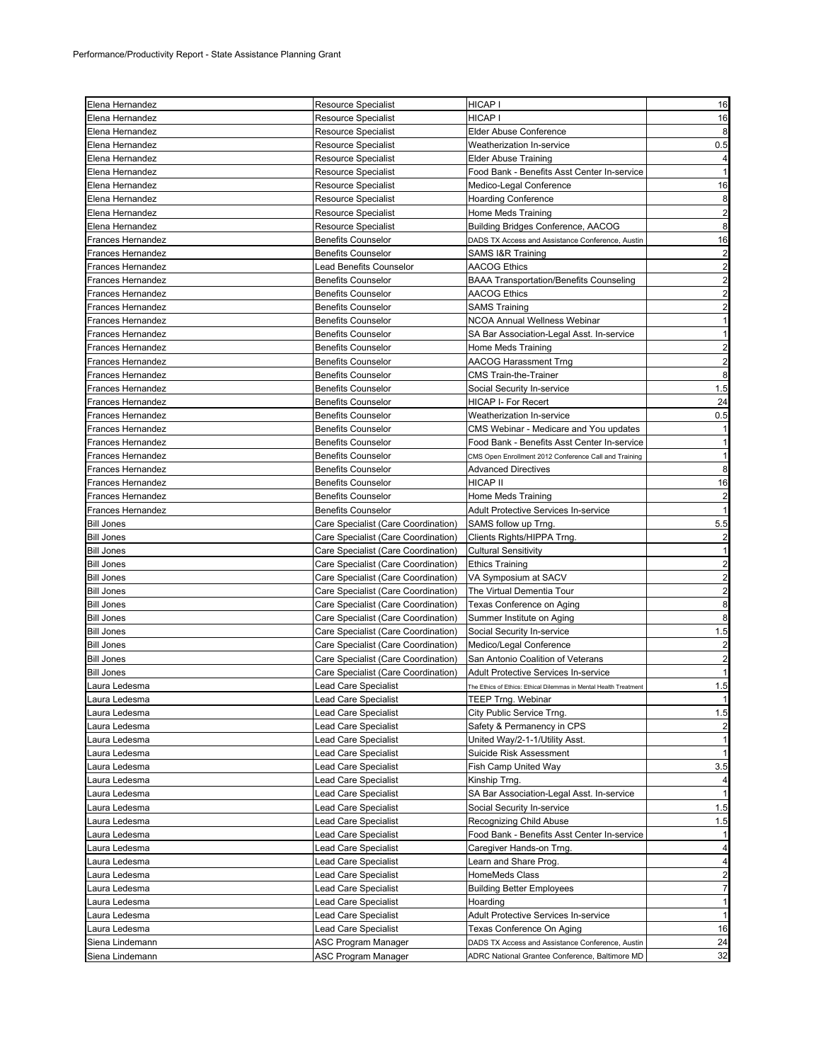Performance/Productivity Report - State Assistance Planning Grant

| Elena Hernandez | Resource Specialist | HICAP I | 16 |
|---|---|---|---|
| Elena Hernandez | Resource Specialist | HICAP I | 16 |
| Elena Hernandez | Resource Specialist | Elder Abuse Conference | 8 |
| Elena Hernandez | Resource Specialist | Weatherization In-service | 0.5 |
| Elena Hernandez | Resource Specialist | Elder Abuse Training | 4 |
| Elena Hernandez | Resource Specialist | Food Bank - Benefits Asst Center In-service | 1 |
| Elena Hernandez | Resource Specialist | Medico-Legal Conference | 16 |
| Elena Hernandez | Resource Specialist | Hoarding Conference | 8 |
| Elena Hernandez | Resource Specialist | Home Meds Training | 2 |
| Elena Hernandez | Resource Specialist | Building Bridges Conference, AACOG | 8 |
| Frances Hernandez | Benefits Counselor | DADS TX Access and Assistance Conference, Austin | 16 |
| Frances Hernandez | Benefits Counselor | SAMS I&R Training | 2 |
| Frances Hernandez | Lead Benefits Counselor | AACOG Ethics | 2 |
| Frances Hernandez | Benefits Counselor | BAAA Transportation/Benefits Counseling | 2 |
| Frances Hernandez | Benefits Counselor | AACOG Ethics | 2 |
| Frances Hernandez | Benefits Counselor | SAMS Training | 2 |
| Frances Hernandez | Benefits Counselor | NCOA Annual Wellness Webinar | 1 |
| Frances Hernandez | Benefits Counselor | SA Bar Association-Legal Asst. In-service | 1 |
| Frances Hernandez | Benefits Counselor | Home Meds Training | 2 |
| Frances Hernandez | Benefits Counselor | AACOG Harassment Trng | 2 |
| Frances Hernandez | Benefits Counselor | CMS Train-the-Trainer | 8 |
| Frances Hernandez | Benefits Counselor | Social Security In-service | 1.5 |
| Frances Hernandez | Benefits Counselor | HICAP I- For Recert | 24 |
| Frances Hernandez | Benefits Counselor | Weatherization In-service | 0.5 |
| Frances Hernandez | Benefits Counselor | CMS Webinar - Medicare and You updates | 1 |
| Frances Hernandez | Benefits Counselor | Food Bank - Benefits Asst Center In-service | 1 |
| Frances Hernandez | Benefits Counselor | CMS Open Enrollment 2012 Conference Call and Training | 1 |
| Frances Hernandez | Benefits Counselor | Advanced Directives | 8 |
| Frances Hernandez | Benefits Counselor | HICAP II | 16 |
| Frances Hernandez | Benefits Counselor | Home Meds Training | 2 |
| Frances Hernandez | Benefits Counselor | Adult Protective Services In-service | 1 |
| Bill Jones | Care Specialist (Care Coordination) | SAMS follow up Trng. | 5.5 |
| Bill Jones | Care Specialist (Care Coordination) | Clients Rights/HIPPA Trng. | 2 |
| Bill Jones | Care Specialist (Care Coordination) | Cultural Sensitivity | 1 |
| Bill Jones | Care Specialist (Care Coordination) | Ethics Training | 2 |
| Bill Jones | Care Specialist (Care Coordination) | VA Symposium at SACV | 2 |
| Bill Jones | Care Specialist (Care Coordination) | The Virtual Dementia Tour | 2 |
| Bill Jones | Care Specialist (Care Coordination) | Texas Conference on Aging | 8 |
| Bill Jones | Care Specialist (Care Coordination) | Summer Institute on Aging | 8 |
| Bill Jones | Care Specialist (Care Coordination) | Social Security In-service | 1.5 |
| Bill Jones | Care Specialist (Care Coordination) | Medico/Legal Conference | 2 |
| Bill Jones | Care Specialist (Care Coordination) | San Antonio Coalition of Veterans | 2 |
| Bill Jones | Care Specialist (Care Coordination) | Adult Protective Services In-service | 1 |
| Laura Ledesma | Lead Care Specialist | The Ethics of Ethics: Ethical Dilemmas in Mental Health Treatment | 1.5 |
| Laura Ledesma | Lead Care Specialist | TEEP Trng. Webinar | 1 |
| Laura Ledesma | Lead Care Specialist | City Public Service Trng. | 1.5 |
| Laura Ledesma | Lead Care Specialist | Safety & Permanency in CPS | 2 |
| Laura Ledesma | Lead Care Specialist | United Way/2-1-1/Utility Asst. | 1 |
| Laura Ledesma | Lead Care Specialist | Suicide Risk Assessment | 1 |
| Laura Ledesma | Lead Care Specialist | Fish Camp United Way | 3.5 |
| Laura Ledesma | Lead Care Specialist | Kinship Trng. | 4 |
| Laura Ledesma | Lead Care Specialist | SA Bar Association-Legal Asst. In-service | 1 |
| Laura Ledesma | Lead Care Specialist | Social Security In-service | 1.5 |
| Laura Ledesma | Lead Care Specialist | Recognizing Child Abuse | 1.5 |
| Laura Ledesma | Lead Care Specialist | Food Bank - Benefits Asst Center In-service | 1 |
| Laura Ledesma | Lead Care Specialist | Caregiver Hands-on Trng. | 4 |
| Laura Ledesma | Lead Care Specialist | Learn and Share Prog. | 4 |
| Laura Ledesma | Lead Care Specialist | HomeMeds Class | 2 |
| Laura Ledesma | Lead Care Specialist | Building Better Employees | 7 |
| Laura Ledesma | Lead Care Specialist | Hoarding | 1 |
| Laura Ledesma | Lead Care Specialist | Adult Protective Services In-service | 1 |
| Laura Ledesma | Lead Care Specialist | Texas Conference On Aging | 16 |
| Siena Lindemann | ASC Program Manager | DADS TX Access and Assistance Conference, Austin | 24 |
| Siena Lindemann | ASC Program Manager | ADRC National Grantee Conference, Baltimore MD | 32 |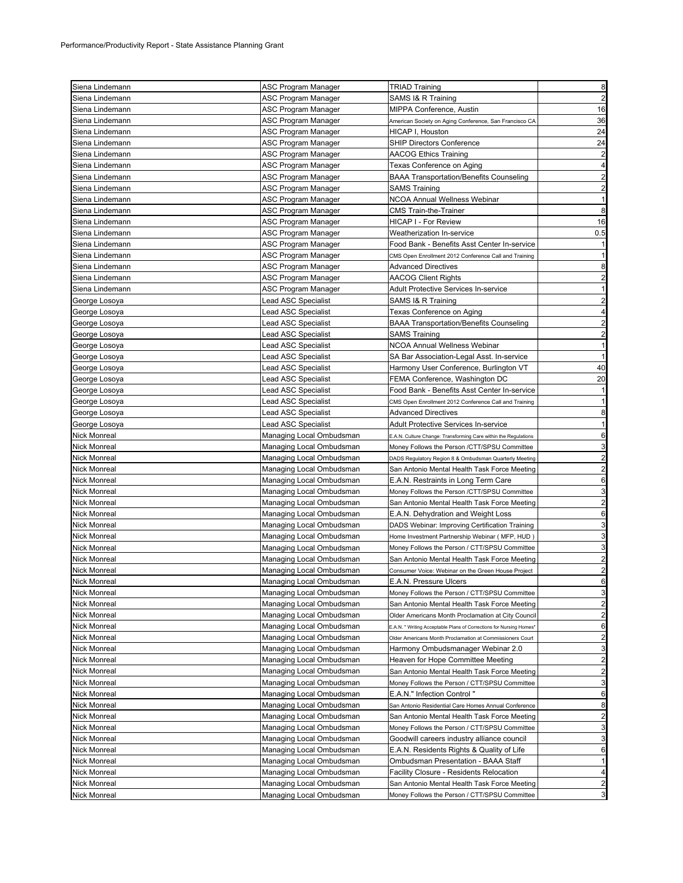Performance/Productivity Report - State Assistance Planning Grant

| | | | |
|---|---|---|---|
| Siena Lindemann | ASC Program Manager | TRIAD Training | 8 |
| Siena Lindemann | ASC Program Manager | SAMS I& R Training | 2 |
| Siena Lindemann | ASC Program Manager | MIPPA Conference, Austin | 16 |
| Siena Lindemann | ASC Program Manager | American Society on Aging Conference, San Francisco CA | 36 |
| Siena Lindemann | ASC Program Manager | HICAP I, Houston | 24 |
| Siena Lindemann | ASC Program Manager | SHIP Directors Conference | 24 |
| Siena Lindemann | ASC Program Manager | AACOG Ethics Training | 2 |
| Siena Lindemann | ASC Program Manager | Texas Conference on Aging | 4 |
| Siena Lindemann | ASC Program Manager | BAAA Transportation/Benefits Counseling | 2 |
| Siena Lindemann | ASC Program Manager | SAMS Training | 2 |
| Siena Lindemann | ASC Program Manager | NCOA Annual Wellness Webinar | 1 |
| Siena Lindemann | ASC Program Manager | CMS Train-the-Trainer | 8 |
| Siena Lindemann | ASC Program Manager | HICAP I - For Review | 16 |
| Siena Lindemann | ASC Program Manager | Weatherization In-service | 0.5 |
| Siena Lindemann | ASC Program Manager | Food Bank - Benefits Asst Center In-service | 1 |
| Siena Lindemann | ASC Program Manager | CMS Open Enrollment 2012 Conference Call and Training | 1 |
| Siena Lindemann | ASC Program Manager | Advanced Directives | 8 |
| Siena Lindemann | ASC Program Manager | AACOG Client Rights | 2 |
| Siena Lindemann | ASC Program Manager | Adult Protective Services In-service | 1 |
| George Losoya | Lead ASC Specialist | SAMS I& R Training | 2 |
| George Losoya | Lead ASC Specialist | Texas Conference on Aging | 4 |
| George Losoya | Lead ASC Specialist | BAAA Transportation/Benefits Counseling | 2 |
| George Losoya | Lead ASC Specialist | SAMS Training | 2 |
| George Losoya | Lead ASC Specialist | NCOA Annual Wellness Webinar | 1 |
| George Losoya | Lead ASC Specialist | SA Bar Association-Legal Asst. In-service | 1 |
| George Losoya | Lead ASC Specialist | Harmony User Conference, Burlington VT | 40 |
| George Losoya | Lead ASC Specialist | FEMA Conference, Washington DC | 20 |
| George Losoya | Lead ASC Specialist | Food Bank - Benefits Asst Center In-service | 1 |
| George Losoya | Lead ASC Specialist | CMS Open Enrollment 2012 Conference Call and Training | 1 |
| George Losoya | Lead ASC Specialist | Advanced Directives | 8 |
| George Losoya | Lead ASC Specialist | Adult Protective Services In-service | 1 |
| Nick Monreal | Managing Local Ombudsman | E.A.N. Culture Change: Transforming Care within the Regulations | 6 |
| Nick Monreal | Managing Local Ombudsman | Money Follows the Person /CTT/SPSU Committee | 3 |
| Nick Monreal | Managing Local Ombudsman | DADS Regulatory Region 8 & Ombudsman Quarterly Meeting | 2 |
| Nick Monreal | Managing Local Ombudsman | San Antonio Mental Health Task Force Meeting | 2 |
| Nick Monreal | Managing Local Ombudsman | E.A.N. Restraints in Long Term Care | 6 |
| Nick Monreal | Managing Local Ombudsman | Money Follows the Person /CTT/SPSU Committee | 3 |
| Nick Monreal | Managing Local Ombudsman | San Antonio Mental Health Task Force Meeting | 2 |
| Nick Monreal | Managing Local Ombudsman | E.A.N. Dehydration and Weight Loss | 6 |
| Nick Monreal | Managing Local Ombudsman | DADS Webinar: Improving Certification Training | 3 |
| Nick Monreal | Managing Local Ombudsman | Home Investment Partnership Webinar ( MFP, HUD ) | 3 |
| Nick Monreal | Managing Local Ombudsman | Money Follows the Person / CTT/SPSU Committee | 3 |
| Nick Monreal | Managing Local Ombudsman | San Antonio Mental Health Task Force Meeting | 2 |
| Nick Monreal | Managing Local Ombudsman | Consumer Voice: Webinar on the Green House Project | 2 |
| Nick Monreal | Managing Local Ombudsman | E.A.N. Pressure Ulcers | 6 |
| Nick Monreal | Managing Local Ombudsman | Money Follows the Person / CTT/SPSU Committee | 3 |
| Nick Monreal | Managing Local Ombudsman | San Antonio Mental Health Task Force Meeting | 2 |
| Nick Monreal | Managing Local Ombudsman | Older Americans Month Proclamation at City Council | 2 |
| Nick Monreal | Managing Local Ombudsman | E.A.N. " Writing Acceptable Plans of Corrections for Nursing Homes" | 6 |
| Nick Monreal | Managing Local Ombudsman | Older Americans Month Proclamation at Commissioners Court | 2 |
| Nick Monreal | Managing Local Ombudsman | Harmony Ombudsmanager Webinar 2.0 | 3 |
| Nick Monreal | Managing Local Ombudsman | Heaven for Hope Committee Meeting | 2 |
| Nick Monreal | Managing Local Ombudsman | San Antonio Mental Health Task Force Meeting | 2 |
| Nick Monreal | Managing Local Ombudsman | Money Follows the Person / CTT/SPSU Committee | 3 |
| Nick Monreal | Managing Local Ombudsman | E.A.N." Infection Control " | 6 |
| Nick Monreal | Managing Local Ombudsman | San Antonio Residential Care Homes Annual Conference | 8 |
| Nick Monreal | Managing Local Ombudsman | San Antonio Mental Health Task Force Meeting | 2 |
| Nick Monreal | Managing Local Ombudsman | Money Follows the Person / CTT/SPSU Committee | 3 |
| Nick Monreal | Managing Local Ombudsman | Goodwill careers industry alliance council | 3 |
| Nick Monreal | Managing Local Ombudsman | E.A.N. Residents Rights & Quality of Life | 6 |
| Nick Monreal | Managing Local Ombudsman | Ombudsman Presentation - BAAA Staff | 1 |
| Nick Monreal | Managing Local Ombudsman | Facility Closure - Residents Relocation | 4 |
| Nick Monreal | Managing Local Ombudsman | San Antonio Mental Health Task Force Meeting | 2 |
| Nick Monreal | Managing Local Ombudsman | Money Follows the Person / CTT/SPSU Committee | 3 |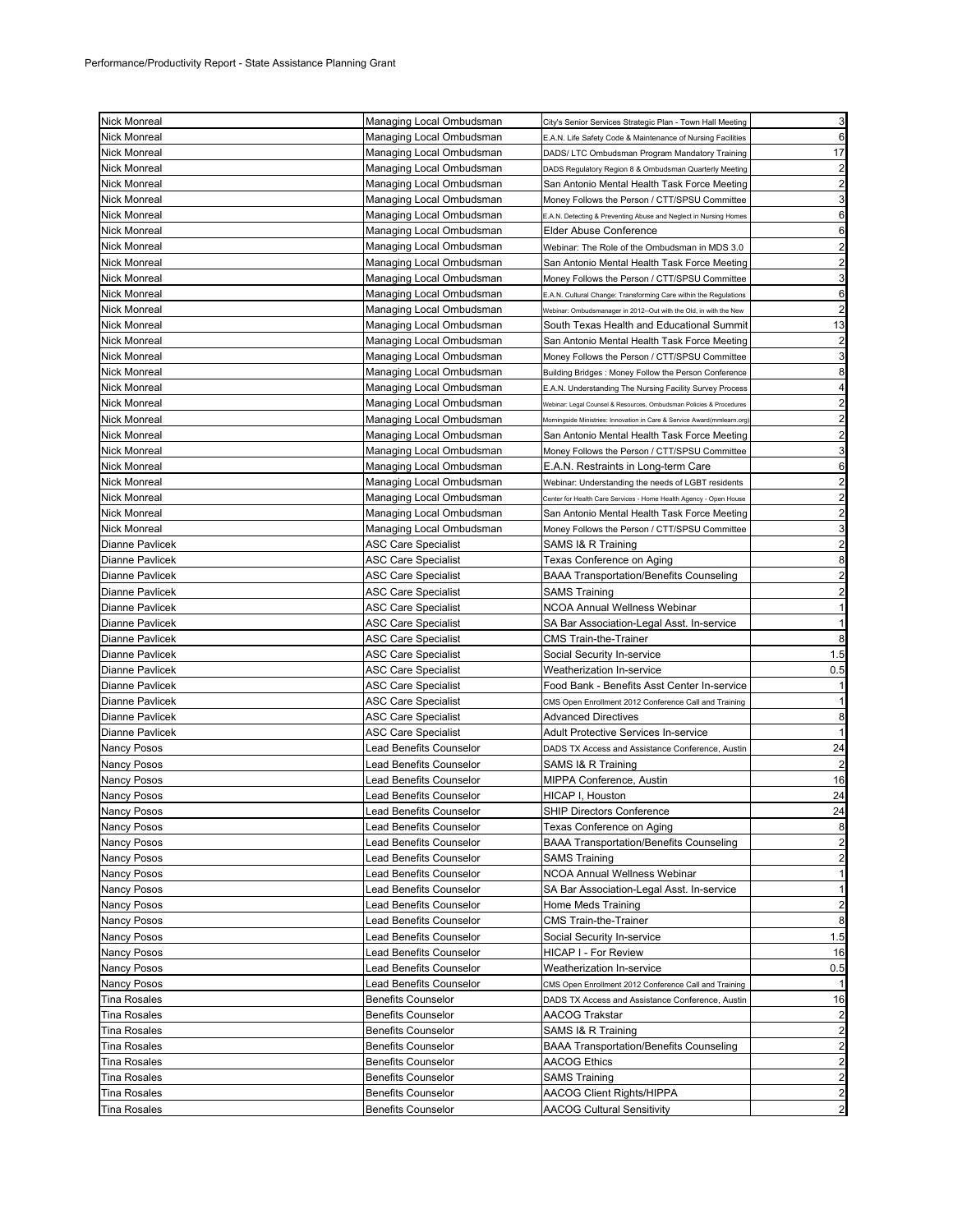Performance/Productivity Report - State Assistance Planning Grant

| | | | |
|---|---|---|---|
| Nick Monreal | Managing Local Ombudsman | City's Senior Services Strategic Plan - Town Hall Meeting | 3 |
| Nick Monreal | Managing Local Ombudsman | E.A.N. Life Safety Code & Maintenance of Nursing Facilities | 6 |
| Nick Monreal | Managing Local Ombudsman | DADS/ LTC Ombudsman Program Mandatory Training | 17 |
| Nick Monreal | Managing Local Ombudsman | DADS Regulatory Region 8 & Ombudsman Quarterly Meeting | 2 |
| Nick Monreal | Managing Local Ombudsman | San Antonio Mental Health Task Force Meeting | 2 |
| Nick Monreal | Managing Local Ombudsman | Money Follows the Person / CTT/SPSU Committee | 3 |
| Nick Monreal | Managing Local Ombudsman | E.A.N. Detecting & Preventing Abuse and Neglect in Nursing Homes | 6 |
| Nick Monreal | Managing Local Ombudsman | Elder Abuse Conference | 6 |
| Nick Monreal | Managing Local Ombudsman | Webinar: The Role of the Ombudsman in MDS 3.0 | 2 |
| Nick Monreal | Managing Local Ombudsman | San Antonio Mental Health Task Force Meeting | 2 |
| Nick Monreal | Managing Local Ombudsman | Money Follows the Person / CTT/SPSU Committee | 3 |
| Nick Monreal | Managing Local Ombudsman | E.A.N. Cultural Change: Transforming Care within the Regulations | 6 |
| Nick Monreal | Managing Local Ombudsman | Webinar: Ombudsmanager in 2012--Out with the Old, in with the New | 2 |
| Nick Monreal | Managing Local Ombudsman | South Texas Health and Educational Summit | 13 |
| Nick Monreal | Managing Local Ombudsman | San Antonio Mental Health Task Force Meeting | 2 |
| Nick Monreal | Managing Local Ombudsman | Money Follows the Person / CTT/SPSU Committee | 3 |
| Nick Monreal | Managing Local Ombudsman | Building Bridges : Money Follow the Person Conference | 8 |
| Nick Monreal | Managing Local Ombudsman | E.A.N. Understanding The Nursing Facility Survey Process | 4 |
| Nick Monreal | Managing Local Ombudsman | Webinar: Legal Counsel & Resources, Ombudsman Policies & Procedures | 2 |
| Nick Monreal | Managing Local Ombudsman | Morningside Ministries: Innovation in Care & Service Award(mmlearn.org) | 2 |
| Nick Monreal | Managing Local Ombudsman | San Antonio Mental Health Task Force Meeting | 2 |
| Nick Monreal | Managing Local Ombudsman | Money Follows the Person / CTT/SPSU Committee | 3 |
| Nick Monreal | Managing Local Ombudsman | E.A.N. Restraints in Long-term Care | 6 |
| Nick Monreal | Managing Local Ombudsman | Webinar: Understanding the needs of LGBT residents | 2 |
| Nick Monreal | Managing Local Ombudsman | Center for Health Care Services - Home Health Agency - Open House | 2 |
| Nick Monreal | Managing Local Ombudsman | San Antonio Mental Health Task Force Meeting | 2 |
| Nick Monreal | Managing Local Ombudsman | Money Follows the Person / CTT/SPSU Committee | 3 |
| Dianne Pavlicek | ASC Care Specialist | SAMS I& R Training | 2 |
| Dianne Pavlicek | ASC Care Specialist | Texas Conference on Aging | 8 |
| Dianne Pavlicek | ASC Care Specialist | BAAA Transportation/Benefits Counseling | 2 |
| Dianne Pavlicek | ASC Care Specialist | SAMS Training | 2 |
| Dianne Pavlicek | ASC Care Specialist | NCOA Annual Wellness Webinar | 1 |
| Dianne Pavlicek | ASC Care Specialist | SA Bar Association-Legal Asst. In-service | 1 |
| Dianne Pavlicek | ASC Care Specialist | CMS Train-the-Trainer | 8 |
| Dianne Pavlicek | ASC Care Specialist | Social Security In-service | 1.5 |
| Dianne Pavlicek | ASC Care Specialist | Weatherization In-service | 0.5 |
| Dianne Pavlicek | ASC Care Specialist | Food Bank - Benefits Asst Center In-service | 1 |
| Dianne Pavlicek | ASC Care Specialist | CMS Open Enrollment 2012 Conference Call and Training | 1 |
| Dianne Pavlicek | ASC Care Specialist | Advanced Directives | 8 |
| Dianne Pavlicek | ASC Care Specialist | Adult Protective Services In-service | 1 |
| Nancy Posos | Lead Benefits Counselor | DADS TX Access and Assistance Conference, Austin | 24 |
| Nancy Posos | Lead Benefits Counselor | SAMS I& R Training | 2 |
| Nancy Posos | Lead Benefits Counselor | MIPPA Conference, Austin | 16 |
| Nancy Posos | Lead Benefits Counselor | HICAP I, Houston | 24 |
| Nancy Posos | Lead Benefits Counselor | SHIP Directors Conference | 24 |
| Nancy Posos | Lead Benefits Counselor | Texas Conference on Aging | 8 |
| Nancy Posos | Lead Benefits Counselor | BAAA Transportation/Benefits Counseling | 2 |
| Nancy Posos | Lead Benefits Counselor | SAMS Training | 2 |
| Nancy Posos | Lead Benefits Counselor | NCOA Annual Wellness Webinar | 1 |
| Nancy Posos | Lead Benefits Counselor | SA Bar Association-Legal Asst. In-service | 1 |
| Nancy Posos | Lead Benefits Counselor | Home Meds Training | 2 |
| Nancy Posos | Lead Benefits Counselor | CMS Train-the-Trainer | 8 |
| Nancy Posos | Lead Benefits Counselor | Social Security In-service | 1.5 |
| Nancy Posos | Lead Benefits Counselor | HICAP I - For Review | 16 |
| Nancy Posos | Lead Benefits Counselor | Weatherization In-service | 0.5 |
| Nancy Posos | Lead Benefits Counselor | CMS Open Enrollment 2012 Conference Call and Training | 1 |
| Tina Rosales | Benefits Counselor | DADS TX Access and Assistance Conference, Austin | 16 |
| Tina Rosales | Benefits Counselor | AACOG Trakstar | 2 |
| Tina Rosales | Benefits Counselor | SAMS I& R Training | 2 |
| Tina Rosales | Benefits Counselor | BAAA Transportation/Benefits Counseling | 2 |
| Tina Rosales | Benefits Counselor | AACOG Ethics | 2 |
| Tina Rosales | Benefits Counselor | SAMS Training | 2 |
| Tina Rosales | Benefits Counselor | AACOG Client Rights/HIPPA | 2 |
| Tina Rosales | Benefits Counselor | AACOG Cultural Sensitivity | 2 |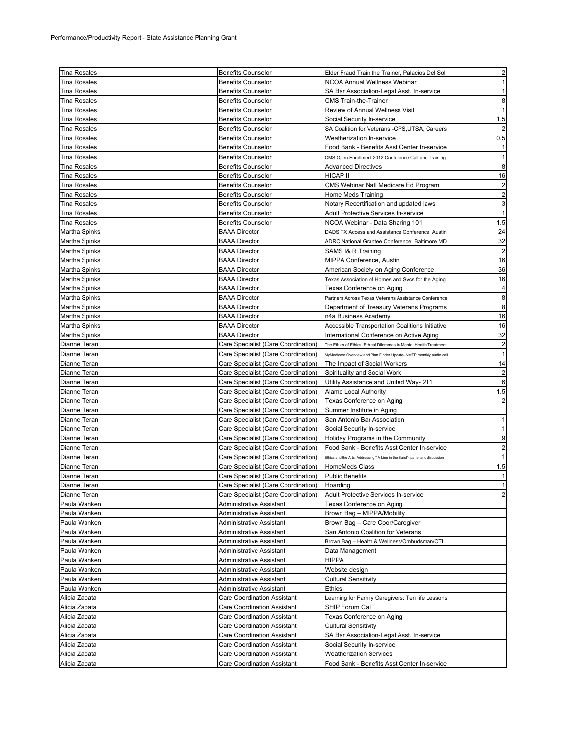Performance/Productivity Report - State Assistance Planning Grant

| | | | |
|---|---|---|---|
| Tina Rosales | Benefits Counselor | Elder Fraud Train the Trainer, Palacios Del Sol | 2 |
| Tina Rosales | Benefits Counselor | NCOA Annual Wellness Webinar | 1 |
| Tina Rosales | Benefits Counselor | SA Bar Association-Legal Asst. In-service | 1 |
| Tina Rosales | Benefits Counselor | CMS Train-the-Trainer | 8 |
| Tina Rosales | Benefits Counselor | Review of Annual Wellness Visit | 1 |
| Tina Rosales | Benefits Counselor | Social Security In-service | 1.5 |
| Tina Rosales | Benefits Counselor | SA Coalition for Veterans -CPS,UTSA, Careers | 2 |
| Tina Rosales | Benefits Counselor | Weatherization In-service | 0.5 |
| Tina Rosales | Benefits Counselor | Food Bank - Benefits Asst Center In-service | 1 |
| Tina Rosales | Benefits Counselor | CMS Open Enrollment 2012 Conference Call and Training | 1 |
| Tina Rosales | Benefits Counselor | Advanced Directives | 8 |
| Tina Rosales | Benefits Counselor | HICAP II | 16 |
| Tina Rosales | Benefits Counselor | CMS Webinar Natl Medicare Ed Program | 2 |
| Tina Rosales | Benefits Counselor | Home Meds Training | 2 |
| Tina Rosales | Benefits Counselor | Notary Recertification and updated laws | 3 |
| Tina Rosales | Benefits Counselor | Adult Protective Services In-service | 1 |
| Tina Rosales | Benefits Counselor | NCOA Webinar - Data Sharing 101 | 1.5 |
| Martha Spinks | BAAA Director | DADS TX Access and Assistance Conference, Austin | 24 |
| Martha Spinks | BAAA Director | ADRC National Grantee Conference, Baltimore MD | 32 |
| Martha Spinks | BAAA Director | SAMS I& R Training | 2 |
| Martha Spinks | BAAA Director | MIPPA Conference, Austin | 16 |
| Martha Spinks | BAAA Director | American Society on Aging Conference | 36 |
| Martha Spinks | BAAA Director | Texas Association of Homes and Svcs for the Aging | 16 |
| Martha Spinks | BAAA Director | Texas Conference on Aging | 4 |
| Martha Spinks | BAAA Director | Partners Across Texas Veterans Assistance Conference | 8 |
| Martha Spinks | BAAA Director | Department of Treasury Veterans Programs | 8 |
| Martha Spinks | BAAA Director | n4a Business Academy | 16 |
| Martha Spinks | BAAA Director | Accessible Transportation Coalitions Initiative | 16 |
| Martha Spinks | BAAA Director | International Conference on Active Aging | 32 |
| Dianne Teran | Care Specialist (Care Coordination) | The Ethics of Ethics: Ethical Dilemmas in Mental Health Treatment | 2 |
| Dianne Teran | Care Specialist (Care Coordination) | MyMedicare Overview and Plan Finder Update- NMTP monthly audio call | 1 |
| Dianne Teran | Care Specialist (Care Coordination) | The Impact of Social Workers | 14 |
| Dianne Teran | Care Specialist (Care Coordination) | Spirituality and Social Work | 2 |
| Dianne Teran | Care Specialist (Care Coordination) | Utility Assistance and United Way- 211 | 6 |
| Dianne Teran | Care Specialist (Care Coordination) | Alamo Local Authority | 1.5 |
| Dianne Teran | Care Specialist (Care Coordination) | Texas Conference on Aging | 2 |
| Dianne Teran | Care Specialist (Care Coordination) | Summer Institute in Aging | |
| Dianne Teran | Care Specialist (Care Coordination) | San Antonio Bar Association | 1 |
| Dianne Teran | Care Specialist (Care Coordination) | Social Security In-service | 1 |
| Dianne Teran | Care Specialist (Care Coordination) | Holiday Programs in the Community | 9 |
| Dianne Teran | Care Specialist (Care Coordination) | Food Bank - Benefits Asst Center In-service | 2 |
| Dianne Teran | Care Specialist (Care Coordination) | Ethics and the Arts: Addressing " A Line in the Sand"- panel and discussion | 1 |
| Dianne Teran | Care Specialist (Care Coordination) | HomeMeds Class | 1.5 |
| Dianne Teran | Care Specialist (Care Coordination) | Public Benefits | 1 |
| Dianne Teran | Care Specialist (Care Coordination) | Hoarding | 1 |
| Dianne Teran | Care Specialist (Care Coordination) | Adult Protective Services In-service | 2 |
| Paula Wanken | Administrative Assistant | Texas Conference on Aging | |
| Paula Wanken | Administrative Assistant | Brown Bag – MIPPA/Mobility | |
| Paula Wanken | Administrative Assistant | Brown Bag – Care Coor/Caregiver | |
| Paula Wanken | Administrative Assistant | San Antonio Coalition for Veterans | |
| Paula Wanken | Administrative Assistant | Brown Bag – Health & Wellness/Ombudsman/CTI | |
| Paula Wanken | Administrative Assistant | Data Management | |
| Paula Wanken | Administrative Assistant | HIPPA | |
| Paula Wanken | Administrative Assistant | Website design | |
| Paula Wanken | Administrative Assistant | Cultural Sensitivity | |
| Paula Wanken | Administrative Assistant | Ethics | |
| Alicia Zapata | Care Coordination Assistant | Learning for Family Caregivers: Ten life Lessons | |
| Alicia Zapata | Care Coordination Assistant | SHIP Forum Call | |
| Alicia Zapata | Care Coordination Assistant | Texas Conference on Aging | |
| Alicia Zapata | Care Coordination Assistant | Cultural Sensitivity | |
| Alicia Zapata | Care Coordination Assistant | SA Bar Association-Legal Asst. In-service | |
| Alicia Zapata | Care Coordination Assistant | Social Security In-service | |
| Alicia Zapata | Care Coordination Assistant | Weatherization Services | |
| Alicia Zapata | Care Coordination Assistant | Food Bank - Benefits Asst Center In-service | |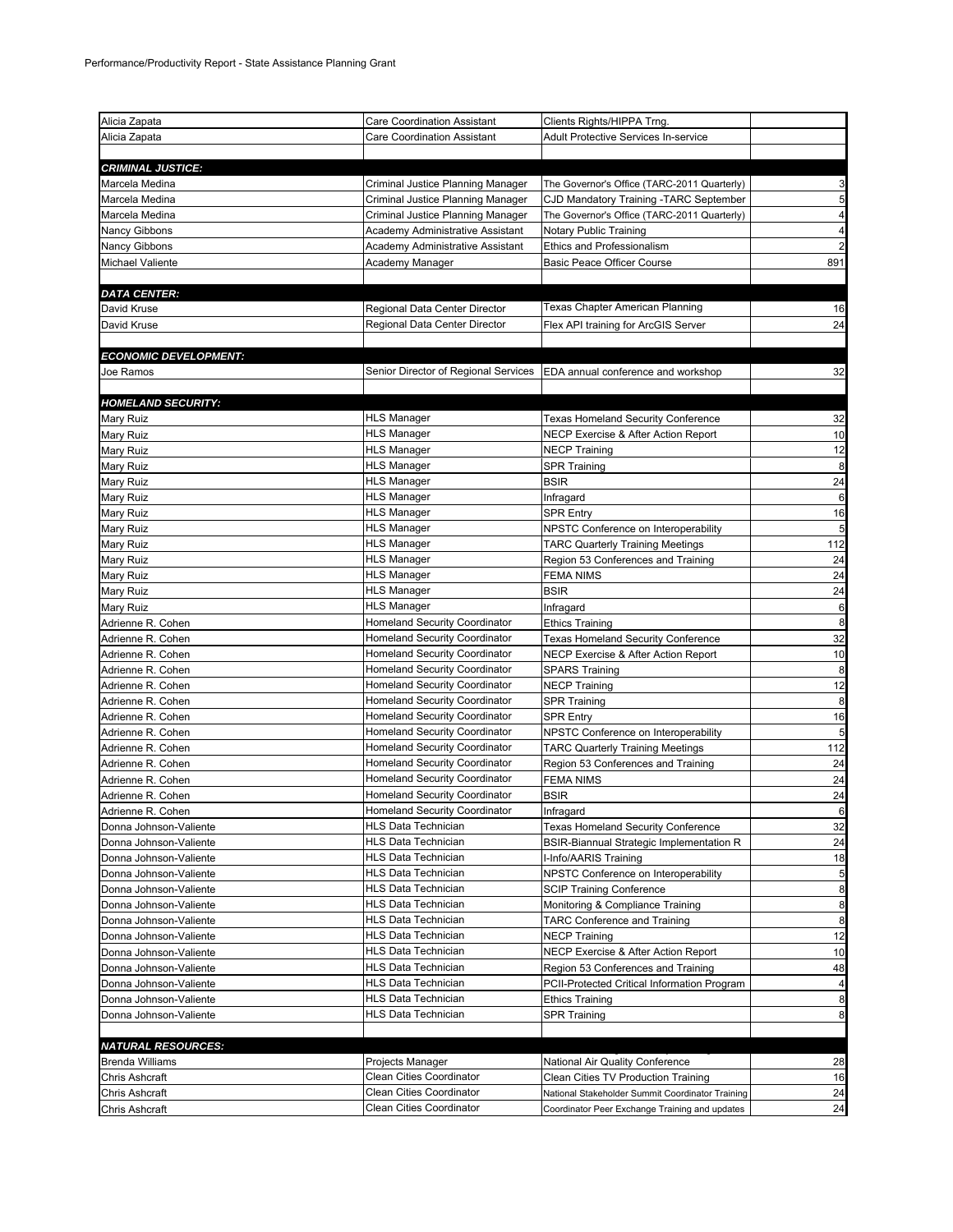Performance/Productivity Report - State Assistance Planning Grant

| | | | |
|---|---|---|---|
| Alicia Zapata | Care Coordination Assistant | Clients Rights/HIPPA Trng. | |
| Alicia Zapata | Care Coordination Assistant | Adult Protective Services In-service | |
| | | | |
| ***CRIMINAL JUSTICE:*** | | | |
| Marcela Medina | Criminal Justice Planning Manager | The Governor's Office (TARC-2011 Quarterly) | 3 |
| Marcela Medina | Criminal Justice Planning Manager | CJD Mandatory Training -TARC September | 5 |
| Marcela Medina | Criminal Justice Planning Manager | The Governor's Office (TARC-2011 Quarterly) | 4 |
| Nancy Gibbons | Academy Administrative Assistant | Notary Public Training | 4 |
| Nancy Gibbons | Academy Administrative Assistant | Ethics and Professionalism | 2 |
| Michael Valiente | Academy Manager | Basic Peace Officer Course | 891 |
| | | | |
| ***DATA CENTER:*** | | | |
| David Kruse | Regional Data Center Director | Texas Chapter American Planning | 16 |
| David Kruse | Regional Data Center Director | Flex API training for ArcGIS Server | 24 |
| | | | |
| ***ECONOMIC DEVELOPMENT:*** | | | |
| Joe Ramos | Senior Director of Regional Services | EDA annual conference and workshop | 32 |
| | | | |
| ***HOMELAND SECURITY:*** | | | |
| Mary Ruiz | HLS Manager | Texas Homeland Security Conference | 32 |
| Mary Ruiz | HLS Manager | NECP Exercise & After Action Report | 10 |
| Mary Ruiz | HLS Manager | NECP Training | 12 |
| Mary Ruiz | HLS Manager | SPR Training | 8 |
| Mary Ruiz | HLS Manager | BSIR | 24 |
| Mary Ruiz | HLS Manager | Infragard | 6 |
| Mary Ruiz | HLS Manager | SPR Entry | 16 |
| Mary Ruiz | HLS Manager | NPSTC Conference on Interoperability | 5 |
| Mary Ruiz | HLS Manager | TARC Quarterly Training Meetings | 112 |
| Mary Ruiz | HLS Manager | Region 53 Conferences and Training | 24 |
| Mary Ruiz | HLS Manager | FEMA NIMS | 24 |
| Mary Ruiz | HLS Manager | BSIR | 24 |
| Mary Ruiz | HLS Manager | Infragard | 6 |
| Adrienne R. Cohen | Homeland Security Coordinator | Ethics Training | 8 |
| Adrienne R. Cohen | Homeland Security Coordinator | Texas Homeland Security Conference | 32 |
| Adrienne R. Cohen | Homeland Security Coordinator | NECP Exercise & After Action Report | 10 |
| Adrienne R. Cohen | Homeland Security Coordinator | SPARS Training | 8 |
| Adrienne R. Cohen | Homeland Security Coordinator | NECP Training | 12 |
| Adrienne R. Cohen | Homeland Security Coordinator | SPR Training | 8 |
| Adrienne R. Cohen | Homeland Security Coordinator | SPR Entry | 16 |
| Adrienne R. Cohen | Homeland Security Coordinator | NPSTC Conference on Interoperability | 5 |
| Adrienne R. Cohen | Homeland Security Coordinator | TARC Quarterly Training Meetings | 112 |
| Adrienne R. Cohen | Homeland Security Coordinator | Region 53 Conferences and Training | 24 |
| Adrienne R. Cohen | Homeland Security Coordinator | FEMA NIMS | 24 |
| Adrienne R. Cohen | Homeland Security Coordinator | BSIR | 24 |
| Adrienne R. Cohen | Homeland Security Coordinator | Infragard | 6 |
| Donna Johnson-Valiente | HLS Data Technician | Texas Homeland Security Conference | 32 |
| Donna Johnson-Valiente | HLS Data Technician | BSIR-Biannual Strategic Implementation R | 24 |
| Donna Johnson-Valiente | HLS Data Technician | I-Info/AARIS Training | 18 |
| Donna Johnson-Valiente | HLS Data Technician | NPSTC Conference on Interoperability | 5 |
| Donna Johnson-Valiente | HLS Data Technician | SCIP Training Conference | 8 |
| Donna Johnson-Valiente | HLS Data Technician | Monitoring & Compliance Training | 8 |
| Donna Johnson-Valiente | HLS Data Technician | TARC Conference and Training | 8 |
| Donna Johnson-Valiente | HLS Data Technician | NECP Training | 12 |
| Donna Johnson-Valiente | HLS Data Technician | NECP Exercise & After Action Report | 10 |
| Donna Johnson-Valiente | HLS Data Technician | Region 53 Conferences and Training | 48 |
| Donna Johnson-Valiente | HLS Data Technician | PCII-Protected Critical Information Program | 4 |
| Donna Johnson-Valiente | HLS Data Technician | Ethics Training | 8 |
| Donna Johnson-Valiente | HLS Data Technician | SPR Training | 8 |
| | | | |
| ***NATURAL RESOURCES:*** | | | |
| Brenda Williams | Projects Manager | National Air Quality Conference | 28 |
| Chris Ashcraft | Clean Cities Coordinator | Clean Cities TV Production Training | 16 |
| Chris Ashcraft | Clean Cities Coordinator | National Stakeholder Summit Coordinator Training | 24 |
| Chris Ashcraft | Clean Cities Coordinator | Coordinator Peer Exchange Training and updates | 24 |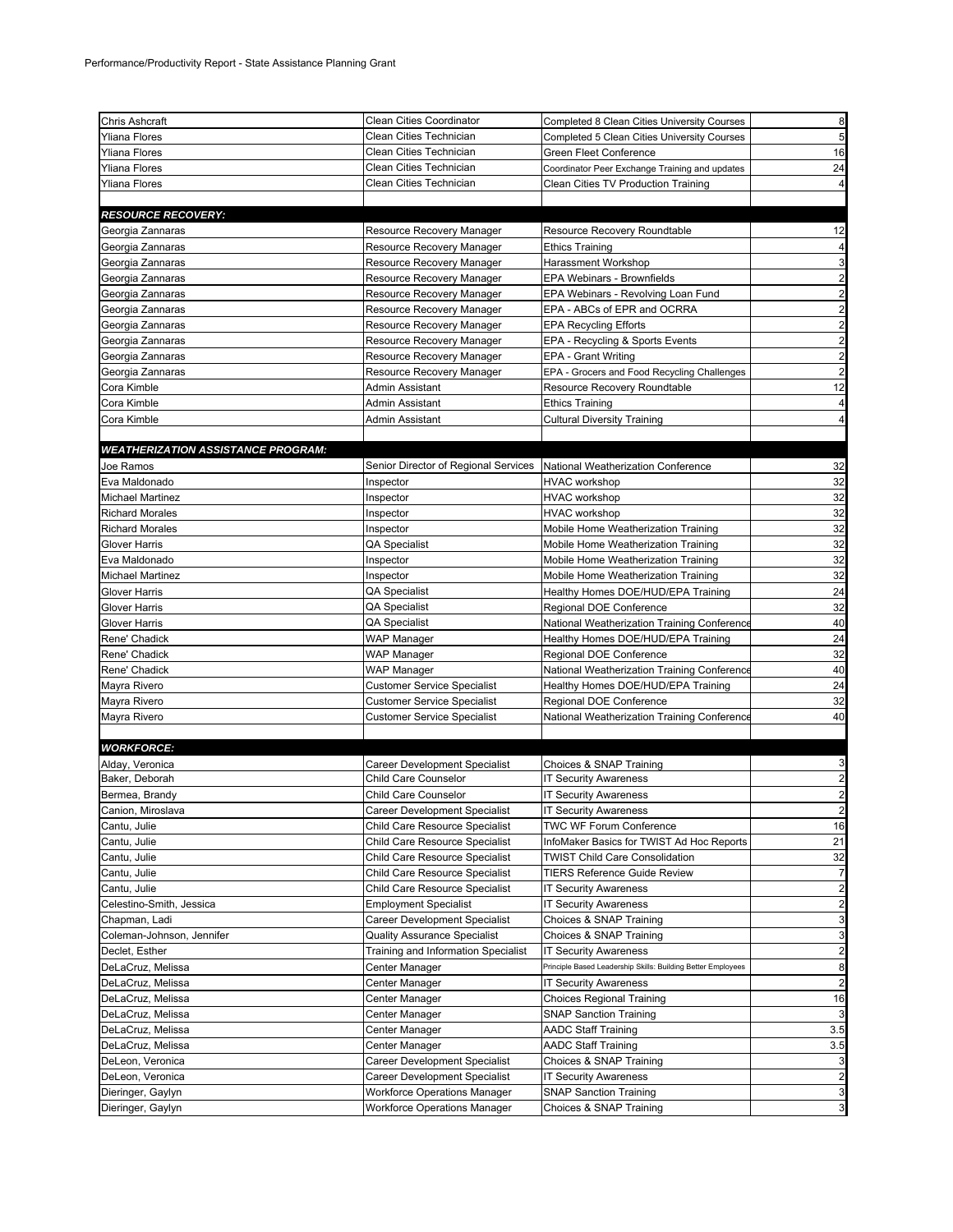Performance/Productivity Report - State Assistance Planning Grant

| | | | |
|---|---|---|---|
| Chris Ashcraft | Clean Cities Coordinator | Completed 8 Clean Cities University Courses | 8 |
| Yliana Flores | Clean Cities Technician | Completed 5 Clean Cities University Courses | 5 |
| Yliana Flores | Clean Cities Technician | Green Fleet Conference | 16 |
| Yliana Flores | Clean Cities Technician | Coordinator Peer Exchange Training and updates | 24 |
| Yliana Flores | Clean Cities Technician | Clean Cities TV Production Training | 4 |
| | | | |
| ***RESOURCE RECOVERY:*** | | | |
| Georgia Zannaras | Resource Recovery Manager | Resource Recovery Roundtable | 12 |
| Georgia Zannaras | Resource Recovery Manager | Ethics Training | 4 |
| Georgia Zannaras | Resource Recovery Manager | Harassment Workshop | 3 |
| Georgia Zannaras | Resource Recovery Manager | EPA Webinars - Brownfields | 2 |
| Georgia Zannaras | Resource Recovery Manager | EPA Webinars - Revolving Loan Fund | 2 |
| Georgia Zannaras | Resource Recovery Manager | EPA - ABCs of EPR and OCRRA | 2 |
| Georgia Zannaras | Resource Recovery Manager | EPA Recycling Efforts | 2 |
| Georgia Zannaras | Resource Recovery Manager | EPA - Recycling & Sports Events | 2 |
| Georgia Zannaras | Resource Recovery Manager | EPA - Grant Writing | 2 |
| Georgia Zannaras | Resource Recovery Manager | EPA - Grocers and Food Recycling Challenges | 2 |
| Cora Kimble | Admin Assistant | Resource Recovery Roundtable | 12 |
| Cora Kimble | Admin Assistant | Ethics Training | 4 |
| Cora Kimble | Admin Assistant | Cultural Diversity Training | 4 |
| | | | |
| ***WEATHERIZATION ASSISTANCE PROGRAM:*** | | | |
| Joe Ramos | Senior Director of Regional Services | National Weatherization Conference | 32 |
| Eva Maldonado | Inspector | HVAC workshop | 32 |
| Michael Martinez | Inspector | HVAC workshop | 32 |
| Richard Morales | Inspector | HVAC workshop | 32 |
| Richard Morales | Inspector | Mobile Home Weatherization Training | 32 |
| Glover Harris | QA Specialist | Mobile Home Weatherization Training | 32 |
| Eva Maldonado | Inspector | Mobile Home Weatherization Training | 32 |
| Michael Martinez | Inspector | Mobile Home Weatherization Training | 32 |
| Glover Harris | QA Specialist | Healthy Homes DOE/HUD/EPA Training | 24 |
| Glover Harris | QA Specialist | Regional DOE Conference | 32 |
| Glover Harris | QA Specialist | National Weatherization Training Conference | 40 |
| Rene' Chadick | WAP Manager | Healthy Homes DOE/HUD/EPA Training | 24 |
| Rene' Chadick | WAP Manager | Regional DOE Conference | 32 |
| Rene' Chadick | WAP Manager | National Weatherization Training Conference | 40 |
| Mayra Rivero | Customer Service Specialist | Healthy Homes DOE/HUD/EPA Training | 24 |
| Mayra Rivero | Customer Service Specialist | Regional DOE Conference | 32 |
| Mayra Rivero | Customer Service Specialist | National Weatherization Training Conference | 40 |
| | | | |
| ***WORKFORCE:*** | | | |
| Alday, Veronica | Career Development Specialist | Choices & SNAP Training | 3 |
| Baker, Deborah | Child Care Counselor | IT Security Awareness | 2 |
| Bermea, Brandy | Child Care Counselor | IT Security Awareness | 2 |
| Canion, Miroslava | Career Development Specialist | IT Security Awareness | 2 |
| Cantu, Julie | Child Care Resource Specialist | TWC WF Forum Conference | 16 |
| Cantu, Julie | Child Care Resource Specialist | InfoMaker Basics for TWIST Ad Hoc Reports | 21 |
| Cantu, Julie | Child Care Resource Specialist | TWIST Child Care Consolidation | 32 |
| Cantu, Julie | Child Care Resource Specialist | TIERS Reference Guide Review | 7 |
| Cantu, Julie | Child Care Resource Specialist | IT Security Awareness | 2 |
| Celestino-Smith, Jessica | Employment Specialist | IT Security Awareness | 2 |
| Chapman, Ladi | Career Development Specialist | Choices & SNAP Training | 3 |
| Coleman-Johnson, Jennifer | Quality Assurance Specialist | Choices & SNAP Training | 3 |
| Declet, Esther | Training and Information Specialist | IT Security Awareness | 2 |
| DeLaCruz, Melissa | Center Manager | Principle Based Leadership Skills: Building Better Employees | 8 |
| DeLaCruz, Melissa | Center Manager | IT Security Awareness | 2 |
| DeLaCruz, Melissa | Center Manager | Choices Regional Training | 16 |
| DeLaCruz, Melissa | Center Manager | SNAP Sanction Training | 3 |
| DeLaCruz, Melissa | Center Manager | AADC Staff Training | 3.5 |
| DeLaCruz, Melissa | Center Manager | AADC Staff Training | 3.5 |
| DeLeon, Veronica | Career Development Specialist | Choices & SNAP Training | 3 |
| DeLeon, Veronica | Career Development Specialist | IT Security Awareness | 2 |
| Dieringer, Gaylyn | Workforce Operations Manager | SNAP Sanction Training | 3 |
| Dieringer, Gaylyn | Workforce Operations Manager | Choices & SNAP Training | 3 |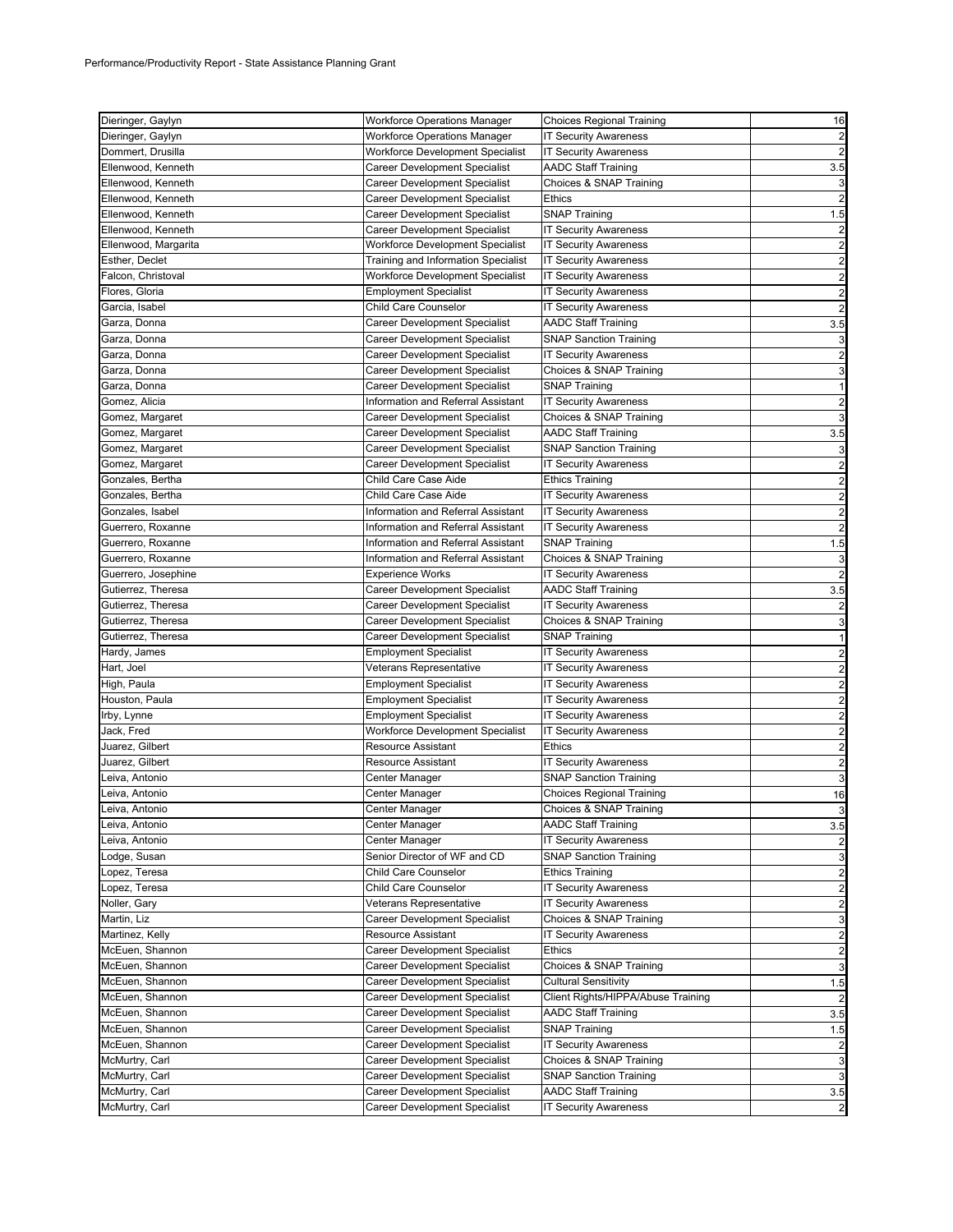| | | | |
|---|---|---|---|
| Dieringer, Gaylyn | Workforce Operations Manager | Choices Regional Training | 16 |
| Dieringer, Gaylyn | Workforce Operations Manager | IT Security Awareness | 2 |
| Dommert, Drusilla | Workforce Development Specialist | IT Security Awareness | 2 |
| Ellenwood, Kenneth | Career Development Specialist | AADC Staff Training | 3.5 |
| Ellenwood, Kenneth | Career Development Specialist | Choices & SNAP Training | 3 |
| Ellenwood, Kenneth | Career Development Specialist | Ethics | 2 |
| Ellenwood, Kenneth | Career Development Specialist | SNAP Training | 1.5 |
| Ellenwood, Kenneth | Career Development Specialist | IT Security Awareness | 2 |
| Ellenwood, Margarita | Workforce Development Specialist | IT Security Awareness | 2 |
| Esther, Declet | Training and Information Specialist | IT Security Awareness | 2 |
| Falcon, Christoval | Workforce Development Specialist | IT Security Awareness | 2 |
| Flores, Gloria | Employment Specialist | IT Security Awareness | 2 |
| Garcia, Isabel | Child Care Counselor | IT Security Awareness | 2 |
| Garza, Donna | Career Development Specialist | AADC Staff Training | 3.5 |
| Garza, Donna | Career Development Specialist | SNAP Sanction Training | 3 |
| Garza, Donna | Career Development Specialist | IT Security Awareness | 2 |
| Garza, Donna | Career Development Specialist | Choices & SNAP Training | 3 |
| Garza, Donna | Career Development Specialist | SNAP Training | 1 |
| Gomez, Alicia | Information and Referral Assistant | IT Security Awareness | 2 |
| Gomez, Margaret | Career Development Specialist | Choices & SNAP Training | 3 |
| Gomez, Margaret | Career Development Specialist | AADC Staff Training | 3.5 |
| Gomez, Margaret | Career Development Specialist | SNAP Sanction Training | 3 |
| Gomez, Margaret | Career Development Specialist | IT Security Awareness | 2 |
| Gonzales, Bertha | Child Care Case Aide | Ethics Training | 2 |
| Gonzales, Bertha | Child Care Case Aide | IT Security Awareness | 2 |
| Gonzales, Isabel | Information and Referral Assistant | IT Security Awareness | 2 |
| Guerrero, Roxanne | Information and Referral Assistant | IT Security Awareness | 2 |
| Guerrero, Roxanne | Information and Referral Assistant | SNAP Training | 1.5 |
| Guerrero, Roxanne | Information and Referral Assistant | Choices & SNAP Training | 3 |
| Guerrero, Josephine | Experience Works | IT Security Awareness | 2 |
| Gutierrez, Theresa | Career Development Specialist | AADC Staff Training | 3.5 |
| Gutierrez, Theresa | Career Development Specialist | IT Security Awareness | 2 |
| Gutierrez, Theresa | Career Development Specialist | Choices & SNAP Training | 3 |
| Gutierrez, Theresa | Career Development Specialist | SNAP Training | 1 |
| Hardy, James | Employment Specialist | IT Security Awareness | 2 |
| Hart, Joel | Veterans Representative | IT Security Awareness | 2 |
| High, Paula | Employment Specialist | IT Security Awareness | 2 |
| Houston, Paula | Employment Specialist | IT Security Awareness | 2 |
| Irby, Lynne | Employment Specialist | IT Security Awareness | 2 |
| Jack, Fred | Workforce Development Specialist | IT Security Awareness | 2 |
| Juarez, Gilbert | Resource Assistant | Ethics | 2 |
| Juarez, Gilbert | Resource Assistant | IT Security Awareness | 2 |
| Leiva, Antonio | Center Manager | SNAP Sanction Training | 3 |
| Leiva, Antonio | Center Manager | Choices Regional Training | 16 |
| Leiva, Antonio | Center Manager | Choices & SNAP Training | 3 |
| Leiva, Antonio | Center Manager | AADC Staff Training | 3.5 |
| Leiva, Antonio | Center Manager | IT Security Awareness | 2 |
| Lodge, Susan | Senior Director of WF and CD | SNAP Sanction Training | 3 |
| Lopez, Teresa | Child Care Counselor | Ethics Training | 2 |
| Lopez, Teresa | Child Care Counselor | IT Security Awareness | 2 |
| Noller, Gary | Veterans Representative | IT Security Awareness | 2 |
| Martin, Liz | Career Development Specialist | Choices & SNAP Training | 3 |
| Martinez, Kelly | Resource Assistant | IT Security Awareness | 2 |
| McEuen, Shannon | Career Development Specialist | Ethics | 2 |
| McEuen, Shannon | Career Development Specialist | Choices & SNAP Training | 3 |
| McEuen, Shannon | Career Development Specialist | Cultural Sensitivity | 1.5 |
| McEuen, Shannon | Career Development Specialist | Client Rights/HIPPA/Abuse Training | 2 |
| McEuen, Shannon | Career Development Specialist | AADC Staff Training | 3.5 |
| McEuen, Shannon | Career Development Specialist | SNAP Training | 1.5 |
| McEuen, Shannon | Career Development Specialist | IT Security Awareness | 2 |
| McMurtry, Carl | Career Development Specialist | Choices & SNAP Training | 3 |
| McMurtry, Carl | Career Development Specialist | SNAP Sanction Training | 3 |
| McMurtry, Carl | Career Development Specialist | AADC Staff Training | 3.5 |
| McMurtry, Carl | Career Development Specialist | IT Security Awareness | 2 |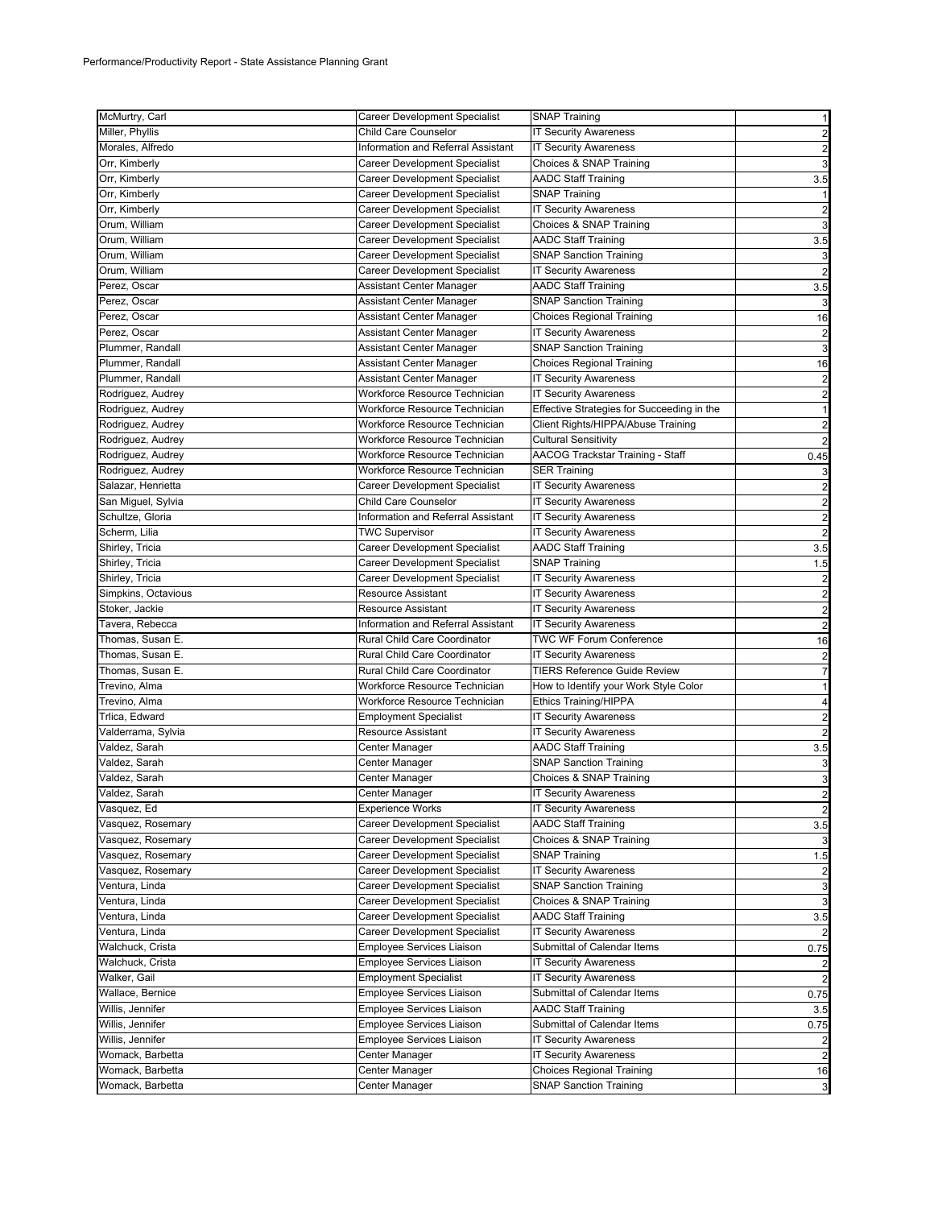Performance/Productivity Report - State Assistance Planning Grant

| | | | |
|---|---|---|---|
| McMurtry, Carl | Career Development Specialist | SNAP Training | 1 |
| Miller, Phyllis | Child Care Counselor | IT Security Awareness | 2 |
| Morales, Alfredo | Information and Referral Assistant | IT Security Awareness | 2 |
| Orr, Kimberly | Career Development Specialist | Choices & SNAP Training | 3 |
| Orr, Kimberly | Career Development Specialist | AADC Staff Training | 3.5 |
| Orr, Kimberly | Career Development Specialist | SNAP Training | 1 |
| Orr, Kimberly | Career Development Specialist | IT Security Awareness | 2 |
| Orum, William | Career Development Specialist | Choices & SNAP Training | 3 |
| Orum, William | Career Development Specialist | AADC Staff Training | 3.5 |
| Orum, William | Career Development Specialist | SNAP Sanction Training | 3 |
| Orum, William | Career Development Specialist | IT Security Awareness | 2 |
| Perez, Oscar | Assistant Center Manager | AADC Staff Training | 3.5 |
| Perez, Oscar | Assistant Center Manager | SNAP Sanction Training | 3 |
| Perez, Oscar | Assistant Center Manager | Choices Regional Training | 16 |
| Perez, Oscar | Assistant Center Manager | IT Security Awareness | 2 |
| Plummer, Randall | Assistant Center Manager | SNAP Sanction Training | 3 |
| Plummer, Randall | Assistant Center Manager | Choices Regional Training | 16 |
| Plummer, Randall | Assistant Center Manager | IT Security Awareness | 2 |
| Rodriguez, Audrey | Workforce Resource Technician | IT Security Awareness | 2 |
| Rodriguez, Audrey | Workforce Resource Technician | Effective Strategies for Succeeding in the | 1 |
| Rodriguez, Audrey | Workforce Resource Technician | Client Rights/HIPPA/Abuse Training | 2 |
| Rodriguez, Audrey | Workforce Resource Technician | Cultural Sensitivity | 2 |
| Rodriguez, Audrey | Workforce Resource Technician | AACOG Trackstar Training - Staff | 0.45 |
| Rodriguez, Audrey | Workforce Resource Technician | SER Training | 3 |
| Salazar, Henrietta | Career Development Specialist | IT Security Awareness | 2 |
| San Miguel, Sylvia | Child Care Counselor | IT Security Awareness | 2 |
| Schultze, Gloria | Information and Referral Assistant | IT Security Awareness | 2 |
| Scherm, Lilia | TWC Supervisor | IT Security Awareness | 2 |
| Shirley, Tricia | Career Development Specialist | AADC Staff Training | 3.5 |
| Shirley, Tricia | Career Development Specialist | SNAP Training | 1.5 |
| Shirley, Tricia | Career Development Specialist | IT Security Awareness | 2 |
| Simpkins, Octavious | Resource Assistant | IT Security Awareness | 2 |
| Stoker, Jackie | Resource Assistant | IT Security Awareness | 2 |
| Tavera, Rebecca | Information and Referral Assistant | IT Security Awareness | 2 |
| Thomas, Susan E. | Rural Child Care Coordinator | TWC WF Forum Conference | 16 |
| Thomas, Susan E. | Rural Child Care Coordinator | IT Security Awareness | 2 |
| Thomas, Susan E. | Rural Child Care Coordinator | TIERS Reference Guide Review | 7 |
| Trevino, Alma | Workforce Resource Technician | How to Identify your Work Style Color | 1 |
| Trevino, Alma | Workforce Resource Technician | Ethics Training/HIPPA | 4 |
| Trlica, Edward | Employment Specialist | IT Security Awareness | 2 |
| Valderrama, Sylvia | Resource Assistant | IT Security Awareness | 2 |
| Valdez, Sarah | Center Manager | AADC Staff Training | 3.5 |
| Valdez, Sarah | Center Manager | SNAP Sanction Training | 3 |
| Valdez, Sarah | Center Manager | Choices & SNAP Training | 3 |
| Valdez, Sarah | Center Manager | IT Security Awareness | 2 |
| Vasquez, Ed | Experience Works | IT Security Awareness | 2 |
| Vasquez, Rosemary | Career Development Specialist | AADC Staff Training | 3.5 |
| Vasquez, Rosemary | Career Development Specialist | Choices & SNAP Training | 3 |
| Vasquez, Rosemary | Career Development Specialist | SNAP Training | 1.5 |
| Vasquez, Rosemary | Career Development Specialist | IT Security Awareness | 2 |
| Ventura, Linda | Career Development Specialist | SNAP Sanction Training | 3 |
| Ventura, Linda | Career Development Specialist | Choices & SNAP Training | 3 |
| Ventura, Linda | Career Development Specialist | AADC Staff Training | 3.5 |
| Ventura, Linda | Career Development Specialist | IT Security Awareness | 2 |
| Walchuck, Crista | Employee Services Liaison | Submittal of Calendar Items | 0.75 |
| Walchuck, Crista | Employee Services Liaison | IT Security Awareness | 2 |
| Walker, Gail | Employment Specialist | IT Security Awareness | 2 |
| Wallace, Bernice | Employee Services Liaison | Submittal of Calendar Items | 0.75 |
| Willis, Jennifer | Employee Services Liaison | AADC Staff Training | 3.5 |
| Willis, Jennifer | Employee Services Liaison | Submittal of Calendar Items | 0.75 |
| Willis, Jennifer | Employee Services Liaison | IT Security Awareness | 2 |
| Womack, Barbetta | Center Manager | IT Security Awareness | 2 |
| Womack, Barbetta | Center Manager | Choices Regional Training | 16 |
| Womack, Barbetta | Center Manager | SNAP Sanction Training | 3 |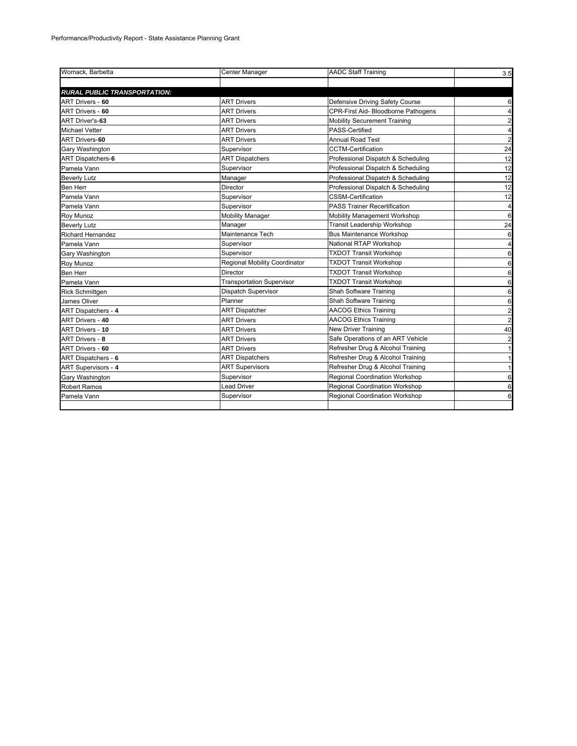Performance/Productivity Report - State Assistance Planning Grant

| | | | |
|---|---|---|---|
| Womack, Barbetta | Center Manager | AADC Staff Training | 3.5 |
| | | | |
| ***RURAL PUBLIC TRANSPORTATION:*** | | | |
| ART Drivers - **60** | ART Drivers | Defensive Driving Safety Course | 6 |
| ART Drivers - **60** | ART Drivers | CPR-First Aid- Bloodborne Pathogens | 4 |
| ART Driver's-**63** | ART Drivers | Mobility Securement Training | 2 |
| Michael Vetter | ART Drivers | PASS-Certified | 4 |
| ART Drivers-**60** | ART Drivers | Annual Road Test | 2 |
| Gary Washington | Supervisor | CCTM-Certification | 24 |
| ART Dispatchers-**6** | ART Dispatchers | Professional Dispatch & Scheduling | 12 |
| Pamela Vann | Supervisor | Professional Dispatch & Scheduling | 12 |
| Beverly Lutz | Manager | Professional Dispatch & Scheduling | 12 |
| Ben Herr | Director | Professional Dispatch & Scheduling | 12 |
| Pamela Vann | Supervisor | CSSM-Certification | 12 |
| Pamela Vann | Supervisor | PASS Trainer Recertification | 4 |
| Roy Munoz | Mobility Manager | Mobility Management Workshop | 6 |
| Beverly Lutz | Manager | Transit Leadership Workshop | 24 |
| Richard Hernandez | Maintenance Tech | Bus Maintenance Workshop | 6 |
| Pamela Vann | Supervisor | National RTAP Workshop | 4 |
| Gary Washington | Supervisor | TXDOT Transit Workshop | 6 |
| Roy Munoz | Regional Mobility Coordinator | TXDOT Transit Workshop | 6 |
| Ben Herr | Director | TXDOT Transit Workshop | 6 |
| Pamela Vann | Transportation Supervisor | TXDOT Transit Workshop | 6 |
| Rick Schmittgen | Dispatch Supervisor | Shah Software Training | 6 |
| James Oliver | Planner | Shah Software Training | 6 |
| ART Dispatchers - **4** | ART Dispatcher | AACOG Ethics Training | 2 |
| ART Drivers - **40** | ART Drivers | AACOG Ethics Training | 2 |
| ART Drivers - **10** | ART Drivers | New Driver Training | 40 |
| ART Drivers - **8** | ART Drivers | Safe Operations of an ART Vehicle | 2 |
| ART Drivers - **60** | ART Drivers | Refresher Drug & Alcohol Training | 1 |
| ART Dispatchers - **6** | ART Dispatchers | Refresher Drug & Alcohol Training | 1 |
| ART Supervisors - **4** | ART Supervisors | Refresher Drug & Alcohol Training | 1 |
| Gary Washington | Supervisor | Regional Coordination Workshop | 6 |
| Robert Ramos | Lead Driver | Regional Coordination Workshop | 6 |
| Pamela Vann | Supervisor | Regional Coordination Workshop | 6 |
| | | | |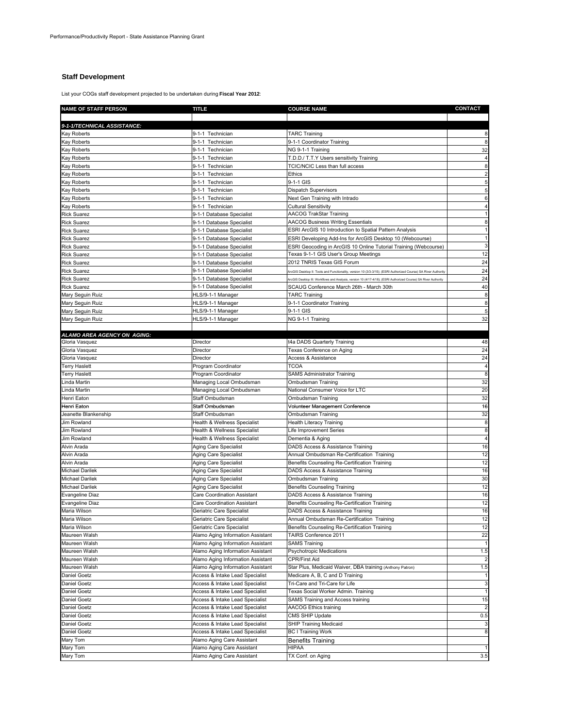Performance/Productivity Report - State Assistance Planning Grant

## Staff Development

List your COGs staff development projected to be undertaken during **Fiscal Year 2012**:

| NAME OF STAFF PERSON | TITLE | COURSE NAME | CONTACT |
|---|---|---|---|
| | | | |
| ***9-1-1/TECHNICAL ASSISTANCE:*** | | | |
| Kay Roberts | 9-1-1 Technician | TARC Training | 8 |
| Kay Roberts | 9-1-1 Technician | 9-1-1 Coordinator Training | 8 |
| Kay Roberts | 9-1-1 Technician | NG 9-1-1 Training | 32 |
| Kay Roberts | 9-1-1 Technician | T.D.D./ T.T.Y Users sensitivity Training | 4 |
| Kay Roberts | 9-1-1 Technician | TCIC/NCIC Less than full access | 8 |
| Kay Roberts | 9-1-1 Technician | Ethics | 2 |
| Kay Roberts | 9-1-1 Technician | 9-1-1 GIS | 5 |
| Kay Roberts | 9-1-1 Technician | Dispatch Supervisors | 5 |
| Kay Roberts | 9-1-1 Technician | Next Gen Training with Intrado | 6 |
| Kay Roberts | 9-1-1 Technician | Cultural Sensitivity | 4 |
| Rick Suarez | 9-1-1 Database Specialist | AACOG TrakStar Training | 1 |
| Rick Suarez | 9-1-1 Database Specialist | AACOG Business Writing Essentials | 8 |
| Rick Suarez | 9-1-1 Database Specialist | ESRI ArcGIS 10 Introduction to Spatial Pattern Analysis | 1 |
| Rick Suarez | 9-1-1 Database Specialist | ESRI Developing Add-Ins for ArcGIS Desktop 10 (Webcourse) | 1 |
| Rick Suarez | 9-1-1 Database Specialist | ESRI Geocoding in ArcGIS 10 Online Tutorial Training (Webcourse) | 3 |
| Rick Suarez | 9-1-1 Database Specialist | Texas 9-1-1 GIS User's Group Meetings | 12 |
| Rick Suarez | 9-1-1 Database Specialist | 2012 TNRIS Texas GIS Forum | 24 |
| Rick Suarez | 9-1-1 Database Specialist | ArcGIS Desktop II: Tools and Functionality, version 10 (3/3-3/15); (ESRI Authorized Course) SA River Authority | 24 |
| Rick Suarez | 9-1-1 Database Specialist | ArcGIS Desktop III: Workflows and Analysis, version 10 (4/17-4/18); (ESRI Authorized Course) SA River Authority | 24 |
| Rick Suarez | 9-1-1 Database Specialist | SCAUG Conference March 26th - March 30th | 40 |
| Mary Seguin Ruiz | HLS/9-1-1 Manager | TARC Training | 8 |
| Mary Seguin Ruiz | HLS/9-1-1 Manager | 9-1-1 Coordinator Training | 8 |
| Mary Seguin Ruiz | HLS/9-1-1 Manager | 9-1-1 GIS | 5 |
| Mary Seguin Ruiz | HLS/9-1-1 Manager | NG 9-1-1 Training | 32 |
| | | | |
| ***ALAMO AREA AGENCY ON AGING:*** | | | |
| Gloria Vasquez | Director | t4a DADS Quarterly Training | 48 |
| Gloria Vasquez | Director | Texas Conference on Aging | 24 |
| Gloria Vasquez | Director | Access & Assistance | 24 |
| Terry Haslett | Program Coordinator | TCOA | 4 |
| Terry Haslett | Program Coordinator | SAMS Administrator Training | 8 |
| Linda Martin | Managing Local Ombudsman | Ombudsman Training | 32 |
| Linda Martin | Managing Local Ombudsman | National Consumer Voice for LTC | 20 |
| Henri Eaton | Staff Ombudsman | Ombudsman Training | 32 |
| Henri Eaton | Staff Ombudsman | Volunteer Management Conference | 16 |
| Jeanette Blankenship | Staff Ombudsman | Ombudsman Training | 32 |
| Jim Rowland | Health & Wellness Specialist | Health Literacy Training | 8 |
| Jim Rowland | Health & Wellness Specialist | Life Improvement Series | 8 |
| Jim Rowland | Health & Wellness Specialist | Dementia & Aging | 4 |
| Alvin Arada | Aging Care Specialist | DADS Access & Assistance Training | 16 |
| Alvin Arada | Aging Care Specialist | Annual Ombudsman Re-Certification Training | 12 |
| Alvin Arada | Aging Care Specialist | Benefits Counseling Re-Certification Training | 12 |
| Michael Darilek | Aging Care Specialist | DADS Access & Assistance Training | 16 |
| Michael Darilek | Aging Care Specialist | Ombudsman Training | 30 |
| Michael Darilek | Aging Care Specialist | Benefits Counseling Training | 12 |
| Evangeline Diaz | Care Coordination Assistant | DADS Access & Assistance Training | 16 |
| Evangeline Diaz | Care Coordination Assistant | Benefits Counseling Re-Certification Training | 12 |
| Maria Wilson | Geriatric Care Specialist | DADS Access & Assistance Training | 16 |
| Maria Wilson | Geriatric Care Specialist | Annual Ombudsman Re-Certification Training | 12 |
| Maria Wilson | Geriatric Care Specialist | Benefits Counseling Re-Certification Training | 12 |
| Maureen Walsh | Alamo Aging Information Assistant | TAIRS Conference 2011 | 22 |
| Maureen Walsh | Alamo Aging Information Assistant | SAMS Training | 1 |
| Maureen Walsh | Alamo Aging Information Assistant | Psychotropic Medications | 1.5 |
| Maureen Walsh | Alamo Aging Information Assistant | CPR/First Aid | 2 |
| Maureen Walsh | Alamo Aging Information Assistant | Star Plus, Medicaid Waiver, DBA training (Anthony Patron) | 1.5 |
| Daniel Goetz | Access & Intake Lead Specialist | Medicare A, B, C and D Training | 1 |
| Daniel Goetz | Access & Intake Lead Specialist | Tri-Care and Tri-Care for Life | 3 |
| Daniel Goetz | Access & Intake Lead Specialist | Texas Social Worker Admin. Training | 1 |
| Daniel Goetz | Access & Intake Lead Specialist | SAMS Training and Access training | 15 |
| Daniel Goetz | Access & Intake Lead Specialist | AACOG Ethics training | 2 |
| Daniel Goetz | Access & Intake Lead Specialist | CMS SHIP Update | 0.5 |
| Daniel Goetz | Access & Intake Lead Specialist | SHIP Training Medicaid | 3 |
| Daniel Goetz | Access & Intake Lead Specialist | BC I Training Work | 8 |
| Mary Tom | Alamo Aging Care Assistant | Benefits Training | |
| Mary Tom | Alamo Aging Care Assistant | HIPAA | 1 |
| Mary Tom | Alamo Aging Care Assistant | TX Conf. on Aging | 3.5 |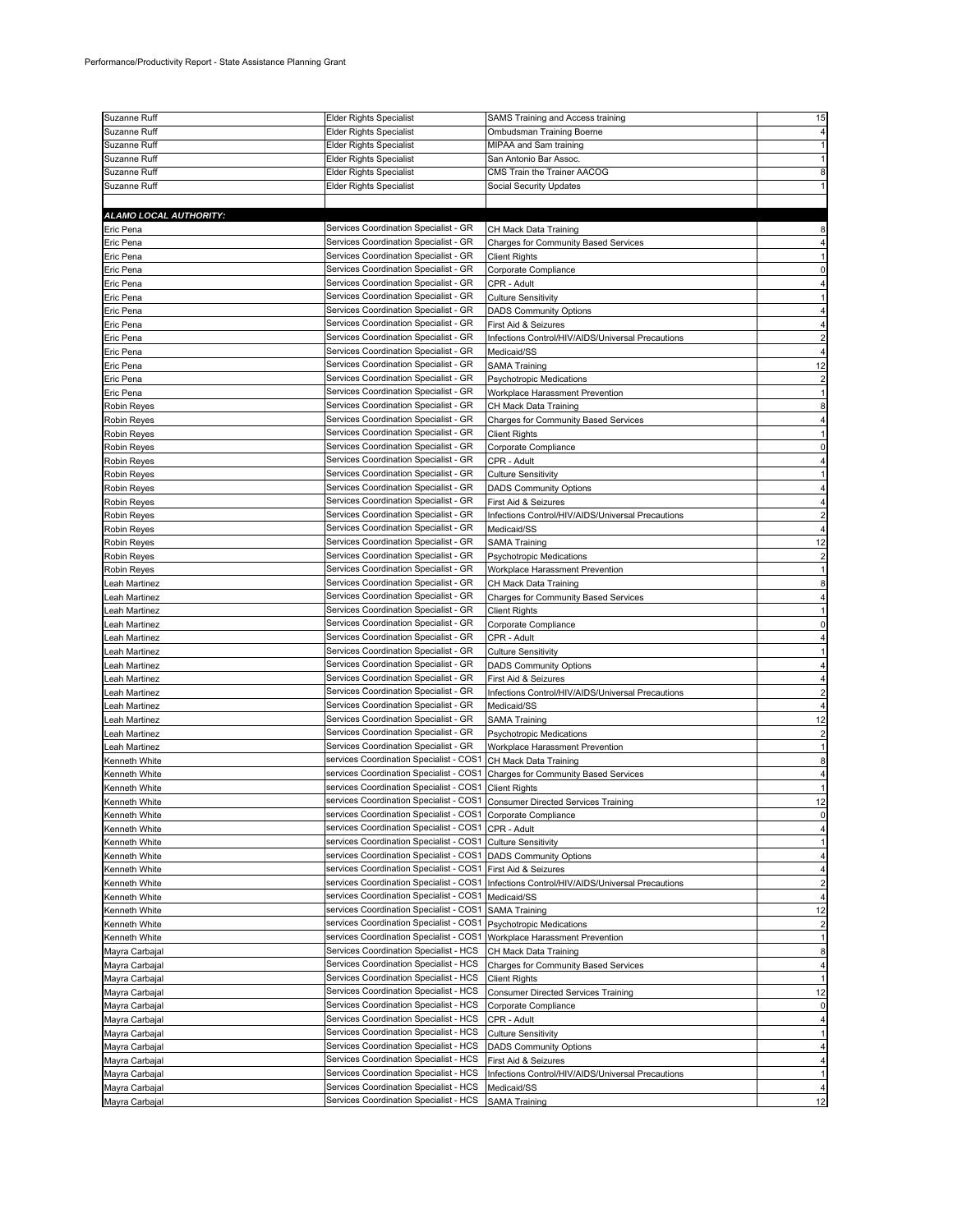Performance/Productivity Report - State Assistance Planning Grant

| | | | |
|---|---|---|---|
| Suzanne Ruff | Elder Rights Specialist | SAMS Training and Access training | 15 |
| Suzanne Ruff | Elder Rights Specialist | Ombudsman Training Boerne | 4 |
| Suzanne Ruff | Elder Rights Specialist | MIPAA and Sam training | 1 |
| Suzanne Ruff | Elder Rights Specialist | San Antonio Bar Assoc. | 1 |
| Suzanne Ruff | Elder Rights Specialist | CMS Train the Trainer AACOG | 8 |
| Suzanne Ruff | Elder Rights Specialist | Social Security Updates | 1 |
| | | | |
| ***ALAMO LOCAL AUTHORITY:*** | | | |
| Eric Pena | Services Coordination Specialist - GR | CH Mack Data Training | 8 |
| Eric Pena | Services Coordination Specialist - GR | Charges for Community Based Services | 4 |
| Eric Pena | Services Coordination Specialist - GR | Client Rights | 1 |
| Eric Pena | Services Coordination Specialist - GR | Corporate Compliance | 0 |
| Eric Pena | Services Coordination Specialist - GR | CPR - Adult | 4 |
| Eric Pena | Services Coordination Specialist - GR | Culture Sensitivity | 1 |
| Eric Pena | Services Coordination Specialist - GR | DADS Community Options | 4 |
| Eric Pena | Services Coordination Specialist - GR | First Aid & Seizures | 4 |
| Eric Pena | Services Coordination Specialist - GR | Infections Control/HIV/AIDS/Universal Precautions | 2 |
| Eric Pena | Services Coordination Specialist - GR | Medicaid/SS | 4 |
| Eric Pena | Services Coordination Specialist - GR | SAMA Training | 12 |
| Eric Pena | Services Coordination Specialist - GR | Psychotropic Medications | 2 |
| Eric Pena | Services Coordination Specialist - GR | Workplace Harassment Prevention | 1 |
| Robin Reyes | Services Coordination Specialist - GR | CH Mack Data Training | 8 |
| Robin Reyes | Services Coordination Specialist - GR | Charges for Community Based Services | 4 |
| Robin Reyes | Services Coordination Specialist - GR | Client Rights | 1 |
| Robin Reyes | Services Coordination Specialist - GR | Corporate Compliance | 0 |
| Robin Reyes | Services Coordination Specialist - GR | CPR - Adult | 4 |
| Robin Reyes | Services Coordination Specialist - GR | Culture Sensitivity | 1 |
| Robin Reyes | Services Coordination Specialist - GR | DADS Community Options | 4 |
| Robin Reyes | Services Coordination Specialist - GR | First Aid & Seizures | 4 |
| Robin Reyes | Services Coordination Specialist - GR | Infections Control/HIV/AIDS/Universal Precautions | 2 |
| Robin Reyes | Services Coordination Specialist - GR | Medicaid/SS | 4 |
| Robin Reyes | Services Coordination Specialist - GR | SAMA Training | 12 |
| Robin Reyes | Services Coordination Specialist - GR | Psychotropic Medications | 2 |
| Robin Reyes | Services Coordination Specialist - GR | Workplace Harassment Prevention | 1 |
| Leah Martinez | Services Coordination Specialist - GR | CH Mack Data Training | 8 |
| Leah Martinez | Services Coordination Specialist - GR | Charges for Community Based Services | 4 |
| Leah Martinez | Services Coordination Specialist - GR | Client Rights | 1 |
| Leah Martinez | Services Coordination Specialist - GR | Corporate Compliance | 0 |
| Leah Martinez | Services Coordination Specialist - GR | CPR - Adult | 4 |
| Leah Martinez | Services Coordination Specialist - GR | Culture Sensitivity | 1 |
| Leah Martinez | Services Coordination Specialist - GR | DADS Community Options | 4 |
| Leah Martinez | Services Coordination Specialist - GR | First Aid & Seizures | 4 |
| Leah Martinez | Services Coordination Specialist - GR | Infections Control/HIV/AIDS/Universal Precautions | 2 |
| Leah Martinez | Services Coordination Specialist - GR | Medicaid/SS | 4 |
| Leah Martinez | Services Coordination Specialist - GR | SAMA Training | 12 |
| Leah Martinez | Services Coordination Specialist - GR | Psychotropic Medications | 2 |
| Leah Martinez | Services Coordination Specialist - GR | Workplace Harassment Prevention | 1 |
| Kenneth White | services Coordination Specialist - COS1 | CH Mack Data Training | 8 |
| Kenneth White | services Coordination Specialist - COS1 | Charges for Community Based Services | 4 |
| Kenneth White | services Coordination Specialist - COS1 | Client Rights | 1 |
| Kenneth White | services Coordination Specialist - COS1 | Consumer Directed Services Training | 12 |
| Kenneth White | services Coordination Specialist - COS1 | Corporate Compliance | 0 |
| Kenneth White | services Coordination Specialist - COS1 | CPR - Adult | 4 |
| Kenneth White | services Coordination Specialist - COS1 | Culture Sensitivity | 1 |
| Kenneth White | services Coordination Specialist - COS1 | DADS Community Options | 4 |
| Kenneth White | services Coordination Specialist - COS1 | First Aid & Seizures | 4 |
| Kenneth White | services Coordination Specialist - COS1 | Infections Control/HIV/AIDS/Universal Precautions | 2 |
| Kenneth White | services Coordination Specialist - COS1 | Medicaid/SS | 4 |
| Kenneth White | services Coordination Specialist - COS1 | SAMA Training | 12 |
| Kenneth White | services Coordination Specialist - COS1 | Psychotropic Medications | 2 |
| Kenneth White | services Coordination Specialist - COS1 | Workplace Harassment Prevention | 1 |
| Mayra Carbajal | Services Coordination Specialist - HCS | CH Mack Data Training | 8 |
| Mayra Carbajal | Services Coordination Specialist - HCS | Charges for Community Based Services | 4 |
| Mayra Carbajal | Services Coordination Specialist - HCS | Client Rights | 1 |
| Mayra Carbajal | Services Coordination Specialist - HCS | Consumer Directed Services Training | 12 |
| Mayra Carbajal | Services Coordination Specialist - HCS | Corporate Compliance | 0 |
| Mayra Carbajal | Services Coordination Specialist - HCS | CPR - Adult | 4 |
| Mayra Carbajal | Services Coordination Specialist - HCS | Culture Sensitivity | 1 |
| Mayra Carbajal | Services Coordination Specialist - HCS | DADS Community Options | 4 |
| Mayra Carbajal | Services Coordination Specialist - HCS | First Aid & Seizures | 4 |
| Mayra Carbajal | Services Coordination Specialist - HCS | Infections Control/HIV/AIDS/Universal Precautions | 1 |
| Mayra Carbajal | Services Coordination Specialist - HCS | Medicaid/SS | 4 |
| Mayra Carbajal | Services Coordination Specialist - HCS | SAMA Training | 12 |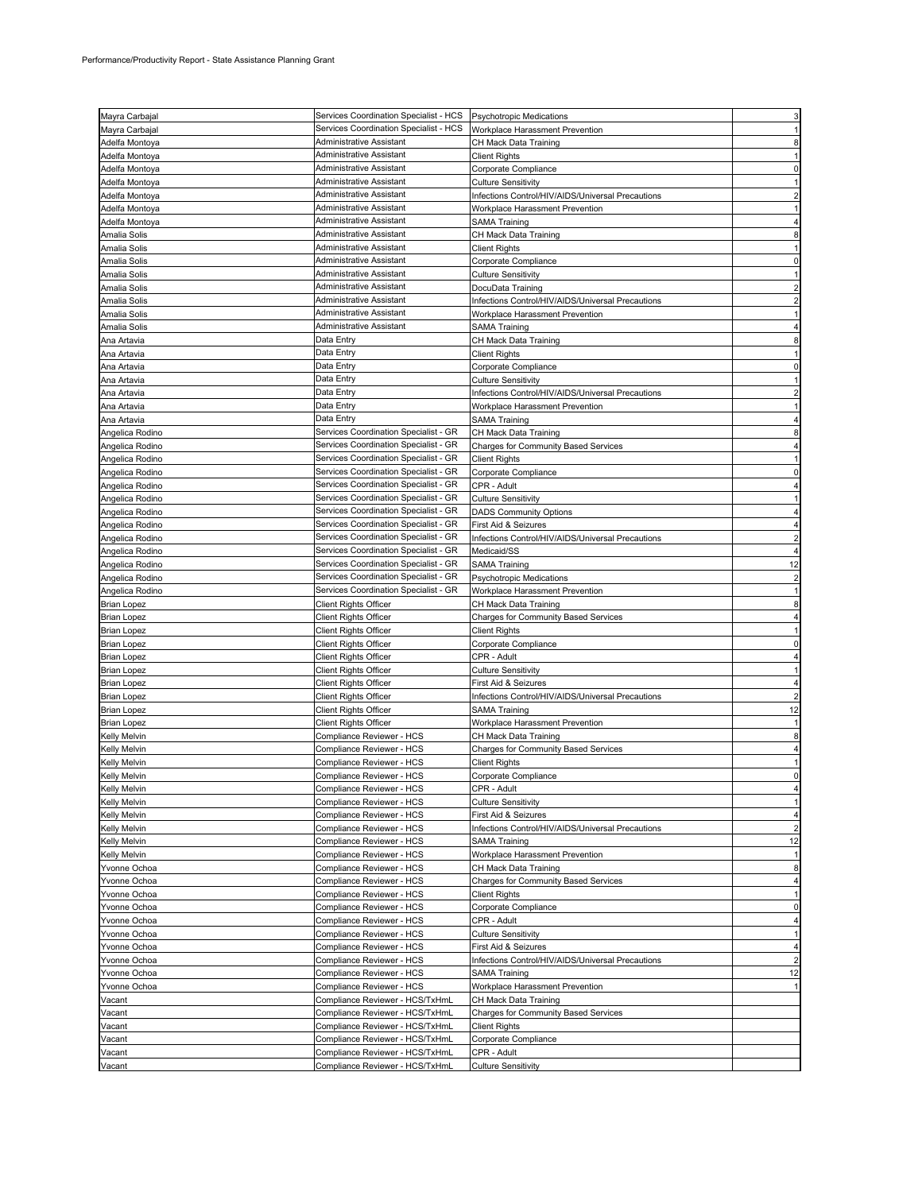| | | | |
|---|---|---|---|
| Mayra Carbajal | Services Coordination Specialist - HCS | Psychotropic Medications | 3 |
| Mayra Carbajal | Services Coordination Specialist - HCS | Workplace Harassment Prevention | 1 |
| Adelfa Montoya | Administrative Assistant | CH Mack Data Training | 8 |
| Adelfa Montoya | Administrative Assistant | Client Rights | 1 |
| Adelfa Montoya | Administrative Assistant | Corporate Compliance | 0 |
| Adelfa Montoya | Administrative Assistant | Culture Sensitivity | 1 |
| Adelfa Montoya | Administrative Assistant | Infections Control/HIV/AIDS/Universal Precautions | 2 |
| Adelfa Montoya | Administrative Assistant | Workplace Harassment Prevention | 1 |
| Adelfa Montoya | Administrative Assistant | SAMA Training | 4 |
| Amalia Solis | Administrative Assistant | CH Mack Data Training | 8 |
| Amalia Solis | Administrative Assistant | Client Rights | 1 |
| Amalia Solis | Administrative Assistant | Corporate Compliance | 0 |
| Amalia Solis | Administrative Assistant | Culture Sensitivity | 1 |
| Amalia Solis | Administrative Assistant | DocuData Training | 2 |
| Amalia Solis | Administrative Assistant | Infections Control/HIV/AIDS/Universal Precautions | 2 |
| Amalia Solis | Administrative Assistant | Workplace Harassment Prevention | 1 |
| Amalia Solis | Administrative Assistant | SAMA Training | 4 |
| Ana Artavia | Data Entry | CH Mack Data Training | 8 |
| Ana Artavia | Data Entry | Client Rights | 1 |
| Ana Artavia | Data Entry | Corporate Compliance | 0 |
| Ana Artavia | Data Entry | Culture Sensitivity | 1 |
| Ana Artavia | Data Entry | Infections Control/HIV/AIDS/Universal Precautions | 2 |
| Ana Artavia | Data Entry | Workplace Harassment Prevention | 1 |
| Ana Artavia | Data Entry | SAMA Training | 4 |
| Angelica Rodino | Services Coordination Specialist - GR | CH Mack Data Training | 8 |
| Angelica Rodino | Services Coordination Specialist - GR | Charges for Community Based Services | 4 |
| Angelica Rodino | Services Coordination Specialist - GR | Client Rights | 1 |
| Angelica Rodino | Services Coordination Specialist - GR | Corporate Compliance | 0 |
| Angelica Rodino | Services Coordination Specialist - GR | CPR - Adult | 4 |
| Angelica Rodino | Services Coordination Specialist - GR | Culture Sensitivity | 1 |
| Angelica Rodino | Services Coordination Specialist - GR | DADS Community Options | 4 |
| Angelica Rodino | Services Coordination Specialist - GR | First Aid & Seizures | 4 |
| Angelica Rodino | Services Coordination Specialist - GR | Infections Control/HIV/AIDS/Universal Precautions | 2 |
| Angelica Rodino | Services Coordination Specialist - GR | Medicaid/SS | 4 |
| Angelica Rodino | Services Coordination Specialist - GR | SAMA Training | 12 |
| Angelica Rodino | Services Coordination Specialist - GR | Psychotropic Medications | 2 |
| Angelica Rodino | Services Coordination Specialist - GR | Workplace Harassment Prevention | 1 |
| Brian Lopez | Client Rights Officer | CH Mack Data Training | 8 |
| Brian Lopez | Client Rights Officer | Charges for Community Based Services | 4 |
| Brian Lopez | Client Rights Officer | Client Rights | 1 |
| Brian Lopez | Client Rights Officer | Corporate Compliance | 0 |
| Brian Lopez | Client Rights Officer | CPR - Adult | 4 |
| Brian Lopez | Client Rights Officer | Culture Sensitivity | 1 |
| Brian Lopez | Client Rights Officer | First Aid & Seizures | 4 |
| Brian Lopez | Client Rights Officer | Infections Control/HIV/AIDS/Universal Precautions | 2 |
| Brian Lopez | Client Rights Officer | SAMA Training | 12 |
| Brian Lopez | Client Rights Officer | Workplace Harassment Prevention | 1 |
| Kelly Melvin | Compliance Reviewer - HCS | CH Mack Data Training | 8 |
| Kelly Melvin | Compliance Reviewer - HCS | Charges for Community Based Services | 4 |
| Kelly Melvin | Compliance Reviewer - HCS | Client Rights | 1 |
| Kelly Melvin | Compliance Reviewer - HCS | Corporate Compliance | 0 |
| Kelly Melvin | Compliance Reviewer - HCS | CPR - Adult | 4 |
| Kelly Melvin | Compliance Reviewer - HCS | Culture Sensitivity | 1 |
| Kelly Melvin | Compliance Reviewer - HCS | First Aid & Seizures | 4 |
| Kelly Melvin | Compliance Reviewer - HCS | Infections Control/HIV/AIDS/Universal Precautions | 2 |
| Kelly Melvin | Compliance Reviewer - HCS | SAMA Training | 12 |
| Kelly Melvin | Compliance Reviewer - HCS | Workplace Harassment Prevention | 1 |
| Yvonne Ochoa | Compliance Reviewer - HCS | CH Mack Data Training | 8 |
| Yvonne Ochoa | Compliance Reviewer - HCS | Charges for Community Based Services | 4 |
| Yvonne Ochoa | Compliance Reviewer - HCS | Client Rights | 1 |
| Yvonne Ochoa | Compliance Reviewer - HCS | Corporate Compliance | 0 |
| Yvonne Ochoa | Compliance Reviewer - HCS | CPR - Adult | 4 |
| Yvonne Ochoa | Compliance Reviewer - HCS | Culture Sensitivity | 1 |
| Yvonne Ochoa | Compliance Reviewer - HCS | First Aid & Seizures | 4 |
| Yvonne Ochoa | Compliance Reviewer - HCS | Infections Control/HIV/AIDS/Universal Precautions | 2 |
| Yvonne Ochoa | Compliance Reviewer - HCS | SAMA Training | 12 |
| Yvonne Ochoa | Compliance Reviewer - HCS | Workplace Harassment Prevention | 1 |
| Vacant | Compliance Reviewer - HCS/TxHmL | CH Mack Data Training | |
| Vacant | Compliance Reviewer - HCS/TxHmL | Charges for Community Based Services | |
| Vacant | Compliance Reviewer - HCS/TxHmL | Client Rights | |
| Vacant | Compliance Reviewer - HCS/TxHmL | Corporate Compliance | |
| Vacant | Compliance Reviewer - HCS/TxHmL | CPR - Adult | |
| Vacant | Compliance Reviewer - HCS/TxHmL | Culture Sensitivity | |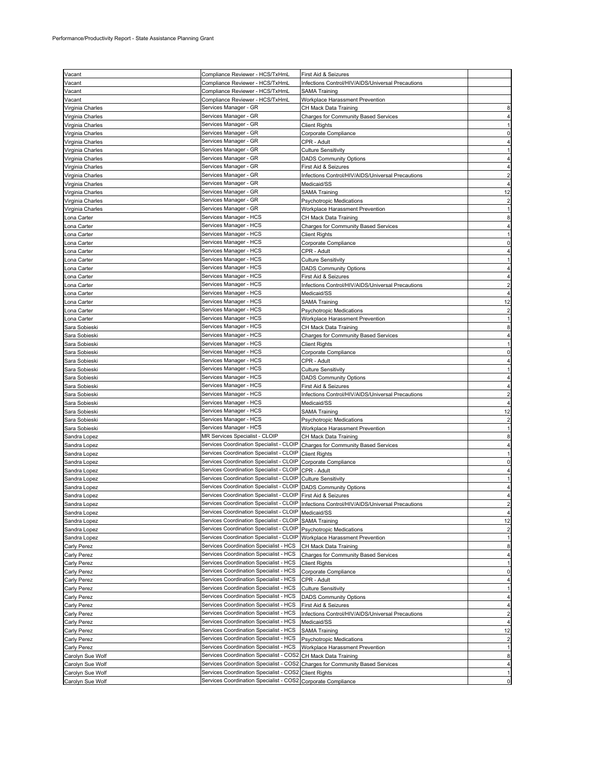Performance/Productivity Report - State Assistance Planning Grant

| | | | |
|---|---|---|---|
| Vacant | Compliance Reviewer - HCS/TxHmL | First Aid & Seizures | |
| Vacant | Compliance Reviewer - HCS/TxHmL | Infections Control/HIV/AIDS/Universal Precautions | |
| Vacant | Compliance Reviewer - HCS/TxHmL | SAMA Training | |
| Vacant | Compliance Reviewer - HCS/TxHmL | Workplace Harassment Prevention | |
| Virginia Charles | Services Manager - GR | CH Mack Data Training | 8 |
| Virginia Charles | Services Manager - GR | Charges for Community Based Services | 4 |
| Virginia Charles | Services Manager - GR | Client Rights | 1 |
| Virginia Charles | Services Manager - GR | Corporate Compliance | 0 |
| Virginia Charles | Services Manager - GR | CPR - Adult | 4 |
| Virginia Charles | Services Manager - GR | Culture Sensitivity | 1 |
| Virginia Charles | Services Manager - GR | DADS Community Options | 4 |
| Virginia Charles | Services Manager - GR | First Aid & Seizures | 4 |
| Virginia Charles | Services Manager - GR | Infections Control/HIV/AIDS/Universal Precautions | 2 |
| Virginia Charles | Services Manager - GR | Medicaid/SS | 4 |
| Virginia Charles | Services Manager - GR | SAMA Training | 12 |
| Virginia Charles | Services Manager - GR | Psychotropic Medications | 2 |
| Virginia Charles | Services Manager - GR | Workplace Harassment Prevention | 1 |
| Lona Carter | Services Manager - HCS | CH Mack Data Training | 8 |
| Lona Carter | Services Manager - HCS | Charges for Community Based Services | 4 |
| Lona Carter | Services Manager - HCS | Client Rights | 1 |
| Lona Carter | Services Manager - HCS | Corporate Compliance | 0 |
| Lona Carter | Services Manager - HCS | CPR - Adult | 4 |
| Lona Carter | Services Manager - HCS | Culture Sensitivity | 1 |
| Lona Carter | Services Manager - HCS | DADS Community Options | 4 |
| Lona Carter | Services Manager - HCS | First Aid & Seizures | 4 |
| Lona Carter | Services Manager - HCS | Infections Control/HIV/AIDS/Universal Precautions | 2 |
| Lona Carter | Services Manager - HCS | Medicaid/SS | 4 |
| Lona Carter | Services Manager - HCS | SAMA Training | 12 |
| Lona Carter | Services Manager - HCS | Psychotropic Medications | 2 |
| Lona Carter | Services Manager - HCS | Workplace Harassment Prevention | 1 |
| Sara Sobieski | Services Manager - HCS | CH Mack Data Training | 8 |
| Sara Sobieski | Services Manager - HCS | Charges for Community Based Services | 4 |
| Sara Sobieski | Services Manager - HCS | Client Rights | 1 |
| Sara Sobieski | Services Manager - HCS | Corporate Compliance | 0 |
| Sara Sobieski | Services Manager - HCS | CPR - Adult | 4 |
| Sara Sobieski | Services Manager - HCS | Culture Sensitivity | 1 |
| Sara Sobieski | Services Manager - HCS | DADS Community Options | 4 |
| Sara Sobieski | Services Manager - HCS | First Aid & Seizures | 4 |
| Sara Sobieski | Services Manager - HCS | Infections Control/HIV/AIDS/Universal Precautions | 2 |
| Sara Sobieski | Services Manager - HCS | Medicaid/SS | 4 |
| Sara Sobieski | Services Manager - HCS | SAMA Training | 12 |
| Sara Sobieski | Services Manager - HCS | Psychotropic Medications | 2 |
| Sara Sobieski | Services Manager - HCS | Workplace Harassment Prevention | 1 |
| Sandra Lopez | MR Services Specialist - CLOIP | CH Mack Data Training | 8 |
| Sandra Lopez | Services Coordination Specialist - CLOIP | Charges for Community Based Services | 4 |
| Sandra Lopez | Services Coordination Specialist - CLOIP | Client Rights | 1 |
| Sandra Lopez | Services Coordination Specialist - CLOIP | Corporate Compliance | 0 |
| Sandra Lopez | Services Coordination Specialist - CLOIP | CPR - Adult | 4 |
| Sandra Lopez | Services Coordination Specialist - CLOIP | Culture Sensitivity | 1 |
| Sandra Lopez | Services Coordination Specialist - CLOIP | DADS Community Options | 4 |
| Sandra Lopez | Services Coordination Specialist - CLOIP | First Aid & Seizures | 4 |
| Sandra Lopez | Services Coordination Specialist - CLOIP | Infections Control/HIV/AIDS/Universal Precautions | 2 |
| Sandra Lopez | Services Coordination Specialist - CLOIP | Medicaid/SS | 4 |
| Sandra Lopez | Services Coordination Specialist - CLOIP | SAMA Training | 12 |
| Sandra Lopez | Services Coordination Specialist - CLOIP | Psychotropic Medications | 2 |
| Sandra Lopez | Services Coordination Specialist - CLOIP | Workplace Harassment Prevention | 1 |
| Carly Perez | Services Coordination Specialist - HCS | CH Mack Data Training | 8 |
| Carly Perez | Services Coordination Specialist - HCS | Charges for Community Based Services | 4 |
| Carly Perez | Services Coordination Specialist - HCS | Client Rights | 1 |
| Carly Perez | Services Coordination Specialist - HCS | Corporate Compliance | 0 |
| Carly Perez | Services Coordination Specialist - HCS | CPR - Adult | 4 |
| Carly Perez | Services Coordination Specialist - HCS | Culture Sensitivity | 1 |
| Carly Perez | Services Coordination Specialist - HCS | DADS Community Options | 4 |
| Carly Perez | Services Coordination Specialist - HCS | First Aid & Seizures | 4 |
| Carly Perez | Services Coordination Specialist - HCS | Infections Control/HIV/AIDS/Universal Precautions | 2 |
| Carly Perez | Services Coordination Specialist - HCS | Medicaid/SS | 4 |
| Carly Perez | Services Coordination Specialist - HCS | SAMA Training | 12 |
| Carly Perez | Services Coordination Specialist - HCS | Psychotropic Medications | 2 |
| Carly Perez | Services Coordination Specialist - HCS | Workplace Harassment Prevention | 1 |
| Carolyn Sue Wolf | Services Coordination Specialist - COS2 | CH Mack Data Training | 8 |
| Carolyn Sue Wolf | Services Coordination Specialist - COS2 | Charges for Community Based Services | 4 |
| Carolyn Sue Wolf | Services Coordination Specialist - COS2 | Client Rights | 1 |
| Carolyn Sue Wolf | Services Coordination Specialist - COS2 | Corporate Compliance | 0 |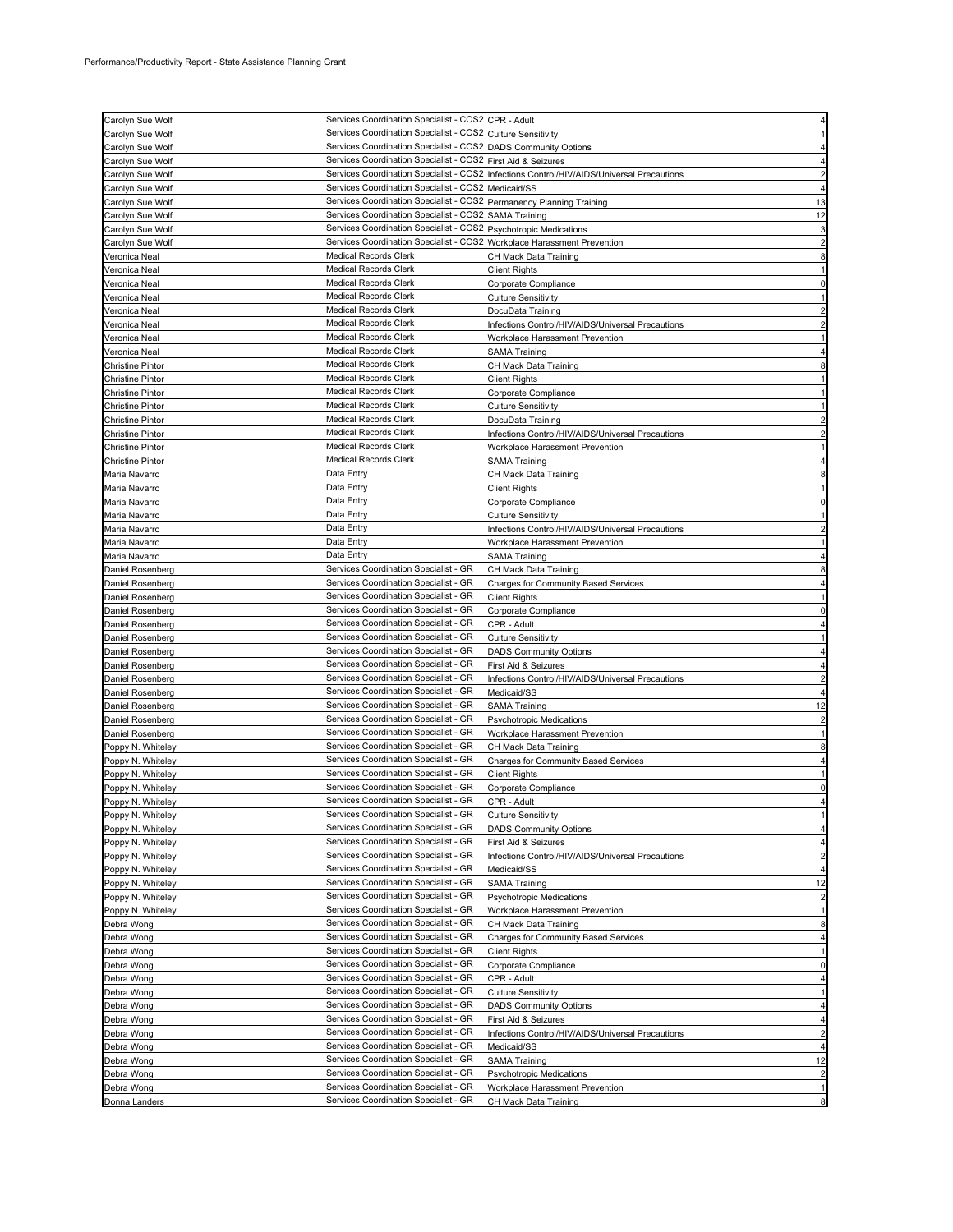Performance/Productivity Report - State Assistance Planning Grant

| | | | |
|---|---|---|---|
| Carolyn Sue Wolf | Services Coordination Specialist - COS2 | CPR - Adult | 4 |
| Carolyn Sue Wolf | Services Coordination Specialist - COS2 | Culture Sensitivity | 1 |
| Carolyn Sue Wolf | Services Coordination Specialist - COS2 | DADS Community Options | 4 |
| Carolyn Sue Wolf | Services Coordination Specialist - COS2 | First Aid & Seizures | 4 |
| Carolyn Sue Wolf | Services Coordination Specialist - COS2 | Infections Control/HIV/AIDS/Universal Precautions | 2 |
| Carolyn Sue Wolf | Services Coordination Specialist - COS2 | Medicaid/SS | 4 |
| Carolyn Sue Wolf | Services Coordination Specialist - COS2 | Permanency Planning Training | 13 |
| Carolyn Sue Wolf | Services Coordination Specialist - COS2 | SAMA Training | 12 |
| Carolyn Sue Wolf | Services Coordination Specialist - COS2 | Psychotropic Medications | 3 |
| Carolyn Sue Wolf | Services Coordination Specialist - COS2 | Workplace Harassment Prevention | 2 |
| Veronica Neal | Medical Records Clerk | CH Mack Data Training | 8 |
| Veronica Neal | Medical Records Clerk | Client Rights | 1 |
| Veronica Neal | Medical Records Clerk | Corporate Compliance | 0 |
| Veronica Neal | Medical Records Clerk | Culture Sensitivity | 1 |
| Veronica Neal | Medical Records Clerk | DocuData Training | 2 |
| Veronica Neal | Medical Records Clerk | Infections Control/HIV/AIDS/Universal Precautions | 2 |
| Veronica Neal | Medical Records Clerk | Workplace Harassment Prevention | 1 |
| Veronica Neal | Medical Records Clerk | SAMA Training | 4 |
| Christine Pintor | Medical Records Clerk | CH Mack Data Training | 8 |
| Christine Pintor | Medical Records Clerk | Client Rights | 1 |
| Christine Pintor | Medical Records Clerk | Corporate Compliance | 1 |
| Christine Pintor | Medical Records Clerk | Culture Sensitivity | 1 |
| Christine Pintor | Medical Records Clerk | DocuData Training | 2 |
| Christine Pintor | Medical Records Clerk | Infections Control/HIV/AIDS/Universal Precautions | 2 |
| Christine Pintor | Medical Records Clerk | Workplace Harassment Prevention | 1 |
| Christine Pintor | Medical Records Clerk | SAMA Training | 4 |
| Maria Navarro | Data Entry | CH Mack Data Training | 8 |
| Maria Navarro | Data Entry | Client Rights | 1 |
| Maria Navarro | Data Entry | Corporate Compliance | 0 |
| Maria Navarro | Data Entry | Culture Sensitivity | 1 |
| Maria Navarro | Data Entry | Infections Control/HIV/AIDS/Universal Precautions | 2 |
| Maria Navarro | Data Entry | Workplace Harassment Prevention | 1 |
| Maria Navarro | Data Entry | SAMA Training | 4 |
| Daniel Rosenberg | Services Coordination Specialist - GR | CH Mack Data Training | 8 |
| Daniel Rosenberg | Services Coordination Specialist - GR | Charges for Community Based Services | 4 |
| Daniel Rosenberg | Services Coordination Specialist - GR | Client Rights | 1 |
| Daniel Rosenberg | Services Coordination Specialist - GR | Corporate Compliance | 0 |
| Daniel Rosenberg | Services Coordination Specialist - GR | CPR - Adult | 4 |
| Daniel Rosenberg | Services Coordination Specialist - GR | Culture Sensitivity | 1 |
| Daniel Rosenberg | Services Coordination Specialist - GR | DADS Community Options | 4 |
| Daniel Rosenberg | Services Coordination Specialist - GR | First Aid & Seizures | 4 |
| Daniel Rosenberg | Services Coordination Specialist - GR | Infections Control/HIV/AIDS/Universal Precautions | 2 |
| Daniel Rosenberg | Services Coordination Specialist - GR | Medicaid/SS | 4 |
| Daniel Rosenberg | Services Coordination Specialist - GR | SAMA Training | 12 |
| Daniel Rosenberg | Services Coordination Specialist - GR | Psychotropic Medications | 2 |
| Daniel Rosenberg | Services Coordination Specialist - GR | Workplace Harassment Prevention | 1 |
| Poppy N. Whiteley | Services Coordination Specialist - GR | CH Mack Data Training | 8 |
| Poppy N. Whiteley | Services Coordination Specialist - GR | Charges for Community Based Services | 4 |
| Poppy N. Whiteley | Services Coordination Specialist - GR | Client Rights | 1 |
| Poppy N. Whiteley | Services Coordination Specialist - GR | Corporate Compliance | 0 |
| Poppy N. Whiteley | Services Coordination Specialist - GR | CPR - Adult | 4 |
| Poppy N. Whiteley | Services Coordination Specialist - GR | Culture Sensitivity | 1 |
| Poppy N. Whiteley | Services Coordination Specialist - GR | DADS Community Options | 4 |
| Poppy N. Whiteley | Services Coordination Specialist - GR | First Aid & Seizures | 4 |
| Poppy N. Whiteley | Services Coordination Specialist - GR | Infections Control/HIV/AIDS/Universal Precautions | 2 |
| Poppy N. Whiteley | Services Coordination Specialist - GR | Medicaid/SS | 4 |
| Poppy N. Whiteley | Services Coordination Specialist - GR | SAMA Training | 12 |
| Poppy N. Whiteley | Services Coordination Specialist - GR | Psychotropic Medications | 2 |
| Poppy N. Whiteley | Services Coordination Specialist - GR | Workplace Harassment Prevention | 1 |
| Debra Wong | Services Coordination Specialist - GR | CH Mack Data Training | 8 |
| Debra Wong | Services Coordination Specialist - GR | Charges for Community Based Services | 4 |
| Debra Wong | Services Coordination Specialist - GR | Client Rights | 1 |
| Debra Wong | Services Coordination Specialist - GR | Corporate Compliance | 0 |
| Debra Wong | Services Coordination Specialist - GR | CPR - Adult | 4 |
| Debra Wong | Services Coordination Specialist - GR | Culture Sensitivity | 1 |
| Debra Wong | Services Coordination Specialist - GR | DADS Community Options | 4 |
| Debra Wong | Services Coordination Specialist - GR | First Aid & Seizures | 4 |
| Debra Wong | Services Coordination Specialist - GR | Infections Control/HIV/AIDS/Universal Precautions | 2 |
| Debra Wong | Services Coordination Specialist - GR | Medicaid/SS | 4 |
| Debra Wong | Services Coordination Specialist - GR | SAMA Training | 12 |
| Debra Wong | Services Coordination Specialist - GR | Psychotropic Medications | 2 |
| Debra Wong | Services Coordination Specialist - GR | Workplace Harassment Prevention | 1 |
| Donna Landers | Services Coordination Specialist - GR | CH Mack Data Training | 8 |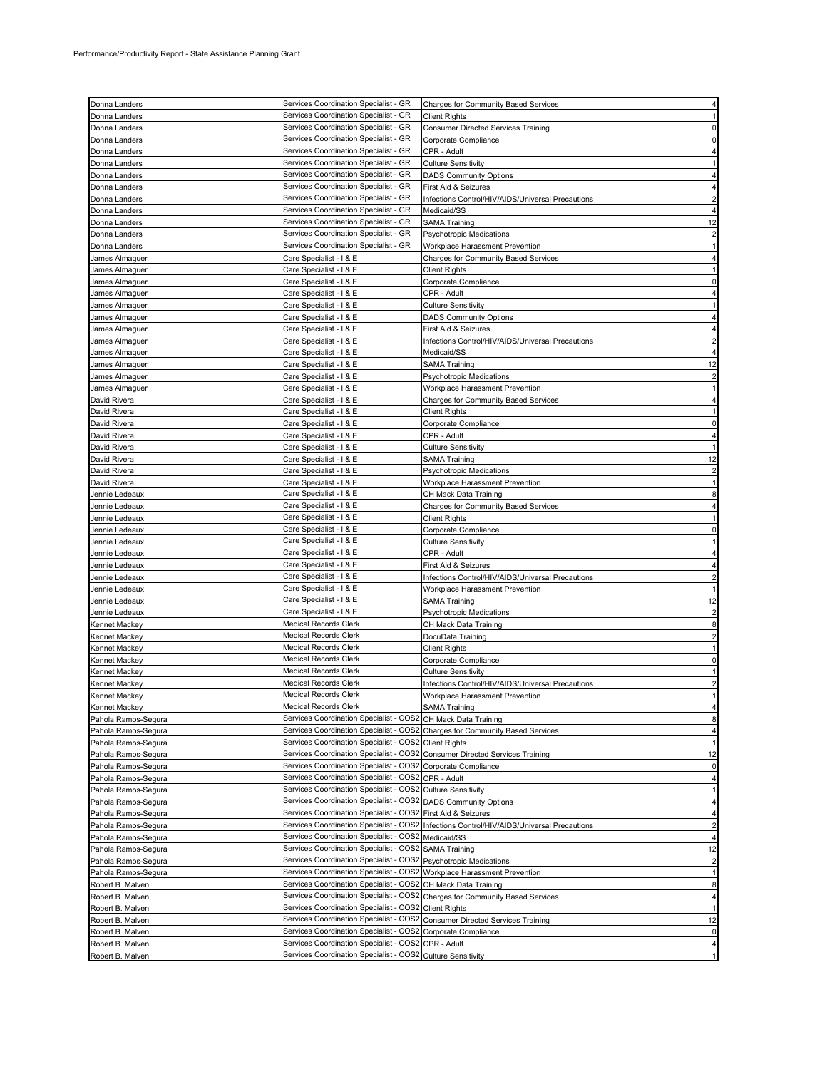| Donna Landers | Services Coordination Specialist - GR | Charges for Community Based Services | 4 |
|---|---|---|---|
| Donna Landers | Services Coordination Specialist - GR | Client Rights | 1 |
| Donna Landers | Services Coordination Specialist - GR | Consumer Directed Services Training | 0 |
| Donna Landers | Services Coordination Specialist - GR | Corporate Compliance | 0 |
| Donna Landers | Services Coordination Specialist - GR | CPR - Adult | 4 |
| Donna Landers | Services Coordination Specialist - GR | Culture Sensitivity | 1 |
| Donna Landers | Services Coordination Specialist - GR | DADS Community Options | 4 |
| Donna Landers | Services Coordination Specialist - GR | First Aid & Seizures | 4 |
| Donna Landers | Services Coordination Specialist - GR | Infections Control/HIV/AIDS/Universal Precautions | 2 |
| Donna Landers | Services Coordination Specialist - GR | Medicaid/SS | 4 |
| Donna Landers | Services Coordination Specialist - GR | SAMA Training | 12 |
| Donna Landers | Services Coordination Specialist - GR | Psychotropic Medications | 2 |
| Donna Landers | Services Coordination Specialist - GR | Workplace Harassment Prevention | 1 |
| James Almaguer | Care Specialist - I & E | Charges for Community Based Services | 4 |
| James Almaguer | Care Specialist - I & E | Client Rights | 1 |
| James Almaguer | Care Specialist - I & E | Corporate Compliance | 0 |
| James Almaguer | Care Specialist - I & E | CPR - Adult | 4 |
| James Almaguer | Care Specialist - I & E | Culture Sensitivity | 1 |
| James Almaguer | Care Specialist - I & E | DADS Community Options | 4 |
| James Almaguer | Care Specialist - I & E | First Aid & Seizures | 4 |
| James Almaguer | Care Specialist - I & E | Infections Control/HIV/AIDS/Universal Precautions | 2 |
| James Almaguer | Care Specialist - I & E | Medicaid/SS | 4 |
| James Almaguer | Care Specialist - I & E | SAMA Training | 12 |
| James Almaguer | Care Specialist - I & E | Psychotropic Medications | 2 |
| James Almaguer | Care Specialist - I & E | Workplace Harassment Prevention | 1 |
| David Rivera | Care Specialist - I & E | Charges for Community Based Services | 4 |
| David Rivera | Care Specialist - I & E | Client Rights | 1 |
| David Rivera | Care Specialist - I & E | Corporate Compliance | 0 |
| David Rivera | Care Specialist - I & E | CPR - Adult | 4 |
| David Rivera | Care Specialist - I & E | Culture Sensitivity | 1 |
| David Rivera | Care Specialist - I & E | SAMA Training | 12 |
| David Rivera | Care Specialist - I & E | Psychotropic Medications | 2 |
| David Rivera | Care Specialist - I & E | Workplace Harassment Prevention | 1 |
| Jennie Ledeaux | Care Specialist - I & E | CH Mack Data Training | 8 |
| Jennie Ledeaux | Care Specialist - I & E | Charges for Community Based Services | 4 |
| Jennie Ledeaux | Care Specialist - I & E | Client Rights | 1 |
| Jennie Ledeaux | Care Specialist - I & E | Corporate Compliance | 0 |
| Jennie Ledeaux | Care Specialist - I & E | Culture Sensitivity | 1 |
| Jennie Ledeaux | Care Specialist - I & E | CPR - Adult | 4 |
| Jennie Ledeaux | Care Specialist - I & E | First Aid & Seizures | 4 |
| Jennie Ledeaux | Care Specialist - I & E | Infections Control/HIV/AIDS/Universal Precautions | 2 |
| Jennie Ledeaux | Care Specialist - I & E | Workplace Harassment Prevention | 1 |
| Jennie Ledeaux | Care Specialist - I & E | SAMA Training | 12 |
| Jennie Ledeaux | Care Specialist - I & E | Psychotropic Medications | 2 |
| Kennet Mackey | Medical Records Clerk | CH Mack Data Training | 8 |
| Kennet Mackey | Medical Records Clerk | DocuData Training | 2 |
| Kennet Mackey | Medical Records Clerk | Client Rights | 1 |
| Kennet Mackey | Medical Records Clerk | Corporate Compliance | 0 |
| Kennet Mackey | Medical Records Clerk | Culture Sensitivity | 1 |
| Kennet Mackey | Medical Records Clerk | Infections Control/HIV/AIDS/Universal Precautions | 2 |
| Kennet Mackey | Medical Records Clerk | Workplace Harassment Prevention | 1 |
| Kennet Mackey | Medical Records Clerk | SAMA Training | 4 |
| Pahola Ramos-Segura | Services Coordination Specialist - COS2 | CH Mack Data Training | 8 |
| Pahola Ramos-Segura | Services Coordination Specialist - COS2 | Charges for Community Based Services | 4 |
| Pahola Ramos-Segura | Services Coordination Specialist - COS2 | Client Rights | 1 |
| Pahola Ramos-Segura | Services Coordination Specialist - COS2 | Consumer Directed Services Training | 12 |
| Pahola Ramos-Segura | Services Coordination Specialist - COS2 | Corporate Compliance | 0 |
| Pahola Ramos-Segura | Services Coordination Specialist - COS2 | CPR - Adult | 4 |
| Pahola Ramos-Segura | Services Coordination Specialist - COS2 | Culture Sensitivity | 1 |
| Pahola Ramos-Segura | Services Coordination Specialist - COS2 | DADS Community Options | 4 |
| Pahola Ramos-Segura | Services Coordination Specialist - COS2 | First Aid & Seizures | 4 |
| Pahola Ramos-Segura | Services Coordination Specialist - COS2 | Infections Control/HIV/AIDS/Universal Precautions | 2 |
| Pahola Ramos-Segura | Services Coordination Specialist - COS2 | Medicaid/SS | 4 |
| Pahola Ramos-Segura | Services Coordination Specialist - COS2 | SAMA Training | 12 |
| Pahola Ramos-Segura | Services Coordination Specialist - COS2 | Psychotropic Medications | 2 |
| Pahola Ramos-Segura | Services Coordination Specialist - COS2 | Workplace Harassment Prevention | 1 |
| Robert B. Malven | Services Coordination Specialist - COS2 | CH Mack Data Training | 8 |
| Robert B. Malven | Services Coordination Specialist - COS2 | Charges for Community Based Services | 4 |
| Robert B. Malven | Services Coordination Specialist - COS2 | Client Rights | 1 |
| Robert B. Malven | Services Coordination Specialist - COS2 | Consumer Directed Services Training | 12 |
| Robert B. Malven | Services Coordination Specialist - COS2 | Corporate Compliance | 0 |
| Robert B. Malven | Services Coordination Specialist - COS2 | CPR - Adult | 4 |
| Robert B. Malven | Services Coordination Specialist - COS2 | Culture Sensitivity | 1 |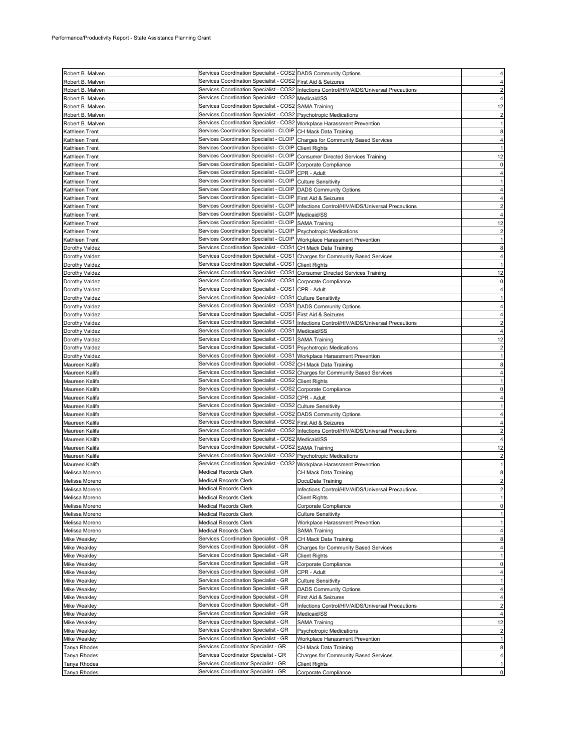Performance/Productivity Report - State Assistance Planning Grant

| | | | |
|---|---|---|---|
| Robert B. Malven | Services Coordination Specialist - COS2 | DADS Community Options | 4 |
| Robert B. Malven | Services Coordination Specialist - COS2 | First Aid & Seizures | 4 |
| Robert B. Malven | Services Coordination Specialist - COS2 | Infections Control/HIV/AIDS/Universal Precautions | 2 |
| Robert B. Malven | Services Coordination Specialist - COS2 | Medicaid/SS | 4 |
| Robert B. Malven | Services Coordination Specialist - COS2 | SAMA Training | 12 |
| Robert B. Malven | Services Coordination Specialist - COS2 | Psychotropic Medications | 2 |
| Robert B. Malven | Services Coordination Specialist - COS2 | Workplace Harassment Prevention | 1 |
| Kathleen Trent | Services Coordination Specialist - CLOIP | CH Mack Data Training | 8 |
| Kathleen Trent | Services Coordination Specialist - CLOIP | Charges for Community Based Services | 4 |
| Kathleen Trent | Services Coordination Specialist - CLOIP | Client Rights | 1 |
| Kathleen Trent | Services Coordination Specialist - CLOIP | Consumer Directed Services Training | 12 |
| Kathleen Trent | Services Coordination Specialist - CLOIP | Corporate Compliance | 0 |
| Kathleen Trent | Services Coordination Specialist - CLOIP | CPR - Adult | 4 |
| Kathleen Trent | Services Coordination Specialist - CLOIP | Culture Sensitivity | 1 |
| Kathleen Trent | Services Coordination Specialist - CLOIP | DADS Community Options | 4 |
| Kathleen Trent | Services Coordination Specialist - CLOIP | First Aid & Seizures | 4 |
| Kathleen Trent | Services Coordination Specialist - CLOIP | Infections Control/HIV/AIDS/Universal Precautions | 2 |
| Kathleen Trent | Services Coordination Specialist - CLOIP | Medicaid/SS | 4 |
| Kathleen Trent | Services Coordination Specialist - CLOIP | SAMA Training | 12 |
| Kathleen Trent | Services Coordination Specialist - CLOIP | Psychotropic Medications | 2 |
| Kathleen Trent | Services Coordination Specialist - CLOIP | Workplace Harassment Prevention | 1 |
| Dorothy Valdez | Services Coordination Specialist - COS1 | CH Mack Data Training | 8 |
| Dorothy Valdez | Services Coordination Specialist - COS1 | Charges for Community Based Services | 4 |
| Dorothy Valdez | Services Coordination Specialist - COS1 | Client Rights | 1 |
| Dorothy Valdez | Services Coordination Specialist - COS1 | Consumer Directed Services Training | 12 |
| Dorothy Valdez | Services Coordination Specialist - COS1 | Corporate Compliance | 0 |
| Dorothy Valdez | Services Coordination Specialist - COS1 | CPR - Adult | 4 |
| Dorothy Valdez | Services Coordination Specialist - COS1 | Culture Sensitivity | 1 |
| Dorothy Valdez | Services Coordination Specialist - COS1 | DADS Community Options | 4 |
| Dorothy Valdez | Services Coordination Specialist - COS1 | First Aid & Seizures | 4 |
| Dorothy Valdez | Services Coordination Specialist - COS1 | Infections Control/HIV/AIDS/Universal Precautions | 2 |
| Dorothy Valdez | Services Coordination Specialist - COS1 | Medicaid/SS | 4 |
| Dorothy Valdez | Services Coordination Specialist - COS1 | SAMA Training | 12 |
| Dorothy Valdez | Services Coordination Specialist - COS1 | Psychotropic Medications | 2 |
| Dorothy Valdez | Services Coordination Specialist - COS1 | Workplace Harassment Prevention | 1 |
| Maureen Kalifa | Services Coordination Specialist - COS2 | CH Mack Data Training | 8 |
| Maureen Kalifa | Services Coordination Specialist - COS2 | Charges for Community Based Services | 4 |
| Maureen Kalifa | Services Coordination Specialist - COS2 | Client Rights | 1 |
| Maureen Kalifa | Services Coordination Specialist - COS2 | Corporate Compliance | 0 |
| Maureen Kalifa | Services Coordination Specialist - COS2 | CPR - Adult | 4 |
| Maureen Kalifa | Services Coordination Specialist - COS2 | Culture Sensitivity | 1 |
| Maureen Kalifa | Services Coordination Specialist - COS2 | DADS Community Options | 4 |
| Maureen Kalifa | Services Coordination Specialist - COS2 | First Aid & Seizures | 4 |
| Maureen Kalifa | Services Coordination Specialist - COS2 | Infections Control/HIV/AIDS/Universal Precautions | 2 |
| Maureen Kalifa | Services Coordination Specialist - COS2 | Medicaid/SS | 4 |
| Maureen Kalifa | Services Coordination Specialist - COS2 | SAMA Training | 12 |
| Maureen Kalifa | Services Coordination Specialist - COS2 | Psychotropic Medications | 2 |
| Maureen Kalifa | Services Coordination Specialist - COS2 | Workplace Harassment Prevention | 1 |
| Melissa Moreno | Medical Records Clerk | CH Mack Data Training | 8 |
| Melissa Moreno | Medical Records Clerk | DocuData Training | 2 |
| Melissa Moreno | Medical Records Clerk | Infections Control/HIV/AIDS/Universal Precautions | 2 |
| Melissa Moreno | Medical Records Clerk | Client Rights | 1 |
| Melissa Moreno | Medical Records Clerk | Corporate Compliance | 0 |
| Melissa Moreno | Medical Records Clerk | Culture Sensitivity | 1 |
| Melissa Moreno | Medical Records Clerk | Workplace Harassment Prevention | 1 |
| Melissa Moreno | Medical Records Clerk | SAMA Training | 4 |
| Mike Weakley | Services Coordination Specialist - GR | CH Mack Data Training | 8 |
| Mike Weakley | Services Coordination Specialist - GR | Charges for Community Based Services | 4 |
| Mike Weakley | Services Coordination Specialist - GR | Client Rights | 1 |
| Mike Weakley | Services Coordination Specialist - GR | Corporate Compliance | 0 |
| Mike Weakley | Services Coordination Specialist - GR | CPR - Adult | 4 |
| Mike Weakley | Services Coordination Specialist - GR | Culture Sensitivity | 1 |
| Mike Weakley | Services Coordination Specialist - GR | DADS Community Options | 4 |
| Mike Weakley | Services Coordination Specialist - GR | First Aid & Seizures | 4 |
| Mike Weakley | Services Coordination Specialist - GR | Infections Control/HIV/AIDS/Universal Precautions | 2 |
| Mike Weakley | Services Coordination Specialist - GR | Medicaid/SS | 4 |
| Mike Weakley | Services Coordination Specialist - GR | SAMA Training | 12 |
| Mike Weakley | Services Coordination Specialist - GR | Psychotropic Medications | 2 |
| Mike Weakley | Services Coordination Specialist - GR | Workplace Harassment Prevention | 1 |
| Tanya Rhodes | Services Coordinator Specialist - GR | CH Mack Data Training | 8 |
| Tanya Rhodes | Services Coordinator Specialist - GR | Charges for Community Based Services | 4 |
| Tanya Rhodes | Services Coordinator Specialist - GR | Client Rights | 1 |
| Tanya Rhodes | Services Coordinator Specialist - GR | Corporate Compliance | 0 |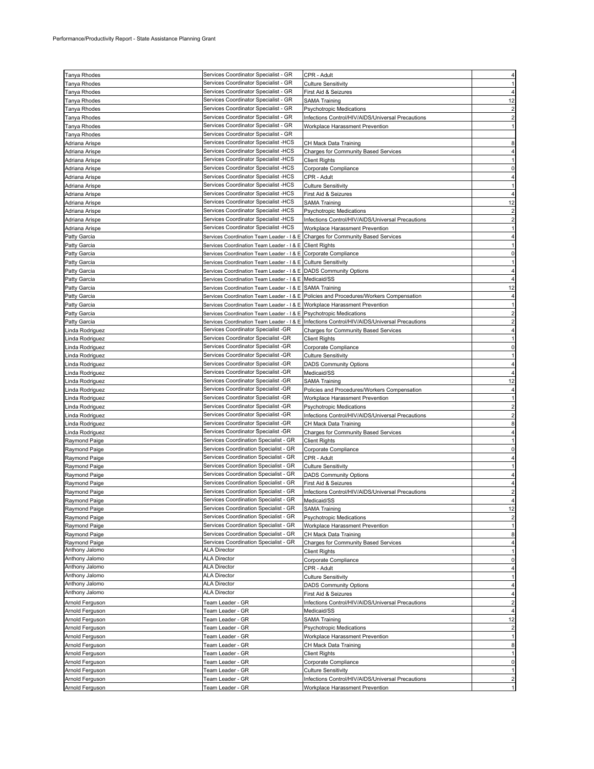Performance/Productivity Report - State Assistance Planning Grant

| | | | |
|---|---|---|---|
| Tanya Rhodes | Services Coordinator Specialist - GR | CPR - Adult | 4 |
| Tanya Rhodes | Services Coordinator Specialist - GR | Culture Sensitivity | 1 |
| Tanya Rhodes | Services Coordinator Specialist - GR | First Aid & Seizures | 4 |
| Tanya Rhodes | Services Coordinator Specialist - GR | SAMA Training | 12 |
| Tanya Rhodes | Services Coordinator Specialist - GR | Psychotropic Medications | 2 |
| Tanya Rhodes | Services Coordinator Specialist - GR | Infections Control/HIV/AIDS/Universal Precautions | 2 |
| Tanya Rhodes | Services Coordinator Specialist - GR | Workplace Harassment Prevention | 1 |
| Tanya Rhodes | Services Coordinator Specialist - GR | | |
| Adriana Arispe | Services Coordinator Specialist -HCS | CH Mack Data Training | 8 |
| Adriana Arispe | Services Coordinator Specialist -HCS | Charges for Community Based Services | 4 |
| Adriana Arispe | Services Coordinator Specialist -HCS | Client Rights | 1 |
| Adriana Arispe | Services Coordinator Specialist -HCS | Corporate Compliance | 0 |
| Adriana Arispe | Services Coordinator Specialist -HCS | CPR - Adult | 4 |
| Adriana Arispe | Services Coordinator Specialist -HCS | Culture Sensitivity | 1 |
| Adriana Arispe | Services Coordinator Specialist -HCS | First Aid & Seizures | 4 |
| Adriana Arispe | Services Coordinator Specialist -HCS | SAMA Training | 12 |
| Adriana Arispe | Services Coordinator Specialist -HCS | Psychotropic Medications | 2 |
| Adriana Arispe | Services Coordinator Specialist -HCS | Infections Control/HIV/AIDS/Universal Precautions | 2 |
| Adriana Arispe | Services Coordinator Specialist -HCS | Workplace Harassment Prevention | 1 |
| Patty Garcia | Services Coordination Team Leader - I & E | Charges for Community Based Services | 4 |
| Patty Garcia | Services Coordination Team Leader - I & E | Client Rights | 1 |
| Patty Garcia | Services Coordination Team Leader - I & E | Corporate Compliance | 0 |
| Patty Garcia | Services Coordination Team Leader - I & E | Culture Sensitivity | 1 |
| Patty Garcia | Services Coordination Team Leader - I & E | DADS Community Options | 4 |
| Patty Garcia | Services Coordination Team Leader - I & E | Medicaid/SS | 4 |
| Patty Garcia | Services Coordination Team Leader - I & E | SAMA Training | 12 |
| Patty Garcia | Services Coordination Team Leader - I & E | Policies and Procedures/Workers Compensation | 4 |
| Patty Garcia | Services Coordination Team Leader - I & E | Workplace Harassment Prevention | 1 |
| Patty Garcia | Services Coordination Team Leader - I & E | Psychotropic Medications | 2 |
| Patty Garcia | Services Coordination Team Leader - I & E | Infections Control/HIV/AIDS/Universal Precautions | 2 |
| Linda Rodriguez | Services Coordinator Specialist -GR | Charges for Community Based Services | 4 |
| Linda Rodriguez | Services Coordinator Specialist -GR | Client Rights | 1 |
| Linda Rodriguez | Services Coordinator Specialist -GR | Corporate Compliance | 0 |
| Linda Rodriguez | Services Coordinator Specialist -GR | Culture Sensitivity | 1 |
| Linda Rodriguez | Services Coordinator Specialist -GR | DADS Community Options | 4 |
| Linda Rodriguez | Services Coordinator Specialist -GR | Medicaid/SS | 4 |
| Linda Rodriguez | Services Coordinator Specialist -GR | SAMA Training | 12 |
| Linda Rodriguez | Services Coordinator Specialist -GR | Policies and Procedures/Workers Compensation | 4 |
| Linda Rodriguez | Services Coordinator Specialist -GR | Workplace Harassment Prevention | 1 |
| Linda Rodriguez | Services Coordinator Specialist -GR | Psychotropic Medications | 2 |
| Linda Rodriguez | Services Coordinator Specialist -GR | Infections Control/HIV/AIDS/Universal Precautions | 2 |
| Linda Rodriguez | Services Coordinator Specialist -GR | CH Mack Data Training | 8 |
| Linda Rodriguez | Services Coordinator Specialist -GR | Charges for Community Based Services | 4 |
| Raymond Paige | Services Coordination Specialist - GR | Client Rights | 1 |
| Raymond Paige | Services Coordination Specialist - GR | Corporate Compliance | 0 |
| Raymond Paige | Services Coordination Specialist - GR | CPR - Adult | 4 |
| Raymond Paige | Services Coordination Specialist - GR | Culture Sensitivity | 1 |
| Raymond Paige | Services Coordination Specialist - GR | DADS Community Options | 4 |
| Raymond Paige | Services Coordination Specialist - GR | First Aid & Seizures | 4 |
| Raymond Paige | Services Coordination Specialist - GR | Infections Control/HIV/AIDS/Universal Precautions | 2 |
| Raymond Paige | Services Coordination Specialist - GR | Medicaid/SS | 4 |
| Raymond Paige | Services Coordination Specialist - GR | SAMA Training | 12 |
| Raymond Paige | Services Coordination Specialist - GR | Psychotropic Medications | 2 |
| Raymond Paige | Services Coordination Specialist - GR | Workplace Harassment Prevention | 1 |
| Raymond Paige | Services Coordination Specialist - GR | CH Mack Data Training | 8 |
| Raymond Paige | Services Coordination Specialist - GR | Charges for Community Based Services | 4 |
| Anthony Jalomo | ALA Director | Client Rights | 1 |
| Anthony Jalomo | ALA Director | Corporate Compliance | 0 |
| Anthony Jalomo | ALA Director | CPR - Adult | 4 |
| Anthony Jalomo | ALA Director | Culture Sensitivity | 1 |
| Anthony Jalomo | ALA Director | DADS Community Options | 4 |
| Anthony Jalomo | ALA Director | First Aid & Seizures | 4 |
| Arnold Ferguson | Team Leader - GR | Infections Control/HIV/AIDS/Universal Precautions | 2 |
| Arnold Ferguson | Team Leader - GR | Medicaid/SS | 4 |
| Arnold Ferguson | Team Leader - GR | SAMA Training | 12 |
| Arnold Ferguson | Team Leader - GR | Psychotropic Medications | 2 |
| Arnold Ferguson | Team Leader - GR | Workplace Harassment Prevention | 1 |
| Arnold Ferguson | Team Leader - GR | CH Mack Data Training | 8 |
| Arnold Ferguson | Team Leader - GR | Client Rights | 1 |
| Arnold Ferguson | Team Leader - GR | Corporate Compliance | 0 |
| Arnold Ferguson | Team Leader - GR | Culture Sensitivity | 1 |
| Arnold Ferguson | Team Leader - GR | Infections Control/HIV/AIDS/Universal Precautions | 2 |
| Arnold Ferguson | Team Leader - GR | Workplace Harassment Prevention | 1 |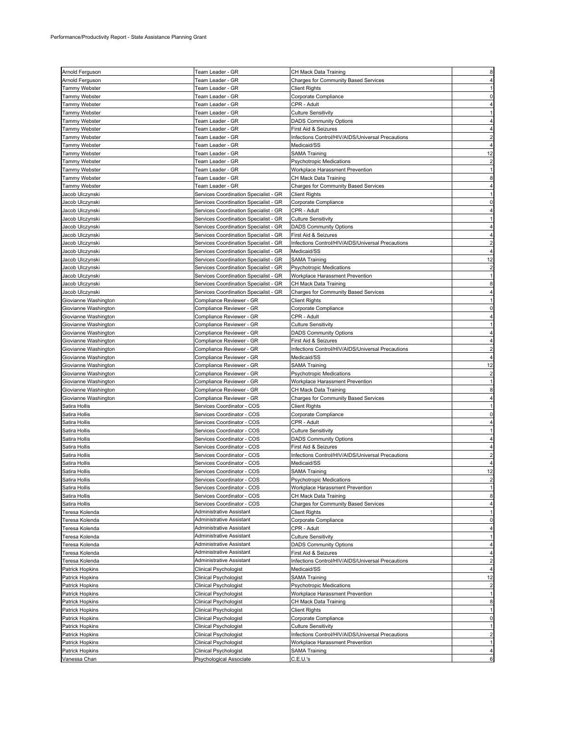| | | | |
|---|---|---|---|
| Arnold Ferguson | Team Leader - GR | CH Mack Data Training | 8 |
| Arnold Ferguson | Team Leader - GR | Charges for Community Based Services | 4 |
| Tammy Webster | Team Leader - GR | Client Rights | 1 |
| Tammy Webster | Team Leader - GR | Corporate Compliance | 0 |
| Tammy Webster | Team Leader - GR | CPR - Adult | 4 |
| Tammy Webster | Team Leader - GR | Culture Sensitivity | 1 |
| Tammy Webster | Team Leader - GR | DADS Community Options | 4 |
| Tammy Webster | Team Leader - GR | First Aid & Seizures | 4 |
| Tammy Webster | Team Leader - GR | Infections Control/HIV/AIDS/Universal Precautions | 2 |
| Tammy Webster | Team Leader - GR | Medicaid/SS | 4 |
| Tammy Webster | Team Leader - GR | SAMA Training | 12 |
| Tammy Webster | Team Leader - GR | Psychotropic Medications | 2 |
| Tammy Webster | Team Leader - GR | Workplace Harassment Prevention | 1 |
| Tammy Webster | Team Leader - GR | CH Mack Data Training | 8 |
| Tammy Webster | Team Leader - GR | Charges for Community Based Services | 4 |
| Jacob Ulczynski | Services Coordination Specialist - GR | Client Rights | 1 |
| Jacob Ulczynski | Services Coordination Specialist - GR | Corporate Compliance | 0 |
| Jacob Ulczynski | Services Coordination Specialist - GR | CPR - Adult | 4 |
| Jacob Ulczynski | Services Coordination Specialist - GR | Culture Sensitivity | 1 |
| Jacob Ulczynski | Services Coordination Specialist - GR | DADS Community Options | 4 |
| Jacob Ulczynski | Services Coordination Specialist - GR | First Aid & Seizures | 4 |
| Jacob Ulczynski | Services Coordination Specialist - GR | Infections Control/HIV/AIDS/Universal Precautions | 2 |
| Jacob Ulczynski | Services Coordination Specialist - GR | Medicaid/SS | 4 |
| Jacob Ulczynski | Services Coordination Specialist - GR | SAMA Training | 12 |
| Jacob Ulczynski | Services Coordination Specialist - GR | Psychotropic Medications | 2 |
| Jacob Ulczynski | Services Coordination Specialist - GR | Workplace Harassment Prevention | 1 |
| Jacob Ulczynski | Services Coordination Specialist - GR | CH Mack Data Training | 8 |
| Jacob Ulczynski | Services Coordination Specialist - GR | Charges for Community Based Services | 4 |
| Giovianne Washington | Compliance Reviewer - GR | Client Rights | 1 |
| Giovianne Washington | Compliance Reviewer - GR | Corporate Compliance | 0 |
| Giovianne Washington | Compliance Reviewer - GR | CPR - Adult | 4 |
| Giovianne Washington | Compliance Reviewer - GR | Culture Sensitivity | 1 |
| Giovianne Washington | Compliance Reviewer - GR | DADS Community Options | 4 |
| Giovianne Washington | Compliance Reviewer - GR | First Aid & Seizures | 4 |
| Giovianne Washington | Compliance Reviewer - GR | Infections Control/HIV/AIDS/Universal Precautions | 2 |
| Giovianne Washington | Compliance Reviewer - GR | Medicaid/SS | 4 |
| Giovianne Washington | Compliance Reviewer - GR | SAMA Training | 12 |
| Giovianne Washington | Compliance Reviewer - GR | Psychotropic Medications | 2 |
| Giovianne Washington | Compliance Reviewer - GR | Workplace Harassment Prevention | 1 |
| Giovianne Washington | Compliance Reviewer - GR | CH Mack Data Training | 8 |
| Giovianne Washington | Compliance Reviewer - GR | Charges for Community Based Services | 4 |
| Satira Hollis | Services Coordinator - COS | Client Rights | 1 |
| Satira Hollis | Services Coordinator - COS | Corporate Compliance | 0 |
| Satira Hollis | Services Coordinator - COS | CPR - Adult | 4 |
| Satira Hollis | Services Coordinator - COS | Culture Sensitivity | 1 |
| Satira Hollis | Services Coordinator - COS | DADS Community Options | 4 |
| Satira Hollis | Services Coordinator - COS | First Aid & Seizures | 4 |
| Satira Hollis | Services Coordinator - COS | Infections Control/HIV/AIDS/Universal Precautions | 2 |
| Satira Hollis | Services Coordinator - COS | Medicaid/SS | 4 |
| Satira Hollis | Services Coordinator - COS | SAMA Training | 12 |
| Satira Hollis | Services Coordinator - COS | Psychotropic Medications | 2 |
| Satira Hollis | Services Coordinator - COS | Workplace Harassment Prevention | 1 |
| Satira Hollis | Services Coordinator - COS | CH Mack Data Training | 8 |
| Satira Hollis | Services Coordinator - COS | Charges for Community Based Services | 4 |
| Teresa Kolenda | Administrative Assistant | Client Rights | 1 |
| Teresa Kolenda | Administrative Assistant | Corporate Compliance | 0 |
| Teresa Kolenda | Administrative Assistant | CPR - Adult | 4 |
| Teresa Kolenda | Administrative Assistant | Culture Sensitivity | 1 |
| Teresa Kolenda | Administrative Assistant | DADS Community Options | 4 |
| Teresa Kolenda | Administrative Assistant | First Aid & Seizures | 4 |
| Teresa Kolenda | Administrative Assistant | Infections Control/HIV/AIDS/Universal Precautions | 2 |
| Patrick Hopkins | Clinical Psychologist | Medicaid/SS | 4 |
| Patrick Hopkins | Clinical Psychologist | SAMA Training | 12 |
| Patrick Hopkins | Clinical Psychologist | Psychotropic Medications | 2 |
| Patrick Hopkins | Clinical Psychologist | Workplace Harassment Prevention | 1 |
| Patrick Hopkins | Clinical Psychologist | CH Mack Data Training | 8 |
| Patrick Hopkins | Clinical Psychologist | Client Rights | 1 |
| Patrick Hopkins | Clinical Psychologist | Corporate Compliance | 0 |
| Patrick Hopkins | Clinical Psychologist | Culture Sensitivity | 1 |
| Patrick Hopkins | Clinical Psychologist | Infections Control/HIV/AIDS/Universal Precautions | 2 |
| Patrick Hopkins | Clinical Psychologist | Workplace Harassment Prevention | 1 |
| Patrick Hopkins | Clinical Psychologist | SAMA Training | 4 |
| Vanessa Chan | Psychological Associate | C.E.U.'s | 6 |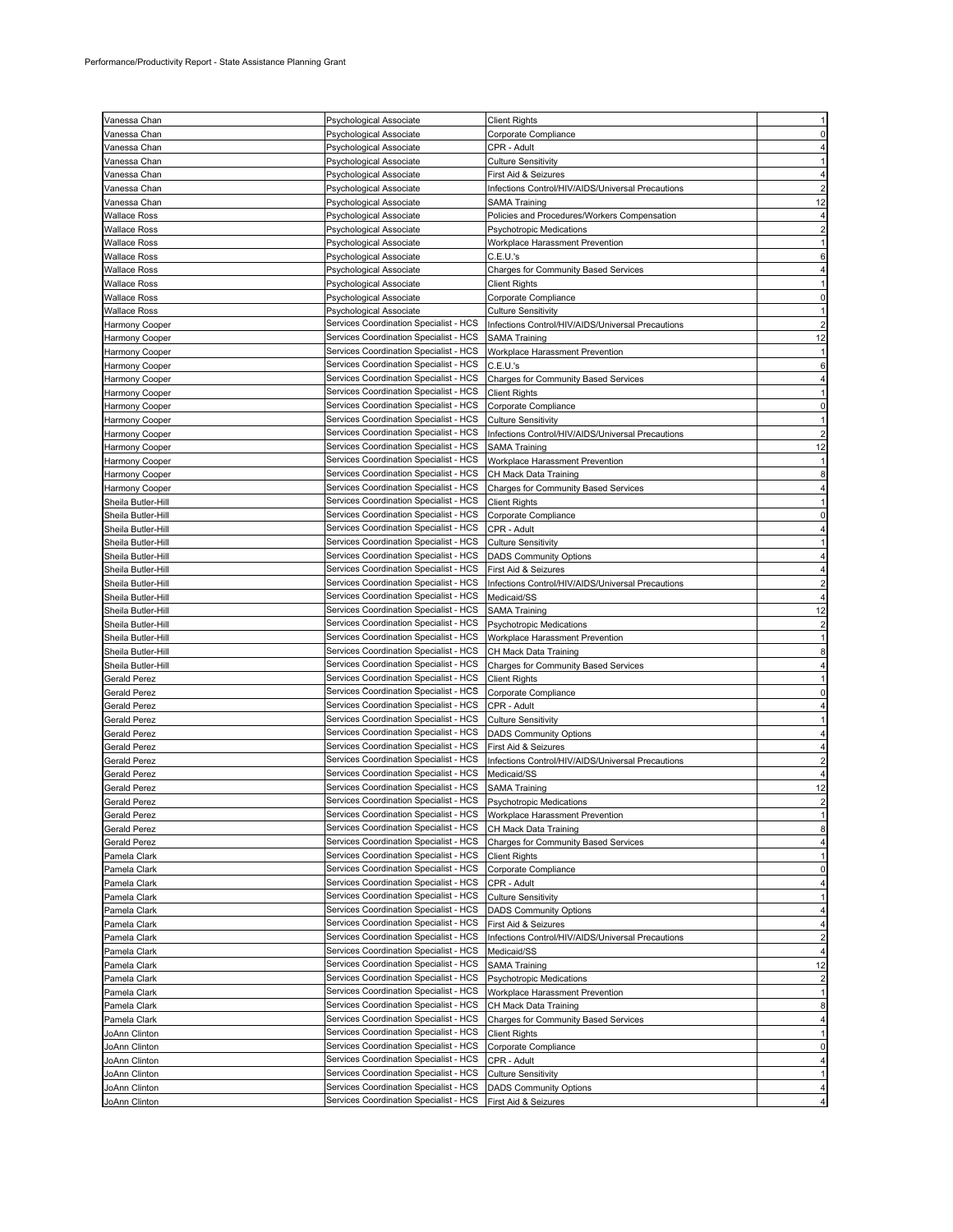Performance/Productivity Report - State Assistance Planning Grant

| | | | |
|---|---|---|---|
| Vanessa Chan | Psychological Associate | Client Rights | 1 |
| Vanessa Chan | Psychological Associate | Corporate Compliance | 0 |
| Vanessa Chan | Psychological Associate | CPR - Adult | 4 |
| Vanessa Chan | Psychological Associate | Culture Sensitivity | 1 |
| Vanessa Chan | Psychological Associate | First Aid & Seizures | 4 |
| Vanessa Chan | Psychological Associate | Infections Control/HIV/AIDS/Universal Precautions | 2 |
| Vanessa Chan | Psychological Associate | SAMA Training | 12 |
| Wallace Ross | Psychological Associate | Policies and Procedures/Workers Compensation | 4 |
| Wallace Ross | Psychological Associate | Psychotropic Medications | 2 |
| Wallace Ross | Psychological Associate | Workplace Harassment Prevention | 1 |
| Wallace Ross | Psychological Associate | C.E.U.'s | 6 |
| Wallace Ross | Psychological Associate | Charges for Community Based Services | 4 |
| Wallace Ross | Psychological Associate | Client Rights | 1 |
| Wallace Ross | Psychological Associate | Corporate Compliance | 0 |
| Wallace Ross | Psychological Associate | Culture Sensitivity | 1 |
| Harmony Cooper | Services Coordination Specialist - HCS | Infections Control/HIV/AIDS/Universal Precautions | 2 |
| Harmony Cooper | Services Coordination Specialist - HCS | SAMA Training | 12 |
| Harmony Cooper | Services Coordination Specialist - HCS | Workplace Harassment Prevention | 1 |
| Harmony Cooper | Services Coordination Specialist - HCS | C.E.U.'s | 6 |
| Harmony Cooper | Services Coordination Specialist - HCS | Charges for Community Based Services | 4 |
| Harmony Cooper | Services Coordination Specialist - HCS | Client Rights | 1 |
| Harmony Cooper | Services Coordination Specialist - HCS | Corporate Compliance | 0 |
| Harmony Cooper | Services Coordination Specialist - HCS | Culture Sensitivity | 1 |
| Harmony Cooper | Services Coordination Specialist - HCS | Infections Control/HIV/AIDS/Universal Precautions | 2 |
| Harmony Cooper | Services Coordination Specialist - HCS | SAMA Training | 12 |
| Harmony Cooper | Services Coordination Specialist - HCS | Workplace Harassment Prevention | 1 |
| Harmony Cooper | Services Coordination Specialist - HCS | CH Mack Data Training | 8 |
| Harmony Cooper | Services Coordination Specialist - HCS | Charges for Community Based Services | 4 |
| Sheila Butler-Hill | Services Coordination Specialist - HCS | Client Rights | 1 |
| Sheila Butler-Hill | Services Coordination Specialist - HCS | Corporate Compliance | 0 |
| Sheila Butler-Hill | Services Coordination Specialist - HCS | CPR - Adult | 4 |
| Sheila Butler-Hill | Services Coordination Specialist - HCS | Culture Sensitivity | 1 |
| Sheila Butler-Hill | Services Coordination Specialist - HCS | DADS Community Options | 4 |
| Sheila Butler-Hill | Services Coordination Specialist - HCS | First Aid & Seizures | 4 |
| Sheila Butler-Hill | Services Coordination Specialist - HCS | Infections Control/HIV/AIDS/Universal Precautions | 2 |
| Sheila Butler-Hill | Services Coordination Specialist - HCS | Medicaid/SS | 4 |
| Sheila Butler-Hill | Services Coordination Specialist - HCS | SAMA Training | 12 |
| Sheila Butler-Hill | Services Coordination Specialist - HCS | Psychotropic Medications | 2 |
| Sheila Butler-Hill | Services Coordination Specialist - HCS | Workplace Harassment Prevention | 1 |
| Sheila Butler-Hill | Services Coordination Specialist - HCS | CH Mack Data Training | 8 |
| Sheila Butler-Hill | Services Coordination Specialist - HCS | Charges for Community Based Services | 4 |
| Gerald Perez | Services Coordination Specialist - HCS | Client Rights | 1 |
| Gerald Perez | Services Coordination Specialist - HCS | Corporate Compliance | 0 |
| Gerald Perez | Services Coordination Specialist - HCS | CPR - Adult | 4 |
| Gerald Perez | Services Coordination Specialist - HCS | Culture Sensitivity | 1 |
| Gerald Perez | Services Coordination Specialist - HCS | DADS Community Options | 4 |
| Gerald Perez | Services Coordination Specialist - HCS | First Aid & Seizures | 4 |
| Gerald Perez | Services Coordination Specialist - HCS | Infections Control/HIV/AIDS/Universal Precautions | 2 |
| Gerald Perez | Services Coordination Specialist - HCS | Medicaid/SS | 4 |
| Gerald Perez | Services Coordination Specialist - HCS | SAMA Training | 12 |
| Gerald Perez | Services Coordination Specialist - HCS | Psychotropic Medications | 2 |
| Gerald Perez | Services Coordination Specialist - HCS | Workplace Harassment Prevention | 1 |
| Gerald Perez | Services Coordination Specialist - HCS | CH Mack Data Training | 8 |
| Gerald Perez | Services Coordination Specialist - HCS | Charges for Community Based Services | 4 |
| Pamela Clark | Services Coordination Specialist - HCS | Client Rights | 1 |
| Pamela Clark | Services Coordination Specialist - HCS | Corporate Compliance | 0 |
| Pamela Clark | Services Coordination Specialist - HCS | CPR - Adult | 4 |
| Pamela Clark | Services Coordination Specialist - HCS | Culture Sensitivity | 1 |
| Pamela Clark | Services Coordination Specialist - HCS | DADS Community Options | 4 |
| Pamela Clark | Services Coordination Specialist - HCS | First Aid & Seizures | 4 |
| Pamela Clark | Services Coordination Specialist - HCS | Infections Control/HIV/AIDS/Universal Precautions | 2 |
| Pamela Clark | Services Coordination Specialist - HCS | Medicaid/SS | 4 |
| Pamela Clark | Services Coordination Specialist - HCS | SAMA Training | 12 |
| Pamela Clark | Services Coordination Specialist - HCS | Psychotropic Medications | 2 |
| Pamela Clark | Services Coordination Specialist - HCS | Workplace Harassment Prevention | 1 |
| Pamela Clark | Services Coordination Specialist - HCS | CH Mack Data Training | 8 |
| Pamela Clark | Services Coordination Specialist - HCS | Charges for Community Based Services | 4 |
| JoAnn Clinton | Services Coordination Specialist - HCS | Client Rights | 1 |
| JoAnn Clinton | Services Coordination Specialist - HCS | Corporate Compliance | 0 |
| JoAnn Clinton | Services Coordination Specialist - HCS | CPR - Adult | 4 |
| JoAnn Clinton | Services Coordination Specialist - HCS | Culture Sensitivity | 1 |
| JoAnn Clinton | Services Coordination Specialist - HCS | DADS Community Options | 4 |
| JoAnn Clinton | Services Coordination Specialist - HCS | First Aid & Seizures | 4 |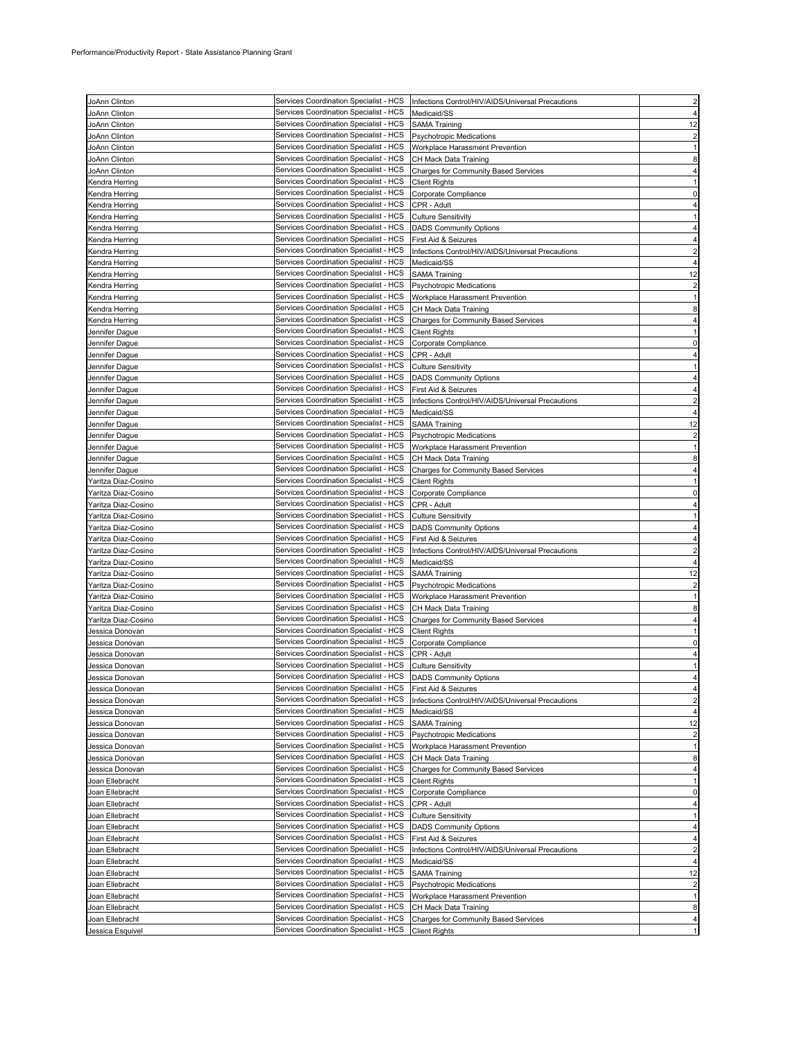| JoAnn Clinton | Services Coordination Specialist - HCS | Infections Control/HIV/AIDS/Universal Precautions | 2 |
|---|---|---|---|
| JoAnn Clinton | Services Coordination Specialist - HCS | Medicaid/SS | 4 |
| JoAnn Clinton | Services Coordination Specialist - HCS | SAMA Training | 12 |
| JoAnn Clinton | Services Coordination Specialist - HCS | Psychotropic Medications | 2 |
| JoAnn Clinton | Services Coordination Specialist - HCS | Workplace Harassment Prevention | 1 |
| JoAnn Clinton | Services Coordination Specialist - HCS | CH Mack Data Training | 8 |
| JoAnn Clinton | Services Coordination Specialist - HCS | Charges for Community Based Services | 4 |
| Kendra Herring | Services Coordination Specialist - HCS | Client Rights | 1 |
| Kendra Herring | Services Coordination Specialist - HCS | Corporate Compliance | 0 |
| Kendra Herring | Services Coordination Specialist - HCS | CPR - Adult | 4 |
| Kendra Herring | Services Coordination Specialist - HCS | Culture Sensitivity | 1 |
| Kendra Herring | Services Coordination Specialist - HCS | DADS Community Options | 4 |
| Kendra Herring | Services Coordination Specialist - HCS | First Aid & Seizures | 4 |
| Kendra Herring | Services Coordination Specialist - HCS | Infections Control/HIV/AIDS/Universal Precautions | 2 |
| Kendra Herring | Services Coordination Specialist - HCS | Medicaid/SS | 4 |
| Kendra Herring | Services Coordination Specialist - HCS | SAMA Training | 12 |
| Kendra Herring | Services Coordination Specialist - HCS | Psychotropic Medications | 2 |
| Kendra Herring | Services Coordination Specialist - HCS | Workplace Harassment Prevention | 1 |
| Kendra Herring | Services Coordination Specialist - HCS | CH Mack Data Training | 8 |
| Kendra Herring | Services Coordination Specialist - HCS | Charges for Community Based Services | 4 |
| Jennifer Dague | Services Coordination Specialist - HCS | Client Rights | 1 |
| Jennifer Dague | Services Coordination Specialist - HCS | Corporate Compliance | 0 |
| Jennifer Dague | Services Coordination Specialist - HCS | CPR - Adult | 4 |
| Jennifer Dague | Services Coordination Specialist - HCS | Culture Sensitivity | 1 |
| Jennifer Dague | Services Coordination Specialist - HCS | DADS Community Options | 4 |
| Jennifer Dague | Services Coordination Specialist - HCS | First Aid & Seizures | 4 |
| Jennifer Dague | Services Coordination Specialist - HCS | Infections Control/HIV/AIDS/Universal Precautions | 2 |
| Jennifer Dague | Services Coordination Specialist - HCS | Medicaid/SS | 4 |
| Jennifer Dague | Services Coordination Specialist - HCS | SAMA Training | 12 |
| Jennifer Dague | Services Coordination Specialist - HCS | Psychotropic Medications | 2 |
| Jennifer Dague | Services Coordination Specialist - HCS | Workplace Harassment Prevention | 1 |
| Jennifer Dague | Services Coordination Specialist - HCS | CH Mack Data Training | 8 |
| Jennifer Dague | Services Coordination Specialist - HCS | Charges for Community Based Services | 4 |
| Yaritza Diaz-Cosino | Services Coordination Specialist - HCS | Client Rights | 1 |
| Yaritza Diaz-Cosino | Services Coordination Specialist - HCS | Corporate Compliance | 0 |
| Yaritza Diaz-Cosino | Services Coordination Specialist - HCS | CPR - Adult | 4 |
| Yaritza Diaz-Cosino | Services Coordination Specialist - HCS | Culture Sensitivity | 1 |
| Yaritza Diaz-Cosino | Services Coordination Specialist - HCS | DADS Community Options | 4 |
| Yaritza Diaz-Cosino | Services Coordination Specialist - HCS | First Aid & Seizures | 4 |
| Yaritza Diaz-Cosino | Services Coordination Specialist - HCS | Infections Control/HIV/AIDS/Universal Precautions | 2 |
| Yaritza Diaz-Cosino | Services Coordination Specialist - HCS | Medicaid/SS | 4 |
| Yaritza Diaz-Cosino | Services Coordination Specialist - HCS | SAMA Training | 12 |
| Yaritza Diaz-Cosino | Services Coordination Specialist - HCS | Psychotropic Medications | 2 |
| Yaritza Diaz-Cosino | Services Coordination Specialist - HCS | Workplace Harassment Prevention | 1 |
| Yaritza Diaz-Cosino | Services Coordination Specialist - HCS | CH Mack Data Training | 8 |
| Yaritza Diaz-Cosino | Services Coordination Specialist - HCS | Charges for Community Based Services | 4 |
| Jessica Donovan | Services Coordination Specialist - HCS | Client Rights | 1 |
| Jessica Donovan | Services Coordination Specialist - HCS | Corporate Compliance | 0 |
| Jessica Donovan | Services Coordination Specialist - HCS | CPR - Adult | 4 |
| Jessica Donovan | Services Coordination Specialist - HCS | Culture Sensitivity | 1 |
| Jessica Donovan | Services Coordination Specialist - HCS | DADS Community Options | 4 |
| Jessica Donovan | Services Coordination Specialist - HCS | First Aid & Seizures | 4 |
| Jessica Donovan | Services Coordination Specialist - HCS | Infections Control/HIV/AIDS/Universal Precautions | 2 |
| Jessica Donovan | Services Coordination Specialist - HCS | Medicaid/SS | 4 |
| Jessica Donovan | Services Coordination Specialist - HCS | SAMA Training | 12 |
| Jessica Donovan | Services Coordination Specialist - HCS | Psychotropic Medications | 2 |
| Jessica Donovan | Services Coordination Specialist - HCS | Workplace Harassment Prevention | 1 |
| Jessica Donovan | Services Coordination Specialist - HCS | CH Mack Data Training | 8 |
| Jessica Donovan | Services Coordination Specialist - HCS | Charges for Community Based Services | 4 |
| Joan Ellebracht | Services Coordination Specialist - HCS | Client Rights | 1 |
| Joan Ellebracht | Services Coordination Specialist - HCS | Corporate Compliance | 0 |
| Joan Ellebracht | Services Coordination Specialist - HCS | CPR - Adult | 4 |
| Joan Ellebracht | Services Coordination Specialist - HCS | Culture Sensitivity | 1 |
| Joan Ellebracht | Services Coordination Specialist - HCS | DADS Community Options | 4 |
| Joan Ellebracht | Services Coordination Specialist - HCS | First Aid & Seizures | 4 |
| Joan Ellebracht | Services Coordination Specialist - HCS | Infections Control/HIV/AIDS/Universal Precautions | 2 |
| Joan Ellebracht | Services Coordination Specialist - HCS | Medicaid/SS | 4 |
| Joan Ellebracht | Services Coordination Specialist - HCS | SAMA Training | 12 |
| Joan Ellebracht | Services Coordination Specialist - HCS | Psychotropic Medications | 2 |
| Joan Ellebracht | Services Coordination Specialist - HCS | Workplace Harassment Prevention | 1 |
| Joan Ellebracht | Services Coordination Specialist - HCS | CH Mack Data Training | 8 |
| Joan Ellebracht | Services Coordination Specialist - HCS | Charges for Community Based Services | 4 |
| Jessica Esquivel | Services Coordination Specialist - HCS | Client Rights | 1 |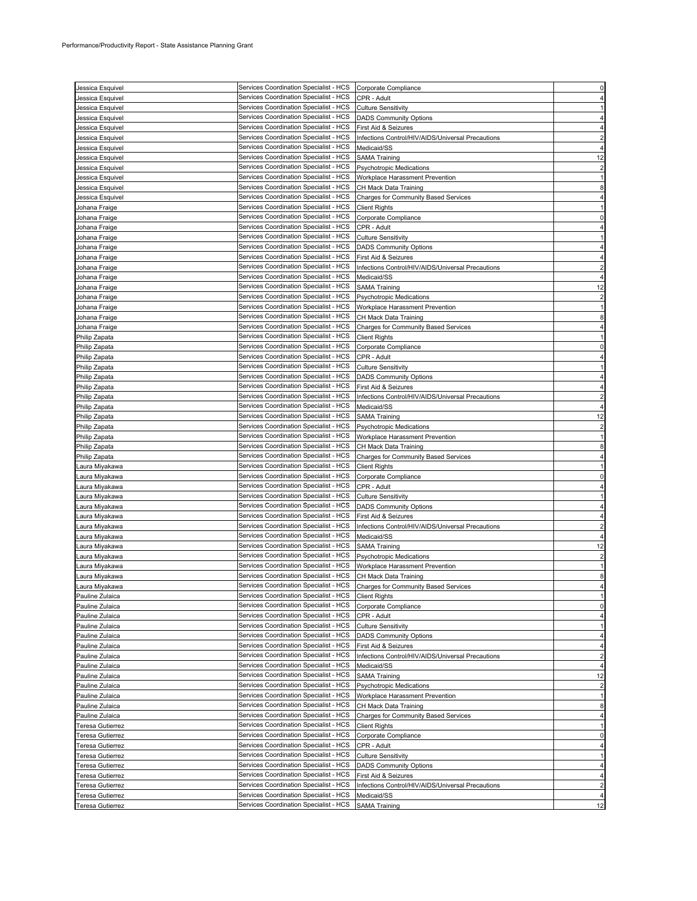| | | | |
|---|---|---|---|
| Jessica Esquivel | Services Coordination Specialist - HCS | Corporate Compliance | 0 |
| Jessica Esquivel | Services Coordination Specialist - HCS | CPR - Adult | 4 |
| Jessica Esquivel | Services Coordination Specialist - HCS | Culture Sensitivity | 1 |
| Jessica Esquivel | Services Coordination Specialist - HCS | DADS Community Options | 4 |
| Jessica Esquivel | Services Coordination Specialist - HCS | First Aid & Seizures | 4 |
| Jessica Esquivel | Services Coordination Specialist - HCS | Infections Control/HIV/AIDS/Universal Precautions | 2 |
| Jessica Esquivel | Services Coordination Specialist - HCS | Medicaid/SS | 4 |
| Jessica Esquivel | Services Coordination Specialist - HCS | SAMA Training | 12 |
| Jessica Esquivel | Services Coordination Specialist - HCS | Psychotropic Medications | 2 |
| Jessica Esquivel | Services Coordination Specialist - HCS | Workplace Harassment Prevention | 1 |
| Jessica Esquivel | Services Coordination Specialist - HCS | CH Mack Data Training | 8 |
| Jessica Esquivel | Services Coordination Specialist - HCS | Charges for Community Based Services | 4 |
| Johana Fraige | Services Coordination Specialist - HCS | Client Rights | 1 |
| Johana Fraige | Services Coordination Specialist - HCS | Corporate Compliance | 0 |
| Johana Fraige | Services Coordination Specialist - HCS | CPR - Adult | 4 |
| Johana Fraige | Services Coordination Specialist - HCS | Culture Sensitivity | 1 |
| Johana Fraige | Services Coordination Specialist - HCS | DADS Community Options | 4 |
| Johana Fraige | Services Coordination Specialist - HCS | First Aid & Seizures | 4 |
| Johana Fraige | Services Coordination Specialist - HCS | Infections Control/HIV/AIDS/Universal Precautions | 2 |
| Johana Fraige | Services Coordination Specialist - HCS | Medicaid/SS | 4 |
| Johana Fraige | Services Coordination Specialist - HCS | SAMA Training | 12 |
| Johana Fraige | Services Coordination Specialist - HCS | Psychotropic Medications | 2 |
| Johana Fraige | Services Coordination Specialist - HCS | Workplace Harassment Prevention | 1 |
| Johana Fraige | Services Coordination Specialist - HCS | CH Mack Data Training | 8 |
| Johana Fraige | Services Coordination Specialist - HCS | Charges for Community Based Services | 4 |
| Philip Zapata | Services Coordination Specialist - HCS | Client Rights | 1 |
| Philip Zapata | Services Coordination Specialist - HCS | Corporate Compliance | 0 |
| Philip Zapata | Services Coordination Specialist - HCS | CPR - Adult | 4 |
| Philip Zapata | Services Coordination Specialist - HCS | Culture Sensitivity | 1 |
| Philip Zapata | Services Coordination Specialist - HCS | DADS Community Options | 4 |
| Philip Zapata | Services Coordination Specialist - HCS | First Aid & Seizures | 4 |
| Philip Zapata | Services Coordination Specialist - HCS | Infections Control/HIV/AIDS/Universal Precautions | 2 |
| Philip Zapata | Services Coordination Specialist - HCS | Medicaid/SS | 4 |
| Philip Zapata | Services Coordination Specialist - HCS | SAMA Training | 12 |
| Philip Zapata | Services Coordination Specialist - HCS | Psychotropic Medications | 2 |
| Philip Zapata | Services Coordination Specialist - HCS | Workplace Harassment Prevention | 1 |
| Philip Zapata | Services Coordination Specialist - HCS | CH Mack Data Training | 8 |
| Philip Zapata | Services Coordination Specialist - HCS | Charges for Community Based Services | 4 |
| Laura Miyakawa | Services Coordination Specialist - HCS | Client Rights | 1 |
| Laura Miyakawa | Services Coordination Specialist - HCS | Corporate Compliance | 0 |
| Laura Miyakawa | Services Coordination Specialist - HCS | CPR - Adult | 4 |
| Laura Miyakawa | Services Coordination Specialist - HCS | Culture Sensitivity | 1 |
| Laura Miyakawa | Services Coordination Specialist - HCS | DADS Community Options | 4 |
| Laura Miyakawa | Services Coordination Specialist - HCS | First Aid & Seizures | 4 |
| Laura Miyakawa | Services Coordination Specialist - HCS | Infections Control/HIV/AIDS/Universal Precautions | 2 |
| Laura Miyakawa | Services Coordination Specialist - HCS | Medicaid/SS | 4 |
| Laura Miyakawa | Services Coordination Specialist - HCS | SAMA Training | 12 |
| Laura Miyakawa | Services Coordination Specialist - HCS | Psychotropic Medications | 2 |
| Laura Miyakawa | Services Coordination Specialist - HCS | Workplace Harassment Prevention | 1 |
| Laura Miyakawa | Services Coordination Specialist - HCS | CH Mack Data Training | 8 |
| Laura Miyakawa | Services Coordination Specialist - HCS | Charges for Community Based Services | 4 |
| Pauline Zulaica | Services Coordination Specialist - HCS | Client Rights | 1 |
| Pauline Zulaica | Services Coordination Specialist - HCS | Corporate Compliance | 0 |
| Pauline Zulaica | Services Coordination Specialist - HCS | CPR - Adult | 4 |
| Pauline Zulaica | Services Coordination Specialist - HCS | Culture Sensitivity | 1 |
| Pauline Zulaica | Services Coordination Specialist - HCS | DADS Community Options | 4 |
| Pauline Zulaica | Services Coordination Specialist - HCS | First Aid & Seizures | 4 |
| Pauline Zulaica | Services Coordination Specialist - HCS | Infections Control/HIV/AIDS/Universal Precautions | 2 |
| Pauline Zulaica | Services Coordination Specialist - HCS | Medicaid/SS | 4 |
| Pauline Zulaica | Services Coordination Specialist - HCS | SAMA Training | 12 |
| Pauline Zulaica | Services Coordination Specialist - HCS | Psychotropic Medications | 2 |
| Pauline Zulaica | Services Coordination Specialist - HCS | Workplace Harassment Prevention | 1 |
| Pauline Zulaica | Services Coordination Specialist - HCS | CH Mack Data Training | 8 |
| Pauline Zulaica | Services Coordination Specialist - HCS | Charges for Community Based Services | 4 |
| Teresa Gutierrez | Services Coordination Specialist - HCS | Client Rights | 1 |
| Teresa Gutierrez | Services Coordination Specialist - HCS | Corporate Compliance | 0 |
| Teresa Gutierrez | Services Coordination Specialist - HCS | CPR - Adult | 4 |
| Teresa Gutierrez | Services Coordination Specialist - HCS | Culture Sensitivity | 1 |
| Teresa Gutierrez | Services Coordination Specialist - HCS | DADS Community Options | 4 |
| Teresa Gutierrez | Services Coordination Specialist - HCS | First Aid & Seizures | 4 |
| Teresa Gutierrez | Services Coordination Specialist - HCS | Infections Control/HIV/AIDS/Universal Precautions | 2 |
| Teresa Gutierrez | Services Coordination Specialist - HCS | Medicaid/SS | 4 |
| Teresa Gutierrez | Services Coordination Specialist - HCS | SAMA Training | 12 |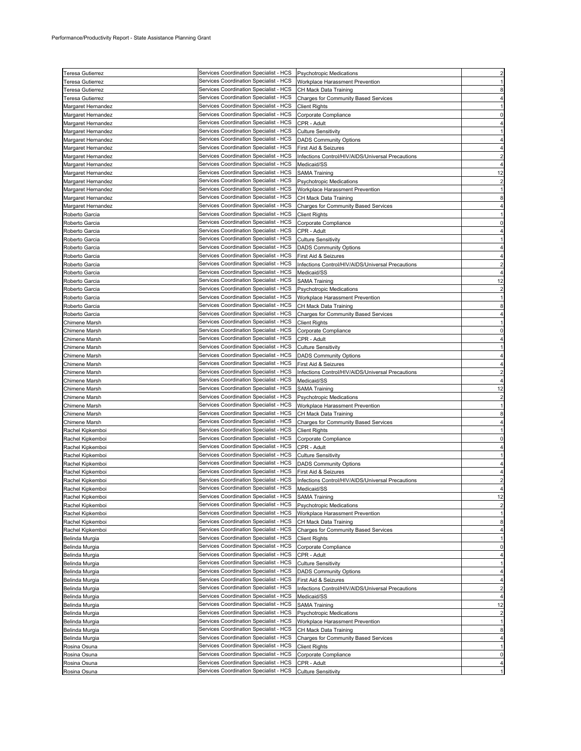| | | | |
|---|---|---|---|
| Teresa Gutierrez | Services Coordination Specialist - HCS | Psychotropic Medications | 2 |
| Teresa Gutierrez | Services Coordination Specialist - HCS | Workplace Harassment Prevention | 1 |
| Teresa Gutierrez | Services Coordination Specialist - HCS | CH Mack Data Training | 8 |
| Teresa Gutierrez | Services Coordination Specialist - HCS | Charges for Community Based Services | 4 |
| Margaret Hernandez | Services Coordination Specialist - HCS | Client Rights | 1 |
| Margaret Hernandez | Services Coordination Specialist - HCS | Corporate Compliance | 0 |
| Margaret Hernandez | Services Coordination Specialist - HCS | CPR - Adult | 4 |
| Margaret Hernandez | Services Coordination Specialist - HCS | Culture Sensitivity | 1 |
| Margaret Hernandez | Services Coordination Specialist - HCS | DADS Community Options | 4 |
| Margaret Hernandez | Services Coordination Specialist - HCS | First Aid & Seizures | 4 |
| Margaret Hernandez | Services Coordination Specialist - HCS | Infections Control/HIV/AIDS/Universal Precautions | 2 |
| Margaret Hernandez | Services Coordination Specialist - HCS | Medicaid/SS | 4 |
| Margaret Hernandez | Services Coordination Specialist - HCS | SAMA Training | 12 |
| Margaret Hernandez | Services Coordination Specialist - HCS | Psychotropic Medications | 2 |
| Margaret Hernandez | Services Coordination Specialist - HCS | Workplace Harassment Prevention | 1 |
| Margaret Hernandez | Services Coordination Specialist - HCS | CH Mack Data Training | 8 |
| Margaret Hernandez | Services Coordination Specialist - HCS | Charges for Community Based Services | 4 |
| Roberto Garcia | Services Coordination Specialist - HCS | Client Rights | 1 |
| Roberto Garcia | Services Coordination Specialist - HCS | Corporate Compliance | 0 |
| Roberto Garcia | Services Coordination Specialist - HCS | CPR - Adult | 4 |
| Roberto Garcia | Services Coordination Specialist - HCS | Culture Sensitivity | 1 |
| Roberto Garcia | Services Coordination Specialist - HCS | DADS Community Options | 4 |
| Roberto Garcia | Services Coordination Specialist - HCS | First Aid & Seizures | 4 |
| Roberto Garcia | Services Coordination Specialist - HCS | Infections Control/HIV/AIDS/Universal Precautions | 2 |
| Roberto Garcia | Services Coordination Specialist - HCS | Medicaid/SS | 4 |
| Roberto Garcia | Services Coordination Specialist - HCS | SAMA Training | 12 |
| Roberto Garcia | Services Coordination Specialist - HCS | Psychotropic Medications | 2 |
| Roberto Garcia | Services Coordination Specialist - HCS | Workplace Harassment Prevention | 1 |
| Roberto Garcia | Services Coordination Specialist - HCS | CH Mack Data Training | 8 |
| Roberto Garcia | Services Coordination Specialist - HCS | Charges for Community Based Services | 4 |
| Chimene Marsh | Services Coordination Specialist - HCS | Client Rights | 1 |
| Chimene Marsh | Services Coordination Specialist - HCS | Corporate Compliance | 0 |
| Chimene Marsh | Services Coordination Specialist - HCS | CPR - Adult | 4 |
| Chimene Marsh | Services Coordination Specialist - HCS | Culture Sensitivity | 1 |
| Chimene Marsh | Services Coordination Specialist - HCS | DADS Community Options | 4 |
| Chimene Marsh | Services Coordination Specialist - HCS | First Aid & Seizures | 4 |
| Chimene Marsh | Services Coordination Specialist - HCS | Infections Control/HIV/AIDS/Universal Precautions | 2 |
| Chimene Marsh | Services Coordination Specialist - HCS | Medicaid/SS | 4 |
| Chimene Marsh | Services Coordination Specialist - HCS | SAMA Training | 12 |
| Chimene Marsh | Services Coordination Specialist - HCS | Psychotropic Medications | 2 |
| Chimene Marsh | Services Coordination Specialist - HCS | Workplace Harassment Prevention | 1 |
| Chimene Marsh | Services Coordination Specialist - HCS | CH Mack Data Training | 8 |
| Chimene Marsh | Services Coordination Specialist - HCS | Charges for Community Based Services | 4 |
| Rachel Kipkemboi | Services Coordination Specialist - HCS | Client Rights | 1 |
| Rachel Kipkemboi | Services Coordination Specialist - HCS | Corporate Compliance | 0 |
| Rachel Kipkemboi | Services Coordination Specialist - HCS | CPR - Adult | 4 |
| Rachel Kipkemboi | Services Coordination Specialist - HCS | Culture Sensitivity | 1 |
| Rachel Kipkemboi | Services Coordination Specialist - HCS | DADS Community Options | 4 |
| Rachel Kipkemboi | Services Coordination Specialist - HCS | First Aid & Seizures | 4 |
| Rachel Kipkemboi | Services Coordination Specialist - HCS | Infections Control/HIV/AIDS/Universal Precautions | 2 |
| Rachel Kipkemboi | Services Coordination Specialist - HCS | Medicaid/SS | 4 |
| Rachel Kipkemboi | Services Coordination Specialist - HCS | SAMA Training | 12 |
| Rachel Kipkemboi | Services Coordination Specialist - HCS | Psychotropic Medications | 2 |
| Rachel Kipkemboi | Services Coordination Specialist - HCS | Workplace Harassment Prevention | 1 |
| Rachel Kipkemboi | Services Coordination Specialist - HCS | CH Mack Data Training | 8 |
| Rachel Kipkemboi | Services Coordination Specialist - HCS | Charges for Community Based Services | 4 |
| Belinda Murgia | Services Coordination Specialist - HCS | Client Rights | 1 |
| Belinda Murgia | Services Coordination Specialist - HCS | Corporate Compliance | 0 |
| Belinda Murgia | Services Coordination Specialist - HCS | CPR - Adult | 4 |
| Belinda Murgia | Services Coordination Specialist - HCS | Culture Sensitivity | 1 |
| Belinda Murgia | Services Coordination Specialist - HCS | DADS Community Options | 4 |
| Belinda Murgia | Services Coordination Specialist - HCS | First Aid & Seizures | 4 |
| Belinda Murgia | Services Coordination Specialist - HCS | Infections Control/HIV/AIDS/Universal Precautions | 2 |
| Belinda Murgia | Services Coordination Specialist - HCS | Medicaid/SS | 4 |
| Belinda Murgia | Services Coordination Specialist - HCS | SAMA Training | 12 |
| Belinda Murgia | Services Coordination Specialist - HCS | Psychotropic Medications | 2 |
| Belinda Murgia | Services Coordination Specialist - HCS | Workplace Harassment Prevention | 1 |
| Belinda Murgia | Services Coordination Specialist - HCS | CH Mack Data Training | 8 |
| Belinda Murgia | Services Coordination Specialist - HCS | Charges for Community Based Services | 4 |
| Rosina Osuna | Services Coordination Specialist - HCS | Client Rights | 1 |
| Rosina Osuna | Services Coordination Specialist - HCS | Corporate Compliance | 0 |
| Rosina Osuna | Services Coordination Specialist - HCS | CPR - Adult | 4 |
| Rosina Osuna | Services Coordination Specialist - HCS | Culture Sensitivity | 1 |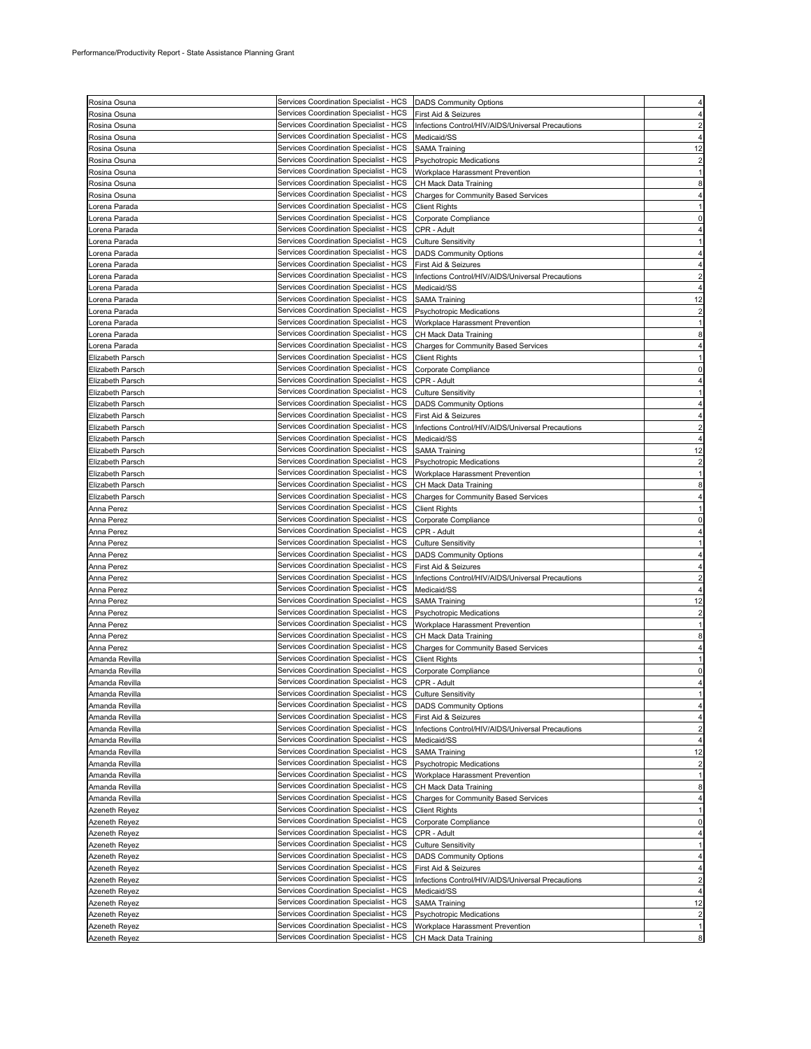| | | | |
|---|---|---|---|
| Rosina Osuna | Services Coordination Specialist - HCS | DADS Community Options | 4 |
| Rosina Osuna | Services Coordination Specialist - HCS | First Aid & Seizures | 4 |
| Rosina Osuna | Services Coordination Specialist - HCS | Infections Control/HIV/AIDS/Universal Precautions | 2 |
| Rosina Osuna | Services Coordination Specialist - HCS | Medicaid/SS | 4 |
| Rosina Osuna | Services Coordination Specialist - HCS | SAMA Training | 12 |
| Rosina Osuna | Services Coordination Specialist - HCS | Psychotropic Medications | 2 |
| Rosina Osuna | Services Coordination Specialist - HCS | Workplace Harassment Prevention | 1 |
| Rosina Osuna | Services Coordination Specialist - HCS | CH Mack Data Training | 8 |
| Rosina Osuna | Services Coordination Specialist - HCS | Charges for Community Based Services | 4 |
| Lorena Parada | Services Coordination Specialist - HCS | Client Rights | 1 |
| Lorena Parada | Services Coordination Specialist - HCS | Corporate Compliance | 0 |
| Lorena Parada | Services Coordination Specialist - HCS | CPR - Adult | 4 |
| Lorena Parada | Services Coordination Specialist - HCS | Culture Sensitivity | 1 |
| Lorena Parada | Services Coordination Specialist - HCS | DADS Community Options | 4 |
| Lorena Parada | Services Coordination Specialist - HCS | First Aid & Seizures | 4 |
| Lorena Parada | Services Coordination Specialist - HCS | Infections Control/HIV/AIDS/Universal Precautions | 2 |
| Lorena Parada | Services Coordination Specialist - HCS | Medicaid/SS | 4 |
| Lorena Parada | Services Coordination Specialist - HCS | SAMA Training | 12 |
| Lorena Parada | Services Coordination Specialist - HCS | Psychotropic Medications | 2 |
| Lorena Parada | Services Coordination Specialist - HCS | Workplace Harassment Prevention | 1 |
| Lorena Parada | Services Coordination Specialist - HCS | CH Mack Data Training | 8 |
| Lorena Parada | Services Coordination Specialist - HCS | Charges for Community Based Services | 4 |
| Elizabeth Parsch | Services Coordination Specialist - HCS | Client Rights | 1 |
| Elizabeth Parsch | Services Coordination Specialist - HCS | Corporate Compliance | 0 |
| Elizabeth Parsch | Services Coordination Specialist - HCS | CPR - Adult | 4 |
| Elizabeth Parsch | Services Coordination Specialist - HCS | Culture Sensitivity | 1 |
| Elizabeth Parsch | Services Coordination Specialist - HCS | DADS Community Options | 4 |
| Elizabeth Parsch | Services Coordination Specialist - HCS | First Aid & Seizures | 4 |
| Elizabeth Parsch | Services Coordination Specialist - HCS | Infections Control/HIV/AIDS/Universal Precautions | 2 |
| Elizabeth Parsch | Services Coordination Specialist - HCS | Medicaid/SS | 4 |
| Elizabeth Parsch | Services Coordination Specialist - HCS | SAMA Training | 12 |
| Elizabeth Parsch | Services Coordination Specialist - HCS | Psychotropic Medications | 2 |
| Elizabeth Parsch | Services Coordination Specialist - HCS | Workplace Harassment Prevention | 1 |
| Elizabeth Parsch | Services Coordination Specialist - HCS | CH Mack Data Training | 8 |
| Elizabeth Parsch | Services Coordination Specialist - HCS | Charges for Community Based Services | 4 |
| Anna Perez | Services Coordination Specialist - HCS | Client Rights | 1 |
| Anna Perez | Services Coordination Specialist - HCS | Corporate Compliance | 0 |
| Anna Perez | Services Coordination Specialist - HCS | CPR - Adult | 4 |
| Anna Perez | Services Coordination Specialist - HCS | Culture Sensitivity | 1 |
| Anna Perez | Services Coordination Specialist - HCS | DADS Community Options | 4 |
| Anna Perez | Services Coordination Specialist - HCS | First Aid & Seizures | 4 |
| Anna Perez | Services Coordination Specialist - HCS | Infections Control/HIV/AIDS/Universal Precautions | 2 |
| Anna Perez | Services Coordination Specialist - HCS | Medicaid/SS | 4 |
| Anna Perez | Services Coordination Specialist - HCS | SAMA Training | 12 |
| Anna Perez | Services Coordination Specialist - HCS | Psychotropic Medications | 2 |
| Anna Perez | Services Coordination Specialist - HCS | Workplace Harassment Prevention | 1 |
| Anna Perez | Services Coordination Specialist - HCS | CH Mack Data Training | 8 |
| Anna Perez | Services Coordination Specialist - HCS | Charges for Community Based Services | 4 |
| Amanda Revilla | Services Coordination Specialist - HCS | Client Rights | 1 |
| Amanda Revilla | Services Coordination Specialist - HCS | Corporate Compliance | 0 |
| Amanda Revilla | Services Coordination Specialist - HCS | CPR - Adult | 4 |
| Amanda Revilla | Services Coordination Specialist - HCS | Culture Sensitivity | 1 |
| Amanda Revilla | Services Coordination Specialist - HCS | DADS Community Options | 4 |
| Amanda Revilla | Services Coordination Specialist - HCS | First Aid & Seizures | 4 |
| Amanda Revilla | Services Coordination Specialist - HCS | Infections Control/HIV/AIDS/Universal Precautions | 2 |
| Amanda Revilla | Services Coordination Specialist - HCS | Medicaid/SS | 4 |
| Amanda Revilla | Services Coordination Specialist - HCS | SAMA Training | 12 |
| Amanda Revilla | Services Coordination Specialist - HCS | Psychotropic Medications | 2 |
| Amanda Revilla | Services Coordination Specialist - HCS | Workplace Harassment Prevention | 1 |
| Amanda Revilla | Services Coordination Specialist - HCS | CH Mack Data Training | 8 |
| Amanda Revilla | Services Coordination Specialist - HCS | Charges for Community Based Services | 4 |
| Azeneth Reyez | Services Coordination Specialist - HCS | Client Rights | 1 |
| Azeneth Reyez | Services Coordination Specialist - HCS | Corporate Compliance | 0 |
| Azeneth Reyez | Services Coordination Specialist - HCS | CPR - Adult | 4 |
| Azeneth Reyez | Services Coordination Specialist - HCS | Culture Sensitivity | 1 |
| Azeneth Reyez | Services Coordination Specialist - HCS | DADS Community Options | 4 |
| Azeneth Reyez | Services Coordination Specialist - HCS | First Aid & Seizures | 4 |
| Azeneth Reyez | Services Coordination Specialist - HCS | Infections Control/HIV/AIDS/Universal Precautions | 2 |
| Azeneth Reyez | Services Coordination Specialist - HCS | Medicaid/SS | 4 |
| Azeneth Reyez | Services Coordination Specialist - HCS | SAMA Training | 12 |
| Azeneth Reyez | Services Coordination Specialist - HCS | Psychotropic Medications | 2 |
| Azeneth Reyez | Services Coordination Specialist - HCS | Workplace Harassment Prevention | 1 |
| Azeneth Reyez | Services Coordination Specialist - HCS | CH Mack Data Training | 8 |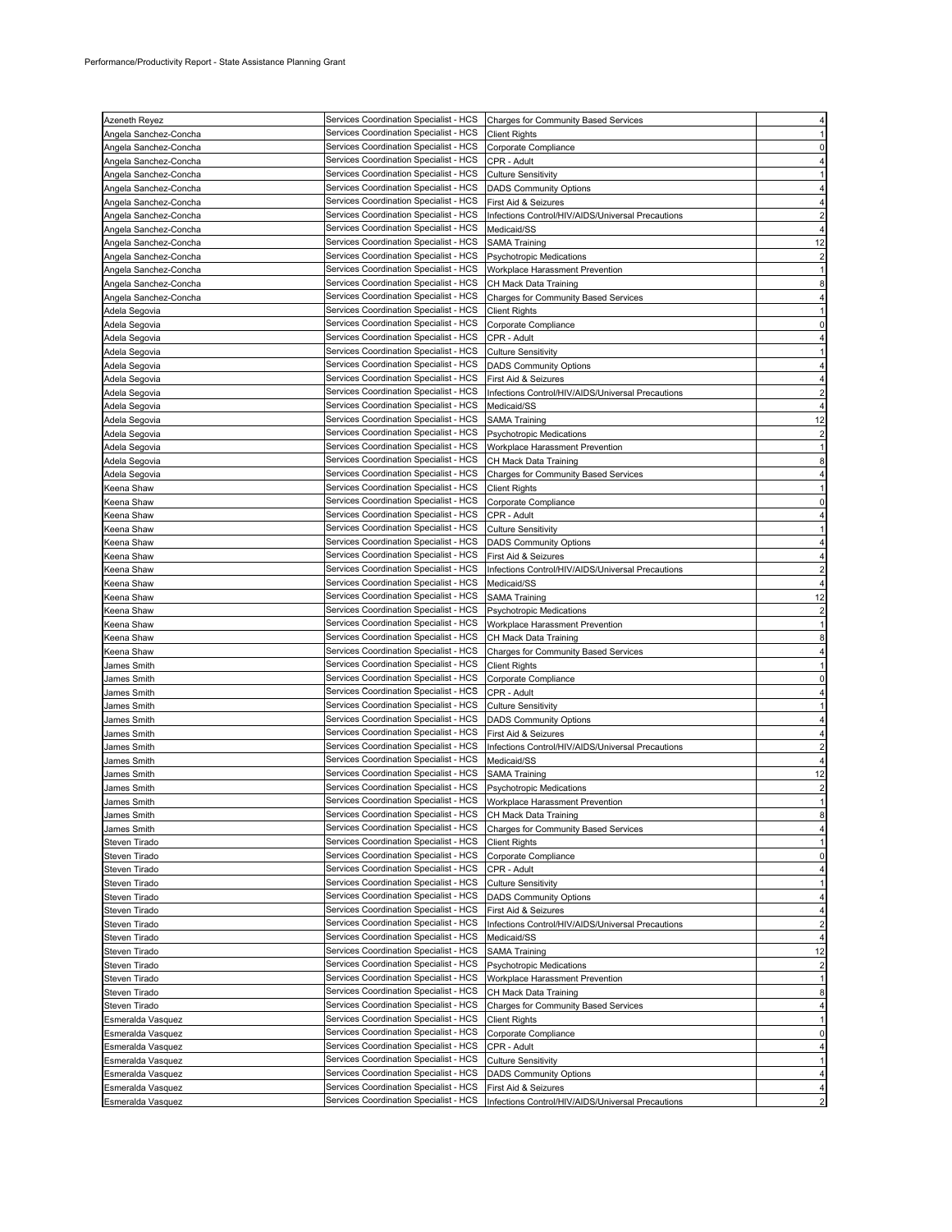Performance/Productivity Report - State Assistance Planning Grant

| | | | |
|---|---|---|---|
| Azeneth Reyez | Services Coordination Specialist - HCS | Charges for Community Based Services | 4 |
| Angela Sanchez-Concha | Services Coordination Specialist - HCS | Client Rights | 1 |
| Angela Sanchez-Concha | Services Coordination Specialist - HCS | Corporate Compliance | 0 |
| Angela Sanchez-Concha | Services Coordination Specialist - HCS | CPR - Adult | 4 |
| Angela Sanchez-Concha | Services Coordination Specialist - HCS | Culture Sensitivity | 1 |
| Angela Sanchez-Concha | Services Coordination Specialist - HCS | DADS Community Options | 4 |
| Angela Sanchez-Concha | Services Coordination Specialist - HCS | First Aid & Seizures | 4 |
| Angela Sanchez-Concha | Services Coordination Specialist - HCS | Infections Control/HIV/AIDS/Universal Precautions | 2 |
| Angela Sanchez-Concha | Services Coordination Specialist - HCS | Medicaid/SS | 4 |
| Angela Sanchez-Concha | Services Coordination Specialist - HCS | SAMA Training | 12 |
| Angela Sanchez-Concha | Services Coordination Specialist - HCS | Psychotropic Medications | 2 |
| Angela Sanchez-Concha | Services Coordination Specialist - HCS | Workplace Harassment Prevention | 1 |
| Angela Sanchez-Concha | Services Coordination Specialist - HCS | CH Mack Data Training | 8 |
| Angela Sanchez-Concha | Services Coordination Specialist - HCS | Charges for Community Based Services | 4 |
| Adela Segovia | Services Coordination Specialist - HCS | Client Rights | 1 |
| Adela Segovia | Services Coordination Specialist - HCS | Corporate Compliance | 0 |
| Adela Segovia | Services Coordination Specialist - HCS | CPR - Adult | 4 |
| Adela Segovia | Services Coordination Specialist - HCS | Culture Sensitivity | 1 |
| Adela Segovia | Services Coordination Specialist - HCS | DADS Community Options | 4 |
| Adela Segovia | Services Coordination Specialist - HCS | First Aid & Seizures | 4 |
| Adela Segovia | Services Coordination Specialist - HCS | Infections Control/HIV/AIDS/Universal Precautions | 2 |
| Adela Segovia | Services Coordination Specialist - HCS | Medicaid/SS | 4 |
| Adela Segovia | Services Coordination Specialist - HCS | SAMA Training | 12 |
| Adela Segovia | Services Coordination Specialist - HCS | Psychotropic Medications | 2 |
| Adela Segovia | Services Coordination Specialist - HCS | Workplace Harassment Prevention | 1 |
| Adela Segovia | Services Coordination Specialist - HCS | CH Mack Data Training | 8 |
| Adela Segovia | Services Coordination Specialist - HCS | Charges for Community Based Services | 4 |
| Keena Shaw | Services Coordination Specialist - HCS | Client Rights | 1 |
| Keena Shaw | Services Coordination Specialist - HCS | Corporate Compliance | 0 |
| Keena Shaw | Services Coordination Specialist - HCS | CPR - Adult | 4 |
| Keena Shaw | Services Coordination Specialist - HCS | Culture Sensitivity | 1 |
| Keena Shaw | Services Coordination Specialist - HCS | DADS Community Options | 4 |
| Keena Shaw | Services Coordination Specialist - HCS | First Aid & Seizures | 4 |
| Keena Shaw | Services Coordination Specialist - HCS | Infections Control/HIV/AIDS/Universal Precautions | 2 |
| Keena Shaw | Services Coordination Specialist - HCS | Medicaid/SS | 4 |
| Keena Shaw | Services Coordination Specialist - HCS | SAMA Training | 12 |
| Keena Shaw | Services Coordination Specialist - HCS | Psychotropic Medications | 2 |
| Keena Shaw | Services Coordination Specialist - HCS | Workplace Harassment Prevention | 1 |
| Keena Shaw | Services Coordination Specialist - HCS | CH Mack Data Training | 8 |
| Keena Shaw | Services Coordination Specialist - HCS | Charges for Community Based Services | 4 |
| James Smith | Services Coordination Specialist - HCS | Client Rights | 1 |
| James Smith | Services Coordination Specialist - HCS | Corporate Compliance | 0 |
| James Smith | Services Coordination Specialist - HCS | CPR - Adult | 4 |
| James Smith | Services Coordination Specialist - HCS | Culture Sensitivity | 1 |
| James Smith | Services Coordination Specialist - HCS | DADS Community Options | 4 |
| James Smith | Services Coordination Specialist - HCS | First Aid & Seizures | 4 |
| James Smith | Services Coordination Specialist - HCS | Infections Control/HIV/AIDS/Universal Precautions | 2 |
| James Smith | Services Coordination Specialist - HCS | Medicaid/SS | 4 |
| James Smith | Services Coordination Specialist - HCS | SAMA Training | 12 |
| James Smith | Services Coordination Specialist - HCS | Psychotropic Medications | 2 |
| James Smith | Services Coordination Specialist - HCS | Workplace Harassment Prevention | 1 |
| James Smith | Services Coordination Specialist - HCS | CH Mack Data Training | 8 |
| James Smith | Services Coordination Specialist - HCS | Charges for Community Based Services | 4 |
| Steven Tirado | Services Coordination Specialist - HCS | Client Rights | 1 |
| Steven Tirado | Services Coordination Specialist - HCS | Corporate Compliance | 0 |
| Steven Tirado | Services Coordination Specialist - HCS | CPR - Adult | 4 |
| Steven Tirado | Services Coordination Specialist - HCS | Culture Sensitivity | 1 |
| Steven Tirado | Services Coordination Specialist - HCS | DADS Community Options | 4 |
| Steven Tirado | Services Coordination Specialist - HCS | First Aid & Seizures | 4 |
| Steven Tirado | Services Coordination Specialist - HCS | Infections Control/HIV/AIDS/Universal Precautions | 2 |
| Steven Tirado | Services Coordination Specialist - HCS | Medicaid/SS | 4 |
| Steven Tirado | Services Coordination Specialist - HCS | SAMA Training | 12 |
| Steven Tirado | Services Coordination Specialist - HCS | Psychotropic Medications | 2 |
| Steven Tirado | Services Coordination Specialist - HCS | Workplace Harassment Prevention | 1 |
| Steven Tirado | Services Coordination Specialist - HCS | CH Mack Data Training | 8 |
| Steven Tirado | Services Coordination Specialist - HCS | Charges for Community Based Services | 4 |
| Esmeralda Vasquez | Services Coordination Specialist - HCS | Client Rights | 1 |
| Esmeralda Vasquez | Services Coordination Specialist - HCS | Corporate Compliance | 0 |
| Esmeralda Vasquez | Services Coordination Specialist - HCS | CPR - Adult | 4 |
| Esmeralda Vasquez | Services Coordination Specialist - HCS | Culture Sensitivity | 1 |
| Esmeralda Vasquez | Services Coordination Specialist - HCS | DADS Community Options | 4 |
| Esmeralda Vasquez | Services Coordination Specialist - HCS | First Aid & Seizures | 4 |
| Esmeralda Vasquez | Services Coordination Specialist - HCS | Infections Control/HIV/AIDS/Universal Precautions | 2 |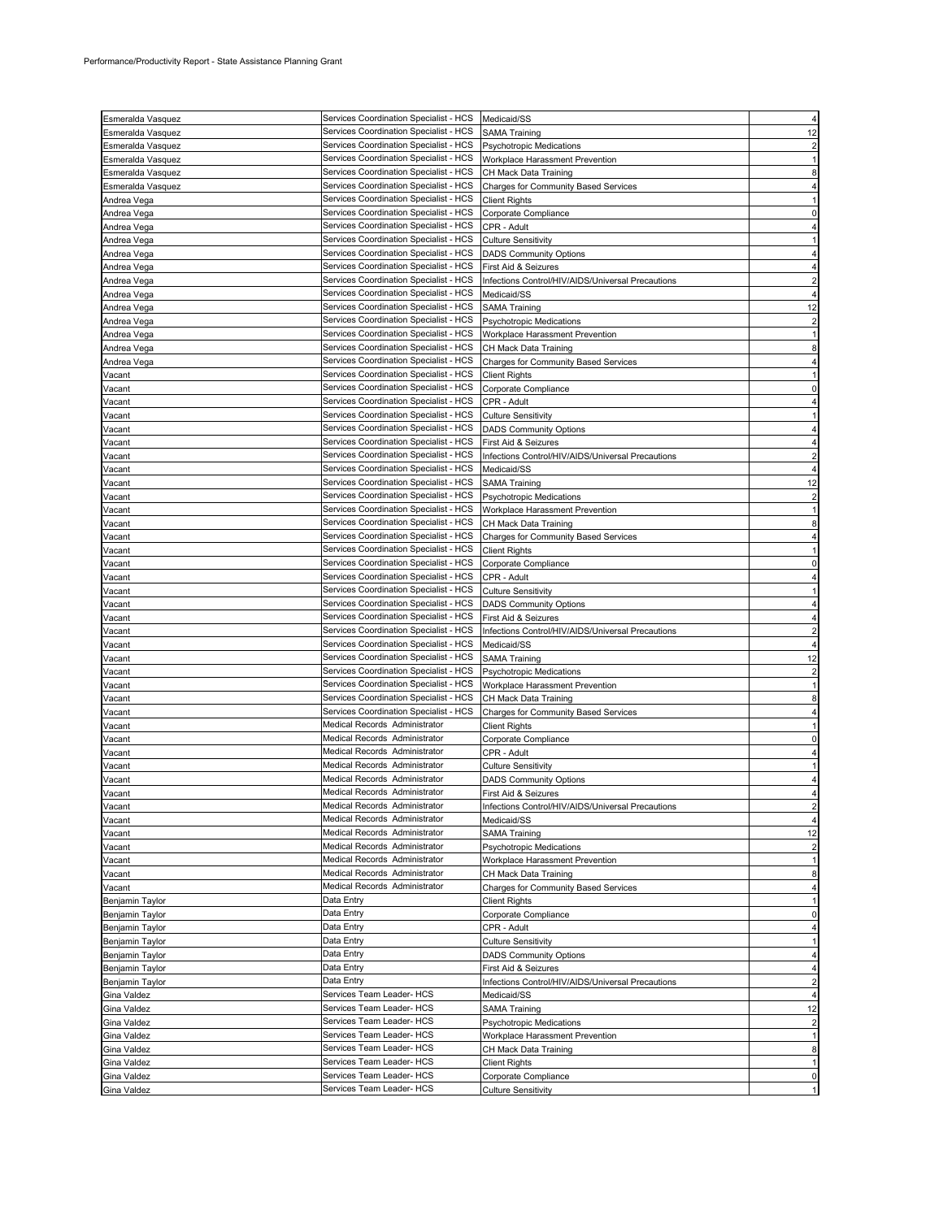Performance/Productivity Report - State Assistance Planning Grant

| | | | |
|---|---|---|---|
| Esmeralda Vasquez | Services Coordination Specialist - HCS | Medicaid/SS | 4 |
| Esmeralda Vasquez | Services Coordination Specialist - HCS | SAMA Training | 12 |
| Esmeralda Vasquez | Services Coordination Specialist - HCS | Psychotropic Medications | 2 |
| Esmeralda Vasquez | Services Coordination Specialist - HCS | Workplace Harassment Prevention | 1 |
| Esmeralda Vasquez | Services Coordination Specialist - HCS | CH Mack Data Training | 8 |
| Esmeralda Vasquez | Services Coordination Specialist - HCS | Charges for Community Based Services | 4 |
| Andrea Vega | Services Coordination Specialist - HCS | Client Rights | 1 |
| Andrea Vega | Services Coordination Specialist - HCS | Corporate Compliance | 0 |
| Andrea Vega | Services Coordination Specialist - HCS | CPR - Adult | 4 |
| Andrea Vega | Services Coordination Specialist - HCS | Culture Sensitivity | 1 |
| Andrea Vega | Services Coordination Specialist - HCS | DADS Community Options | 4 |
| Andrea Vega | Services Coordination Specialist - HCS | First Aid & Seizures | 4 |
| Andrea Vega | Services Coordination Specialist - HCS | Infections Control/HIV/AIDS/Universal Precautions | 2 |
| Andrea Vega | Services Coordination Specialist - HCS | Medicaid/SS | 4 |
| Andrea Vega | Services Coordination Specialist - HCS | SAMA Training | 12 |
| Andrea Vega | Services Coordination Specialist - HCS | Psychotropic Medications | 2 |
| Andrea Vega | Services Coordination Specialist - HCS | Workplace Harassment Prevention | 1 |
| Andrea Vega | Services Coordination Specialist - HCS | CH Mack Data Training | 8 |
| Andrea Vega | Services Coordination Specialist - HCS | Charges for Community Based Services | 4 |
| Vacant | Services Coordination Specialist - HCS | Client Rights | 1 |
| Vacant | Services Coordination Specialist - HCS | Corporate Compliance | 0 |
| Vacant | Services Coordination Specialist - HCS | CPR - Adult | 4 |
| Vacant | Services Coordination Specialist - HCS | Culture Sensitivity | 1 |
| Vacant | Services Coordination Specialist - HCS | DADS Community Options | 4 |
| Vacant | Services Coordination Specialist - HCS | First Aid & Seizures | 4 |
| Vacant | Services Coordination Specialist - HCS | Infections Control/HIV/AIDS/Universal Precautions | 2 |
| Vacant | Services Coordination Specialist - HCS | Medicaid/SS | 4 |
| Vacant | Services Coordination Specialist - HCS | SAMA Training | 12 |
| Vacant | Services Coordination Specialist - HCS | Psychotropic Medications | 2 |
| Vacant | Services Coordination Specialist - HCS | Workplace Harassment Prevention | 1 |
| Vacant | Services Coordination Specialist - HCS | CH Mack Data Training | 8 |
| Vacant | Services Coordination Specialist - HCS | Charges for Community Based Services | 4 |
| Vacant | Services Coordination Specialist - HCS | Client Rights | 1 |
| Vacant | Services Coordination Specialist - HCS | Corporate Compliance | 0 |
| Vacant | Services Coordination Specialist - HCS | CPR - Adult | 4 |
| Vacant | Services Coordination Specialist - HCS | Culture Sensitivity | 1 |
| Vacant | Services Coordination Specialist - HCS | DADS Community Options | 4 |
| Vacant | Services Coordination Specialist - HCS | First Aid & Seizures | 4 |
| Vacant | Services Coordination Specialist - HCS | Infections Control/HIV/AIDS/Universal Precautions | 2 |
| Vacant | Services Coordination Specialist - HCS | Medicaid/SS | 4 |
| Vacant | Services Coordination Specialist - HCS | SAMA Training | 12 |
| Vacant | Services Coordination Specialist - HCS | Psychotropic Medications | 2 |
| Vacant | Services Coordination Specialist - HCS | Workplace Harassment Prevention | 1 |
| Vacant | Services Coordination Specialist - HCS | CH Mack Data Training | 8 |
| Vacant | Services Coordination Specialist - HCS | Charges for Community Based Services | 4 |
| Vacant | Medical Records Administrator | Client Rights | 1 |
| Vacant | Medical Records Administrator | Corporate Compliance | 0 |
| Vacant | Medical Records Administrator | CPR - Adult | 4 |
| Vacant | Medical Records Administrator | Culture Sensitivity | 1 |
| Vacant | Medical Records Administrator | DADS Community Options | 4 |
| Vacant | Medical Records Administrator | First Aid & Seizures | 4 |
| Vacant | Medical Records Administrator | Infections Control/HIV/AIDS/Universal Precautions | 2 |
| Vacant | Medical Records Administrator | Medicaid/SS | 4 |
| Vacant | Medical Records Administrator | SAMA Training | 12 |
| Vacant | Medical Records Administrator | Psychotropic Medications | 2 |
| Vacant | Medical Records Administrator | Workplace Harassment Prevention | 1 |
| Vacant | Medical Records Administrator | CH Mack Data Training | 8 |
| Vacant | Medical Records Administrator | Charges for Community Based Services | 4 |
| Benjamin Taylor | Data Entry | Client Rights | 1 |
| Benjamin Taylor | Data Entry | Corporate Compliance | 0 |
| Benjamin Taylor | Data Entry | CPR - Adult | 4 |
| Benjamin Taylor | Data Entry | Culture Sensitivity | 1 |
| Benjamin Taylor | Data Entry | DADS Community Options | 4 |
| Benjamin Taylor | Data Entry | First Aid & Seizures | 4 |
| Benjamin Taylor | Data Entry | Infections Control/HIV/AIDS/Universal Precautions | 2 |
| Gina Valdez | Services Team Leader- HCS | Medicaid/SS | 4 |
| Gina Valdez | Services Team Leader- HCS | SAMA Training | 12 |
| Gina Valdez | Services Team Leader- HCS | Psychotropic Medications | 2 |
| Gina Valdez | Services Team Leader- HCS | Workplace Harassment Prevention | 1 |
| Gina Valdez | Services Team Leader- HCS | CH Mack Data Training | 8 |
| Gina Valdez | Services Team Leader- HCS | Client Rights | 1 |
| Gina Valdez | Services Team Leader- HCS | Corporate Compliance | 0 |
| Gina Valdez | Services Team Leader- HCS | Culture Sensitivity | 1 |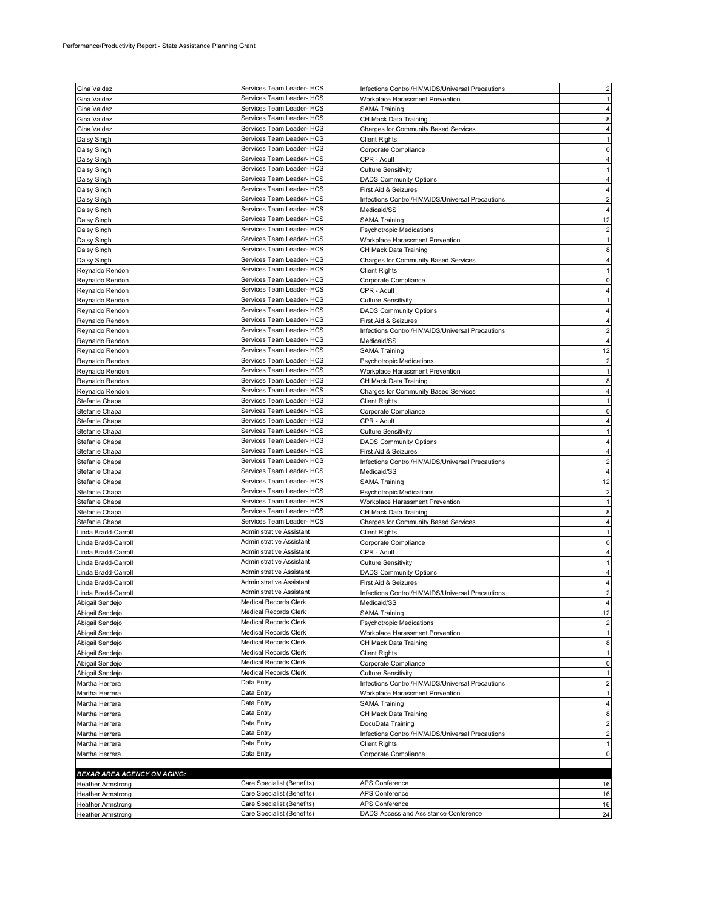Performance/Productivity Report - State Assistance Planning Grant

| | | | |
|---|---|---|---|
| Gina Valdez | Services Team Leader- HCS | Infections Control/HIV/AIDS/Universal Precautions | 2 |
| Gina Valdez | Services Team Leader- HCS | Workplace Harassment Prevention | 1 |
| Gina Valdez | Services Team Leader- HCS | SAMA Training | 4 |
| Gina Valdez | Services Team Leader- HCS | CH Mack Data Training | 8 |
| Gina Valdez | Services Team Leader- HCS | Charges for Community Based Services | 4 |
| Daisy Singh | Services Team Leader- HCS | Client Rights | 1 |
| Daisy Singh | Services Team Leader- HCS | Corporate Compliance | 0 |
| Daisy Singh | Services Team Leader- HCS | CPR - Adult | 4 |
| Daisy Singh | Services Team Leader- HCS | Culture Sensitivity | 1 |
| Daisy Singh | Services Team Leader- HCS | DADS Community Options | 4 |
| Daisy Singh | Services Team Leader- HCS | First Aid & Seizures | 4 |
| Daisy Singh | Services Team Leader- HCS | Infections Control/HIV/AIDS/Universal Precautions | 2 |
| Daisy Singh | Services Team Leader- HCS | Medicaid/SS | 4 |
| Daisy Singh | Services Team Leader- HCS | SAMA Training | 12 |
| Daisy Singh | Services Team Leader- HCS | Psychotropic Medications | 2 |
| Daisy Singh | Services Team Leader- HCS | Workplace Harassment Prevention | 1 |
| Daisy Singh | Services Team Leader- HCS | CH Mack Data Training | 8 |
| Daisy Singh | Services Team Leader- HCS | Charges for Community Based Services | 4 |
| Reynaldo Rendon | Services Team Leader- HCS | Client Rights | 1 |
| Reynaldo Rendon | Services Team Leader- HCS | Corporate Compliance | 0 |
| Reynaldo Rendon | Services Team Leader- HCS | CPR - Adult | 4 |
| Reynaldo Rendon | Services Team Leader- HCS | Culture Sensitivity | 1 |
| Reynaldo Rendon | Services Team Leader- HCS | DADS Community Options | 4 |
| Reynaldo Rendon | Services Team Leader- HCS | First Aid & Seizures | 4 |
| Reynaldo Rendon | Services Team Leader- HCS | Infections Control/HIV/AIDS/Universal Precautions | 2 |
| Reynaldo Rendon | Services Team Leader- HCS | Medicaid/SS | 4 |
| Reynaldo Rendon | Services Team Leader- HCS | SAMA Training | 12 |
| Reynaldo Rendon | Services Team Leader- HCS | Psychotropic Medications | 2 |
| Reynaldo Rendon | Services Team Leader- HCS | Workplace Harassment Prevention | 1 |
| Reynaldo Rendon | Services Team Leader- HCS | CH Mack Data Training | 8 |
| Reynaldo Rendon | Services Team Leader- HCS | Charges for Community Based Services | 4 |
| Stefanie Chapa | Services Team Leader- HCS | Client Rights | 1 |
| Stefanie Chapa | Services Team Leader- HCS | Corporate Compliance | 0 |
| Stefanie Chapa | Services Team Leader- HCS | CPR - Adult | 4 |
| Stefanie Chapa | Services Team Leader- HCS | Culture Sensitivity | 1 |
| Stefanie Chapa | Services Team Leader- HCS | DADS Community Options | 4 |
| Stefanie Chapa | Services Team Leader- HCS | First Aid & Seizures | 4 |
| Stefanie Chapa | Services Team Leader- HCS | Infections Control/HIV/AIDS/Universal Precautions | 2 |
| Stefanie Chapa | Services Team Leader- HCS | Medicaid/SS | 4 |
| Stefanie Chapa | Services Team Leader- HCS | SAMA Training | 12 |
| Stefanie Chapa | Services Team Leader- HCS | Psychotropic Medications | 2 |
| Stefanie Chapa | Services Team Leader- HCS | Workplace Harassment Prevention | 1 |
| Stefanie Chapa | Services Team Leader- HCS | CH Mack Data Training | 8 |
| Stefanie Chapa | Services Team Leader- HCS | Charges for Community Based Services | 4 |
| Linda Bradd-Carroll | Administrative Assistant | Client Rights | 1 |
| Linda Bradd-Carroll | Administrative Assistant | Corporate Compliance | 0 |
| Linda Bradd-Carroll | Administrative Assistant | CPR - Adult | 4 |
| Linda Bradd-Carroll | Administrative Assistant | Culture Sensitivity | 1 |
| Linda Bradd-Carroll | Administrative Assistant | DADS Community Options | 4 |
| Linda Bradd-Carroll | Administrative Assistant | First Aid & Seizures | 4 |
| Linda Bradd-Carroll | Administrative Assistant | Infections Control/HIV/AIDS/Universal Precautions | 2 |
| Abigail Sendejo | Medical Records Clerk | Medicaid/SS | 4 |
| Abigail Sendejo | Medical Records Clerk | SAMA Training | 12 |
| Abigail Sendejo | Medical Records Clerk | Psychotropic Medications | 2 |
| Abigail Sendejo | Medical Records Clerk | Workplace Harassment Prevention | 1 |
| Abigail Sendejo | Medical Records Clerk | CH Mack Data Training | 8 |
| Abigail Sendejo | Medical Records Clerk | Client Rights | 1 |
| Abigail Sendejo | Medical Records Clerk | Corporate Compliance | 0 |
| Abigail Sendejo | Medical Records Clerk | Culture Sensitivity | 1 |
| Martha Herrera | Data Entry | Infections Control/HIV/AIDS/Universal Precautions | 2 |
| Martha Herrera | Data Entry | Workplace Harassment Prevention | 1 |
| Martha Herrera | Data Entry | SAMA Training | 4 |
| Martha Herrera | Data Entry | CH Mack Data Training | 8 |
| Martha Herrera | Data Entry | DocuData Training | 2 |
| Martha Herrera | Data Entry | Infections Control/HIV/AIDS/Universal Precautions | 2 |
| Martha Herrera | Data Entry | Client Rights | 1 |
| Martha Herrera | Data Entry | Corporate Compliance | 0 |
| | | | |
| ***BEXAR AREA AGENCY ON AGING:*** | | | |
| Heather Armstrong | Care Specialist (Benefits) | APS Conference | 16 |
| Heather Armstrong | Care Specialist (Benefits) | APS Conference | 16 |
| Heather Armstrong | Care Specialist (Benefits) | APS Conference | 16 |
| Heather Armstrong | Care Specialist (Benefits) | DADS Access and Assistance Conference | 24 |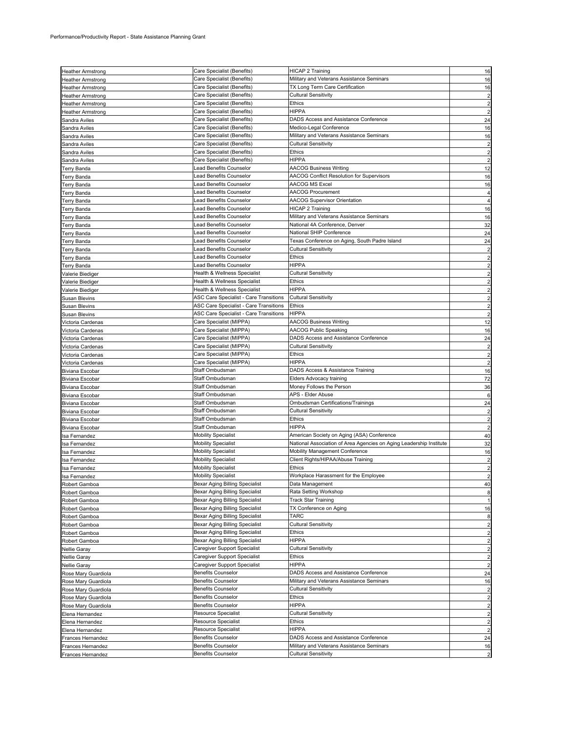Performance/Productivity Report - State Assistance Planning Grant

| | | | |
|---|---|---|---|
| Heather Armstrong | Care Specialist (Benefits) | HICAP 2 Training | 16 |
| Heather Armstrong | Care Specialist (Benefits) | Military and Veterans Assistance Seminars | 16 |
| Heather Armstrong | Care Specialist (Benefits) | TX Long Term Care Certification | 16 |
| Heather Armstrong | Care Specialist (Benefits) | Cultural Sensitivity | 2 |
| Heather Armstrong | Care Specialist (Benefits) | Ethics | 2 |
| Heather Armstrong | Care Specialist (Benefits) | HIPPA | 2 |
| Sandra Aviles | Care Specialist (Benefits) | DADS Access and Assistance Conference | 24 |
| Sandra Aviles | Care Specialist (Benefits) | Medico-Legal Conference | 16 |
| Sandra Aviles | Care Specialist (Benefits) | Military and Veterans Assistance Seminars | 16 |
| Sandra Aviles | Care Specialist (Benefits) | Cultural Sensitivity | 2 |
| Sandra Aviles | Care Specialist (Benefits) | Ethics | 2 |
| Sandra Aviles | Care Specialist (Benefits) | HIPPA | 2 |
| Terry Banda | Lead Benefits Counselor | AACOG Business Writing | 12 |
| Terry Banda | Lead Benefits Counselor | AACOG Conflict Resolution for Supervisors | 16 |
| Terry Banda | Lead Benefits Counselor | AACOG MS Excel | 16 |
| Terry Banda | Lead Benefits Counselor | AACOG Procurement | 4 |
| Terry Banda | Lead Benefits Counselor | AACOG Supervisor Orientation | 4 |
| Terry Banda | Lead Benefits Counselor | HICAP 2 Training | 16 |
| Terry Banda | Lead Benefits Counselor | Military and Veterans Assistance Seminars | 16 |
| Terry Banda | Lead Benefits Counselor | National 4A Conference, Denver | 32 |
| Terry Banda | Lead Benefits Counselor | National SHIP Conference | 24 |
| Terry Banda | Lead Benefits Counselor | Texas Conference on Aging, South Padre Island | 24 |
| Terry Banda | Lead Benefits Counselor | Cultural Sensitivity | 2 |
| Terry Banda | Lead Benefits Counselor | Ethics | 2 |
| Terry Banda | Lead Benefits Counselor | HIPPA | 2 |
| Valerie Biediger | Health & Wellness Specialist | Cultural Sensitivity | 2 |
| Valerie Biediger | Health & Wellness Specialist | Ethics | 2 |
| Valerie Biediger | Health & Wellness Specialist | HIPPA | 2 |
| Susan Blevins | ASC Care Specialist - Care Transitions | Cultural Sensitivity | 2 |
| Susan Blevins | ASC Care Specialist - Care Transitions | Ethics | 2 |
| Susan Blevins | ASC Care Specialist - Care Transitions | HIPPA | 2 |
| Victoria Cardenas | Care Specialist (MIPPA) | AACOG Business Writing | 12 |
| Victoria Cardenas | Care Specialist (MIPPA) | AACOG Public Speaking | 16 |
| Victoria Cardenas | Care Specialist (MIPPA) | DADS Access and Assistance Conference | 24 |
| Victoria Cardenas | Care Specialist (MIPPA) | Cultural Sensitivity | 2 |
| Victoria Cardenas | Care Specialist (MIPPA) | Ethics | 2 |
| Victoria Cardenas | Care Specialist (MIPPA) | HIPPA | 2 |
| Biviana Escobar | Staff Ombudsman | DADS Access & Assistance Training | 16 |
| Biviana Escobar | Staff Ombudsman | Elders Advocacy training | 72 |
| Biviana Escobar | Staff Ombudsman | Money Follows the Person | 36 |
| Biviana Escobar | Staff Ombudsman | APS - Elder Abuse | 6 |
| Biviana Escobar | Staff Ombudsman | Ombudsman Certifications/Trainings | 24 |
| Biviana Escobar | Staff Ombudsman | Cultural Sensitivity | 2 |
| Biviana Escobar | Staff Ombudsman | Ethics | 2 |
| Biviana Escobar | Staff Ombudsman | HIPPA | 2 |
| Isa Fernandez | Mobility Specialist | American Society on Aging (ASA) Conference | 40 |
| Isa Fernandez | Mobility Specialist | National Association of Area Agencies on Aging Leadership Institute | 32 |
| Isa Fernandez | Mobility Specialist | Mobility Management Conference | 16 |
| Isa Fernandez | Mobility Specialist | Client Rights/HIPAA/Abuse Training | 2 |
| Isa Fernandez | Mobility Specialist | Ethics | 2 |
| Isa Fernandez | Mobility Specialist | Workplace Harassment for the Employee | 2 |
| Robert Gamboa | Bexar Aging Billing Specialist | Data Management | 40 |
| Robert Gamboa | Bexar Aging Billing Specialist | Rata Setting Workshop | 8 |
| Robert Gamboa | Bexar Aging Billing Specialist | Track Star Training | 1 |
| Robert Gamboa | Bexar Aging Billing Specialist | TX Conference on Aging | 16 |
| Robert Gamboa | Bexar Aging Billing Specialist | TARC | 8 |
| Robert Gamboa | Bexar Aging Billing Specialist | Cultural Sensitivity | 2 |
| Robert Gamboa | Bexar Aging Billing Specialist | Ethics | 2 |
| Robert Gamboa | Bexar Aging Billing Specialist | HIPPA | 2 |
| Nellie Garay | Caregiver Support Specialist | Cultural Sensitivity | 2 |
| Nellie Garay | Caregiver Support Specialist | Ethics | 2 |
| Nellie Garay | Caregiver Support Specialist | HIPPA | 2 |
| Rose Mary Guardiola | Benefits Counselor | DADS Access and Assistance Conference | 24 |
| Rose Mary Guardiola | Benefits Counselor | Military and Veterans Assistance Seminars | 16 |
| Rose Mary Guardiola | Benefits Counselor | Cultural Sensitivity | 2 |
| Rose Mary Guardiola | Benefits Counselor | Ethics | 2 |
| Rose Mary Guardiola | Benefits Counselor | HIPPA | 2 |
| Elena Hernandez | Resource Specialist | Cultural Sensitivity | 2 |
| Elena Hernandez | Resource Specialist | Ethics | 2 |
| Elena Hernandez | Resource Specialist | HIPPA | 2 |
| Frances Hernandez | Benefits Counselor | DADS Access and Assistance Conference | 24 |
| Frances Hernandez | Benefits Counselor | Military and Veterans Assistance Seminars | 16 |
| Frances Hernandez | Benefits Counselor | Cultural Sensitivity | 2 |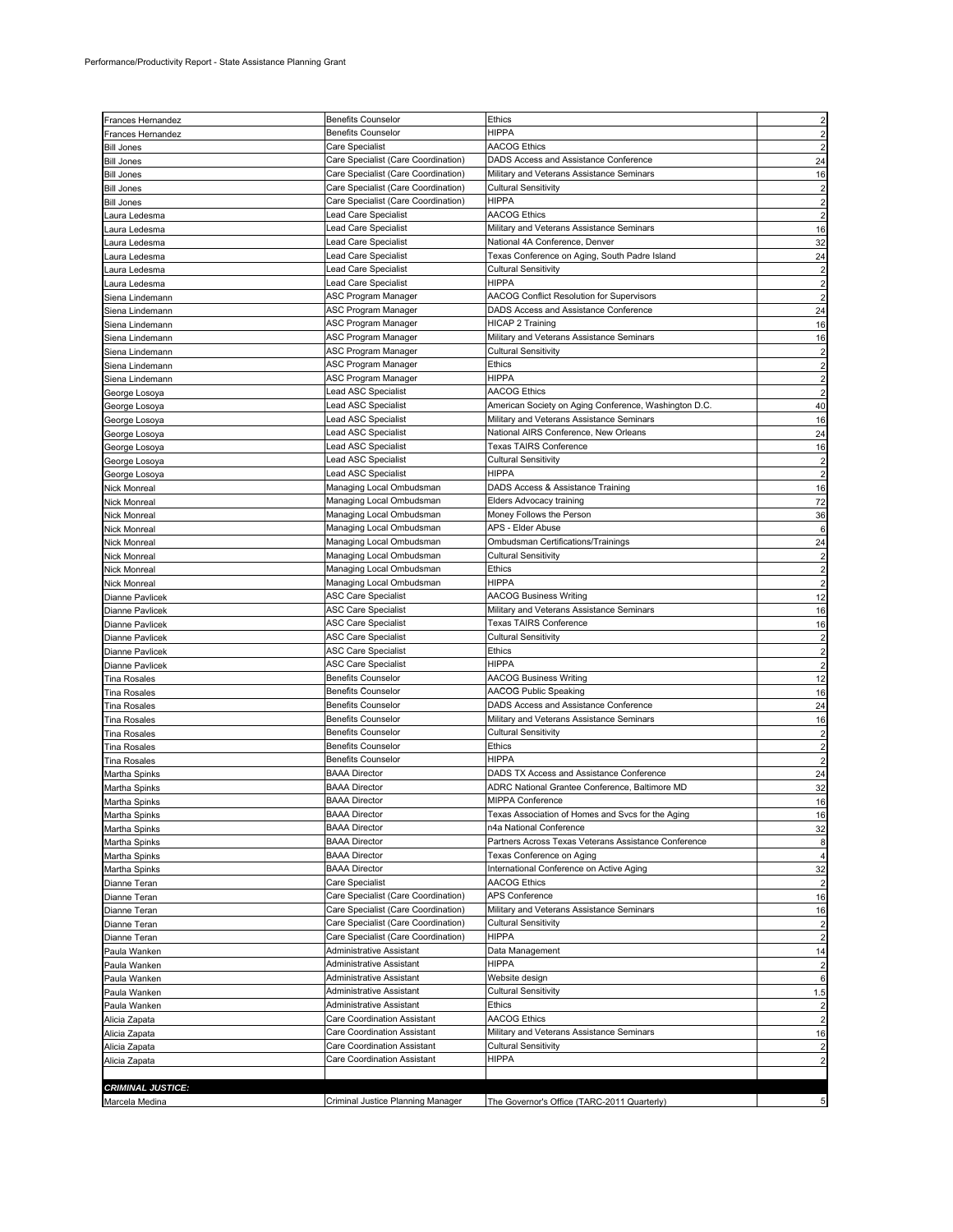Performance/Productivity Report - State Assistance Planning Grant

| | | | |
|---|---|---|---|
| Frances Hernandez | Benefits Counselor | Ethics | 2 |
| Frances Hernandez | Benefits Counselor | HIPPA | 2 |
| Bill Jones | Care Specialist | AACOG Ethics | 2 |
| Bill Jones | Care Specialist (Care Coordination) | DADS Access and Assistance Conference | 24 |
| Bill Jones | Care Specialist (Care Coordination) | Military and Veterans Assistance Seminars | 16 |
| Bill Jones | Care Specialist (Care Coordination) | Cultural Sensitivity | 2 |
| Bill Jones | Care Specialist (Care Coordination) | HIPPA | 2 |
| Laura Ledesma | Lead Care Specialist | AACOG Ethics | 2 |
| Laura Ledesma | Lead Care Specialist | Military and Veterans Assistance Seminars | 16 |
| Laura Ledesma | Lead Care Specialist | National 4A Conference, Denver | 32 |
| Laura Ledesma | Lead Care Specialist | Texas Conference on Aging, South Padre Island | 24 |
| Laura Ledesma | Lead Care Specialist | Cultural Sensitivity | 2 |
| Laura Ledesma | Lead Care Specialist | HIPPA | 2 |
| Siena Lindemann | ASC Program Manager | AACOG Conflict Resolution for Supervisors | 2 |
| Siena Lindemann | ASC Program Manager | DADS Access and Assistance Conference | 24 |
| Siena Lindemann | ASC Program Manager | HICAP 2 Training | 16 |
| Siena Lindemann | ASC Program Manager | Military and Veterans Assistance Seminars | 16 |
| Siena Lindemann | ASC Program Manager | Cultural Sensitivity | 2 |
| Siena Lindemann | ASC Program Manager | Ethics | 2 |
| Siena Lindemann | ASC Program Manager | HIPPA | 2 |
| George Losoya | Lead ASC Specialist | AACOG Ethics | 2 |
| George Losoya | Lead ASC Specialist | American Society on Aging Conference, Washington D.C. | 40 |
| George Losoya | Lead ASC Specialist | Military and Veterans Assistance Seminars | 16 |
| George Losoya | Lead ASC Specialist | National AIRS Conference, New Orleans | 24 |
| George Losoya | Lead ASC Specialist | Texas TAIRS Conference | 16 |
| George Losoya | Lead ASC Specialist | Cultural Sensitivity | 2 |
| George Losoya | Lead ASC Specialist | HIPPA | 2 |
| Nick Monreal | Managing Local Ombudsman | DADS Access & Assistance Training | 16 |
| Nick Monreal | Managing Local Ombudsman | Elders Advocacy training | 72 |
| Nick Monreal | Managing Local Ombudsman | Money Follows the Person | 36 |
| Nick Monreal | Managing Local Ombudsman | APS - Elder Abuse | 6 |
| Nick Monreal | Managing Local Ombudsman | Ombudsman Certifications/Trainings | 24 |
| Nick Monreal | Managing Local Ombudsman | Cultural Sensitivity | 2 |
| Nick Monreal | Managing Local Ombudsman | Ethics | 2 |
| Nick Monreal | Managing Local Ombudsman | HIPPA | 2 |
| Dianne Pavlicek | ASC Care Specialist | AACOG Business Writing | 12 |
| Dianne Pavlicek | ASC Care Specialist | Military and Veterans Assistance Seminars | 16 |
| Dianne Pavlicek | ASC Care Specialist | Texas TAIRS Conference | 16 |
| Dianne Pavlicek | ASC Care Specialist | Cultural Sensitivity | 2 |
| Dianne Pavlicek | ASC Care Specialist | Ethics | 2 |
| Dianne Pavlicek | ASC Care Specialist | HIPPA | 2 |
| Tina Rosales | Benefits Counselor | AACOG Business Writing | 12 |
| Tina Rosales | Benefits Counselor | AACOG Public Speaking | 16 |
| Tina Rosales | Benefits Counselor | DADS Access and Assistance Conference | 24 |
| Tina Rosales | Benefits Counselor | Military and Veterans Assistance Seminars | 16 |
| Tina Rosales | Benefits Counselor | Cultural Sensitivity | 2 |
| Tina Rosales | Benefits Counselor | Ethics | 2 |
| Tina Rosales | Benefits Counselor | HIPPA | 2 |
| Martha Spinks | BAAA Director | DADS TX Access and Assistance Conference | 24 |
| Martha Spinks | BAAA Director | ADRC National Grantee Conference, Baltimore MD | 32 |
| Martha Spinks | BAAA Director | MIPPA Conference | 16 |
| Martha Spinks | BAAA Director | Texas Association of Homes and Svcs for the Aging | 16 |
| Martha Spinks | BAAA Director | n4a National Conference | 32 |
| Martha Spinks | BAAA Director | Partners Across Texas Veterans Assistance Conference | 8 |
| Martha Spinks | BAAA Director | Texas Conference on Aging | 4 |
| Martha Spinks | BAAA Director | International Conference on Active Aging | 32 |
| Dianne Teran | Care Specialist | AACOG Ethics | 2 |
| Dianne Teran | Care Specialist (Care Coordination) | APS Conference | 16 |
| Dianne Teran | Care Specialist (Care Coordination) | Military and Veterans Assistance Seminars | 16 |
| Dianne Teran | Care Specialist (Care Coordination) | Cultural Sensitivity | 2 |
| Dianne Teran | Care Specialist (Care Coordination) | HIPPA | 2 |
| Paula Wanken | Administrative Assistant | Data Management | 14 |
| Paula Wanken | Administrative Assistant | HIPPA | 2 |
| Paula Wanken | Administrative Assistant | Website design | 6 |
| Paula Wanken | Administrative Assistant | Cultural Sensitivity | 1.5 |
| Paula Wanken | Administrative Assistant | Ethics | 2 |
| Alicia Zapata | Care Coordination Assistant | AACOG Ethics | 2 |
| Alicia Zapata | Care Coordination Assistant | Military and Veterans Assistance Seminars | 16 |
| Alicia Zapata | Care Coordination Assistant | Cultural Sensitivity | 2 |
| Alicia Zapata | Care Coordination Assistant | HIPPA | 2 |
| | | | |
| ***CRIMINAL JUSTICE:*** | | | |
| Marcela Medina | Criminal Justice Planning Manager | The Governor's Office (TARC-2011 Quarterly) | 5 |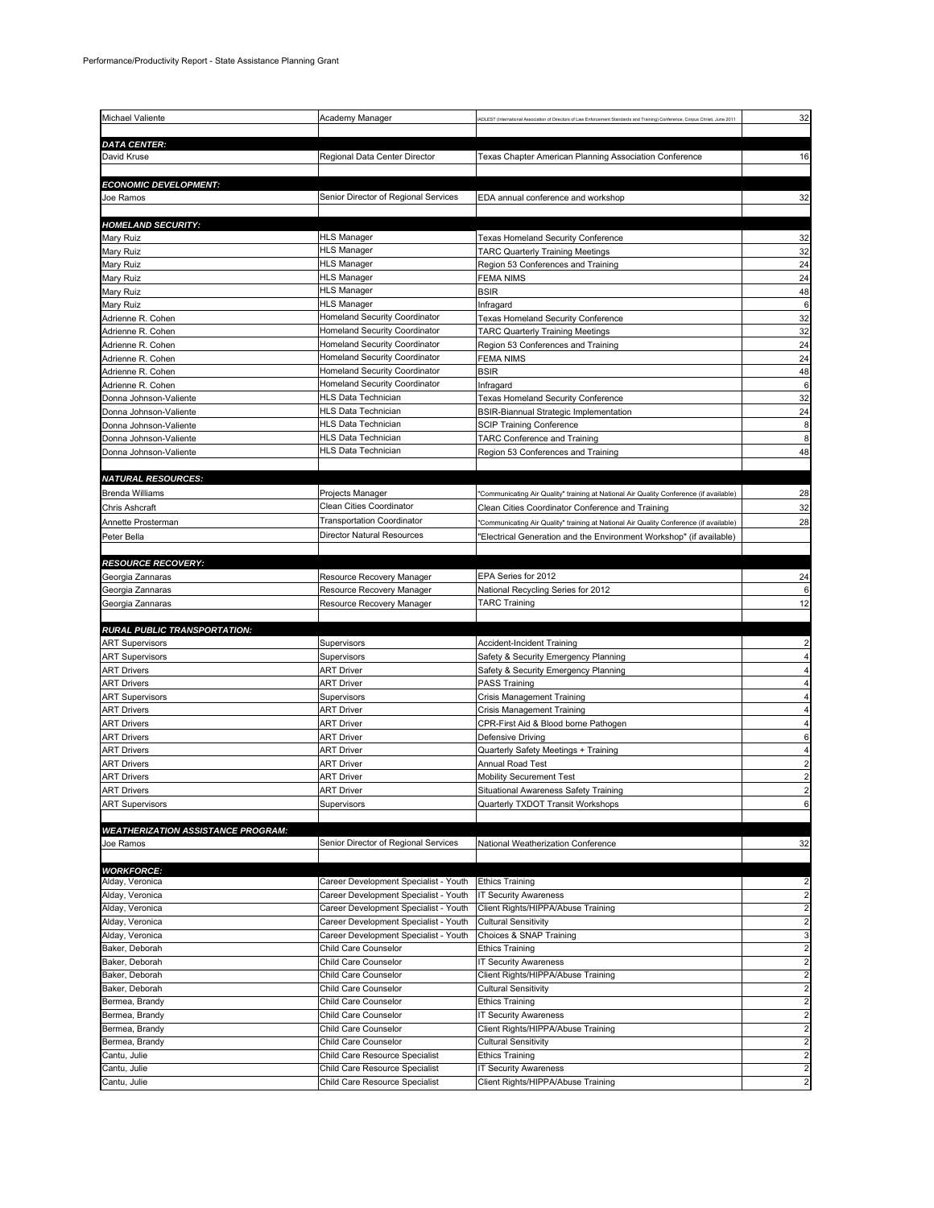Performance/Productivity Report - State Assistance Planning Grant

| | | | |
|---|---|---|---|
| Michael Valiente | Academy Manager | IADLEST (International Association of Directors of Law Enforcement Standards and Training) Conference, Corpus Christi, June 2011 | 32 |
| | | | |
| ***DATA CENTER:*** | | | |
| David Kruse | Regional Data Center Director | Texas Chapter American Planning Association Conference | 16 |
| | | | |
| ***ECONOMIC DEVELOPMENT:*** | | | |
| Joe Ramos | Senior Director of Regional Services | EDA annual conference and workshop | 32 |
| | | | |
| ***HOMELAND SECURITY:*** | | | |
| Mary Ruiz | HLS Manager | Texas Homeland Security Conference | 32 |
| Mary Ruiz | HLS Manager | TARC Quarterly Training Meetings | 32 |
| Mary Ruiz | HLS Manager | Region 53 Conferences and Training | 24 |
| Mary Ruiz | HLS Manager | FEMA NIMS | 24 |
| Mary Ruiz | HLS Manager | BSIR | 48 |
| Mary Ruiz | HLS Manager | Infragard | 6 |
| Adrienne R. Cohen | Homeland Security Coordinator | Texas Homeland Security Conference | 32 |
| Adrienne R. Cohen | Homeland Security Coordinator | TARC Quarterly Training Meetings | 32 |
| Adrienne R. Cohen | Homeland Security Coordinator | Region 53 Conferences and Training | 24 |
| Adrienne R. Cohen | Homeland Security Coordinator | FEMA NIMS | 24 |
| Adrienne R. Cohen | Homeland Security Coordinator | BSIR | 48 |
| Adrienne R. Cohen | Homeland Security Coordinator | Infragard | 6 |
| Donna Johnson-Valiente | HLS Data Technician | Texas Homeland Security Conference | 32 |
| Donna Johnson-Valiente | HLS Data Technician | BSIR-Biannual Strategic Implementation | 24 |
| Donna Johnson-Valiente | HLS Data Technician | SCIP Training Conference | 8 |
| Donna Johnson-Valiente | HLS Data Technician | TARC Conference and Training | 8 |
| Donna Johnson-Valiente | HLS Data Technician | Region 53 Conferences and Training | 48 |
| | | | |
| ***NATURAL RESOURCES:*** | | | |
| Brenda Williams | Projects Manager | "Communicating Air Quality" training at National Air Quality Conference (if available) | 28 |
| Chris Ashcraft | Clean Cities Coordinator | Clean Cities Coordinator Conference and Training | 32 |
| Annette Prosterman | Transportation Coordinator | "Communicating Air Quality" training at National Air Quality Conference (if available) | 28 |
| Peter Bella | Director Natural Resources | "Electrical Generation and the Environment Workshop" (if available) | |
| | | | |
| ***RESOURCE RECOVERY:*** | | | |
| Georgia Zannaras | Resource Recovery Manager | EPA Series for 2012 | 24 |
| Georgia Zannaras | Resource Recovery Manager | National Recycling Series for 2012 | 6 |
| Georgia Zannaras | Resource Recovery Manager | TARC Training | 12 |
| | | | |
| ***RURAL PUBLIC TRANSPORTATION:*** | | | |
| ART Supervisors | Supervisors | Accident-Incident Training | 2 |
| ART Supervisors | Supervisors | Safety & Security Emergency Planning | 4 |
| ART Drivers | ART Driver | Safety & Security Emergency Planning | 4 |
| ART Drivers | ART Driver | PASS Training | 4 |
| ART Supervisors | Supervisors | Crisis Management Training | 4 |
| ART Drivers | ART Driver | Crisis Management Training | 4 |
| ART Drivers | ART Driver | CPR-First Aid & Blood borne Pathogen | 4 |
| ART Drivers | ART Driver | Defensive Driving | 6 |
| ART Drivers | ART Driver | Quarterly Safety Meetings + Training | 4 |
| ART Drivers | ART Driver | Annual Road Test | 2 |
| ART Drivers | ART Driver | Mobility Securement Test | 2 |
| ART Drivers | ART Driver | Situational Awareness Safety Training | 2 |
| ART Supervisors | Supervisors | Quarterly TXDOT Transit Workshops | 6 |
| | | | |
| ***WEATHERIZATION ASSISTANCE PROGRAM:*** | | | |
| Joe Ramos | Senior Director of Regional Services | National Weatherization Conference | 32 |
| | | | |
| ***WORKFORCE:*** | | | |
| Alday, Veronica | Career Development Specialist - Youth | Ethics Training | 2 |
| Alday, Veronica | Career Development Specialist - Youth | IT Security Awareness | 2 |
| Alday, Veronica | Career Development Specialist - Youth | Client Rights/HIPPA/Abuse Training | 2 |
| Alday, Veronica | Career Development Specialist - Youth | Cultural Sensitivity | 2 |
| Alday, Veronica | Career Development Specialist - Youth | Choices & SNAP Training | 3 |
| Baker, Deborah | Child Care Counselor | Ethics Training | 2 |
| Baker, Deborah | Child Care Counselor | IT Security Awareness | 2 |
| Baker, Deborah | Child Care Counselor | Client Rights/HIPPA/Abuse Training | 2 |
| Baker, Deborah | Child Care Counselor | Cultural Sensitivity | 2 |
| Bermea, Brandy | Child Care Counselor | Ethics Training | 2 |
| Bermea, Brandy | Child Care Counselor | IT Security Awareness | 2 |
| Bermea, Brandy | Child Care Counselor | Client Rights/HIPPA/Abuse Training | 2 |
| Bermea, Brandy | Child Care Counselor | Cultural Sensitivity | 2 |
| Cantu, Julie | Child Care Resource Specialist | Ethics Training | 2 |
| Cantu, Julie | Child Care Resource Specialist | IT Security Awareness | 2 |
| Cantu, Julie | Child Care Resource Specialist | Client Rights/HIPPA/Abuse Training | 2 |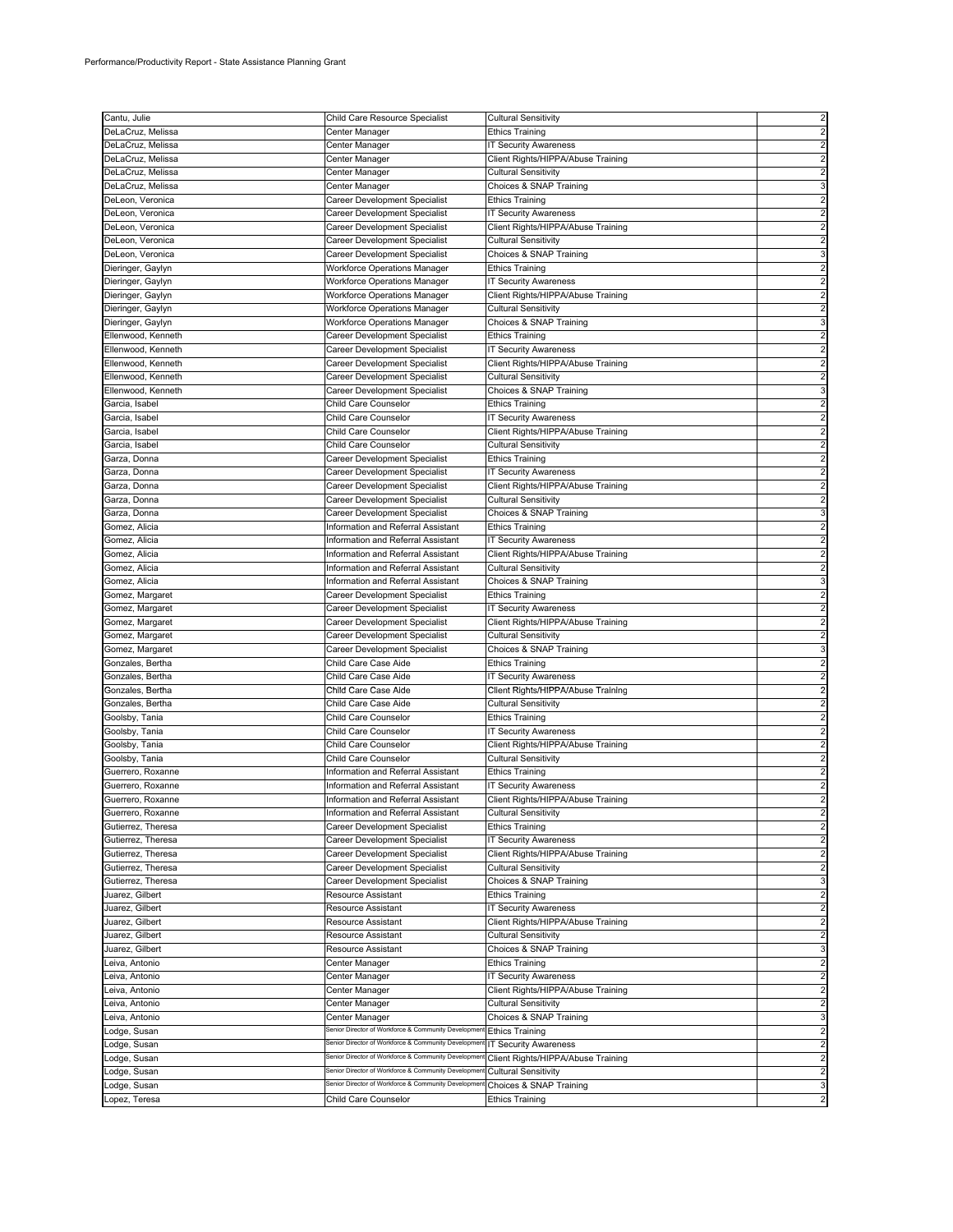Performance/Productivity Report - State Assistance Planning Grant

| | | | |
|---|---|---|---|
| Cantu, Julie | Child Care Resource Specialist | Cultural Sensitivity | 2 |
| DeLaCruz, Melissa | Center Manager | Ethics Training | 2 |
| DeLaCruz, Melissa | Center Manager | IT Security Awareness | 2 |
| DeLaCruz, Melissa | Center Manager | Client Rights/HIPPA/Abuse Training | 2 |
| DeLaCruz, Melissa | Center Manager | Cultural Sensitivity | 2 |
| DeLaCruz, Melissa | Center Manager | Choices & SNAP Training | 3 |
| DeLeon, Veronica | Career Development Specialist | Ethics Training | 2 |
| DeLeon, Veronica | Career Development Specialist | IT Security Awareness | 2 |
| DeLeon, Veronica | Career Development Specialist | Client Rights/HIPPA/Abuse Training | 2 |
| DeLeon, Veronica | Career Development Specialist | Cultural Sensitivity | 2 |
| DeLeon, Veronica | Career Development Specialist | Choices & SNAP Training | 3 |
| Dieringer, Gaylyn | Workforce Operations Manager | Ethics Training | 2 |
| Dieringer, Gaylyn | Workforce Operations Manager | IT Security Awareness | 2 |
| Dieringer, Gaylyn | Workforce Operations Manager | Client Rights/HIPPA/Abuse Training | 2 |
| Dieringer, Gaylyn | Workforce Operations Manager | Cultural Sensitivity | 2 |
| Dieringer, Gaylyn | Workforce Operations Manager | Choices & SNAP Training | 3 |
| Ellenwood, Kenneth | Career Development Specialist | Ethics Training | 2 |
| Ellenwood, Kenneth | Career Development Specialist | IT Security Awareness | 2 |
| Ellenwood, Kenneth | Career Development Specialist | Client Rights/HIPPA/Abuse Training | 2 |
| Ellenwood, Kenneth | Career Development Specialist | Cultural Sensitivity | 2 |
| Ellenwood, Kenneth | Career Development Specialist | Choices & SNAP Training | 3 |
| Garcia, Isabel | Child Care Counselor | Ethics Training | 2 |
| Garcia, Isabel | Child Care Counselor | IT Security Awareness | 2 |
| Garcia, Isabel | Child Care Counselor | Client Rights/HIPPA/Abuse Training | 2 |
| Garcia, Isabel | Child Care Counselor | Cultural Sensitivity | 2 |
| Garza, Donna | Career Development Specialist | Ethics Training | 2 |
| Garza, Donna | Career Development Specialist | IT Security Awareness | 2 |
| Garza, Donna | Career Development Specialist | Client Rights/HIPPA/Abuse Training | 2 |
| Garza, Donna | Career Development Specialist | Cultural Sensitivity | 2 |
| Garza, Donna | Career Development Specialist | Choices & SNAP Training | 3 |
| Gomez, Alicia | Information and Referral Assistant | Ethics Training | 2 |
| Gomez, Alicia | Information and Referral Assistant | IT Security Awareness | 2 |
| Gomez, Alicia | Information and Referral Assistant | Client Rights/HIPPA/Abuse Training | 2 |
| Gomez, Alicia | Information and Referral Assistant | Cultural Sensitivity | 2 |
| Gomez, Alicia | Information and Referral Assistant | Choices & SNAP Training | 3 |
| Gomez, Margaret | Career Development Specialist | Ethics Training | 2 |
| Gomez, Margaret | Career Development Specialist | IT Security Awareness | 2 |
| Gomez, Margaret | Career Development Specialist | Client Rights/HIPPA/Abuse Training | 2 |
| Gomez, Margaret | Career Development Specialist | Cultural Sensitivity | 2 |
| Gomez, Margaret | Career Development Specialist | Choices & SNAP Training | 3 |
| Gonzales, Bertha | Child Care Case Aide | Ethics Training | 2 |
| Gonzales, Bertha | Child Care Case Aide | IT Security Awareness | 2 |
| Gonzales, Bertha | Child Care Case Aide | Client Rights/HIPPA/Abuse Training | 2 |
| Gonzales, Bertha | Child Care Case Aide | Cultural Sensitivity | 2 |
| Goolsby, Tania | Child Care Counselor | Ethics Training | 2 |
| Goolsby, Tania | Child Care Counselor | IT Security Awareness | 2 |
| Goolsby, Tania | Child Care Counselor | Client Rights/HIPPA/Abuse Training | 2 |
| Goolsby, Tania | Child Care Counselor | Cultural Sensitivity | 2 |
| Guerrero, Roxanne | Information and Referral Assistant | Ethics Training | 2 |
| Guerrero, Roxanne | Information and Referral Assistant | IT Security Awareness | 2 |
| Guerrero, Roxanne | Information and Referral Assistant | Client Rights/HIPPA/Abuse Training | 2 |
| Guerrero, Roxanne | Information and Referral Assistant | Cultural Sensitivity | 2 |
| Gutierrez, Theresa | Career Development Specialist | Ethics Training | 2 |
| Gutierrez, Theresa | Career Development Specialist | IT Security Awareness | 2 |
| Gutierrez, Theresa | Career Development Specialist | Client Rights/HIPPA/Abuse Training | 2 |
| Gutierrez, Theresa | Career Development Specialist | Cultural Sensitivity | 2 |
| Gutierrez, Theresa | Career Development Specialist | Choices & SNAP Training | 3 |
| Juarez, Gilbert | Resource Assistant | Ethics Training | 2 |
| Juarez, Gilbert | Resource Assistant | IT Security Awareness | 2 |
| Juarez, Gilbert | Resource Assistant | Client Rights/HIPPA/Abuse Training | 2 |
| Juarez, Gilbert | Resource Assistant | Cultural Sensitivity | 2 |
| Juarez, Gilbert | Resource Assistant | Choices & SNAP Training | 3 |
| Leiva, Antonio | Center Manager | Ethics Training | 2 |
| Leiva, Antonio | Center Manager | IT Security Awareness | 2 |
| Leiva, Antonio | Center Manager | Client Rights/HIPPA/Abuse Training | 2 |
| Leiva, Antonio | Center Manager | Cultural Sensitivity | 2 |
| Leiva, Antonio | Center Manager | Choices & SNAP Training | 3 |
| Lodge, Susan | Senior Director of Workforce & Community Development | Ethics Training | 2 |
| Lodge, Susan | Senior Director of Workforce & Community Development | IT Security Awareness | 2 |
| Lodge, Susan | Senior Director of Workforce & Community Development | Client Rights/HIPPA/Abuse Training | 2 |
| Lodge, Susan | Senior Director of Workforce & Community Development | Cultural Sensitivity | 2 |
| Lodge, Susan | Senior Director of Workforce & Community Development | Choices & SNAP Training | 3 |
| Lopez, Teresa | Child Care Counselor | Ethics Training | 2 |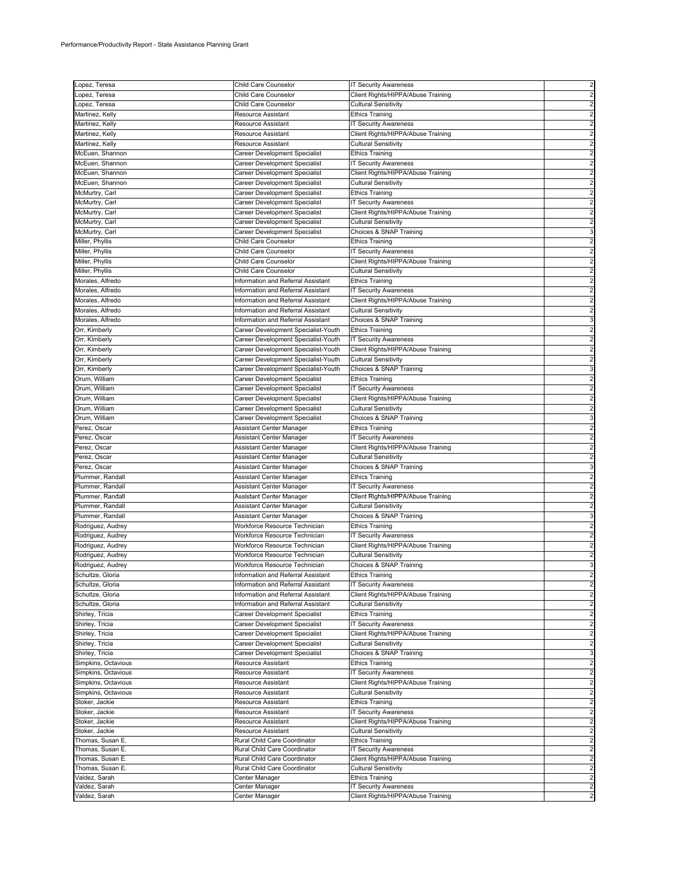| | | | |
|---|---|---|---|
| Lopez, Teresa | Child Care Counselor | IT Security Awareness | 2 |
| Lopez, Teresa | Child Care Counselor | Client Rights/HIPPA/Abuse Training | 2 |
| Lopez, Teresa | Child Care Counselor | Cultural Sensitivity | 2 |
| Martinez, Kelly | Resource Assistant | Ethics Training | 2 |
| Martinez, Kelly | Resource Assistant | IT Security Awareness | 2 |
| Martinez, Kelly | Resource Assistant | Client Rights/HIPPA/Abuse Training | 2 |
| Martinez, Kelly | Resource Assistant | Cultural Sensitivity | 2 |
| McEuen, Shannon | Career Development Specialist | Ethics Training | 2 |
| McEuen, Shannon | Career Development Specialist | IT Security Awareness | 2 |
| McEuen, Shannon | Career Development Specialist | Client Rights/HIPPA/Abuse Training | 2 |
| McEuen, Shannon | Career Development Specialist | Cultural Sensitivity | 2 |
| McMurtry, Carl | Career Development Specialist | Ethics Training | 2 |
| McMurtry, Carl | Career Development Specialist | IT Security Awareness | 2 |
| McMurtry, Carl | Career Development Specialist | Client Rights/HIPPA/Abuse Training | 2 |
| McMurtry, Carl | Career Development Specialist | Cultural Sensitivity | 2 |
| McMurtry, Carl | Career Development Specialist | Choices & SNAP Training | 3 |
| Miller, Phyllis | Child Care Counselor | Ethics Training | 2 |
| Miller, Phyllis | Child Care Counselor | IT Security Awareness | 2 |
| Miller, Phyllis | Child Care Counselor | Client Rights/HIPPA/Abuse Training | 2 |
| Miller, Phyllis | Child Care Counselor | Cultural Sensitivity | 2 |
| Morales, Alfredo | Information and Referral Assistant | Ethics Training | 2 |
| Morales, Alfredo | Information and Referral Assistant | IT Security Awareness | 2 |
| Morales, Alfredo | Information and Referral Assistant | Client Rights/HIPPA/Abuse Training | 2 |
| Morales, Alfredo | Information and Referral Assistant | Cultural Sensitivity | 2 |
| Morales, Alfredo | Information and Referral Assistant | Choices & SNAP Training | 3 |
| Orr, Kimberly | Career Development Specialist-Youth | Ethics Training | 2 |
| Orr, Kimberly | Career Development Specialist-Youth | IT Security Awareness | 2 |
| Orr, Kimberly | Career Development Specialist-Youth | Client Rights/HIPPA/Abuse Training | 2 |
| Orr, Kimberly | Career Development Specialist-Youth | Cultural Sensitivity | 2 |
| Orr, Kimberly | Career Development Specialist-Youth | Choices & SNAP Training | 3 |
| Orum, William | Career Development Specialist | Ethics Training | 2 |
| Orum, William | Career Development Specialist | IT Security Awareness | 2 |
| Orum, William | Career Development Specialist | Client Rights/HIPPA/Abuse Training | 2 |
| Orum, William | Career Development Specialist | Cultural Sensitivity | 2 |
| Orum, William | Career Development Specialist | Choices & SNAP Training | 3 |
| Perez, Oscar | Assistant Center Manager | Ethics Training | 2 |
| Perez, Oscar | Assistant Center Manager | IT Security Awareness | 2 |
| Perez, Oscar | Assistant Center Manager | Client Rights/HIPPA/Abuse Training | 2 |
| Perez, Oscar | Assistant Center Manager | Cultural Sensitivity | 2 |
| Perez, Oscar | Assistant Center Manager | Choices & SNAP Training | 3 |
| Plummer, Randall | Assistant Center Manager | Ethics Training | 2 |
| Plummer, Randall | Assistant Center Manager | IT Security Awareness | 2 |
| Plummer, Randall | Assistant Center Manager | Client Rights/HIPPA/Abuse Training | 2 |
| Plummer, Randall | Assistant Center Manager | Cultural Sensitivity | 2 |
| Plummer, Randall | Assistant Center Manager | Choices & SNAP Training | 3 |
| Rodriguez, Audrey | Workforce Resource Technician | Ethics Training | 2 |
| Rodriguez, Audrey | Workforce Resource Technician | IT Security Awareness | 2 |
| Rodriguez, Audrey | Workforce Resource Technician | Client Rights/HIPPA/Abuse Training | 2 |
| Rodriguez, Audrey | Workforce Resource Technician | Cultural Sensitivity | 2 |
| Rodriguez, Audrey | Workforce Resource Technician | Choices & SNAP Training | 3 |
| Schultze, Gloria | Information and Referral Assistant | Ethics Training | 2 |
| Schultze, Gloria | Information and Referral Assistant | IT Security Awareness | 2 |
| Schultze, Gloria | Information and Referral Assistant | Client Rights/HIPPA/Abuse Training | 2 |
| Schultze, Gloria | Information and Referral Assistant | Cultural Sensitivity | 2 |
| Shirley, Tricia | Career Development Specialist | Ethics Training | 2 |
| Shirley, Tricia | Career Development Specialist | IT Security Awareness | 2 |
| Shirley, Tricia | Career Development Specialist | Client Rights/HIPPA/Abuse Training | 2 |
| Shirley, Tricia | Career Development Specialist | Cultural Sensitivity | 2 |
| Shirley, Tricia | Career Development Specialist | Choices & SNAP Training | 3 |
| Simpkins, Octavious | Resource Assistant | Ethics Training | 2 |
| Simpkins, Octavious | Resource Assistant | IT Security Awareness | 2 |
| Simpkins, Octavious | Resource Assistant | Client Rights/HIPPA/Abuse Training | 2 |
| Simpkins, Octavious | Resource Assistant | Cultural Sensitivity | 2 |
| Stoker, Jackie | Resource Assistant | Ethics Training | 2 |
| Stoker, Jackie | Resource Assistant | IT Security Awareness | 2 |
| Stoker, Jackie | Resource Assistant | Client Rights/HIPPA/Abuse Training | 2 |
| Stoker, Jackie | Resource Assistant | Cultural Sensitivity | 2 |
| Thomas, Susan E. | Rural Child Care Coordinator | Ethics Training | 2 |
| Thomas, Susan E. | Rural Child Care Coordinator | IT Security Awareness | 2 |
| Thomas, Susan E. | Rural Child Care Coordinator | Client Rights/HIPPA/Abuse Training | 2 |
| Thomas, Susan E. | Rural Child Care Coordinator | Cultural Sensitivity | 2 |
| Valdez, Sarah | Center Manager | Ethics Training | 2 |
| Valdez, Sarah | Center Manager | IT Security Awareness | 2 |
| Valdez, Sarah | Center Manager | Client Rights/HIPPA/Abuse Training | 2 |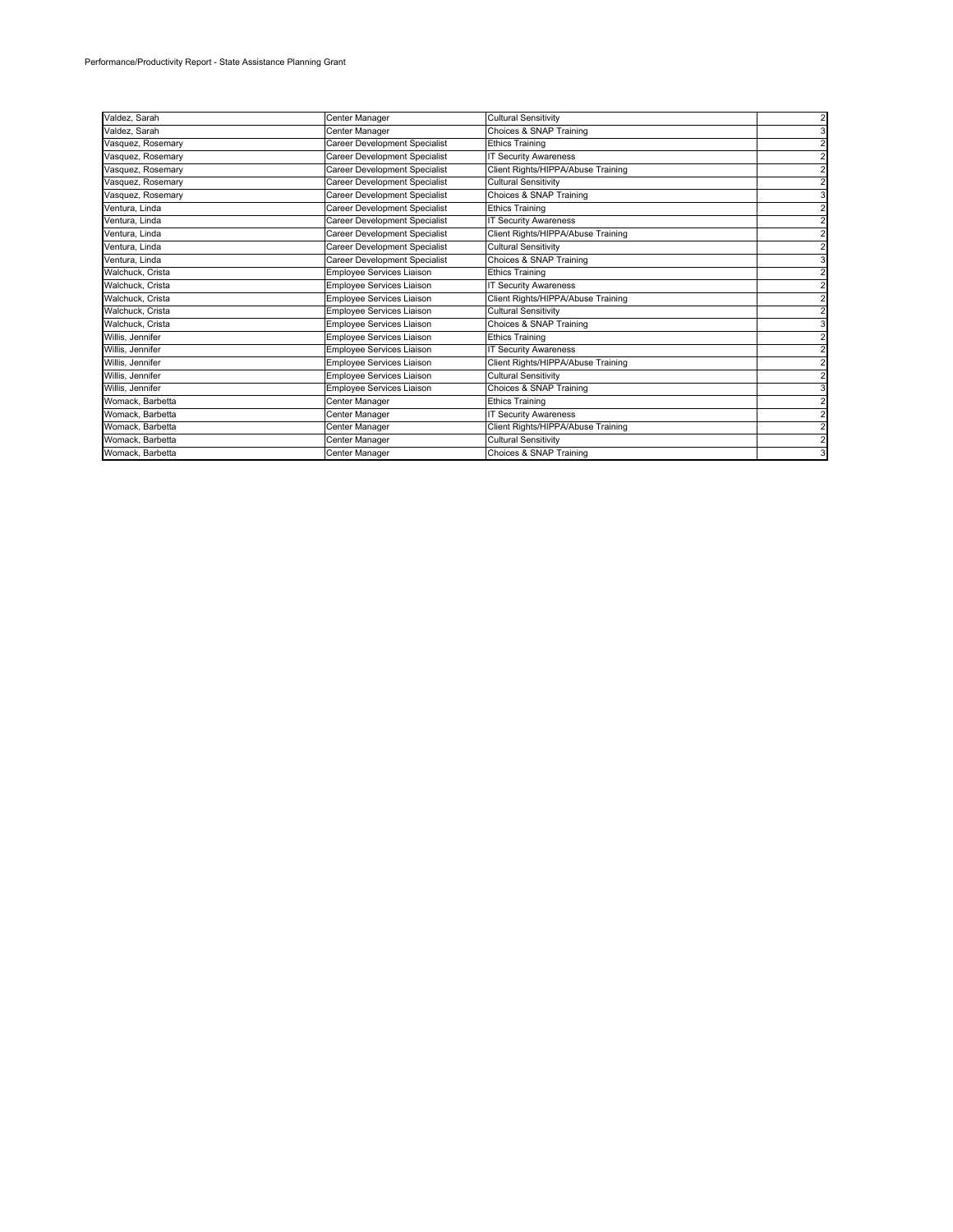| | | | |
|---|---|---|---|
| Valdez, Sarah | Center Manager | Cultural Sensitivity | 2 |
| Valdez, Sarah | Center Manager | Choices & SNAP Training | 3 |
| Vasquez, Rosemary | Career Development Specialist | Ethics Training | 2 |
| Vasquez, Rosemary | Career Development Specialist | IT Security Awareness | 2 |
| Vasquez, Rosemary | Career Development Specialist | Client Rights/HIPPA/Abuse Training | 2 |
| Vasquez, Rosemary | Career Development Specialist | Cultural Sensitivity | 2 |
| Vasquez, Rosemary | Career Development Specialist | Choices & SNAP Training | 3 |
| Ventura, Linda | Career Development Specialist | Ethics Training | 2 |
| Ventura, Linda | Career Development Specialist | IT Security Awareness | 2 |
| Ventura, Linda | Career Development Specialist | Client Rights/HIPPA/Abuse Training | 2 |
| Ventura, Linda | Career Development Specialist | Cultural Sensitivity | 2 |
| Ventura, Linda | Career Development Specialist | Choices & SNAP Training | 3 |
| Walchuck, Crista | Employee Services Liaison | Ethics Training | 2 |
| Walchuck, Crista | Employee Services Liaison | IT Security Awareness | 2 |
| Walchuck, Crista | Employee Services Liaison | Client Rights/HIPPA/Abuse Training | 2 |
| Walchuck, Crista | Employee Services Liaison | Cultural Sensitivity | 2 |
| Walchuck, Crista | Employee Services Liaison | Choices & SNAP Training | 3 |
| Willis, Jennifer | Employee Services Liaison | Ethics Training | 2 |
| Willis, Jennifer | Employee Services Liaison | IT Security Awareness | 2 |
| Willis, Jennifer | Employee Services Liaison | Client Rights/HIPPA/Abuse Training | 2 |
| Willis, Jennifer | Employee Services Liaison | Cultural Sensitivity | 2 |
| Willis, Jennifer | Employee Services Liaison | Choices & SNAP Training | 3 |
| Womack, Barbetta | Center Manager | Ethics Training | 2 |
| Womack, Barbetta | Center Manager | IT Security Awareness | 2 |
| Womack, Barbetta | Center Manager | Client Rights/HIPPA/Abuse Training | 2 |
| Womack, Barbetta | Center Manager | Cultural Sensitivity | 2 |
| Womack, Barbetta | Center Manager | Choices & SNAP Training | 3 |